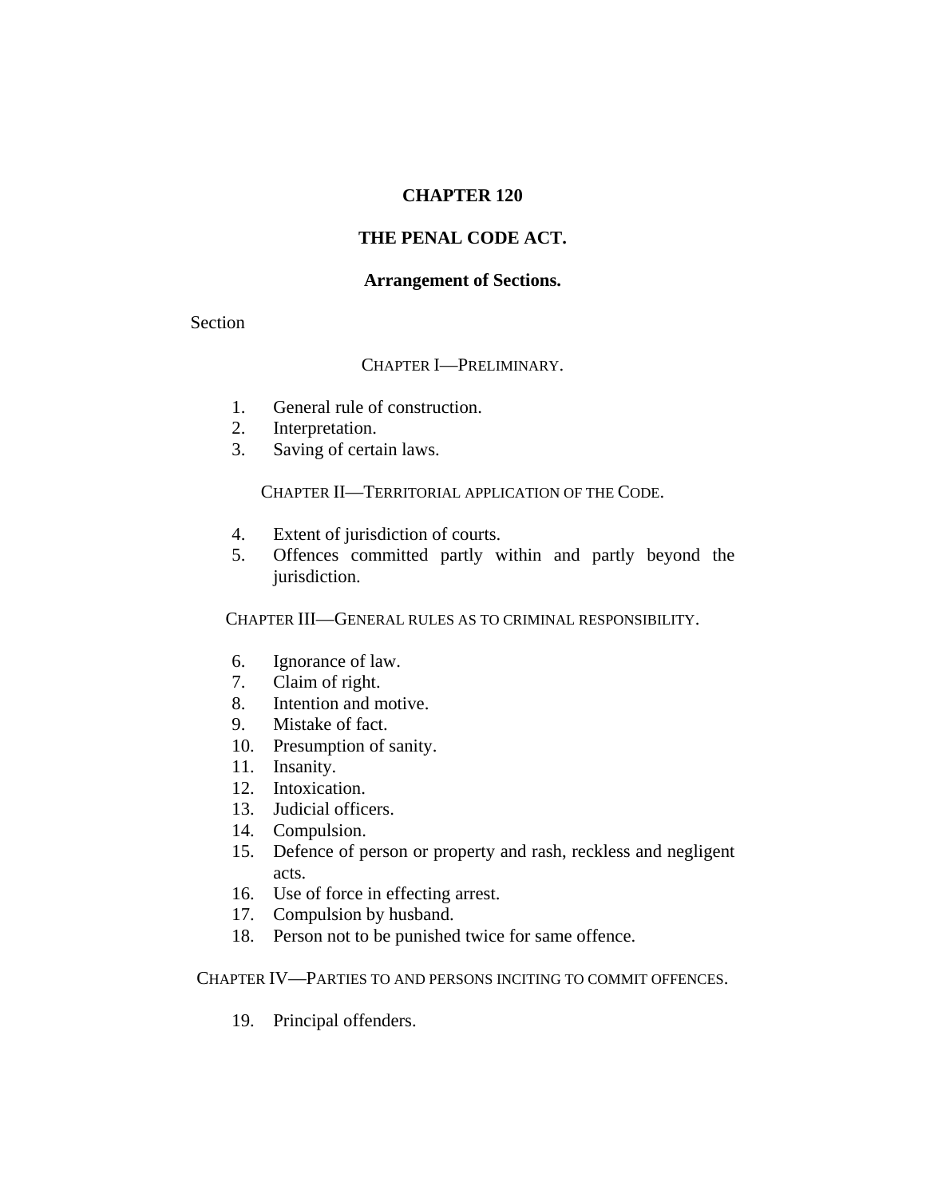# CHAPTER 120

## THE PENAL CODE ACT.

### Arrangement of Sections.

Section

CHAPTER I—PRELIMINARY.

1. General rule of construction.
2. Interpretation.
3. Saving of certain laws.

CHAPTER II—TERRITORIAL APPLICATION OF THE CODE.

4. Extent of jurisdiction of courts.
5. Offences committed partly within and partly beyond the jurisdiction.

CHAPTER III—GENERAL RULES AS TO CRIMINAL RESPONSIBILITY.

6. Ignorance of law.
7. Claim of right.
8. Intention and motive.
9. Mistake of fact.
10. Presumption of sanity.
11. Insanity.
12. Intoxication.
13. Judicial officers.
14. Compulsion.
15. Defence of person or property and rash, reckless and negligent acts.
16. Use of force in effecting arrest.
17. Compulsion by husband.
18. Person not to be punished twice for same offence.

CHAPTER IV—PARTIES TO AND PERSONS INCITING TO COMMIT OFFENCES.

19. Principal offenders.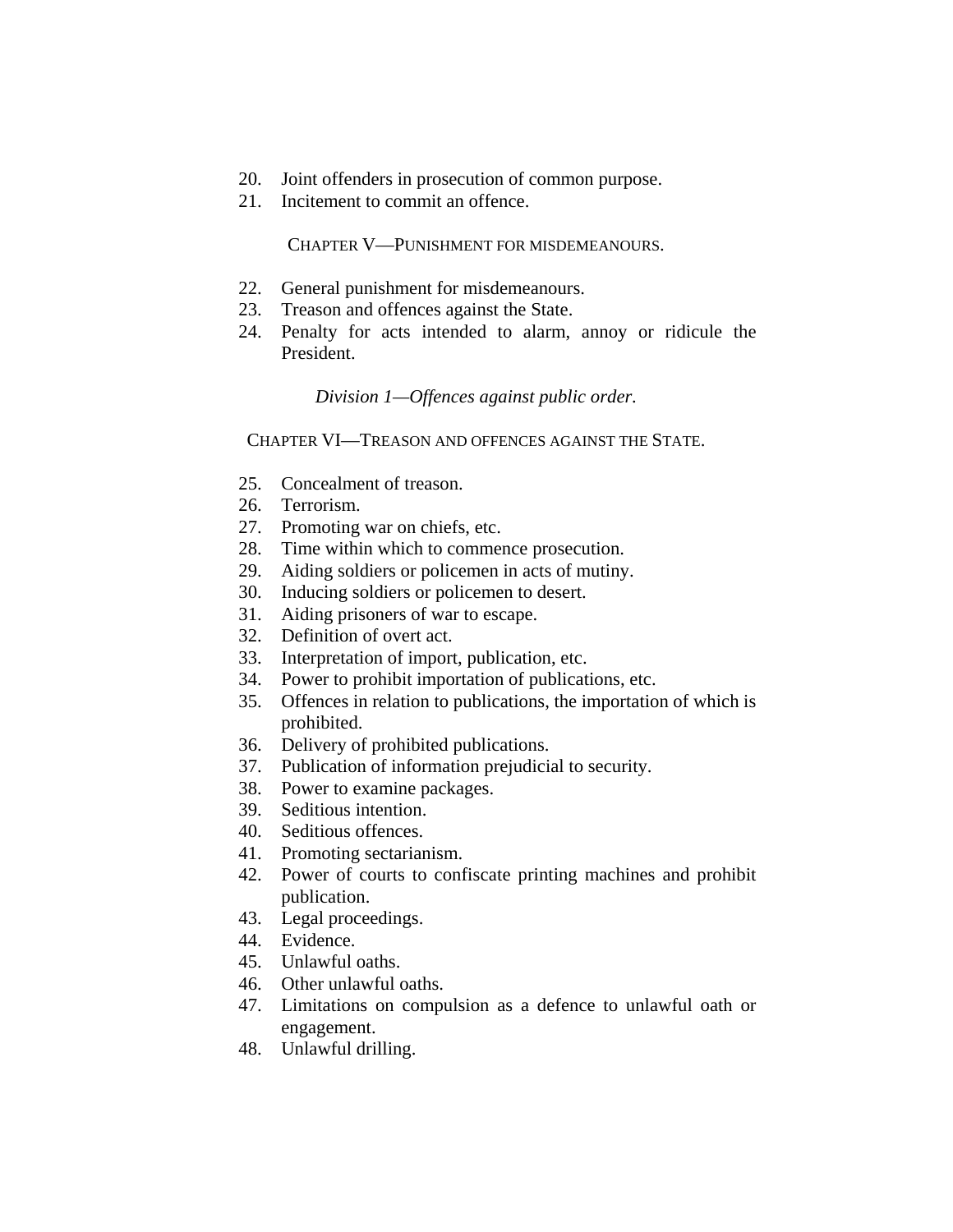20. Joint offenders in prosecution of common purpose.
21. Incitement to commit an offence.

CHAPTER V—PUNISHMENT FOR MISDEMEANOURS.

22. General punishment for misdemeanours.
23. Treason and offences against the State.
24. Penalty for acts intended to alarm, annoy or ridicule the President.

*Division 1—Offences against public order.*

CHAPTER VI—TREASON AND OFFENCES AGAINST THE STATE.

25. Concealment of treason.
26. Terrorism.
27. Promoting war on chiefs, etc.
28. Time within which to commence prosecution.
29. Aiding soldiers or policemen in acts of mutiny.
30. Inducing soldiers or policemen to desert.
31. Aiding prisoners of war to escape.
32. Definition of overt act.
33. Interpretation of import, publication, etc.
34. Power to prohibit importation of publications, etc.
35. Offences in relation to publications, the importation of which is prohibited.
36. Delivery of prohibited publications.
37. Publication of information prejudicial to security.
38. Power to examine packages.
39. Seditious intention.
40. Seditious offences.
41. Promoting sectarianism.
42. Power of courts to confiscate printing machines and prohibit publication.
43. Legal proceedings.
44. Evidence.
45. Unlawful oaths.
46. Other unlawful oaths.
47. Limitations on compulsion as a defence to unlawful oath or engagement.
48. Unlawful drilling.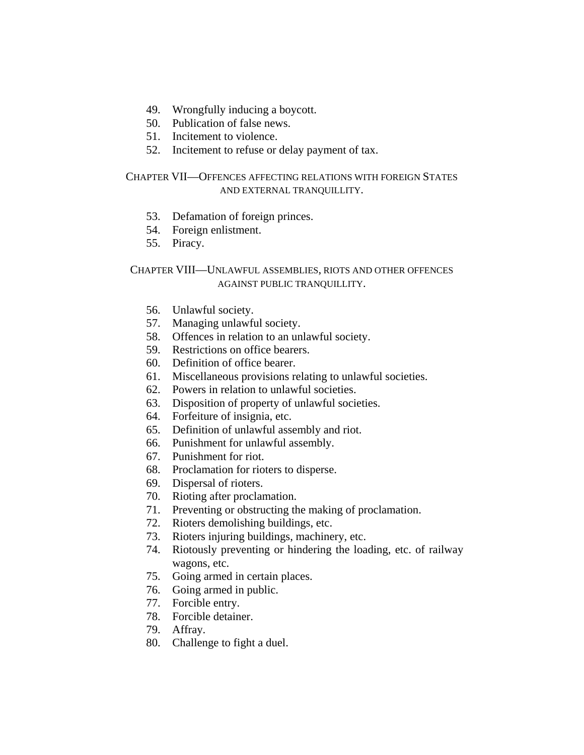49. Wrongfully inducing a boycott.
50. Publication of false news.
51. Incitement to violence.
52. Incitement to refuse or delay payment of tax.

## CHAPTER VII—OFFENCES AFFECTING RELATIONS WITH FOREIGN STATES AND EXTERNAL TRANQUILLITY.

53. Defamation of foreign princes.
54. Foreign enlistment.
55. Piracy.

## CHAPTER VIII—UNLAWFUL ASSEMBLIES, RIOTS AND OTHER OFFENCES AGAINST PUBLIC TRANQUILLITY.

56. Unlawful society.
57. Managing unlawful society.
58. Offences in relation to an unlawful society.
59. Restrictions on office bearers.
60. Definition of office bearer.
61. Miscellaneous provisions relating to unlawful societies.
62. Powers in relation to unlawful societies.
63. Disposition of property of unlawful societies.
64. Forfeiture of insignia, etc.
65. Definition of unlawful assembly and riot.
66. Punishment for unlawful assembly.
67. Punishment for riot.
68. Proclamation for rioters to disperse.
69. Dispersal of rioters.
70. Rioting after proclamation.
71. Preventing or obstructing the making of proclamation.
72. Rioters demolishing buildings, etc.
73. Rioters injuring buildings, machinery, etc.
74. Riotously preventing or hindering the loading, etc. of railway wagons, etc.
75. Going armed in certain places.
76. Going armed in public.
77. Forcible entry.
78. Forcible detainer.
79. Affray.
80. Challenge to fight a duel.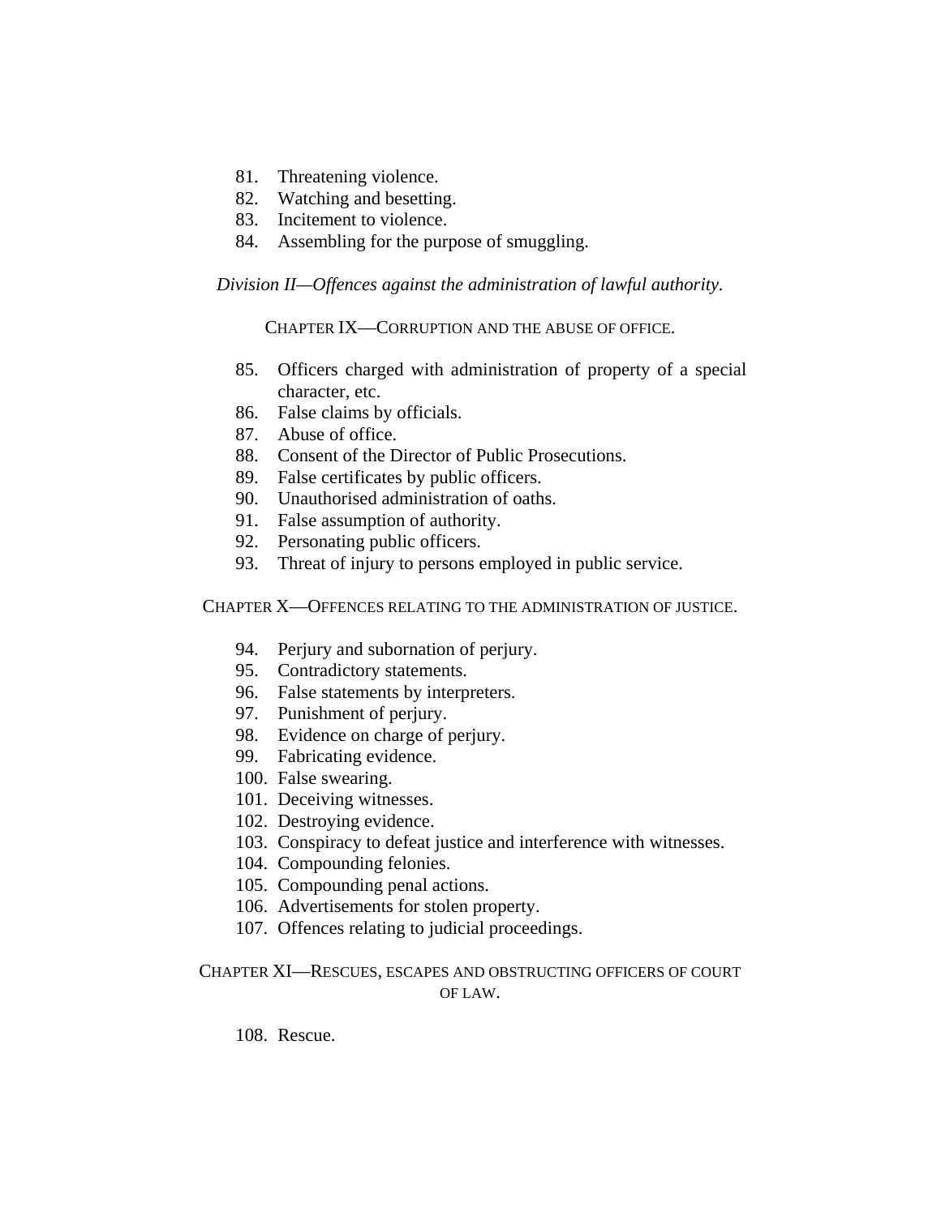81. Threatening violence.
82. Watching and besetting.
83. Incitement to violence.
84. Assembling for the purpose of smuggling.

*Division II—Offences against the administration of lawful authority.*

CHAPTER IX—CORRUPTION AND THE ABUSE OF OFFICE.

85. Officers charged with administration of property of a special character, etc.
86. False claims by officials.
87. Abuse of office.
88. Consent of the Director of Public Prosecutions.
89. False certificates by public officers.
90. Unauthorised administration of oaths.
91. False assumption of authority.
92. Personating public officers.
93. Threat of injury to persons employed in public service.

CHAPTER X—OFFENCES RELATING TO THE ADMINISTRATION OF JUSTICE.

94. Perjury and subornation of perjury.
95. Contradictory statements.
96. False statements by interpreters.
97. Punishment of perjury.
98. Evidence on charge of perjury.
99. Fabricating evidence.
100. False swearing.
101. Deceiving witnesses.
102. Destroying evidence.
103. Conspiracy to defeat justice and interference with witnesses.
104. Compounding felonies.
105. Compounding penal actions.
106. Advertisements for stolen property.
107. Offences relating to judicial proceedings.

CHAPTER XI—RESCUES, ESCAPES AND OBSTRUCTING OFFICERS OF COURT OF LAW.

108. Rescue.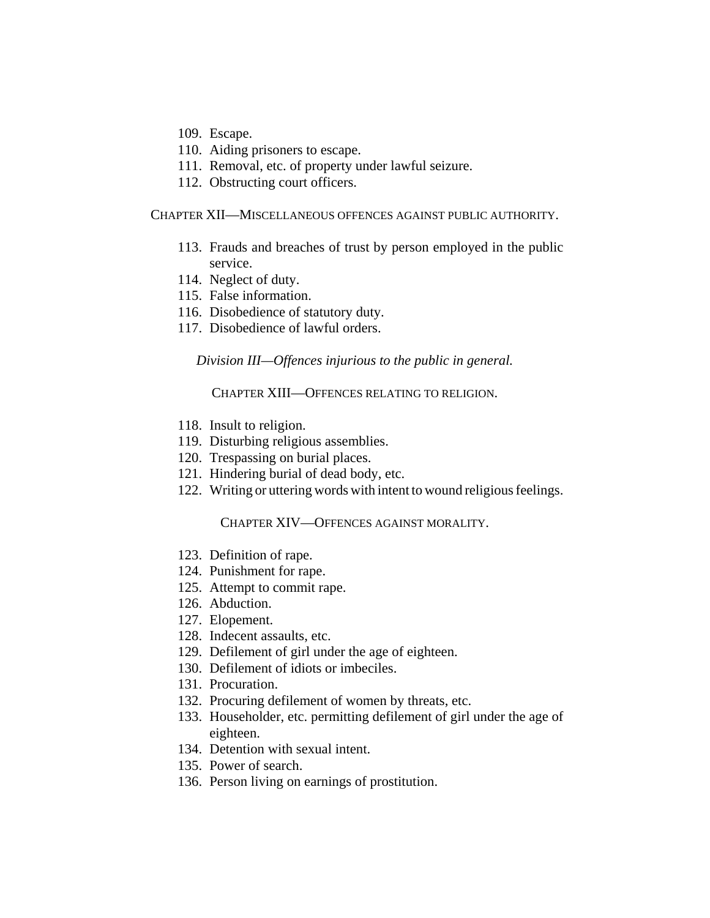109. Escape.
110. Aiding prisoners to escape.
111. Removal, etc. of property under lawful seizure.
112. Obstructing court officers.

CHAPTER XII—MISCELLANEOUS OFFENCES AGAINST PUBLIC AUTHORITY.

113. Frauds and breaches of trust by person employed in the public service.
114. Neglect of duty.
115. False information.
116. Disobedience of statutory duty.
117. Disobedience of lawful orders.

*Division III—Offences injurious to the public in general.*

CHAPTER XIII—OFFENCES RELATING TO RELIGION.

118. Insult to religion.
119. Disturbing religious assemblies.
120. Trespassing on burial places.
121. Hindering burial of dead body, etc.
122. Writing or uttering words with intent to wound religious feelings.

CHAPTER XIV—OFFENCES AGAINST MORALITY.

123. Definition of rape.
124. Punishment for rape.
125. Attempt to commit rape.
126. Abduction.
127. Elopement.
128. Indecent assaults, etc.
129. Defilement of girl under the age of eighteen.
130. Defilement of idiots or imbeciles.
131. Procuration.
132. Procuring defilement of women by threats, etc.
133. Householder, etc. permitting defilement of girl under the age of eighteen.
134. Detention with sexual intent.
135. Power of search.
136. Person living on earnings of prostitution.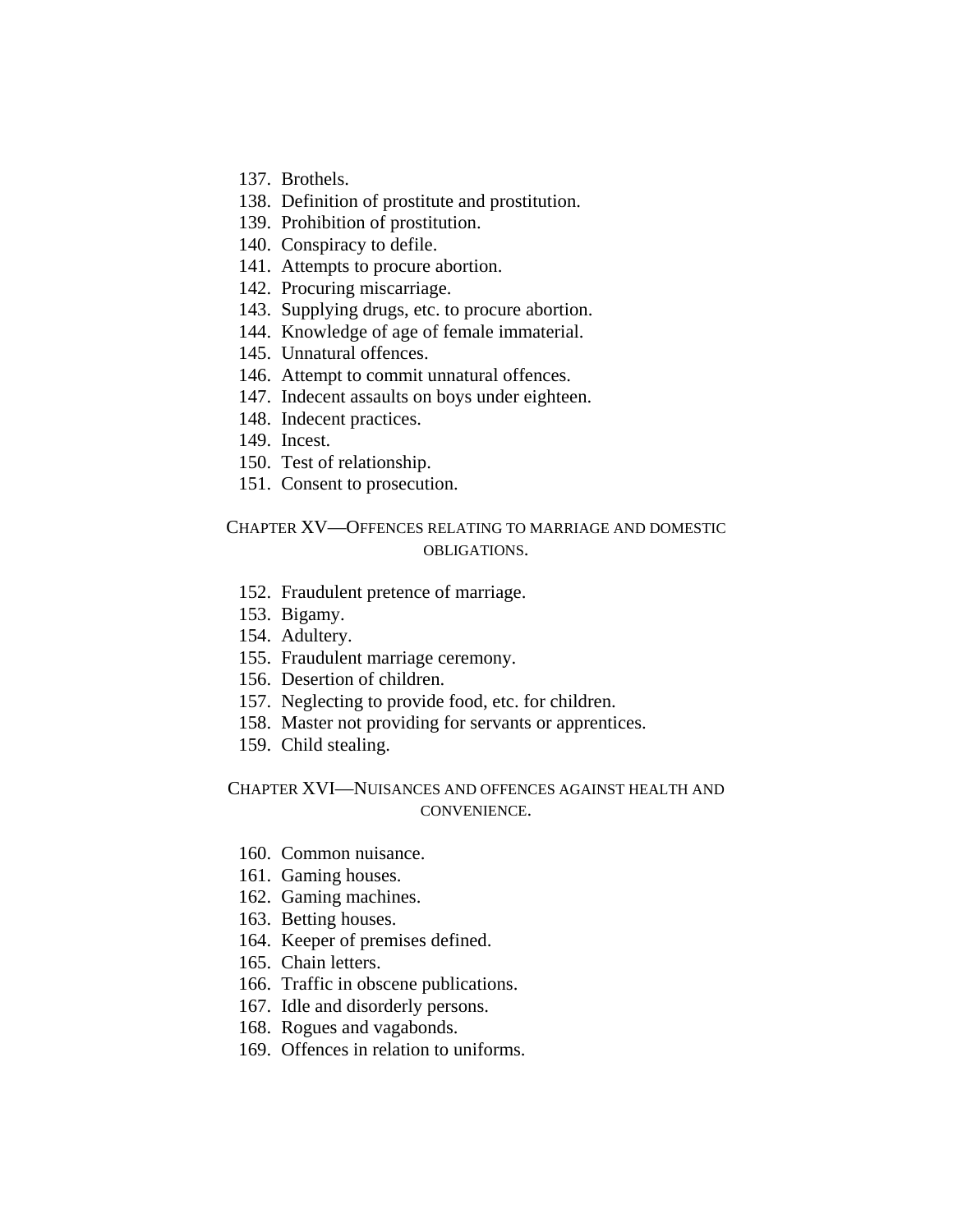137. Brothels.
138. Definition of prostitute and prostitution.
139. Prohibition of prostitution.
140. Conspiracy to defile.
141. Attempts to procure abortion.
142. Procuring miscarriage.
143. Supplying drugs, etc. to procure abortion.
144. Knowledge of age of female immaterial.
145. Unnatural offences.
146. Attempt to commit unnatural offences.
147. Indecent assaults on boys under eighteen.
148. Indecent practices.
149. Incest.
150. Test of relationship.
151. Consent to prosecution.

## CHAPTER XV—OFFENCES RELATING TO MARRIAGE AND DOMESTIC OBLIGATIONS.

152. Fraudulent pretence of marriage.
153. Bigamy.
154. Adultery.
155. Fraudulent marriage ceremony.
156. Desertion of children.
157. Neglecting to provide food, etc. for children.
158. Master not providing for servants or apprentices.
159. Child stealing.

## CHAPTER XVI—NUISANCES AND OFFENCES AGAINST HEALTH AND CONVENIENCE.

160. Common nuisance.
161. Gaming houses.
162. Gaming machines.
163. Betting houses.
164. Keeper of premises defined.
165. Chain letters.
166. Traffic in obscene publications.
167. Idle and disorderly persons.
168. Rogues and vagabonds.
169. Offences in relation to uniforms.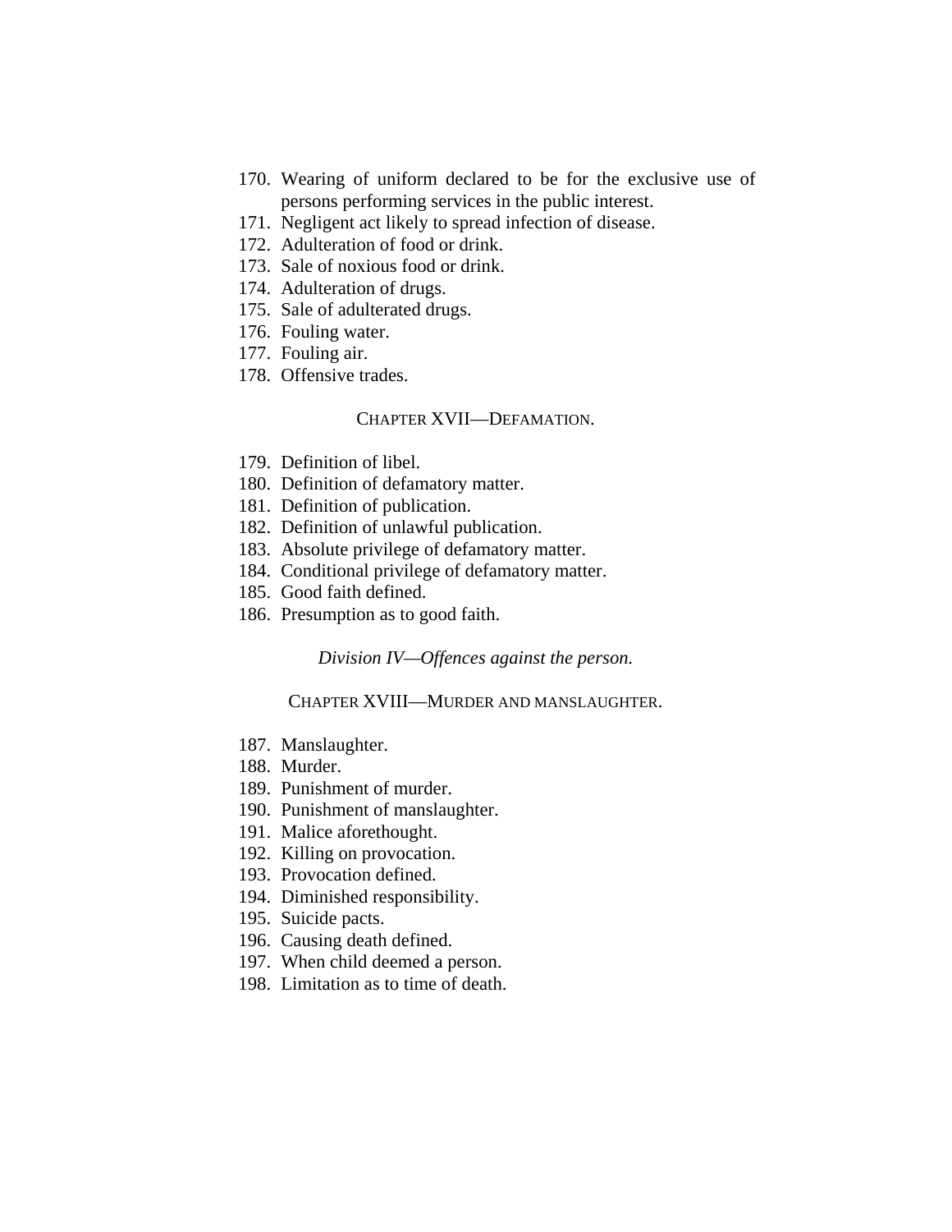170. Wearing of uniform declared to be for the exclusive use of persons performing services in the public interest.
171. Negligent act likely to spread infection of disease.
172. Adulteration of food or drink.
173. Sale of noxious food or drink.
174. Adulteration of drugs.
175. Sale of adulterated drugs.
176. Fouling water.
177. Fouling air.
178. Offensive trades.

### CHAPTER XVII—DEFAMATION.

179. Definition of libel.
180. Definition of defamatory matter.
181. Definition of publication.
182. Definition of unlawful publication.
183. Absolute privilege of defamatory matter.
184. Conditional privilege of defamatory matter.
185. Good faith defined.
186. Presumption as to good faith.

## *Division IV—Offences against the person.*

### CHAPTER XVIII—MURDER AND MANSLAUGHTER.

187. Manslaughter.
188. Murder.
189. Punishment of murder.
190. Punishment of manslaughter.
191. Malice aforethought.
192. Killing on provocation.
193. Provocation defined.
194. Diminished responsibility.
195. Suicide pacts.
196. Causing death defined.
197. When child deemed a person.
198. Limitation as to time of death.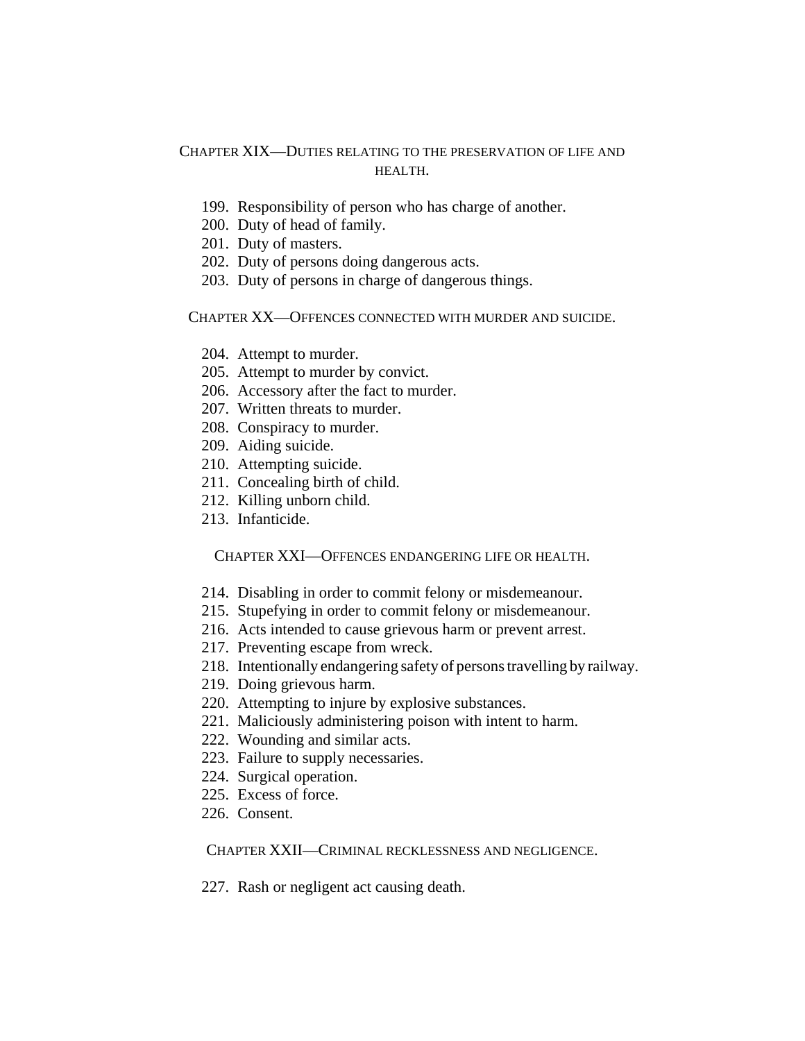## CHAPTER XIX—DUTIES RELATING TO THE PRESERVATION OF LIFE AND HEALTH.

199. Responsibility of person who has charge of another.
200. Duty of head of family.
201. Duty of masters.
202. Duty of persons doing dangerous acts.
203. Duty of persons in charge of dangerous things.

## CHAPTER XX—OFFENCES CONNECTED WITH MURDER AND SUICIDE.

204. Attempt to murder.
205. Attempt to murder by convict.
206. Accessory after the fact to murder.
207. Written threats to murder.
208. Conspiracy to murder.
209. Aiding suicide.
210. Attempting suicide.
211. Concealing birth of child.
212. Killing unborn child.
213. Infanticide.

## CHAPTER XXI—OFFENCES ENDANGERING LIFE OR HEALTH.

214. Disabling in order to commit felony or misdemeanour.
215. Stupefying in order to commit felony or misdemeanour.
216. Acts intended to cause grievous harm or prevent arrest.
217. Preventing escape from wreck.
218. Intentionally endangering safety of persons travelling by railway.
219. Doing grievous harm.
220. Attempting to injure by explosive substances.
221. Maliciously administering poison with intent to harm.
222. Wounding and similar acts.
223. Failure to supply necessaries.
224. Surgical operation.
225. Excess of force.
226. Consent.

## CHAPTER XXII—CRIMINAL RECKLESSNESS AND NEGLIGENCE.

227. Rash or negligent act causing death.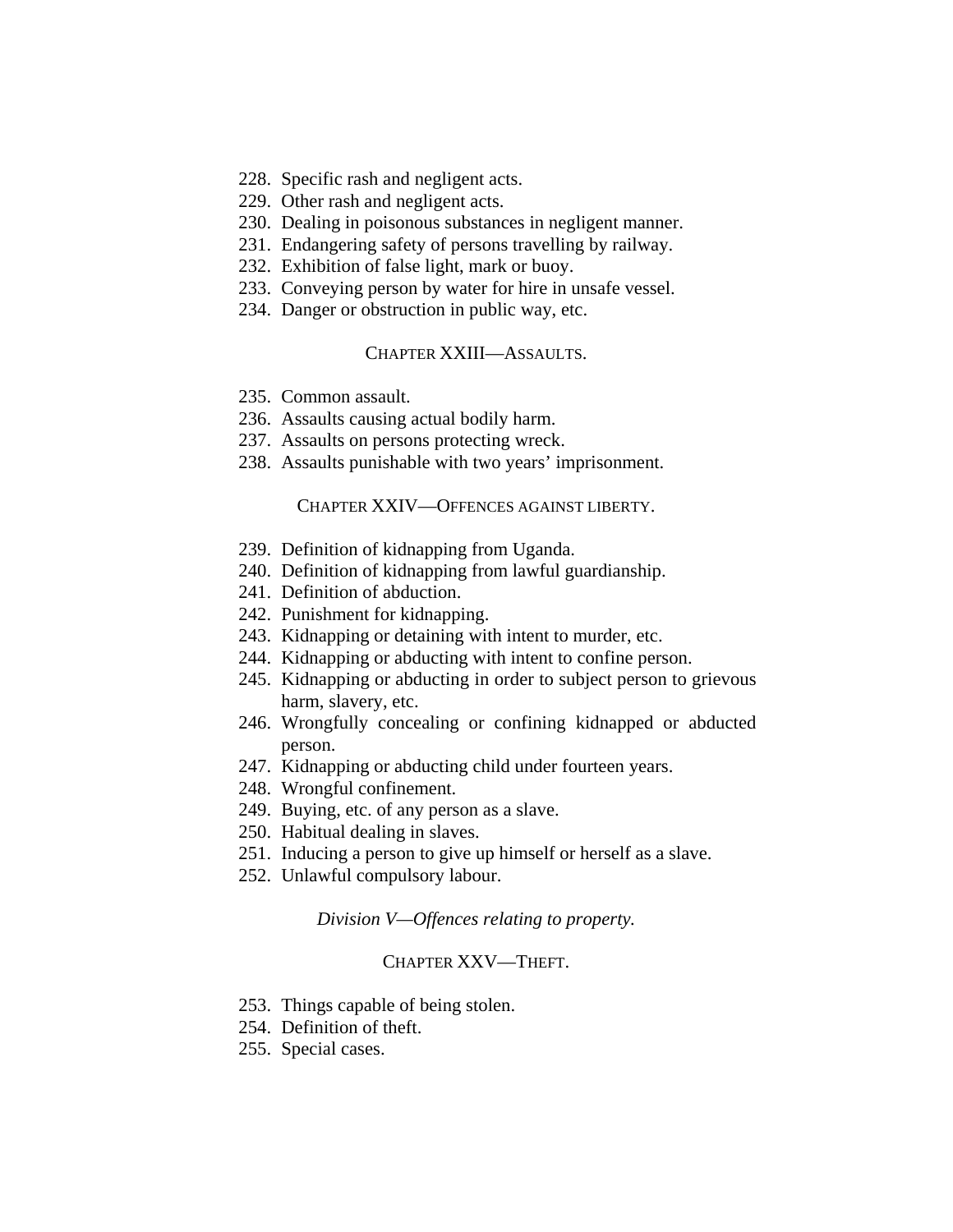228. Specific rash and negligent acts.
229. Other rash and negligent acts.
230. Dealing in poisonous substances in negligent manner.
231. Endangering safety of persons travelling by railway.
232. Exhibition of false light, mark or buoy.
233. Conveying person by water for hire in unsafe vessel.
234. Danger or obstruction in public way, etc.

## CHAPTER XXIII—ASSAULTS.

235. Common assault.
236. Assaults causing actual bodily harm.
237. Assaults on persons protecting wreck.
238. Assaults punishable with two years' imprisonment.

## CHAPTER XXIV—OFFENCES AGAINST LIBERTY.

239. Definition of kidnapping from Uganda.
240. Definition of kidnapping from lawful guardianship.
241. Definition of abduction.
242. Punishment for kidnapping.
243. Kidnapping or detaining with intent to murder, etc.
244. Kidnapping or abducting with intent to confine person.
245. Kidnapping or abducting in order to subject person to grievous harm, slavery, etc.
246. Wrongfully concealing or confining kidnapped or abducted person.
247. Kidnapping or abducting child under fourteen years.
248. Wrongful confinement.
249. Buying, etc. of any person as a slave.
250. Habitual dealing in slaves.
251. Inducing a person to give up himself or herself as a slave.
252. Unlawful compulsory labour.

## *Division V—Offences relating to property.*

## CHAPTER XXV—THEFT.

253. Things capable of being stolen.
254. Definition of theft.
255. Special cases.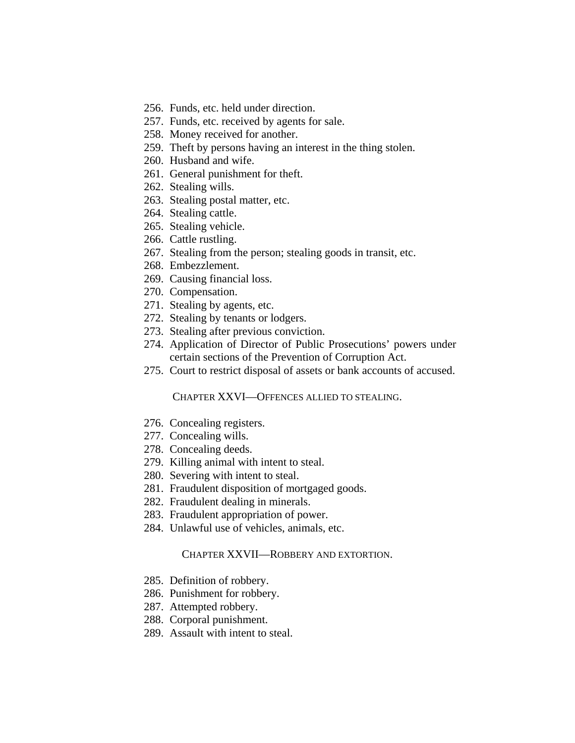256. Funds, etc. held under direction.
257. Funds, etc. received by agents for sale.
258. Money received for another.
259. Theft by persons having an interest in the thing stolen.
260. Husband and wife.
261. General punishment for theft.
262. Stealing wills.
263. Stealing postal matter, etc.
264. Stealing cattle.
265. Stealing vehicle.
266. Cattle rustling.
267. Stealing from the person; stealing goods in transit, etc.
268. Embezzlement.
269. Causing financial loss.
270. Compensation.
271. Stealing by agents, etc.
272. Stealing by tenants or lodgers.
273. Stealing after previous conviction.
274. Application of Director of Public Prosecutions' powers under certain sections of the Prevention of Corruption Act.
275. Court to restrict disposal of assets or bank accounts of accused.

## CHAPTER XXVI—OFFENCES ALLIED TO STEALING.

276. Concealing registers.
277. Concealing wills.
278. Concealing deeds.
279. Killing animal with intent to steal.
280. Severing with intent to steal.
281. Fraudulent disposition of mortgaged goods.
282. Fraudulent dealing in minerals.
283. Fraudulent appropriation of power.
284. Unlawful use of vehicles, animals, etc.

## CHAPTER XXVII—ROBBERY AND EXTORTION.

285. Definition of robbery.
286. Punishment for robbery.
287. Attempted robbery.
288. Corporal punishment.
289. Assault with intent to steal.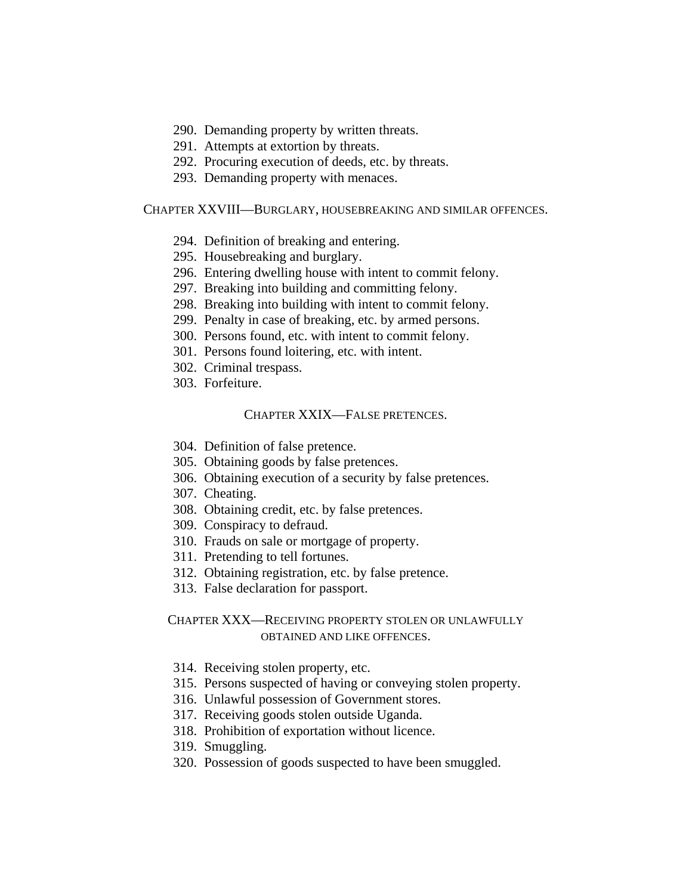290. Demanding property by written threats.
291. Attempts at extortion by threats.
292. Procuring execution of deeds, etc. by threats.
293. Demanding property with menaces.

## CHAPTER XXVIII—BURGLARY, HOUSEBREAKING AND SIMILAR OFFENCES.

294. Definition of breaking and entering.
295. Housebreaking and burglary.
296. Entering dwelling house with intent to commit felony.
297. Breaking into building and committing felony.
298. Breaking into building with intent to commit felony.
299. Penalty in case of breaking, etc. by armed persons.
300. Persons found, etc. with intent to commit felony.
301. Persons found loitering, etc. with intent.
302. Criminal trespass.
303. Forfeiture.

## CHAPTER XXIX—FALSE PRETENCES.

304. Definition of false pretence.
305. Obtaining goods by false pretences.
306. Obtaining execution of a security by false pretences.
307. Cheating.
308. Obtaining credit, etc. by false pretences.
309. Conspiracy to defraud.
310. Frauds on sale or mortgage of property.
311. Pretending to tell fortunes.
312. Obtaining registration, etc. by false pretence.
313. False declaration for passport.

## CHAPTER XXX—RECEIVING PROPERTY STOLEN OR UNLAWFULLY OBTAINED AND LIKE OFFENCES.

314. Receiving stolen property, etc.
315. Persons suspected of having or conveying stolen property.
316. Unlawful possession of Government stores.
317. Receiving goods stolen outside Uganda.
318. Prohibition of exportation without licence.
319. Smuggling.
320. Possession of goods suspected to have been smuggled.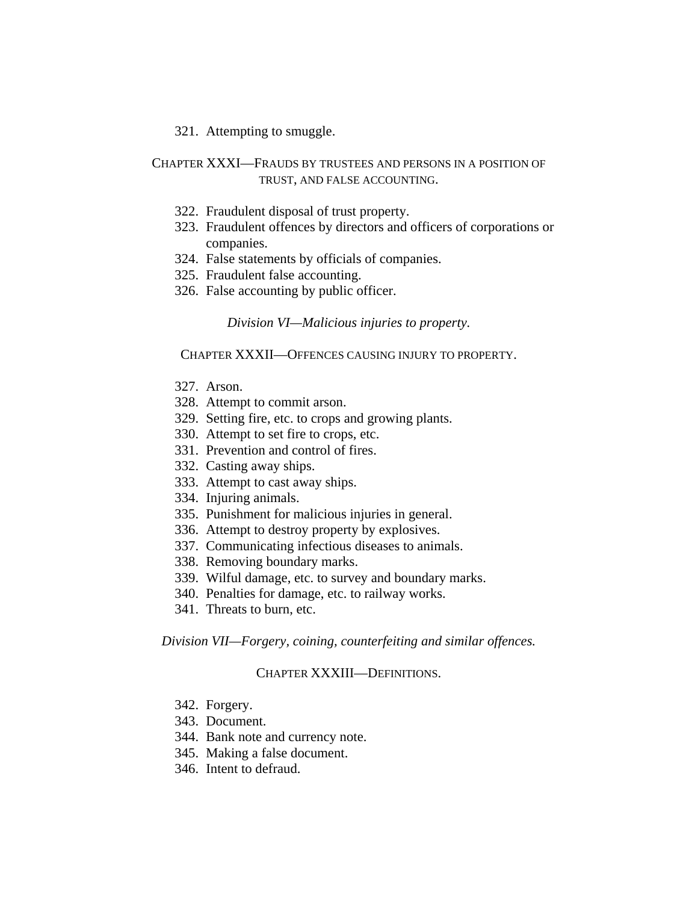321. Attempting to smuggle.

CHAPTER XXXI—FRAUDS BY TRUSTEES AND PERSONS IN A POSITION OF TRUST, AND FALSE ACCOUNTING.

322. Fraudulent disposal of trust property.
323. Fraudulent offences by directors and officers of corporations or companies.
324. False statements by officials of companies.
325. Fraudulent false accounting.
326. False accounting by public officer.

*Division VI—Malicious injuries to property.*

CHAPTER XXXII—OFFENCES CAUSING INJURY TO PROPERTY.

327. Arson.
328. Attempt to commit arson.
329. Setting fire, etc. to crops and growing plants.
330. Attempt to set fire to crops, etc.
331. Prevention and control of fires.
332. Casting away ships.
333. Attempt to cast away ships.
334. Injuring animals.
335. Punishment for malicious injuries in general.
336. Attempt to destroy property by explosives.
337. Communicating infectious diseases to animals.
338. Removing boundary marks.
339. Wilful damage, etc. to survey and boundary marks.
340. Penalties for damage, etc. to railway works.
341. Threats to burn, etc.

*Division VII—Forgery, coining, counterfeiting and similar offences.*

CHAPTER XXXIII—DEFINITIONS.

342. Forgery.
343. Document.
344. Bank note and currency note.
345. Making a false document.
346. Intent to defraud.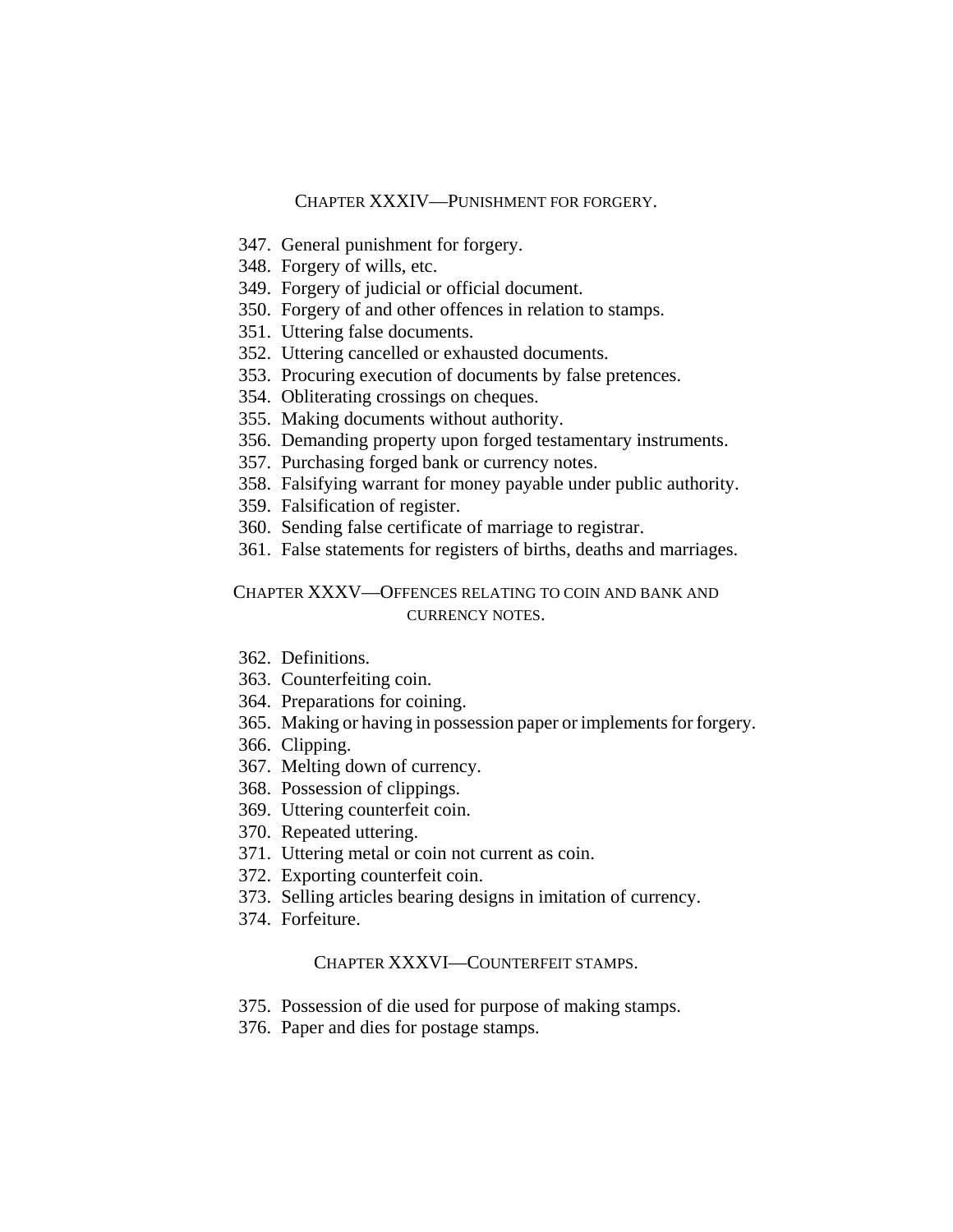## CHAPTER XXXIV—PUNISHMENT FOR FORGERY.

347. General punishment for forgery.
348. Forgery of wills, etc.
349. Forgery of judicial or official document.
350. Forgery of and other offences in relation to stamps.
351. Uttering false documents.
352. Uttering cancelled or exhausted documents.
353. Procuring execution of documents by false pretences.
354. Obliterating crossings on cheques.
355. Making documents without authority.
356. Demanding property upon forged testamentary instruments.
357. Purchasing forged bank or currency notes.
358. Falsifying warrant for money payable under public authority.
359. Falsification of register.
360. Sending false certificate of marriage to registrar.
361. False statements for registers of births, deaths and marriages.

## CHAPTER XXXV—OFFENCES RELATING TO COIN AND BANK AND CURRENCY NOTES.

362. Definitions.
363. Counterfeiting coin.
364. Preparations for coining.
365. Making or having in possession paper or implements for forgery.
366. Clipping.
367. Melting down of currency.
368. Possession of clippings.
369. Uttering counterfeit coin.
370. Repeated uttering.
371. Uttering metal or coin not current as coin.
372. Exporting counterfeit coin.
373. Selling articles bearing designs in imitation of currency.
374. Forfeiture.

## CHAPTER XXXVI—COUNTERFEIT STAMPS.

375. Possession of die used for purpose of making stamps.
376. Paper and dies for postage stamps.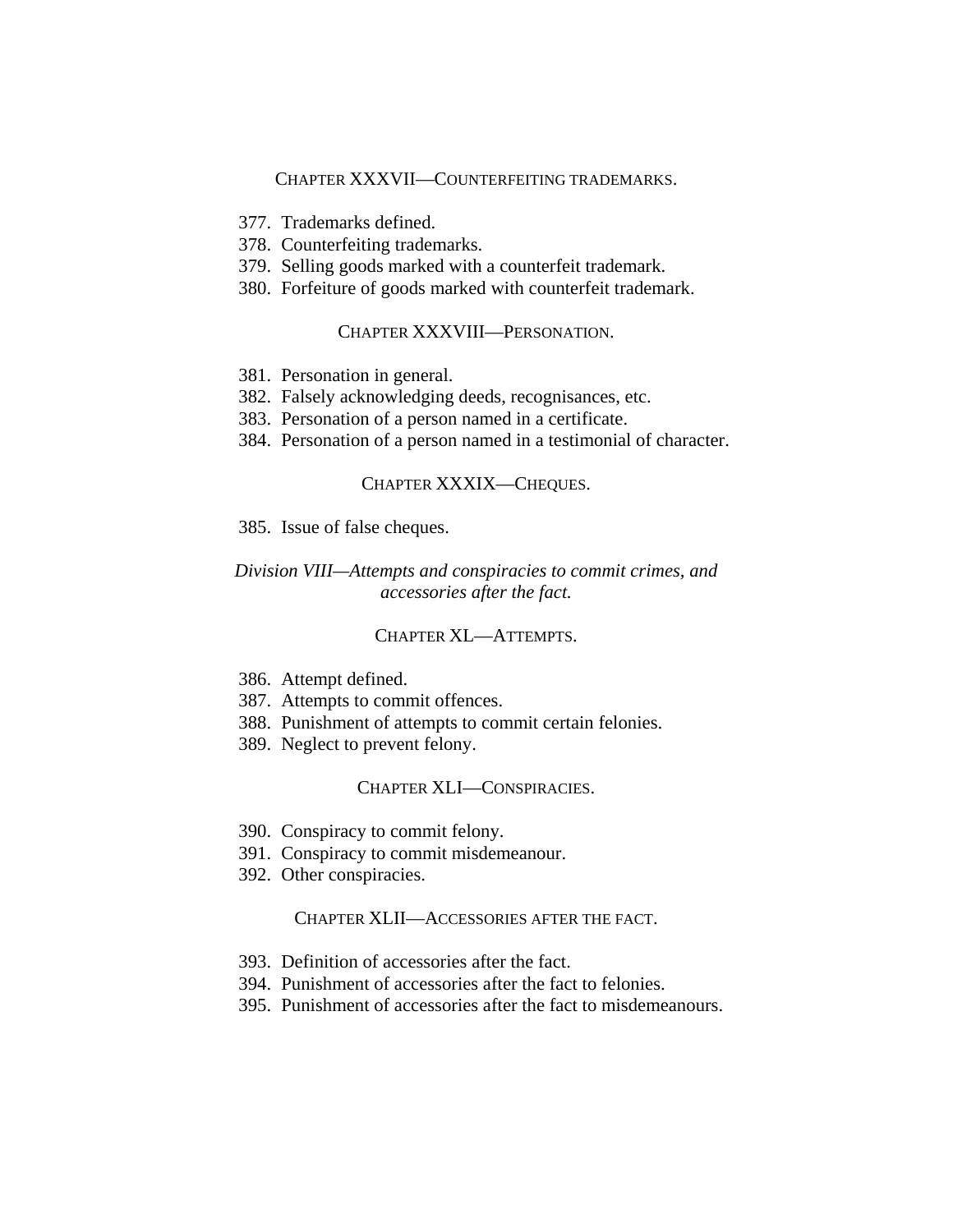CHAPTER XXXVII—COUNTERFEITING TRADEMARKS.

377. Trademarks defined.
378. Counterfeiting trademarks.
379. Selling goods marked with a counterfeit trademark.
380. Forfeiture of goods marked with counterfeit trademark.

CHAPTER XXXVIII—PERSONATION.

381. Personation in general.
382. Falsely acknowledging deeds, recognisances, etc.
383. Personation of a person named in a certificate.
384. Personation of a person named in a testimonial of character.

CHAPTER XXXIX—CHEQUES.

385. Issue of false cheques.

*Division VIII—Attempts and conspiracies to commit crimes, and accessories after the fact.*

CHAPTER XL—ATTEMPTS.

386. Attempt defined.
387. Attempts to commit offences.
388. Punishment of attempts to commit certain felonies.
389. Neglect to prevent felony.

CHAPTER XLI—CONSPIRACIES.

390. Conspiracy to commit felony.
391. Conspiracy to commit misdemeanour.
392. Other conspiracies.

CHAPTER XLII—ACCESSORIES AFTER THE FACT.

393. Definition of accessories after the fact.
394. Punishment of accessories after the fact to felonies.
395. Punishment of accessories after the fact to misdemeanours.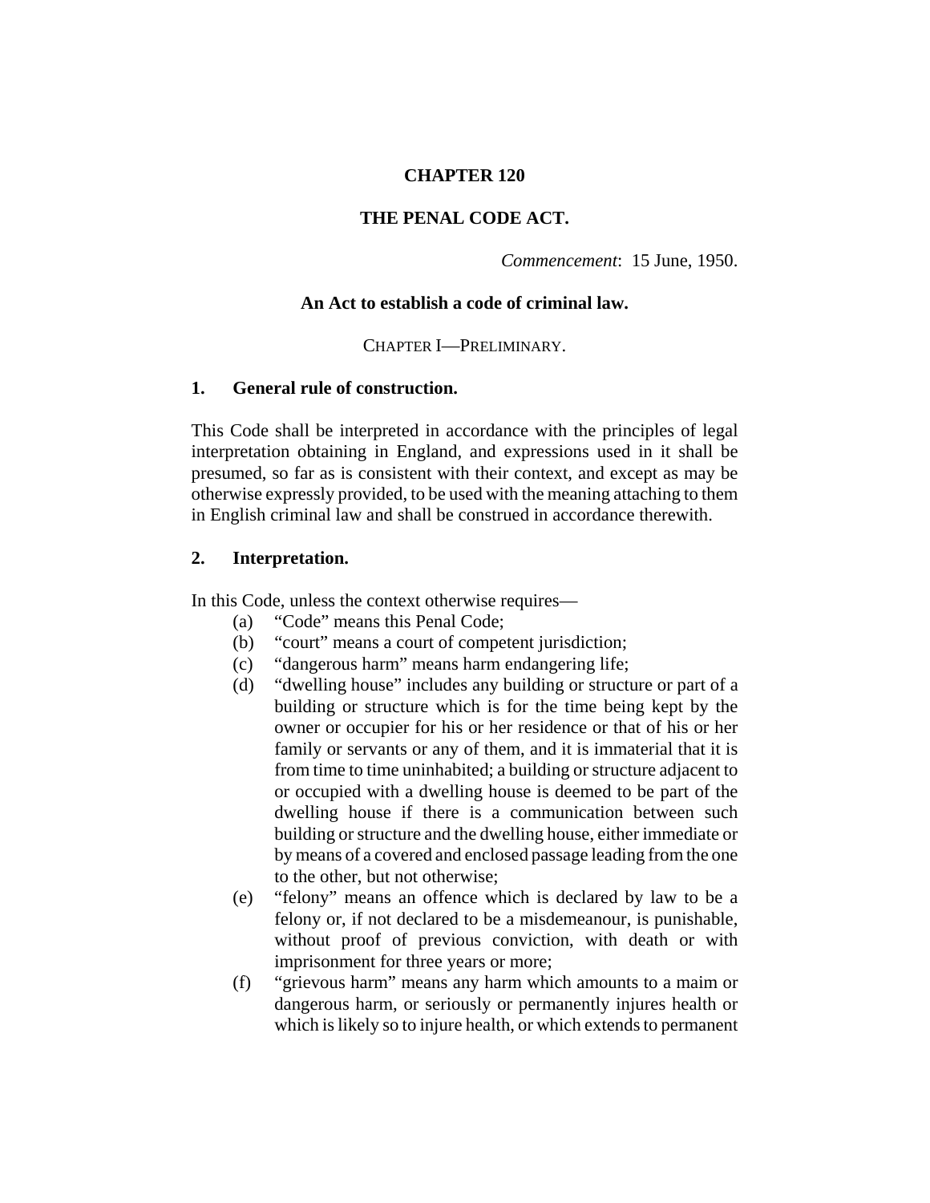# CHAPTER 120

## THE PENAL CODE ACT.

*Commencement*: 15 June, 1950.

**An Act to establish a code of criminal law.**

CHAPTER I—PRELIMINARY.

### 1. General rule of construction.

This Code shall be interpreted in accordance with the principles of legal interpretation obtaining in England, and expressions used in it shall be presumed, so far as is consistent with their context, and except as may be otherwise expressly provided, to be used with the meaning attaching to them in English criminal law and shall be construed in accordance therewith.

### 2. Interpretation.

In this Code, unless the context otherwise requires—

(a) "Code" means this Penal Code;

(b) "court" means a court of competent jurisdiction;

(c) "dangerous harm" means harm endangering life;

(d) "dwelling house" includes any building or structure or part of a building or structure which is for the time being kept by the owner or occupier for his or her residence or that of his or her family or servants or any of them, and it is immaterial that it is from time to time uninhabited; a building or structure adjacent to or occupied with a dwelling house is deemed to be part of the dwelling house if there is a communication between such building or structure and the dwelling house, either immediate or by means of a covered and enclosed passage leading from the one to the other, but not otherwise;

(e) "felony" means an offence which is declared by law to be a felony or, if not declared to be a misdemeanour, is punishable, without proof of previous conviction, with death or with imprisonment for three years or more;

(f) "grievous harm" means any harm which amounts to a maim or dangerous harm, or seriously or permanently injures health or which is likely so to injure health, or which extends to permanent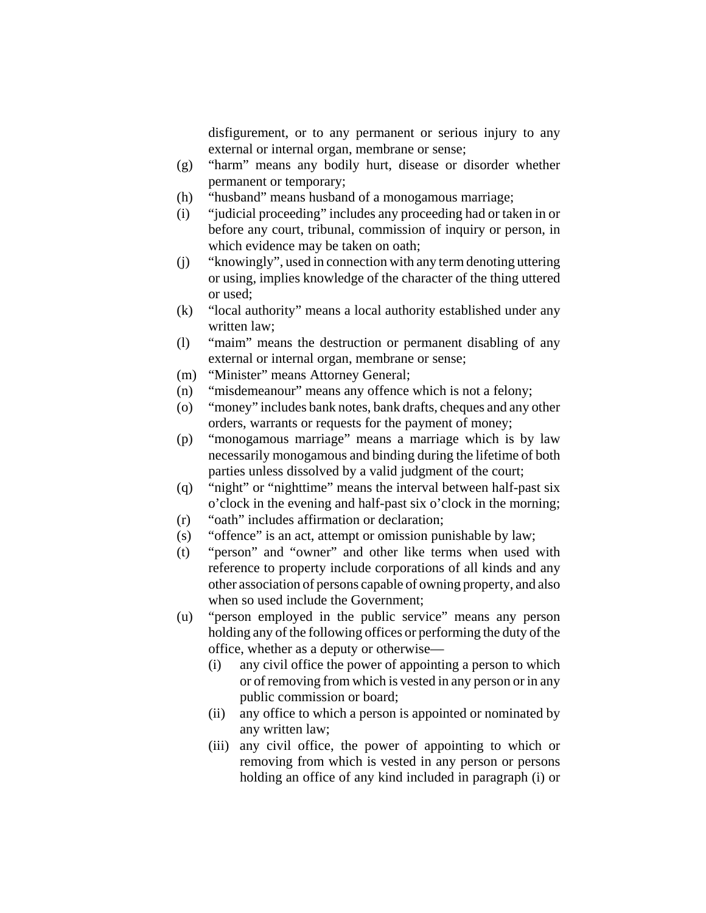disfigurement, or to any permanent or serious injury to any external or internal organ, membrane or sense;

(g) "harm" means any bodily hurt, disease or disorder whether permanent or temporary;

(h) "husband" means husband of a monogamous marriage;

(i) "judicial proceeding" includes any proceeding had or taken in or before any court, tribunal, commission of inquiry or person, in which evidence may be taken on oath;

(j) "knowingly", used in connection with any term denoting uttering or using, implies knowledge of the character of the thing uttered or used;

(k) "local authority" means a local authority established under any written law;

(l) "maim" means the destruction or permanent disabling of any external or internal organ, membrane or sense;

(m) "Minister" means Attorney General;

(n) "misdemeanour" means any offence which is not a felony;

(o) "money" includes bank notes, bank drafts, cheques and any other orders, warrants or requests for the payment of money;

(p) "monogamous marriage" means a marriage which is by law necessarily monogamous and binding during the lifetime of both parties unless dissolved by a valid judgment of the court;

(q) "night" or "nighttime" means the interval between half-past six o'clock in the evening and half-past six o'clock in the morning;

(r) "oath" includes affirmation or declaration;

(s) "offence" is an act, attempt or omission punishable by law;

(t) "person" and "owner" and other like terms when used with reference to property include corporations of all kinds and any other association of persons capable of owning property, and also when so used include the Government;

(u) "person employed in the public service" means any person holding any of the following offices or performing the duty of the office, whether as a deputy or otherwise—

   (i) any civil office the power of appointing a person to which or of removing from which is vested in any person or in any public commission or board;

   (ii) any office to which a person is appointed or nominated by any written law;

   (iii) any civil office, the power of appointing to which or removing from which is vested in any person or persons holding an office of any kind included in paragraph (i) or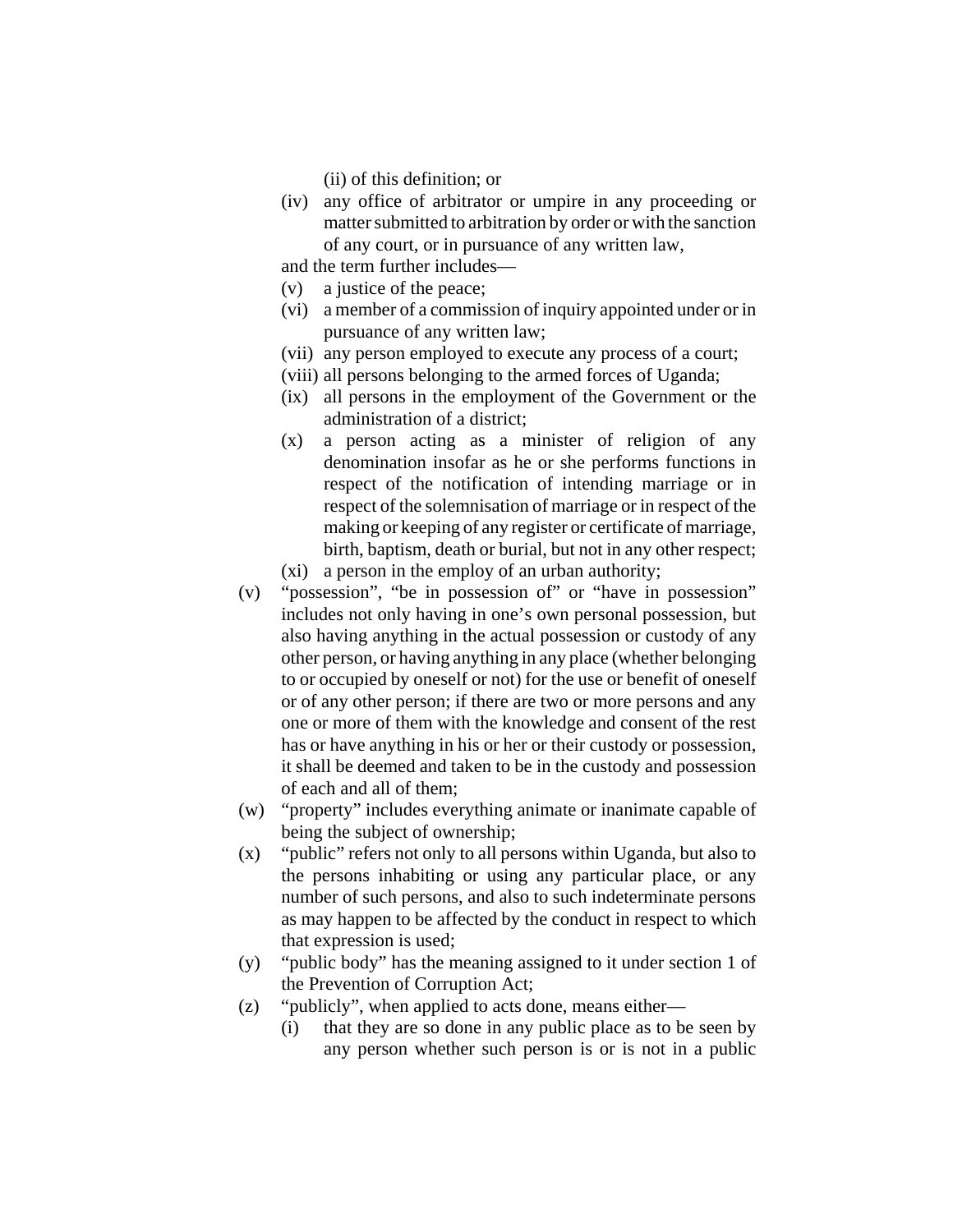(ii) of this definition; or

(iv) any office of arbitrator or umpire in any proceeding or matter submitted to arbitration by order or with the sanction of any court, or in pursuance of any written law,

and the term further includes—

(v) a justice of the peace;

(vi) a member of a commission of inquiry appointed under or in pursuance of any written law;

(vii) any person employed to execute any process of a court;

(viii) all persons belonging to the armed forces of Uganda;

(ix) all persons in the employment of the Government or the administration of a district;

(x) a person acting as a minister of religion of any denomination insofar as he or she performs functions in respect of the notification of intending marriage or in respect of the solemnisation of marriage or in respect of the making or keeping of any register or certificate of marriage, birth, baptism, death or burial, but not in any other respect;

(xi) a person in the employ of an urban authority;

(v) "possession", "be in possession of" or "have in possession" includes not only having in one's own personal possession, but also having anything in the actual possession or custody of any other person, or having anything in any place (whether belonging to or occupied by oneself or not) for the use or benefit of oneself or of any other person; if there are two or more persons and any one or more of them with the knowledge and consent of the rest has or have anything in his or her or their custody or possession, it shall be deemed and taken to be in the custody and possession of each and all of them;

(w) "property" includes everything animate or inanimate capable of being the subject of ownership;

(x) "public" refers not only to all persons within Uganda, but also to the persons inhabiting or using any particular place, or any number of such persons, and also to such indeterminate persons as may happen to be affected by the conduct in respect to which that expression is used;

(y) "public body" has the meaning assigned to it under section 1 of the Prevention of Corruption Act;

(z) "publicly", when applied to acts done, means either—

(i) that they are so done in any public place as to be seen by any person whether such person is or is not in a public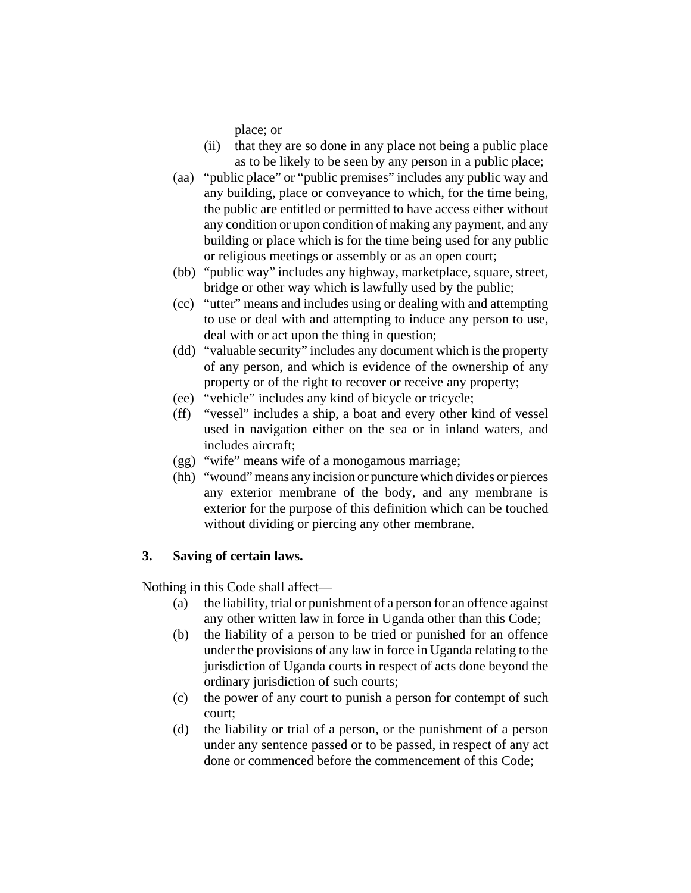place; or

(ii) that they are so done in any place not being a public place as to be likely to be seen by any person in a public place;

(aa) "public place" or "public premises" includes any public way and any building, place or conveyance to which, for the time being, the public are entitled or permitted to have access either without any condition or upon condition of making any payment, and any building or place which is for the time being used for any public or religious meetings or assembly or as an open court;

(bb) "public way" includes any highway, marketplace, square, street, bridge or other way which is lawfully used by the public;

(cc) "utter" means and includes using or dealing with and attempting to use or deal with and attempting to induce any person to use, deal with or act upon the thing in question;

(dd) "valuable security" includes any document which is the property of any person, and which is evidence of the ownership of any property or of the right to recover or receive any property;

(ee) "vehicle" includes any kind of bicycle or tricycle;

(ff) "vessel" includes a ship, a boat and every other kind of vessel used in navigation either on the sea or in inland waters, and includes aircraft;

(gg) "wife" means wife of a monogamous marriage;

(hh) "wound" means any incision or puncture which divides or pierces any exterior membrane of the body, and any membrane is exterior for the purpose of this definition which can be touched without dividing or piercing any other membrane.

### 3. Saving of certain laws.

Nothing in this Code shall affect—

(a) the liability, trial or punishment of a person for an offence against any other written law in force in Uganda other than this Code;

(b) the liability of a person to be tried or punished for an offence under the provisions of any law in force in Uganda relating to the jurisdiction of Uganda courts in respect of acts done beyond the ordinary jurisdiction of such courts;

(c) the power of any court to punish a person for contempt of such court;

(d) the liability or trial of a person, or the punishment of a person under any sentence passed or to be passed, in respect of any act done or commenced before the commencement of this Code;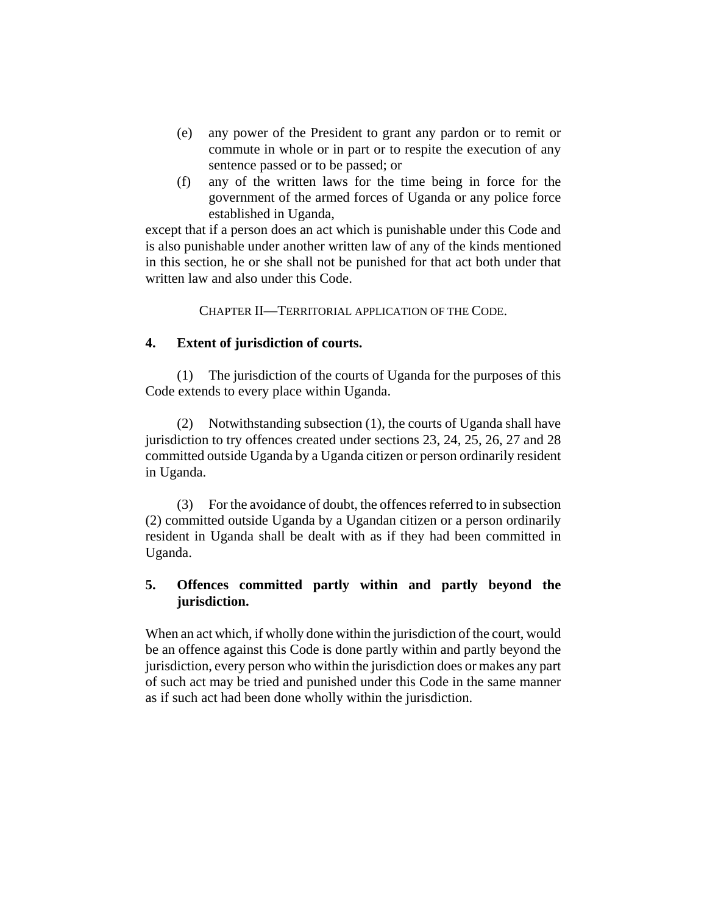(e) any power of the President to grant any pardon or to remit or commute in whole or in part or to respite the execution of any sentence passed or to be passed; or

(f) any of the written laws for the time being in force for the government of the armed forces of Uganda or any police force established in Uganda,

except that if a person does an act which is punishable under this Code and is also punishable under another written law of any of the kinds mentioned in this section, he or she shall not be punished for that act both under that written law and also under this Code.

## CHAPTER II—TERRITORIAL APPLICATION OF THE CODE.

### 4. Extent of jurisdiction of courts.

(1) The jurisdiction of the courts of Uganda for the purposes of this Code extends to every place within Uganda.

(2) Notwithstanding subsection (1), the courts of Uganda shall have jurisdiction to try offences created under sections 23, 24, 25, 26, 27 and 28 committed outside Uganda by a Uganda citizen or person ordinarily resident in Uganda.

(3) For the avoidance of doubt, the offences referred to in subsection (2) committed outside Uganda by a Ugandan citizen or a person ordinarily resident in Uganda shall be dealt with as if they had been committed in Uganda.

### 5. Offences committed partly within and partly beyond the jurisdiction.

When an act which, if wholly done within the jurisdiction of the court, would be an offence against this Code is done partly within and partly beyond the jurisdiction, every person who within the jurisdiction does or makes any part of such act may be tried and punished under this Code in the same manner as if such act had been done wholly within the jurisdiction.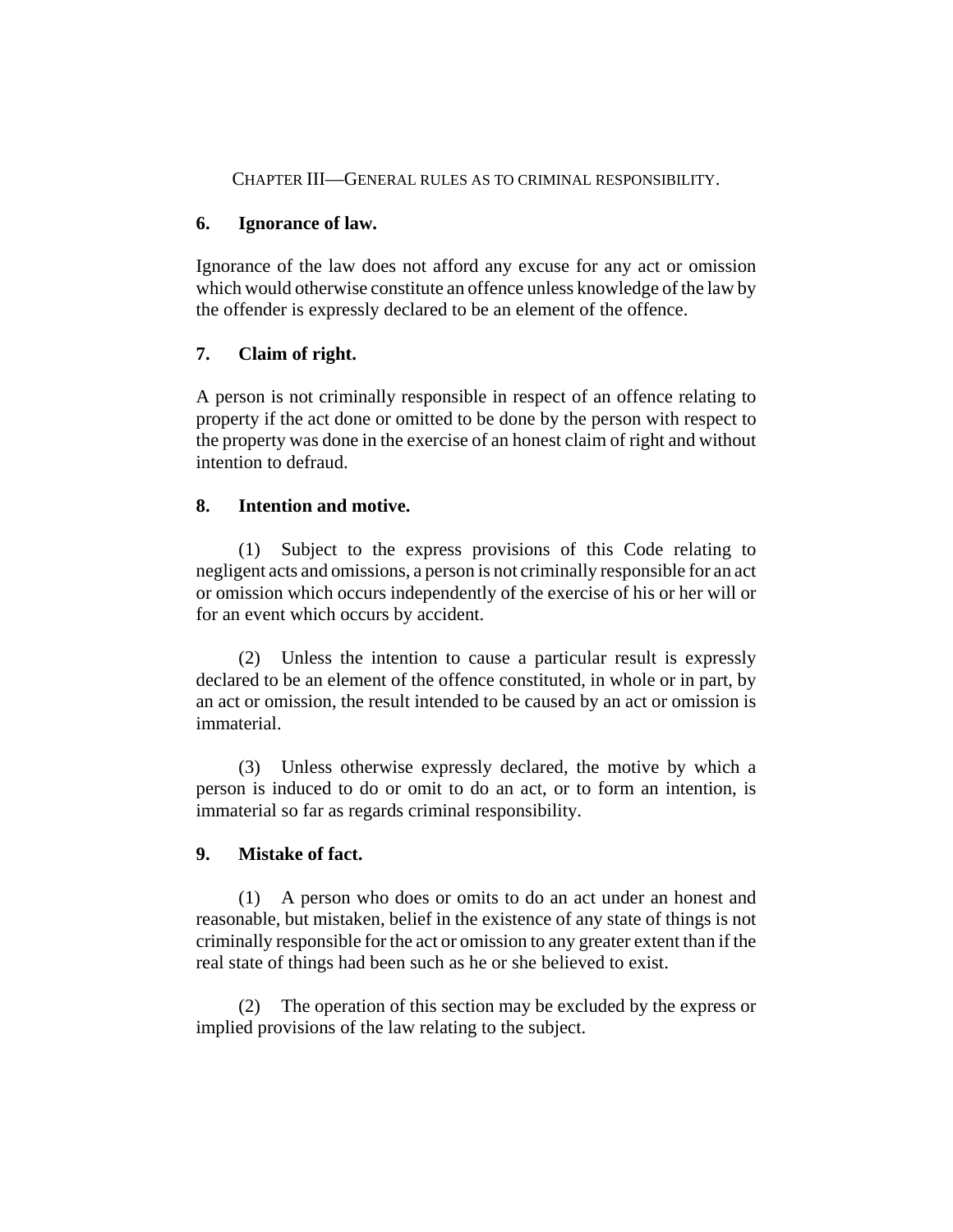## CHAPTER III—GENERAL RULES AS TO CRIMINAL RESPONSIBILITY.

### 6. Ignorance of law.

Ignorance of the law does not afford any excuse for any act or omission which would otherwise constitute an offence unless knowledge of the law by the offender is expressly declared to be an element of the offence.

### 7. Claim of right.

A person is not criminally responsible in respect of an offence relating to property if the act done or omitted to be done by the person with respect to the property was done in the exercise of an honest claim of right and without intention to defraud.

### 8. Intention and motive.

(1) Subject to the express provisions of this Code relating to negligent acts and omissions, a person is not criminally responsible for an act or omission which occurs independently of the exercise of his or her will or for an event which occurs by accident.

(2) Unless the intention to cause a particular result is expressly declared to be an element of the offence constituted, in whole or in part, by an act or omission, the result intended to be caused by an act or omission is immaterial.

(3) Unless otherwise expressly declared, the motive by which a person is induced to do or omit to do an act, or to form an intention, is immaterial so far as regards criminal responsibility.

### 9. Mistake of fact.

(1) A person who does or omits to do an act under an honest and reasonable, but mistaken, belief in the existence of any state of things is not criminally responsible for the act or omission to any greater extent than if the real state of things had been such as he or she believed to exist.

(2) The operation of this section may be excluded by the express or implied provisions of the law relating to the subject.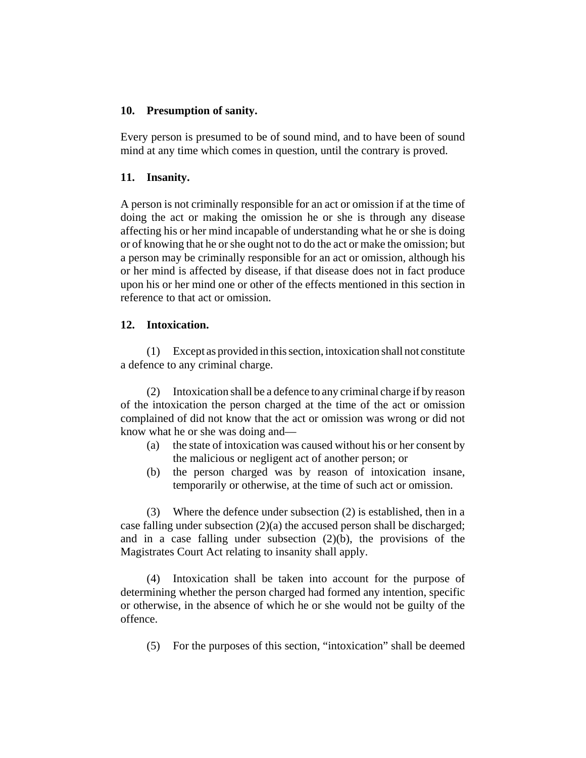### 10. Presumption of sanity.

Every person is presumed to be of sound mind, and to have been of sound mind at any time which comes in question, until the contrary is proved.

### 11. Insanity.

A person is not criminally responsible for an act or omission if at the time of doing the act or making the omission he or she is through any disease affecting his or her mind incapable of understanding what he or she is doing or of knowing that he or she ought not to do the act or make the omission; but a person may be criminally responsible for an act or omission, although his or her mind is affected by disease, if that disease does not in fact produce upon his or her mind one or other of the effects mentioned in this section in reference to that act or omission.

### 12. Intoxication.

(1) Except as provided in this section, intoxication shall not constitute a defence to any criminal charge.

(2) Intoxication shall be a defence to any criminal charge if by reason of the intoxication the person charged at the time of the act or omission complained of did not know that the act or omission was wrong or did not know what he or she was doing and—

- (a) the state of intoxication was caused without his or her consent by the malicious or negligent act of another person; or
- (b) the person charged was by reason of intoxication insane, temporarily or otherwise, at the time of such act or omission.

(3) Where the defence under subsection (2) is established, then in a case falling under subsection (2)(a) the accused person shall be discharged; and in a case falling under subsection (2)(b), the provisions of the Magistrates Court Act relating to insanity shall apply.

(4) Intoxication shall be taken into account for the purpose of determining whether the person charged had formed any intention, specific or otherwise, in the absence of which he or she would not be guilty of the offence.

(5) For the purposes of this section, "intoxication" shall be deemed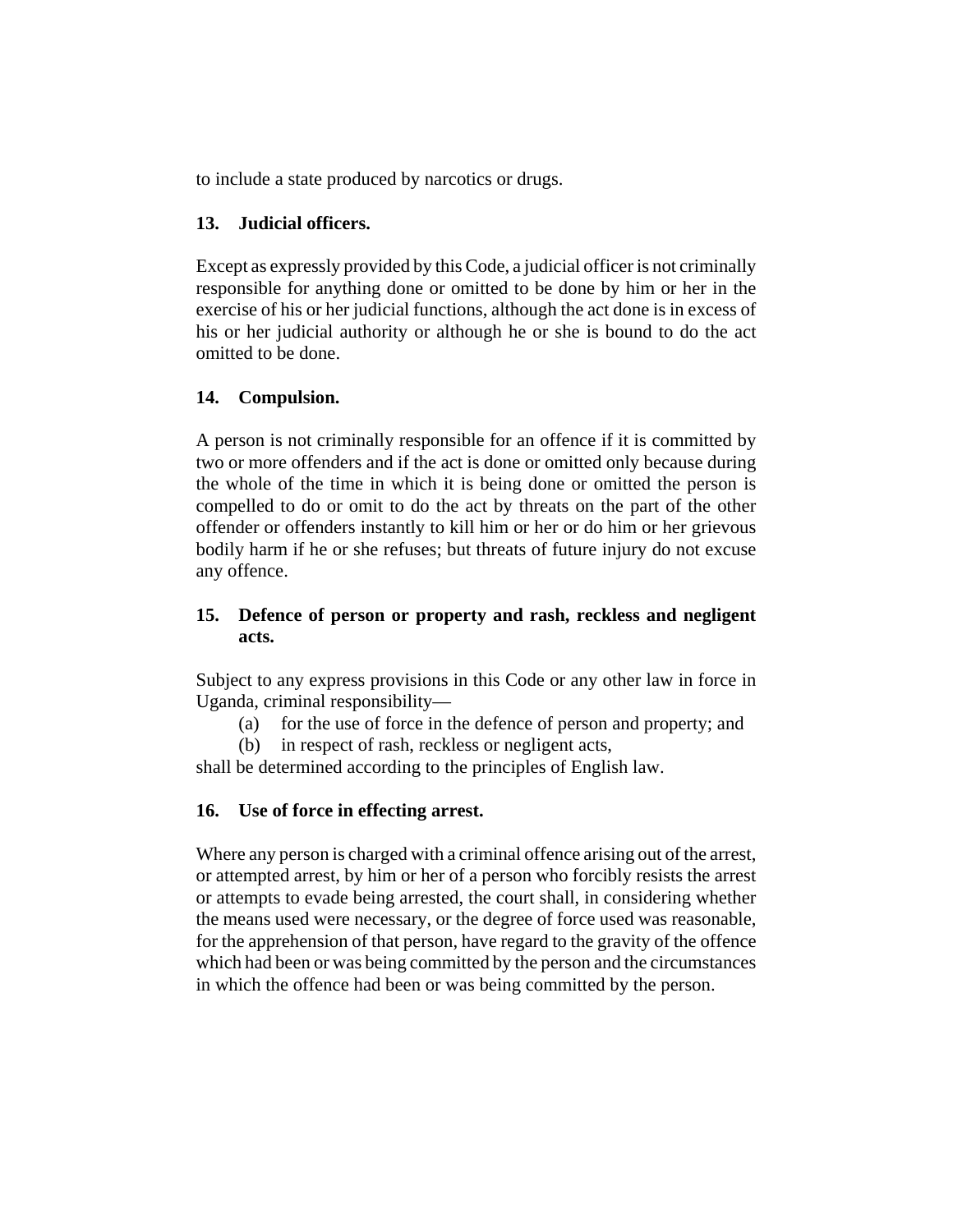to include a state produced by narcotics or drugs.

### 13. Judicial officers.

Except as expressly provided by this Code, a judicial officer is not criminally responsible for anything done or omitted to be done by him or her in the exercise of his or her judicial functions, although the act done is in excess of his or her judicial authority or although he or she is bound to do the act omitted to be done.

### 14. Compulsion.

A person is not criminally responsible for an offence if it is committed by two or more offenders and if the act is done or omitted only because during the whole of the time in which it is being done or omitted the person is compelled to do or omit to do the act by threats on the part of the other offender or offenders instantly to kill him or her or do him or her grievous bodily harm if he or she refuses; but threats of future injury do not excuse any offence.

### 15. Defence of person or property and rash, reckless and negligent acts.

Subject to any express provisions in this Code or any other law in force in Uganda, criminal responsibility—

(a) for the use of force in the defence of person and property; and

(b) in respect of rash, reckless or negligent acts,

shall be determined according to the principles of English law.

### 16. Use of force in effecting arrest.

Where any person is charged with a criminal offence arising out of the arrest, or attempted arrest, by him or her of a person who forcibly resists the arrest or attempts to evade being arrested, the court shall, in considering whether the means used were necessary, or the degree of force used was reasonable, for the apprehension of that person, have regard to the gravity of the offence which had been or was being committed by the person and the circumstances in which the offence had been or was being committed by the person.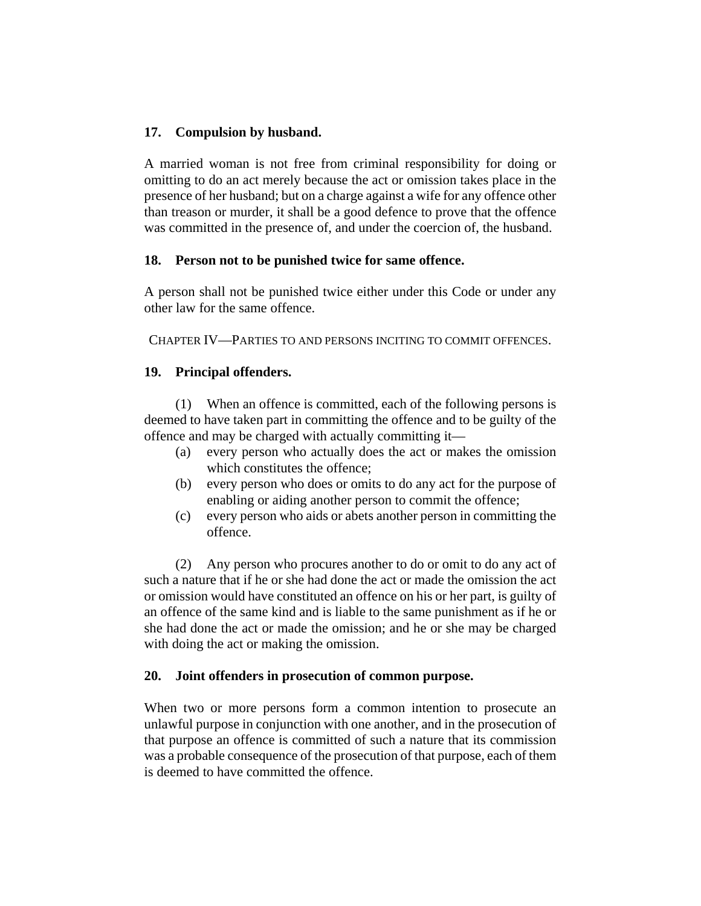### 17. Compulsion by husband.

A married woman is not free from criminal responsibility for doing or omitting to do an act merely because the act or omission takes place in the presence of her husband; but on a charge against a wife for any offence other than treason or murder, it shall be a good defence to prove that the offence was committed in the presence of, and under the coercion of, the husband.

### 18. Person not to be punished twice for same offence.

A person shall not be punished twice either under this Code or under any other law for the same offence.

## CHAPTER IV—PARTIES TO AND PERSONS INCITING TO COMMIT OFFENCES.

### 19. Principal offenders.

(1) When an offence is committed, each of the following persons is deemed to have taken part in committing the offence and to be guilty of the offence and may be charged with actually committing it—

- (a) every person who actually does the act or makes the omission which constitutes the offence;
- (b) every person who does or omits to do any act for the purpose of enabling or aiding another person to commit the offence;
- (c) every person who aids or abets another person in committing the offence.

(2) Any person who procures another to do or omit to do any act of such a nature that if he or she had done the act or made the omission the act or omission would have constituted an offence on his or her part, is guilty of an offence of the same kind and is liable to the same punishment as if he or she had done the act or made the omission; and he or she may be charged with doing the act or making the omission.

### 20. Joint offenders in prosecution of common purpose.

When two or more persons form a common intention to prosecute an unlawful purpose in conjunction with one another, and in the prosecution of that purpose an offence is committed of such a nature that its commission was a probable consequence of the prosecution of that purpose, each of them is deemed to have committed the offence.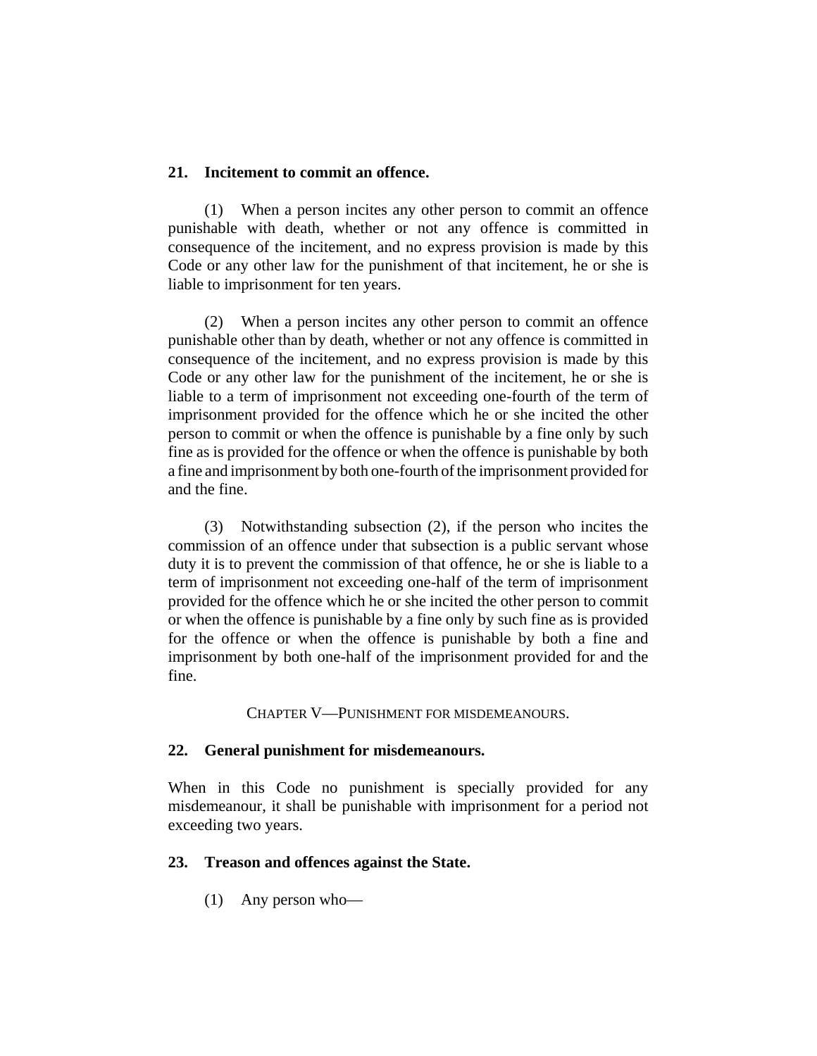**21. Incitement to commit an offence.**

(1) When a person incites any other person to commit an offence punishable with death, whether or not any offence is committed in consequence of the incitement, and no express provision is made by this Code or any other law for the punishment of that incitement, he or she is liable to imprisonment for ten years.

(2) When a person incites any other person to commit an offence punishable other than by death, whether or not any offence is committed in consequence of the incitement, and no express provision is made by this Code or any other law for the punishment of the incitement, he or she is liable to a term of imprisonment not exceeding one-fourth of the term of imprisonment provided for the offence which he or she incited the other person to commit or when the offence is punishable by a fine only by such fine as is provided for the offence or when the offence is punishable by both a fine and imprisonment by both one-fourth of the imprisonment provided for and the fine.

(3) Notwithstanding subsection (2), if the person who incites the commission of an offence under that subsection is a public servant whose duty it is to prevent the commission of that offence, he or she is liable to a term of imprisonment not exceeding one-half of the term of imprisonment provided for the offence which he or she incited the other person to commit or when the offence is punishable by a fine only by such fine as is provided for the offence or when the offence is punishable by both a fine and imprisonment by both one-half of the imprisonment provided for and the fine.

CHAPTER V—PUNISHMENT FOR MISDEMEANOURS.

**22. General punishment for misdemeanours.**

When in this Code no punishment is specially provided for any misdemeanour, it shall be punishable with imprisonment for a period not exceeding two years.

**23. Treason and offences against the State.**

(1) Any person who—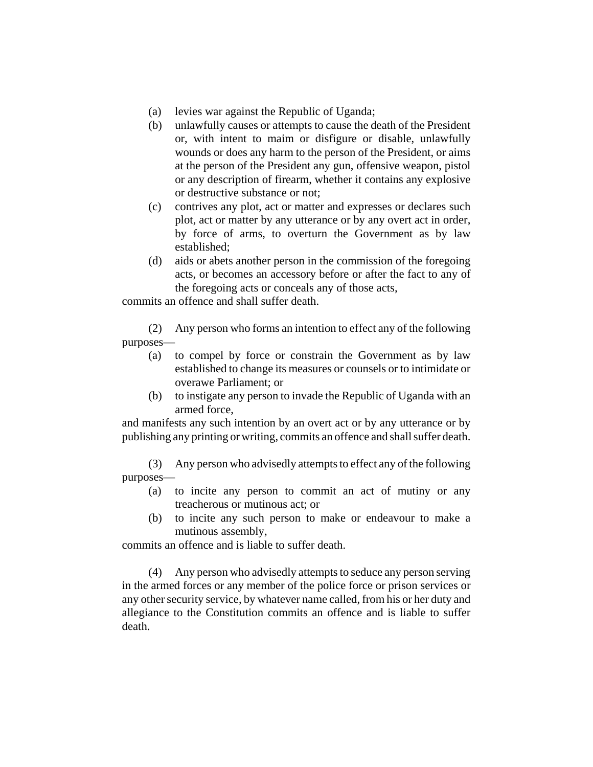(a) levies war against the Republic of Uganda;

(b) unlawfully causes or attempts to cause the death of the President or, with intent to maim or disfigure or disable, unlawfully wounds or does any harm to the person of the President, or aims at the person of the President any gun, offensive weapon, pistol or any description of firearm, whether it contains any explosive or destructive substance or not;

(c) contrives any plot, act or matter and expresses or declares such plot, act or matter by any utterance or by any overt act in order, by force of arms, to overturn the Government as by law established;

(d) aids or abets another person in the commission of the foregoing acts, or becomes an accessory before or after the fact to any of the foregoing acts or conceals any of those acts,

commits an offence and shall suffer death.

(2) Any person who forms an intention to effect any of the following purposes—

(a) to compel by force or constrain the Government as by law established to change its measures or counsels or to intimidate or overawe Parliament; or

(b) to instigate any person to invade the Republic of Uganda with an armed force,

and manifests any such intention by an overt act or by any utterance or by publishing any printing or writing, commits an offence and shall suffer death.

(3) Any person who advisedly attempts to effect any of the following purposes—

(a) to incite any person to commit an act of mutiny or any treacherous or mutinous act; or

(b) to incite any such person to make or endeavour to make a mutinous assembly,

commits an offence and is liable to suffer death.

(4) Any person who advisedly attempts to seduce any person serving in the armed forces or any member of the police force or prison services or any other security service, by whatever name called, from his or her duty and allegiance to the Constitution commits an offence and is liable to suffer death.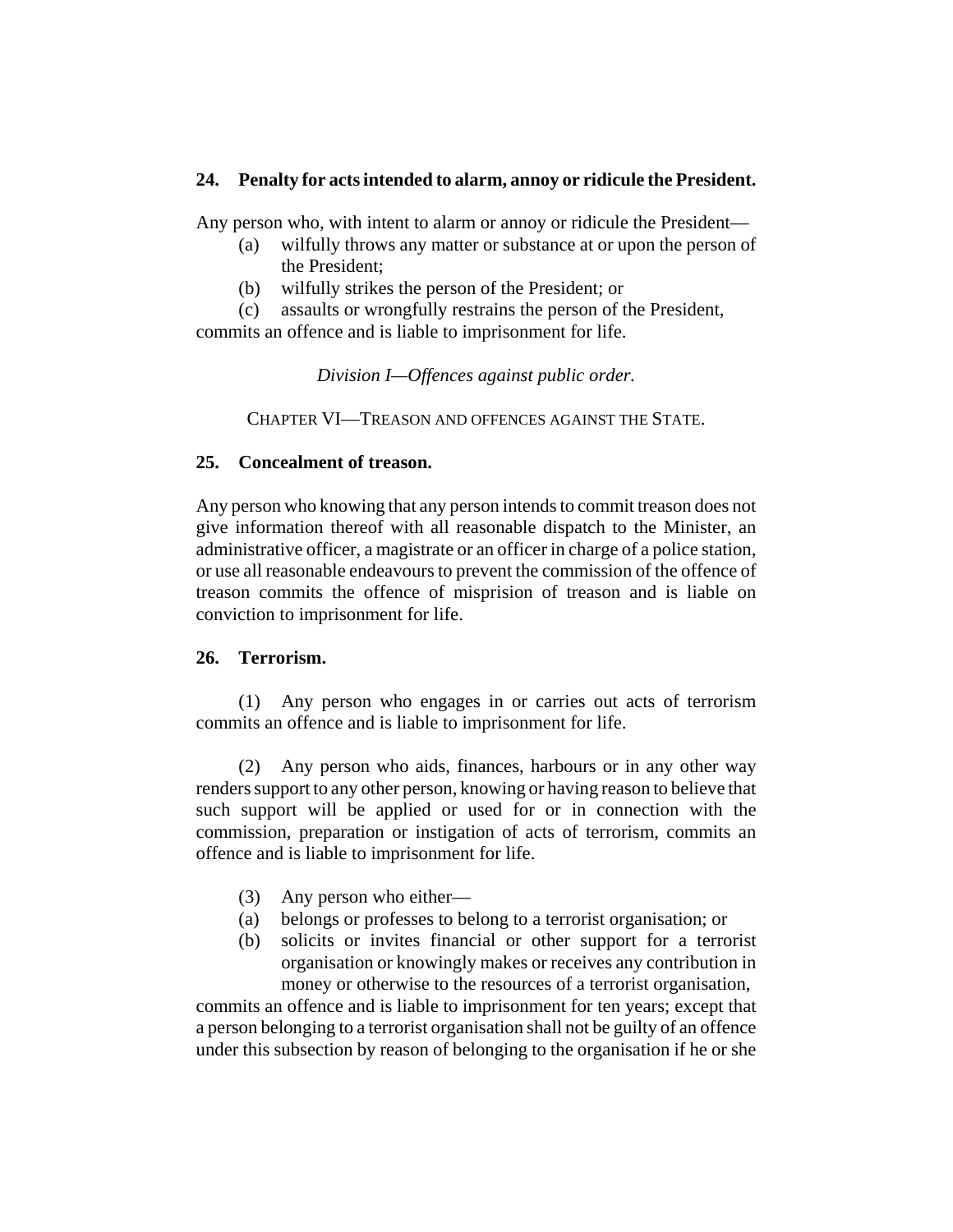**24. Penalty for acts intended to alarm, annoy or ridicule the President.**

Any person who, with intent to alarm or annoy or ridicule the President—

(a) wilfully throws any matter or substance at or upon the person of the President;

(b) wilfully strikes the person of the President; or

(c) assaults or wrongfully restrains the person of the President,

commits an offence and is liable to imprisonment for life.

*Division I—Offences against public order.*

CHAPTER VI—TREASON AND OFFENCES AGAINST THE STATE.

**25. Concealment of treason.**

Any person who knowing that any person intends to commit treason does not give information thereof with all reasonable dispatch to the Minister, an administrative officer, a magistrate or an officer in charge of a police station, or use all reasonable endeavours to prevent the commission of the offence of treason commits the offence of misprision of treason and is liable on conviction to imprisonment for life.

**26. Terrorism.**

(1) Any person who engages in or carries out acts of terrorism commits an offence and is liable to imprisonment for life.

(2) Any person who aids, finances, harbours or in any other way renders support to any other person, knowing or having reason to believe that such support will be applied or used for or in connection with the commission, preparation or instigation of acts of terrorism, commits an offence and is liable to imprisonment for life.

(3) Any person who either—

(a) belongs or professes to belong to a terrorist organisation; or

(b) solicits or invites financial or other support for a terrorist organisation or knowingly makes or receives any contribution in money or otherwise to the resources of a terrorist organisation,

commits an offence and is liable to imprisonment for ten years; except that a person belonging to a terrorist organisation shall not be guilty of an offence under this subsection by reason of belonging to the organisation if he or she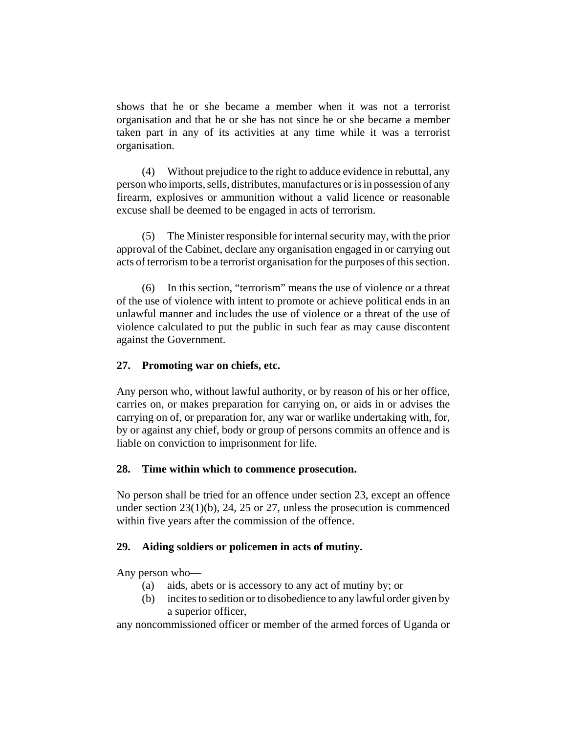shows that he or she became a member when it was not a terrorist organisation and that he or she has not since he or she became a member taken part in any of its activities at any time while it was a terrorist organisation.

(4) Without prejudice to the right to adduce evidence in rebuttal, any person who imports, sells, distributes, manufactures or is in possession of any firearm, explosives or ammunition without a valid licence or reasonable excuse shall be deemed to be engaged in acts of terrorism.

(5) The Minister responsible for internal security may, with the prior approval of the Cabinet, declare any organisation engaged in or carrying out acts of terrorism to be a terrorist organisation for the purposes of this section.

(6) In this section, "terrorism" means the use of violence or a threat of the use of violence with intent to promote or achieve political ends in an unlawful manner and includes the use of violence or a threat of the use of violence calculated to put the public in such fear as may cause discontent against the Government.

**27. Promoting war on chiefs, etc.**

Any person who, without lawful authority, or by reason of his or her office, carries on, or makes preparation for carrying on, or aids in or advises the carrying on of, or preparation for, any war or warlike undertaking with, for, by or against any chief, body or group of persons commits an offence and is liable on conviction to imprisonment for life.

**28. Time within which to commence prosecution.**

No person shall be tried for an offence under section 23, except an offence under section 23(1)(b), 24, 25 or 27, unless the prosecution is commenced within five years after the commission of the offence.

**29. Aiding soldiers or policemen in acts of mutiny.**

Any person who—

(a) aids, abets or is accessory to any act of mutiny by; or

(b) incites to sedition or to disobedience to any lawful order given by a superior officer,

any noncommissioned officer or member of the armed forces of Uganda or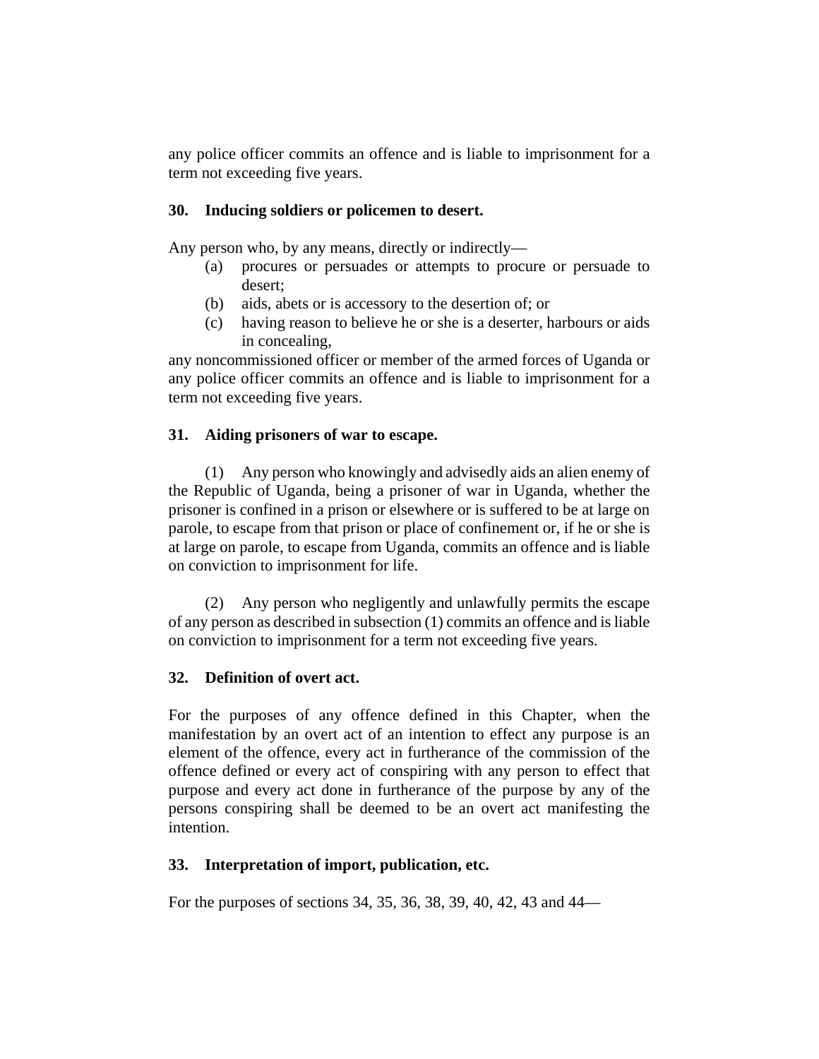any police officer commits an offence and is liable to imprisonment for a term not exceeding five years.

### 30. Inducing soldiers or policemen to desert.

Any person who, by any means, directly or indirectly—

(a) procures or persuades or attempts to procure or persuade to desert;

(b) aids, abets or is accessory to the desertion of; or

(c) having reason to believe he or she is a deserter, harbours or aids in concealing,

any noncommissioned officer or member of the armed forces of Uganda or any police officer commits an offence and is liable to imprisonment for a term not exceeding five years.

### 31. Aiding prisoners of war to escape.

(1) Any person who knowingly and advisedly aids an alien enemy of the Republic of Uganda, being a prisoner of war in Uganda, whether the prisoner is confined in a prison or elsewhere or is suffered to be at large on parole, to escape from that prison or place of confinement or, if he or she is at large on parole, to escape from Uganda, commits an offence and is liable on conviction to imprisonment for life.

(2) Any person who negligently and unlawfully permits the escape of any person as described in subsection (1) commits an offence and is liable on conviction to imprisonment for a term not exceeding five years.

### 32. Definition of overt act.

For the purposes of any offence defined in this Chapter, when the manifestation by an overt act of an intention to effect any purpose is an element of the offence, every act in furtherance of the commission of the offence defined or every act of conspiring with any person to effect that purpose and every act done in furtherance of the purpose by any of the persons conspiring shall be deemed to be an overt act manifesting the intention.

### 33. Interpretation of import, publication, etc.

For the purposes of sections 34, 35, 36, 38, 39, 40, 42, 43 and 44—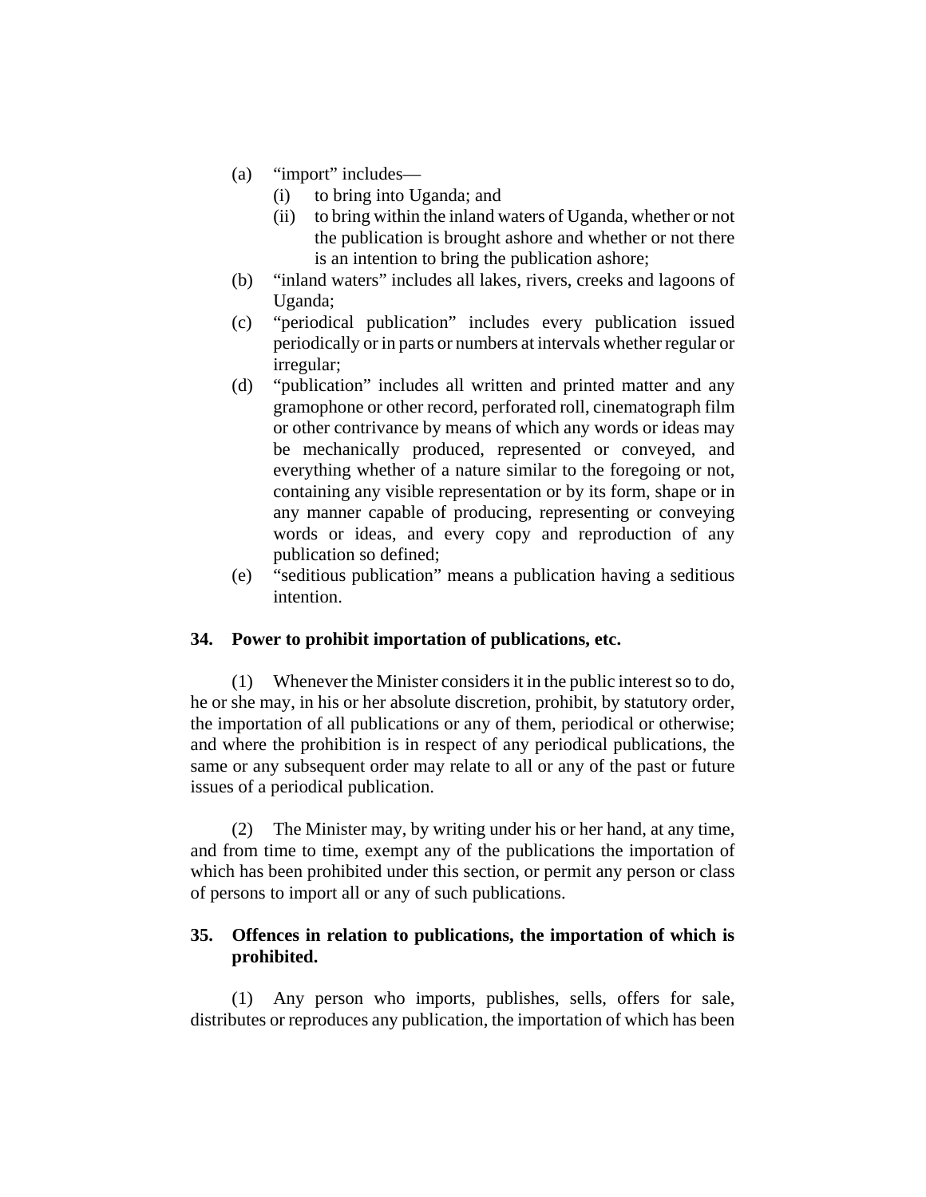(a) "import" includes—
   (i) to bring into Uganda; and
   (ii) to bring within the inland waters of Uganda, whether or not the publication is brought ashore and whether or not there is an intention to bring the publication ashore;

(b) "inland waters" includes all lakes, rivers, creeks and lagoons of Uganda;

(c) "periodical publication" includes every publication issued periodically or in parts or numbers at intervals whether regular or irregular;

(d) "publication" includes all written and printed matter and any gramophone or other record, perforated roll, cinematograph film or other contrivance by means of which any words or ideas may be mechanically produced, represented or conveyed, and everything whether of a nature similar to the foregoing or not, containing any visible representation or by its form, shape or in any manner capable of producing, representing or conveying words or ideas, and every copy and reproduction of any publication so defined;

(e) "seditious publication" means a publication having a seditious intention.

**34. Power to prohibit importation of publications, etc.**

(1) Whenever the Minister considers it in the public interest so to do, he or she may, in his or her absolute discretion, prohibit, by statutory order, the importation of all publications or any of them, periodical or otherwise; and where the prohibition is in respect of any periodical publications, the same or any subsequent order may relate to all or any of the past or future issues of a periodical publication.

(2) The Minister may, by writing under his or her hand, at any time, and from time to time, exempt any of the publications the importation of which has been prohibited under this section, or permit any person or class of persons to import all or any of such publications.

**35. Offences in relation to publications, the importation of which is prohibited.**

(1) Any person who imports, publishes, sells, offers for sale, distributes or reproduces any publication, the importation of which has been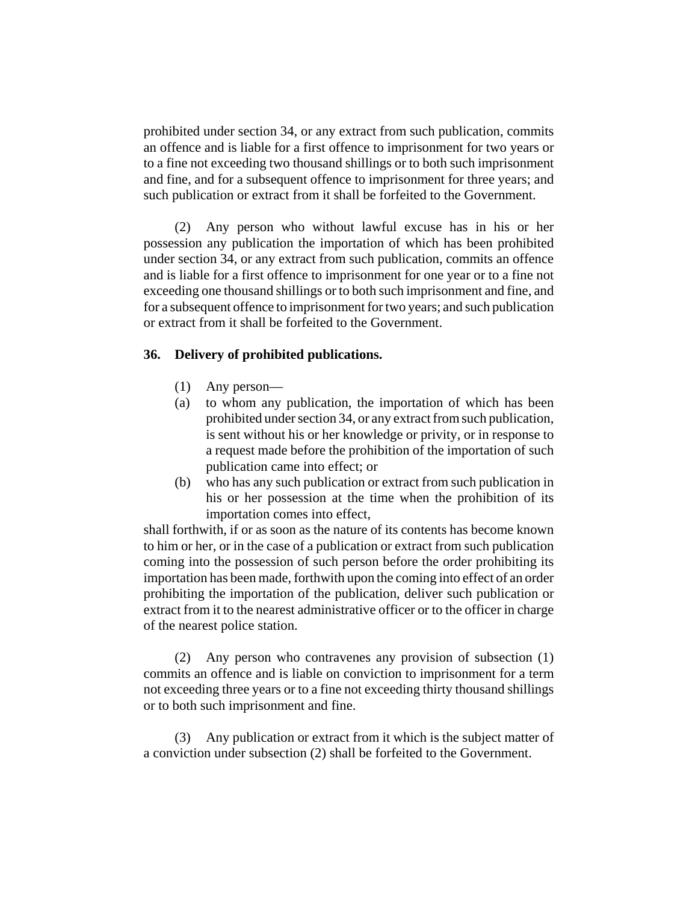prohibited under section 34, or any extract from such publication, commits an offence and is liable for a first offence to imprisonment for two years or to a fine not exceeding two thousand shillings or to both such imprisonment and fine, and for a subsequent offence to imprisonment for three years; and such publication or extract from it shall be forfeited to the Government.

(2) Any person who without lawful excuse has in his or her possession any publication the importation of which has been prohibited under section 34, or any extract from such publication, commits an offence and is liable for a first offence to imprisonment for one year or to a fine not exceeding one thousand shillings or to both such imprisonment and fine, and for a subsequent offence to imprisonment for two years; and such publication or extract from it shall be forfeited to the Government.

### 36. Delivery of prohibited publications.

(1) Any person—

(a) to whom any publication, the importation of which has been prohibited under section 34, or any extract from such publication, is sent without his or her knowledge or privity, or in response to a request made before the prohibition of the importation of such publication came into effect; or

(b) who has any such publication or extract from such publication in his or her possession at the time when the prohibition of its importation comes into effect,

shall forthwith, if or as soon as the nature of its contents has become known to him or her, or in the case of a publication or extract from such publication coming into the possession of such person before the order prohibiting its importation has been made, forthwith upon the coming into effect of an order prohibiting the importation of the publication, deliver such publication or extract from it to the nearest administrative officer or to the officer in charge of the nearest police station.

(2) Any person who contravenes any provision of subsection (1) commits an offence and is liable on conviction to imprisonment for a term not exceeding three years or to a fine not exceeding thirty thousand shillings or to both such imprisonment and fine.

(3) Any publication or extract from it which is the subject matter of a conviction under subsection (2) shall be forfeited to the Government.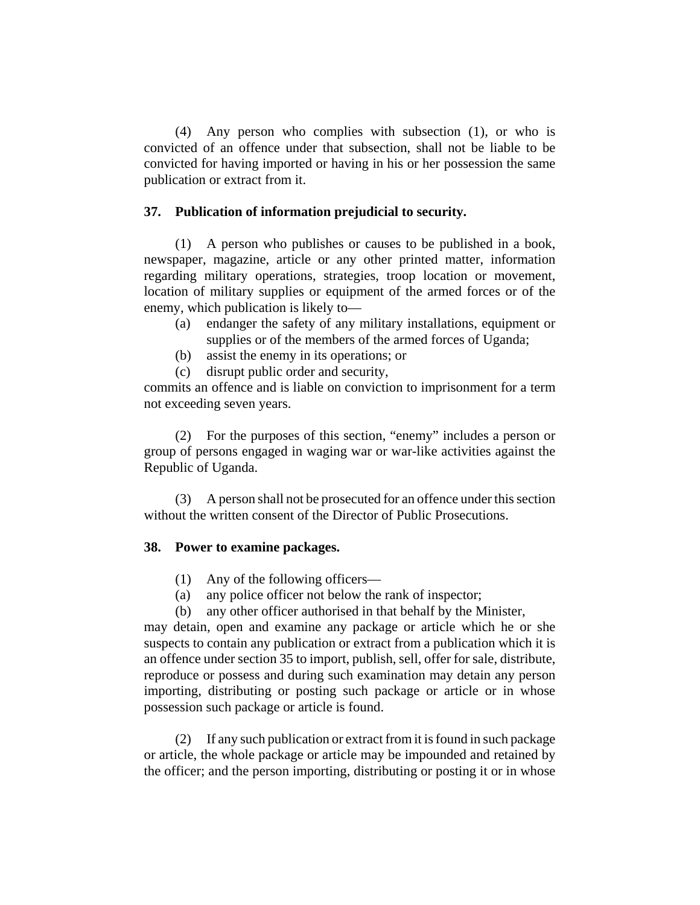(4) Any person who complies with subsection (1), or who is convicted of an offence under that subsection, shall not be liable to be convicted for having imported or having in his or her possession the same publication or extract from it.

### 37. Publication of information prejudicial to security.

(1) A person who publishes or causes to be published in a book, newspaper, magazine, article or any other printed matter, information regarding military operations, strategies, troop location or movement, location of military supplies or equipment of the armed forces or of the enemy, which publication is likely to—

- (a) endanger the safety of any military installations, equipment or supplies or of the members of the armed forces of Uganda;
- (b) assist the enemy in its operations; or
- (c) disrupt public order and security,

commits an offence and is liable on conviction to imprisonment for a term not exceeding seven years.

(2) For the purposes of this section, "enemy" includes a person or group of persons engaged in waging war or war-like activities against the Republic of Uganda.

(3) A person shall not be prosecuted for an offence under this section without the written consent of the Director of Public Prosecutions.

### 38. Power to examine packages.

(1) Any of the following officers—

- (a) any police officer not below the rank of inspector;
- (b) any other officer authorised in that behalf by the Minister,

may detain, open and examine any package or article which he or she suspects to contain any publication or extract from a publication which it is an offence under section 35 to import, publish, sell, offer for sale, distribute, reproduce or possess and during such examination may detain any person importing, distributing or posting such package or article or in whose possession such package or article is found.

(2) If any such publication or extract from it is found in such package or article, the whole package or article may be impounded and retained by the officer; and the person importing, distributing or posting it or in whose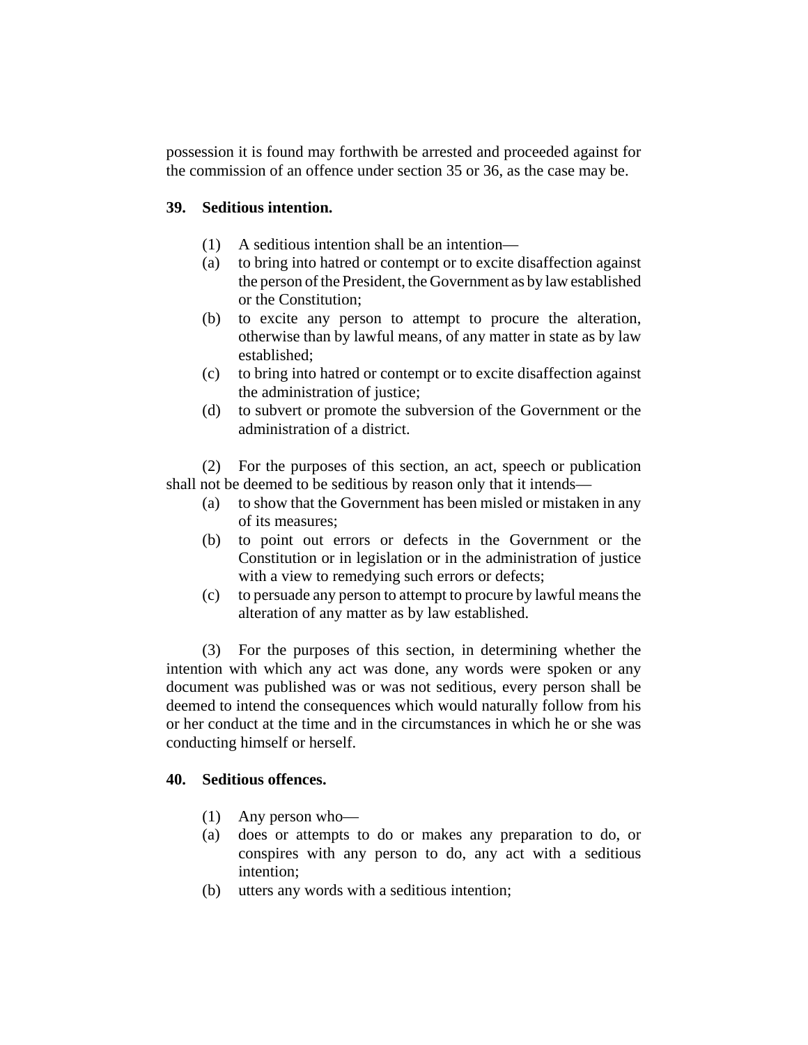possession it is found may forthwith be arrested and proceeded against for the commission of an offence under section 35 or 36, as the case may be.

**39. Seditious intention.**

(1) A seditious intention shall be an intention—

(a) to bring into hatred or contempt or to excite disaffection against the person of the President, the Government as by law established or the Constitution;

(b) to excite any person to attempt to procure the alteration, otherwise than by lawful means, of any matter in state as by law established;

(c) to bring into hatred or contempt or to excite disaffection against the administration of justice;

(d) to subvert or promote the subversion of the Government or the administration of a district.

(2) For the purposes of this section, an act, speech or publication shall not be deemed to be seditious by reason only that it intends—

(a) to show that the Government has been misled or mistaken in any of its measures;

(b) to point out errors or defects in the Government or the Constitution or in legislation or in the administration of justice with a view to remedying such errors or defects;

(c) to persuade any person to attempt to procure by lawful means the alteration of any matter as by law established.

(3) For the purposes of this section, in determining whether the intention with which any act was done, any words were spoken or any document was published was or was not seditious, every person shall be deemed to intend the consequences which would naturally follow from his or her conduct at the time and in the circumstances in which he or she was conducting himself or herself.

**40. Seditious offences.**

(1) Any person who—

(a) does or attempts to do or makes any preparation to do, or conspires with any person to do, any act with a seditious intention;

(b) utters any words with a seditious intention;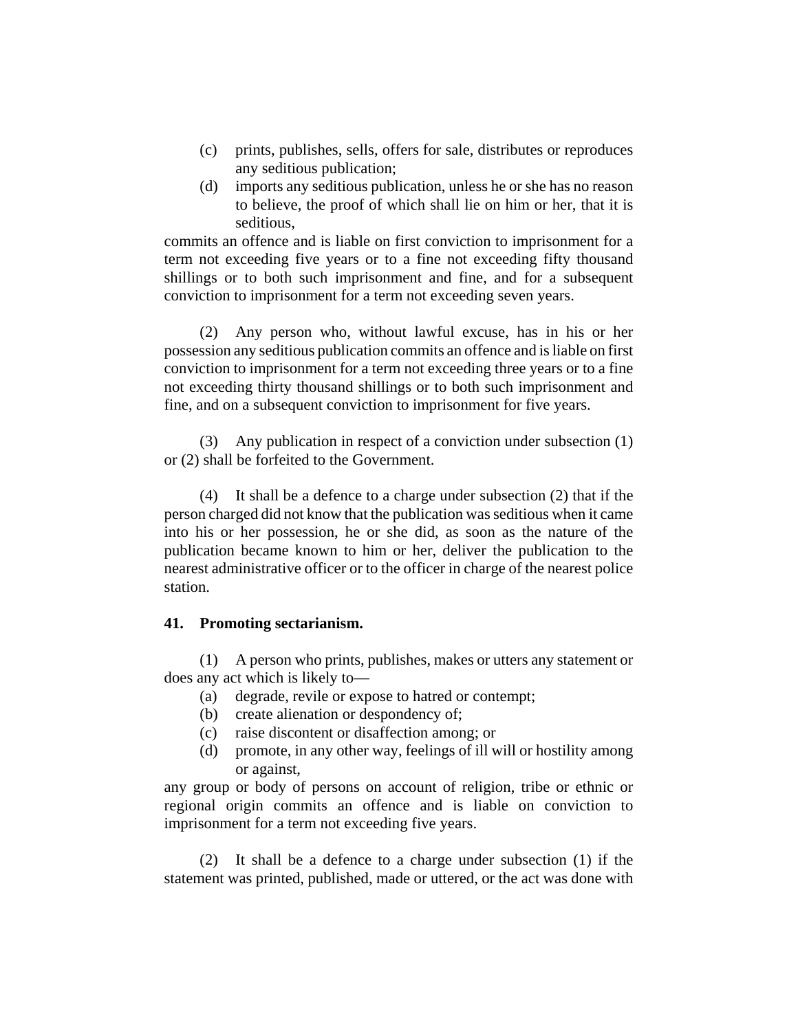(c) prints, publishes, sells, offers for sale, distributes or reproduces any seditious publication;

(d) imports any seditious publication, unless he or she has no reason to believe, the proof of which shall lie on him or her, that it is seditious,

commits an offence and is liable on first conviction to imprisonment for a term not exceeding five years or to a fine not exceeding fifty thousand shillings or to both such imprisonment and fine, and for a subsequent conviction to imprisonment for a term not exceeding seven years.

(2) Any person who, without lawful excuse, has in his or her possession any seditious publication commits an offence and is liable on first conviction to imprisonment for a term not exceeding three years or to a fine not exceeding thirty thousand shillings or to both such imprisonment and fine, and on a subsequent conviction to imprisonment for five years.

(3) Any publication in respect of a conviction under subsection (1) or (2) shall be forfeited to the Government.

(4) It shall be a defence to a charge under subsection (2) that if the person charged did not know that the publication was seditious when it came into his or her possession, he or she did, as soon as the nature of the publication became known to him or her, deliver the publication to the nearest administrative officer or to the officer in charge of the nearest police station.

**41. Promoting sectarianism.**

(1) A person who prints, publishes, makes or utters any statement or does any act which is likely to—

(a) degrade, revile or expose to hatred or contempt;

(b) create alienation or despondency of;

(c) raise discontent or disaffection among; or

(d) promote, in any other way, feelings of ill will or hostility among or against,

any group or body of persons on account of religion, tribe or ethnic or regional origin commits an offence and is liable on conviction to imprisonment for a term not exceeding five years.

(2) It shall be a defence to a charge under subsection (1) if the statement was printed, published, made or uttered, or the act was done with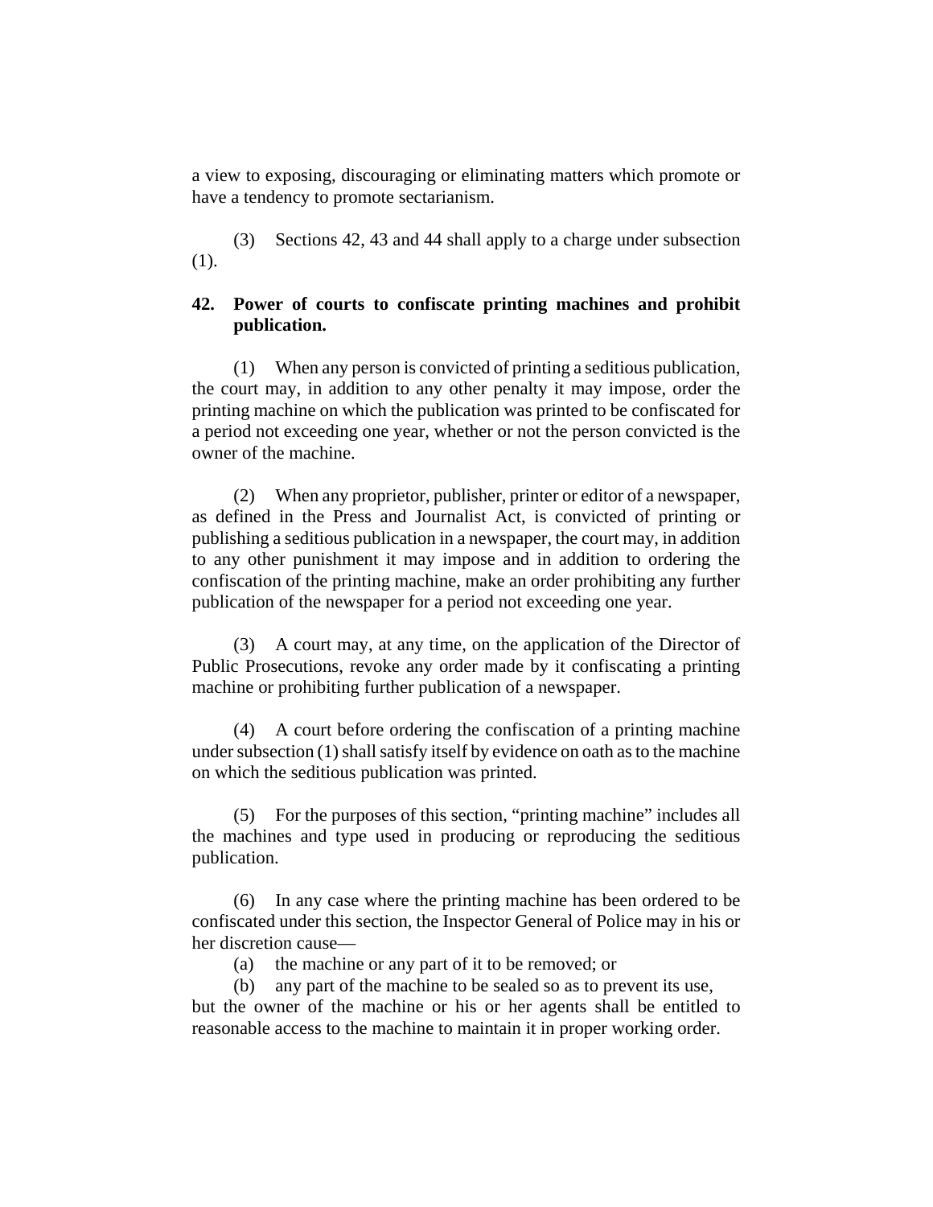a view to exposing, discouraging or eliminating matters which promote or have a tendency to promote sectarianism.

(3) Sections 42, 43 and 44 shall apply to a charge under subsection (1).

**42. Power of courts to confiscate printing machines and prohibit publication.**

(1) When any person is convicted of printing a seditious publication, the court may, in addition to any other penalty it may impose, order the printing machine on which the publication was printed to be confiscated for a period not exceeding one year, whether or not the person convicted is the owner of the machine.

(2) When any proprietor, publisher, printer or editor of a newspaper, as defined in the Press and Journalist Act, is convicted of printing or publishing a seditious publication in a newspaper, the court may, in addition to any other punishment it may impose and in addition to ordering the confiscation of the printing machine, make an order prohibiting any further publication of the newspaper for a period not exceeding one year.

(3) A court may, at any time, on the application of the Director of Public Prosecutions, revoke any order made by it confiscating a printing machine or prohibiting further publication of a newspaper.

(4) A court before ordering the confiscation of a printing machine under subsection (1) shall satisfy itself by evidence on oath as to the machine on which the seditious publication was printed.

(5) For the purposes of this section, "printing machine" includes all the machines and type used in producing or reproducing the seditious publication.

(6) In any case where the printing machine has been ordered to be confiscated under this section, the Inspector General of Police may in his or her discretion cause—

(a) the machine or any part of it to be removed; or

(b) any part of the machine to be sealed so as to prevent its use,

but the owner of the machine or his or her agents shall be entitled to reasonable access to the machine to maintain it in proper working order.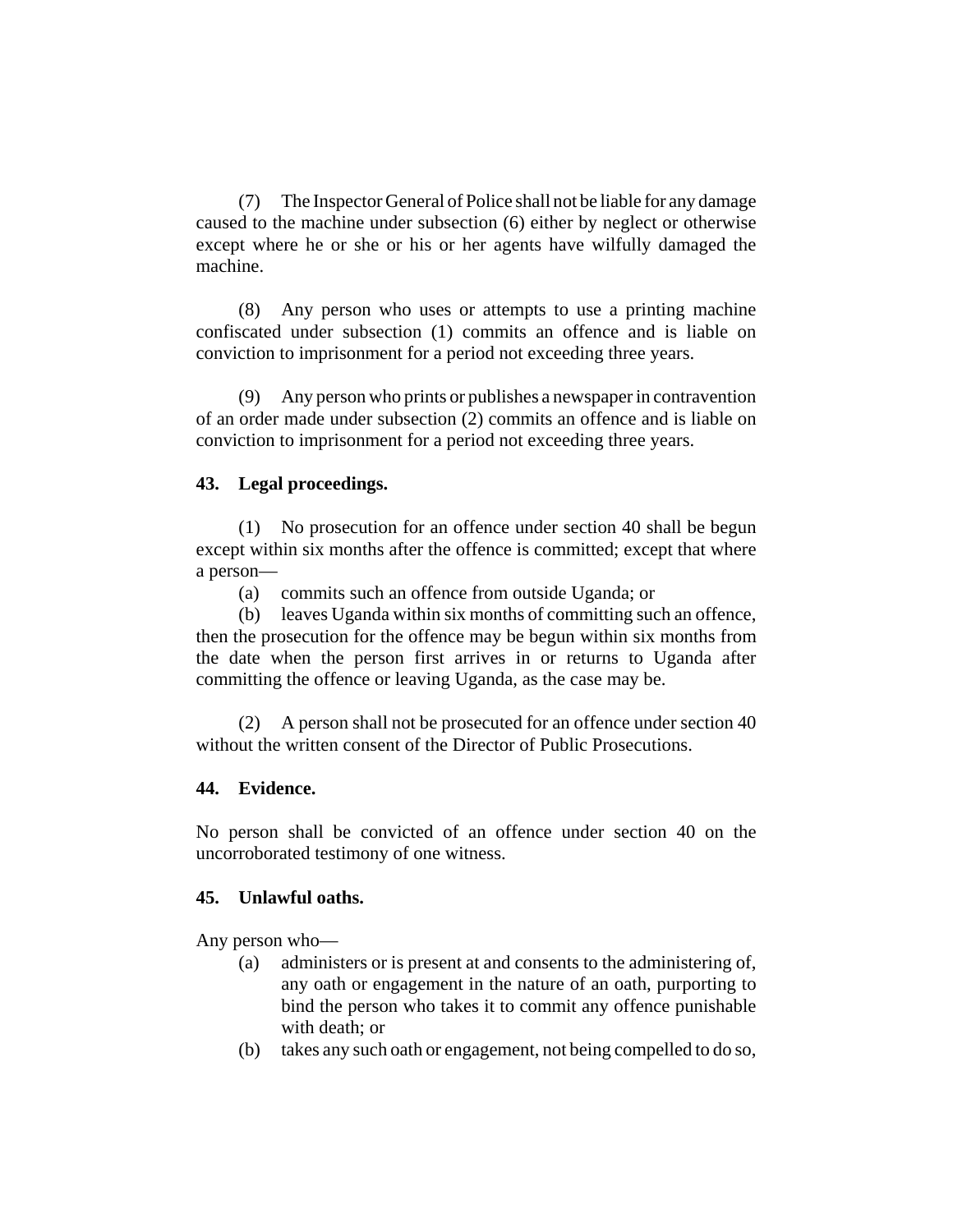(7) The Inspector General of Police shall not be liable for any damage caused to the machine under subsection (6) either by neglect or otherwise except where he or she or his or her agents have wilfully damaged the machine.

(8) Any person who uses or attempts to use a printing machine confiscated under subsection (1) commits an offence and is liable on conviction to imprisonment for a period not exceeding three years.

(9) Any person who prints or publishes a newspaper in contravention of an order made under subsection (2) commits an offence and is liable on conviction to imprisonment for a period not exceeding three years.

**43. Legal proceedings.**

(1) No prosecution for an offence under section 40 shall be begun except within six months after the offence is committed; except that where a person—

(a) commits such an offence from outside Uganda; or

(b) leaves Uganda within six months of committing such an offence,

then the prosecution for the offence may be begun within six months from the date when the person first arrives in or returns to Uganda after committing the offence or leaving Uganda, as the case may be.

(2) A person shall not be prosecuted for an offence under section 40 without the written consent of the Director of Public Prosecutions.

**44. Evidence.**

No person shall be convicted of an offence under section 40 on the uncorroborated testimony of one witness.

**45. Unlawful oaths.**

Any person who—

(a) administers or is present at and consents to the administering of, any oath or engagement in the nature of an oath, purporting to bind the person who takes it to commit any offence punishable with death; or

(b) takes any such oath or engagement, not being compelled to do so,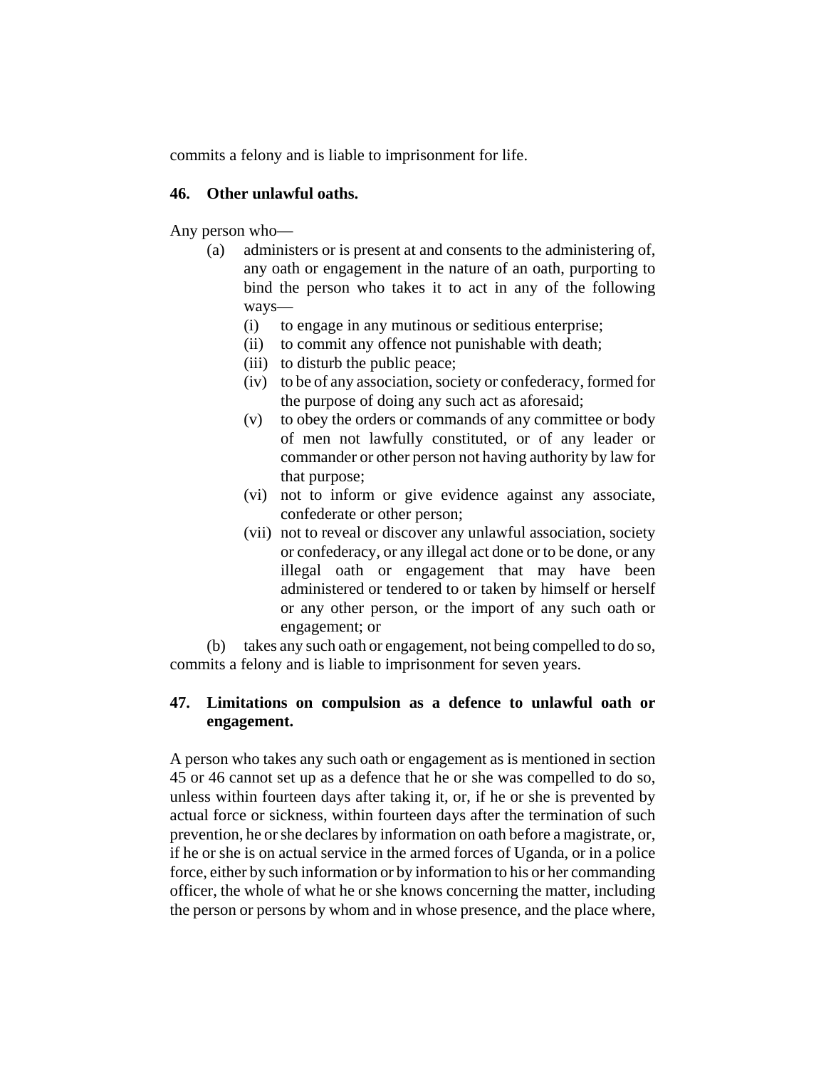commits a felony and is liable to imprisonment for life.

**46. Other unlawful oaths.**

Any person who—

(a) administers or is present at and consents to the administering of, any oath or engagement in the nature of an oath, purporting to bind the person who takes it to act in any of the following ways—

(i) to engage in any mutinous or seditious enterprise;

(ii) to commit any offence not punishable with death;

(iii) to disturb the public peace;

(iv) to be of any association, society or confederacy, formed for the purpose of doing any such act as aforesaid;

(v) to obey the orders or commands of any committee or body of men not lawfully constituted, or of any leader or commander or other person not having authority by law for that purpose;

(vi) not to inform or give evidence against any associate, confederate or other person;

(vii) not to reveal or discover any unlawful association, society or confederacy, or any illegal act done or to be done, or any illegal oath or engagement that may have been administered or tendered to or taken by himself or herself or any other person, or the import of any such oath or engagement; or

(b) takes any such oath or engagement, not being compelled to do so,

commits a felony and is liable to imprisonment for seven years.

**47. Limitations on compulsion as a defence to unlawful oath or engagement.**

A person who takes any such oath or engagement as is mentioned in section 45 or 46 cannot set up as a defence that he or she was compelled to do so, unless within fourteen days after taking it, or, if he or she is prevented by actual force or sickness, within fourteen days after the termination of such prevention, he or she declares by information on oath before a magistrate, or, if he or she is on actual service in the armed forces of Uganda, or in a police force, either by such information or by information to his or her commanding officer, the whole of what he or she knows concerning the matter, including the person or persons by whom and in whose presence, and the place where,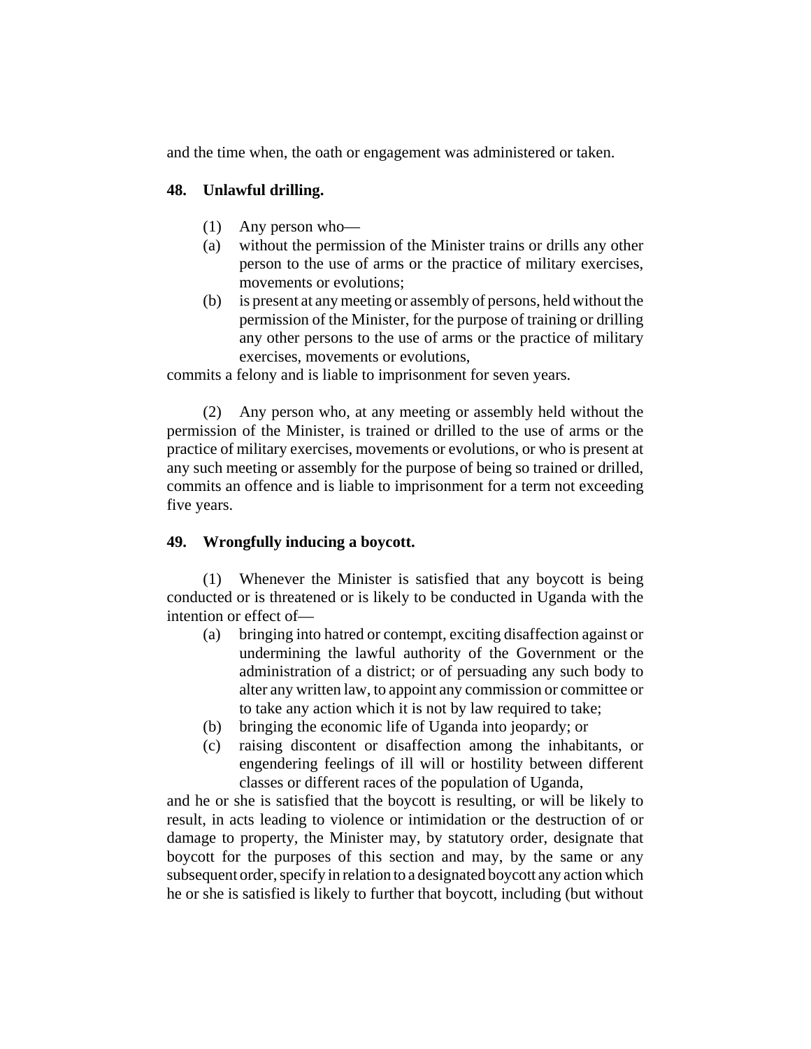and the time when, the oath or engagement was administered or taken.

### 48. Unlawful drilling.

(1) Any person who—

(a) without the permission of the Minister trains or drills any other person to the use of arms or the practice of military exercises, movements or evolutions;

(b) is present at any meeting or assembly of persons, held without the permission of the Minister, for the purpose of training or drilling any other persons to the use of arms or the practice of military exercises, movements or evolutions,

commits a felony and is liable to imprisonment for seven years.

(2) Any person who, at any meeting or assembly held without the permission of the Minister, is trained or drilled to the use of arms or the practice of military exercises, movements or evolutions, or who is present at any such meeting or assembly for the purpose of being so trained or drilled, commits an offence and is liable to imprisonment for a term not exceeding five years.

### 49. Wrongfully inducing a boycott.

(1) Whenever the Minister is satisfied that any boycott is being conducted or is threatened or is likely to be conducted in Uganda with the intention or effect of—

(a) bringing into hatred or contempt, exciting disaffection against or undermining the lawful authority of the Government or the administration of a district; or of persuading any such body to alter any written law, to appoint any commission or committee or to take any action which it is not by law required to take;

(b) bringing the economic life of Uganda into jeopardy; or

(c) raising discontent or disaffection among the inhabitants, or engendering feelings of ill will or hostility between different classes or different races of the population of Uganda,

and he or she is satisfied that the boycott is resulting, or will be likely to result, in acts leading to violence or intimidation or the destruction of or damage to property, the Minister may, by statutory order, designate that boycott for the purposes of this section and may, by the same or any subsequent order, specify in relation to a designated boycott any action which he or she is satisfied is likely to further that boycott, including (but without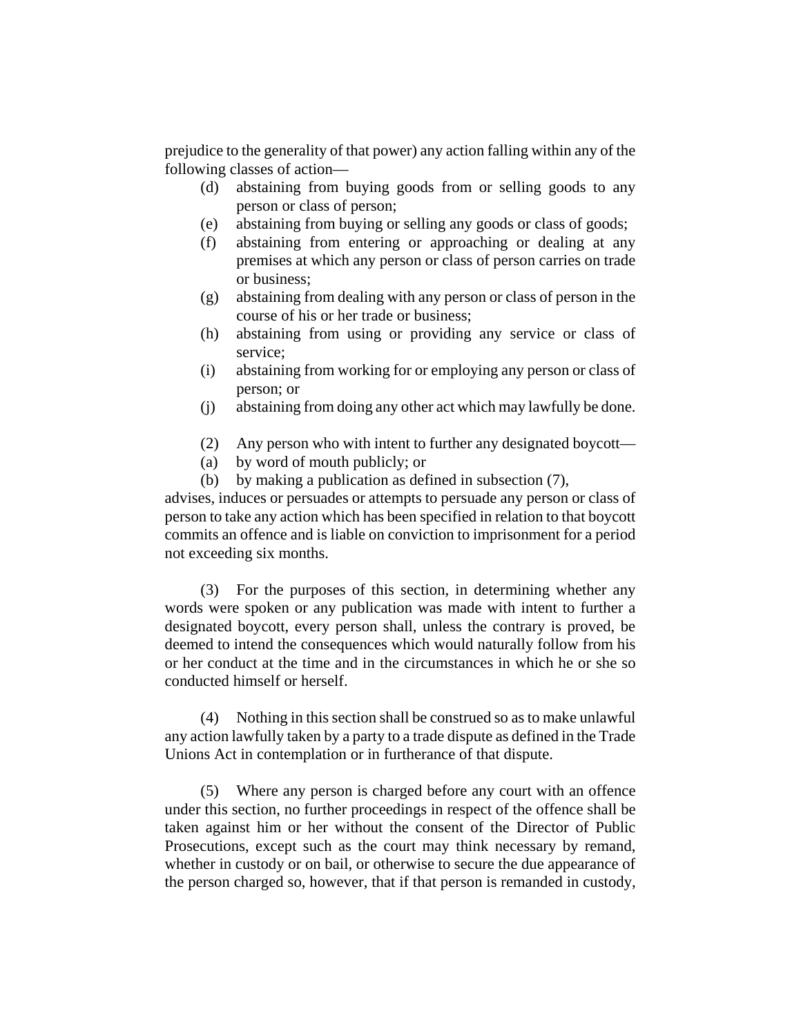prejudice to the generality of that power) any action falling within any of the following classes of action—

(d) abstaining from buying goods from or selling goods to any person or class of person;

(e) abstaining from buying or selling any goods or class of goods;

(f) abstaining from entering or approaching or dealing at any premises at which any person or class of person carries on trade or business;

(g) abstaining from dealing with any person or class of person in the course of his or her trade or business;

(h) abstaining from using or providing any service or class of service;

(i) abstaining from working for or employing any person or class of person; or

(j) abstaining from doing any other act which may lawfully be done.

(2) Any person who with intent to further any designated boycott—

(a) by word of mouth publicly; or

(b) by making a publication as defined in subsection (7),

advises, induces or persuades or attempts to persuade any person or class of person to take any action which has been specified in relation to that boycott commits an offence and is liable on conviction to imprisonment for a period not exceeding six months.

(3) For the purposes of this section, in determining whether any words were spoken or any publication was made with intent to further a designated boycott, every person shall, unless the contrary is proved, be deemed to intend the consequences which would naturally follow from his or her conduct at the time and in the circumstances in which he or she so conducted himself or herself.

(4) Nothing in this section shall be construed so as to make unlawful any action lawfully taken by a party to a trade dispute as defined in the Trade Unions Act in contemplation or in furtherance of that dispute.

(5) Where any person is charged before any court with an offence under this section, no further proceedings in respect of the offence shall be taken against him or her without the consent of the Director of Public Prosecutions, except such as the court may think necessary by remand, whether in custody or on bail, or otherwise to secure the due appearance of the person charged so, however, that if that person is remanded in custody,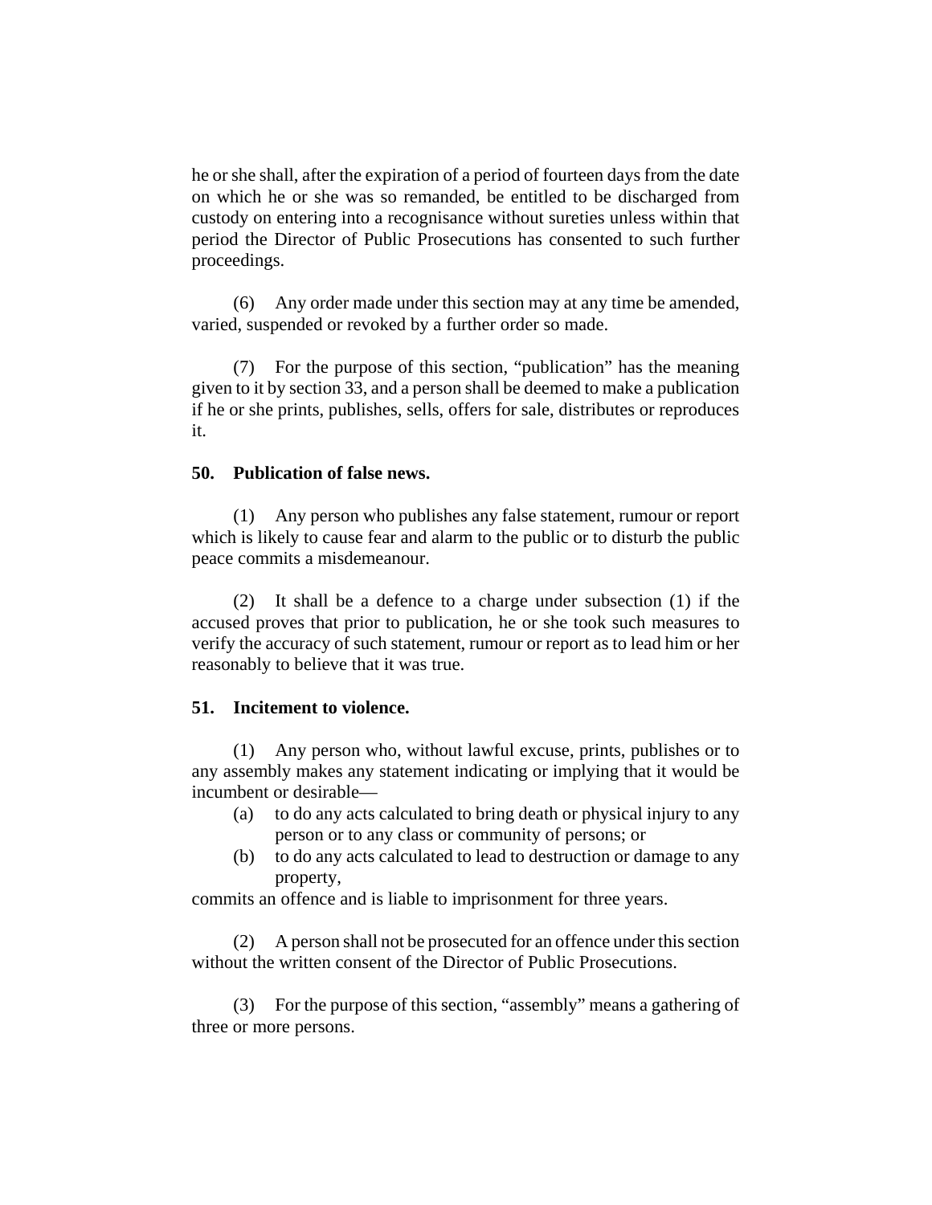he or she shall, after the expiration of a period of fourteen days from the date on which he or she was so remanded, be entitled to be discharged from custody on entering into a recognisance without sureties unless within that period the Director of Public Prosecutions has consented to such further proceedings.

(6) Any order made under this section may at any time be amended, varied, suspended or revoked by a further order so made.

(7) For the purpose of this section, "publication" has the meaning given to it by section 33, and a person shall be deemed to make a publication if he or she prints, publishes, sells, offers for sale, distributes or reproduces it.

**50. Publication of false news.**

(1) Any person who publishes any false statement, rumour or report which is likely to cause fear and alarm to the public or to disturb the public peace commits a misdemeanour.

(2) It shall be a defence to a charge under subsection (1) if the accused proves that prior to publication, he or she took such measures to verify the accuracy of such statement, rumour or report as to lead him or her reasonably to believe that it was true.

**51. Incitement to violence.**

(1) Any person who, without lawful excuse, prints, publishes or to any assembly makes any statement indicating or implying that it would be incumbent or desirable—

(a) to do any acts calculated to bring death or physical injury to any person or to any class or community of persons; or

(b) to do any acts calculated to lead to destruction or damage to any property,

commits an offence and is liable to imprisonment for three years.

(2) A person shall not be prosecuted for an offence under this section without the written consent of the Director of Public Prosecutions.

(3) For the purpose of this section, "assembly" means a gathering of three or more persons.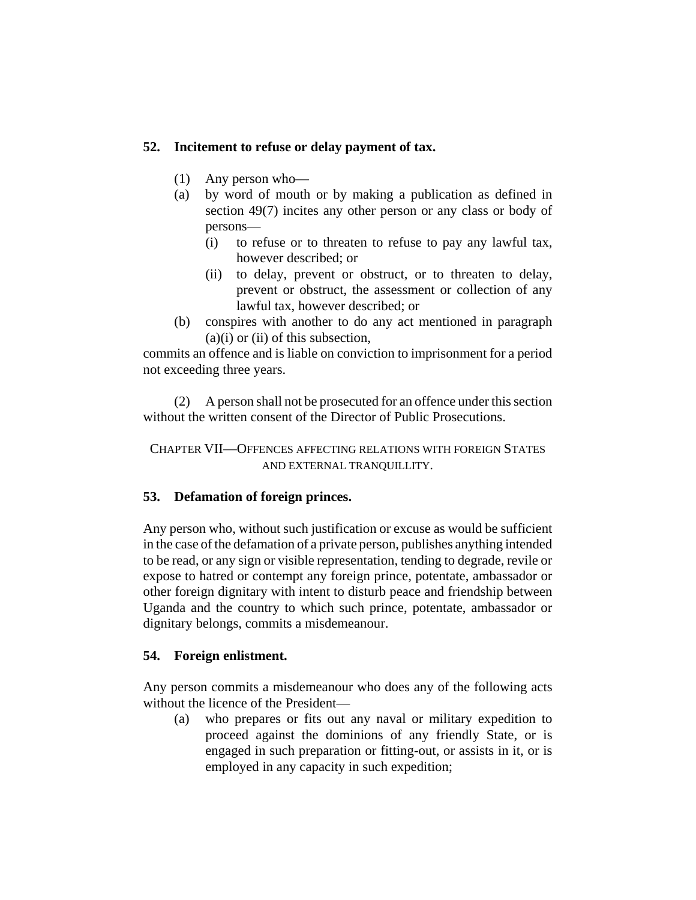### 52. Incitement to refuse or delay payment of tax.

(1) Any person who—

(a) by word of mouth or by making a publication as defined in section 49(7) incites any other person or any class or body of persons—

(i) to refuse or to threaten to refuse to pay any lawful tax, however described; or

(ii) to delay, prevent or obstruct, or to threaten to delay, prevent or obstruct, the assessment or collection of any lawful tax, however described; or

(b) conspires with another to do any act mentioned in paragraph (a)(i) or (ii) of this subsection,

commits an offence and is liable on conviction to imprisonment for a period not exceeding three years.

(2) A person shall not be prosecuted for an offence under this section without the written consent of the Director of Public Prosecutions.

## CHAPTER VII—OFFENCES AFFECTING RELATIONS WITH FOREIGN STATES AND EXTERNAL TRANQUILLITY.

### 53. Defamation of foreign princes.

Any person who, without such justification or excuse as would be sufficient in the case of the defamation of a private person, publishes anything intended to be read, or any sign or visible representation, tending to degrade, revile or expose to hatred or contempt any foreign prince, potentate, ambassador or other foreign dignitary with intent to disturb peace and friendship between Uganda and the country to which such prince, potentate, ambassador or dignitary belongs, commits a misdemeanour.

### 54. Foreign enlistment.

Any person commits a misdemeanour who does any of the following acts without the licence of the President—

(a) who prepares or fits out any naval or military expedition to proceed against the dominions of any friendly State, or is engaged in such preparation or fitting-out, or assists in it, or is employed in any capacity in such expedition;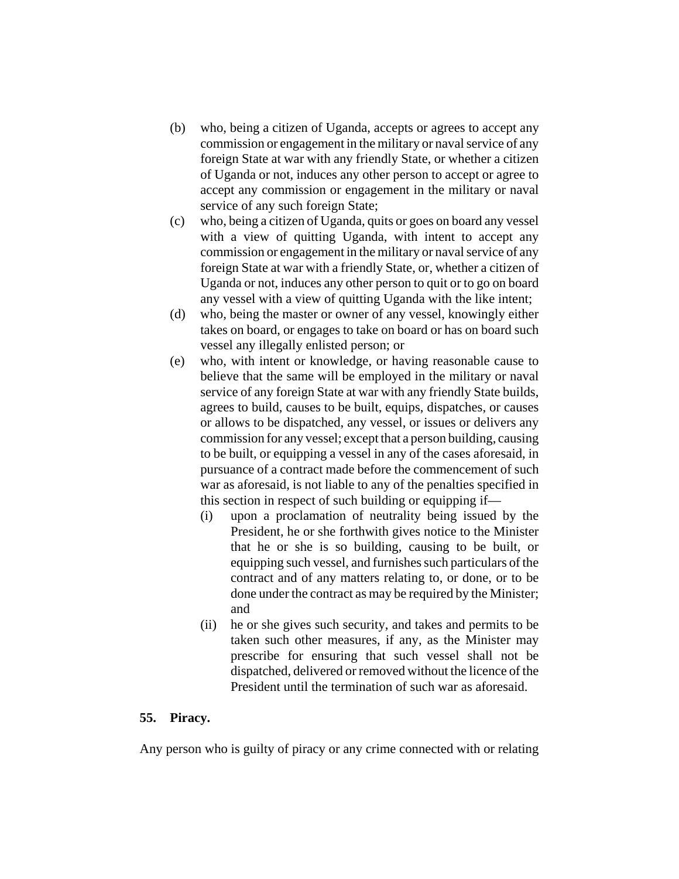(b) who, being a citizen of Uganda, accepts or agrees to accept any commission or engagement in the military or naval service of any foreign State at war with any friendly State, or whether a citizen of Uganda or not, induces any other person to accept or agree to accept any commission or engagement in the military or naval service of any such foreign State;

(c) who, being a citizen of Uganda, quits or goes on board any vessel with a view of quitting Uganda, with intent to accept any commission or engagement in the military or naval service of any foreign State at war with a friendly State, or, whether a citizen of Uganda or not, induces any other person to quit or to go on board any vessel with a view of quitting Uganda with the like intent;

(d) who, being the master or owner of any vessel, knowingly either takes on board, or engages to take on board or has on board such vessel any illegally enlisted person; or

(e) who, with intent or knowledge, or having reasonable cause to believe that the same will be employed in the military or naval service of any foreign State at war with any friendly State builds, agrees to build, causes to be built, equips, dispatches, or causes or allows to be dispatched, any vessel, or issues or delivers any commission for any vessel; except that a person building, causing to be built, or equipping a vessel in any of the cases aforesaid, in pursuance of a contract made before the commencement of such war as aforesaid, is not liable to any of the penalties specified in this section in respect of such building or equipping if—

    (i) upon a proclamation of neutrality being issued by the President, he or she forthwith gives notice to the Minister that he or she is so building, causing to be built, or equipping such vessel, and furnishes such particulars of the contract and of any matters relating to, or done, or to be done under the contract as may be required by the Minister; and

    (ii) he or she gives such security, and takes and permits to be taken such other measures, if any, as the Minister may prescribe for ensuring that such vessel shall not be dispatched, delivered or removed without the licence of the President until the termination of such war as aforesaid.

**55. Piracy.**

Any person who is guilty of piracy or any crime connected with or relating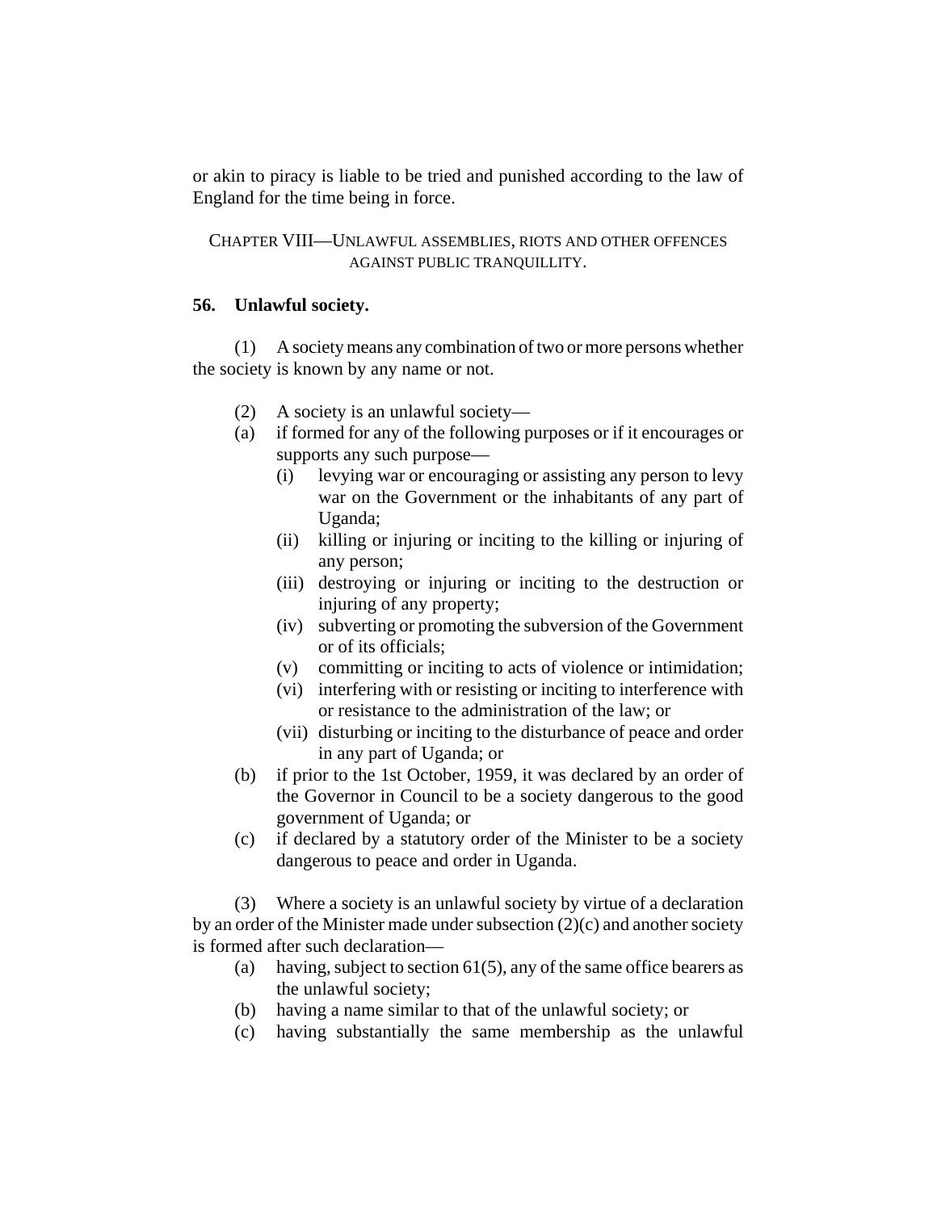or akin to piracy is liable to be tried and punished according to the law of England for the time being in force.

## CHAPTER VIII—UNLAWFUL ASSEMBLIES, RIOTS AND OTHER OFFENCES AGAINST PUBLIC TRANQUILLITY.

### 56. Unlawful society.

(1) A society means any combination of two or more persons whether the society is known by any name or not.

(2) A society is an unlawful society—

(a) if formed for any of the following purposes or if it encourages or supports any such purpose—

  (i) levying war or encouraging or assisting any person to levy war on the Government or the inhabitants of any part of Uganda;

  (ii) killing or injuring or inciting to the killing or injuring of any person;

  (iii) destroying or injuring or inciting to the destruction or injuring of any property;

  (iv) subverting or promoting the subversion of the Government or of its officials;

  (v) committing or inciting to acts of violence or intimidation;

  (vi) interfering with or resisting or inciting to interference with or resistance to the administration of the law; or

  (vii) disturbing or inciting to the disturbance of peace and order in any part of Uganda; or

(b) if prior to the 1st October, 1959, it was declared by an order of the Governor in Council to be a society dangerous to the good government of Uganda; or

(c) if declared by a statutory order of the Minister to be a society dangerous to peace and order in Uganda.

(3) Where a society is an unlawful society by virtue of a declaration by an order of the Minister made under subsection (2)(c) and another society is formed after such declaration—

(a) having, subject to section 61(5), any of the same office bearers as the unlawful society;

(b) having a name similar to that of the unlawful society; or

(c) having substantially the same membership as the unlawful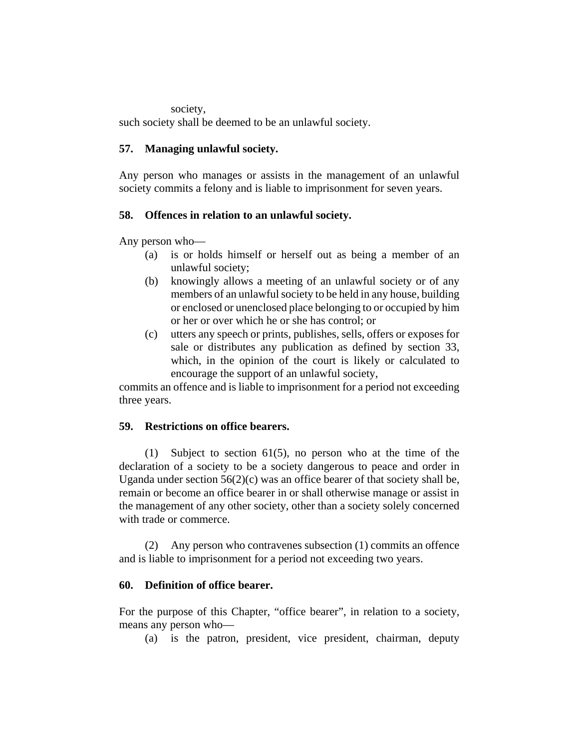society,

such society shall be deemed to be an unlawful society.

**57. Managing unlawful society.**

Any person who manages or assists in the management of an unlawful society commits a felony and is liable to imprisonment for seven years.

**58. Offences in relation to an unlawful society.**

Any person who—

(a) is or holds himself or herself out as being a member of an unlawful society;

(b) knowingly allows a meeting of an unlawful society or of any members of an unlawful society to be held in any house, building or enclosed or unenclosed place belonging to or occupied by him or her or over which he or she has control; or

(c) utters any speech or prints, publishes, sells, offers or exposes for sale or distributes any publication as defined by section 33, which, in the opinion of the court is likely or calculated to encourage the support of an unlawful society,

commits an offence and is liable to imprisonment for a period not exceeding three years.

**59. Restrictions on office bearers.**

(1) Subject to section 61(5), no person who at the time of the declaration of a society to be a society dangerous to peace and order in Uganda under section 56(2)(c) was an office bearer of that society shall be, remain or become an office bearer in or shall otherwise manage or assist in the management of any other society, other than a society solely concerned with trade or commerce.

(2) Any person who contravenes subsection (1) commits an offence and is liable to imprisonment for a period not exceeding two years.

**60. Definition of office bearer.**

For the purpose of this Chapter, "office bearer", in relation to a society, means any person who—

(a) is the patron, president, vice president, chairman, deputy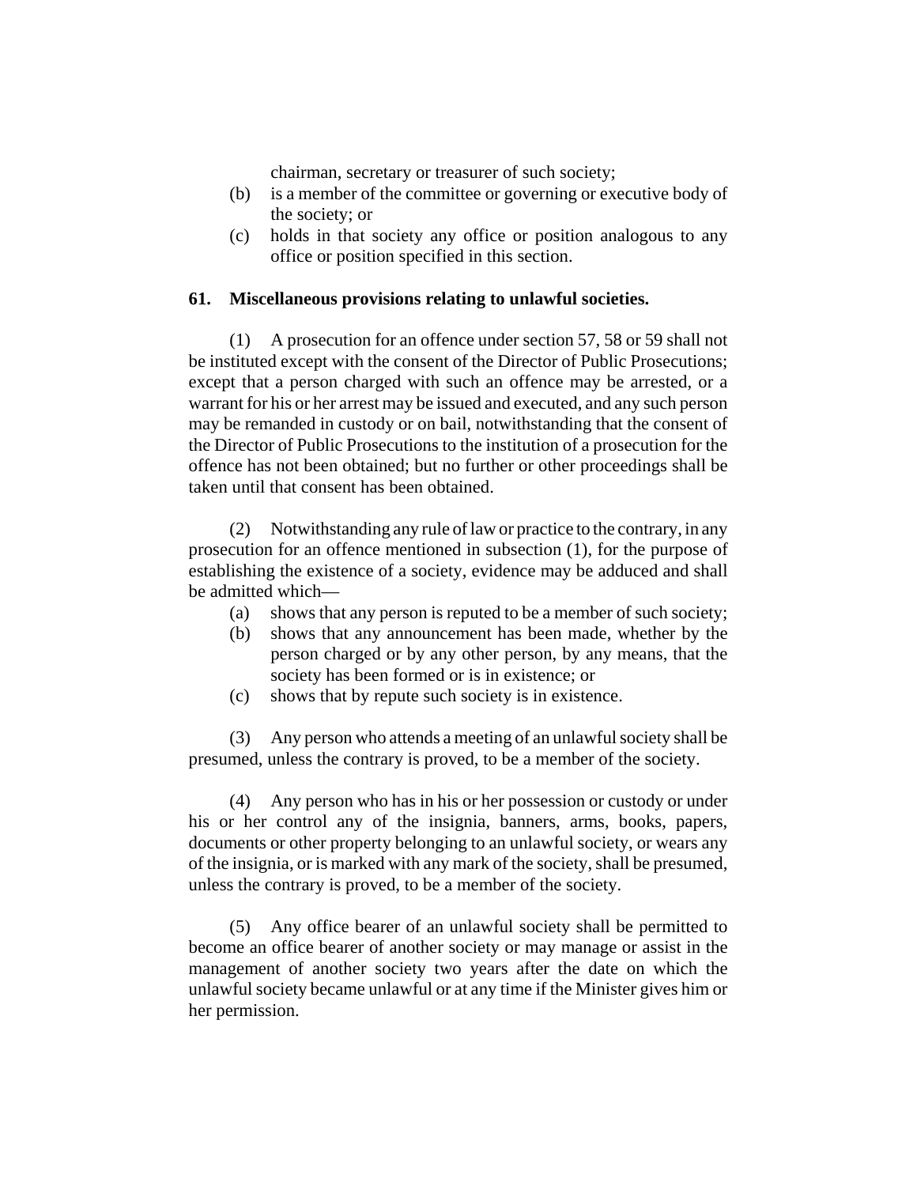chairman, secretary or treasurer of such society;

(b) is a member of the committee or governing or executive body of the society; or

(c) holds in that society any office or position analogous to any office or position specified in this section.

**61. Miscellaneous provisions relating to unlawful societies.**

(1) A prosecution for an offence under section 57, 58 or 59 shall not be instituted except with the consent of the Director of Public Prosecutions; except that a person charged with such an offence may be arrested, or a warrant for his or her arrest may be issued and executed, and any such person may be remanded in custody or on bail, notwithstanding that the consent of the Director of Public Prosecutions to the institution of a prosecution for the offence has not been obtained; but no further or other proceedings shall be taken until that consent has been obtained.

(2) Notwithstanding any rule of law or practice to the contrary, in any prosecution for an offence mentioned in subsection (1), for the purpose of establishing the existence of a society, evidence may be adduced and shall be admitted which—

(a) shows that any person is reputed to be a member of such society;

(b) shows that any announcement has been made, whether by the person charged or by any other person, by any means, that the society has been formed or is in existence; or

(c) shows that by repute such society is in existence.

(3) Any person who attends a meeting of an unlawful society shall be presumed, unless the contrary is proved, to be a member of the society.

(4) Any person who has in his or her possession or custody or under his or her control any of the insignia, banners, arms, books, papers, documents or other property belonging to an unlawful society, or wears any of the insignia, or is marked with any mark of the society, shall be presumed, unless the contrary is proved, to be a member of the society.

(5) Any office bearer of an unlawful society shall be permitted to become an office bearer of another society or may manage or assist in the management of another society two years after the date on which the unlawful society became unlawful or at any time if the Minister gives him or her permission.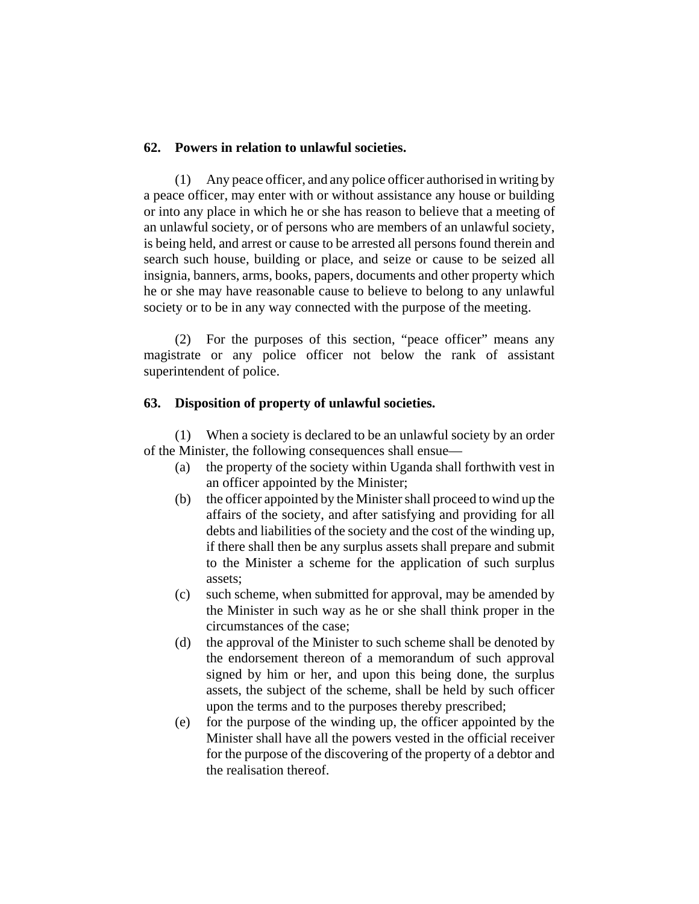### 62. Powers in relation to unlawful societies.

(1) Any peace officer, and any police officer authorised in writing by a peace officer, may enter with or without assistance any house or building or into any place in which he or she has reason to believe that a meeting of an unlawful society, or of persons who are members of an unlawful society, is being held, and arrest or cause to be arrested all persons found therein and search such house, building or place, and seize or cause to be seized all insignia, banners, arms, books, papers, documents and other property which he or she may have reasonable cause to believe to belong to any unlawful society or to be in any way connected with the purpose of the meeting.

(2) For the purposes of this section, "peace officer" means any magistrate or any police officer not below the rank of assistant superintendent of police.

### 63. Disposition of property of unlawful societies.

(1) When a society is declared to be an unlawful society by an order of the Minister, the following consequences shall ensue—

- (a) the property of the society within Uganda shall forthwith vest in an officer appointed by the Minister;
- (b) the officer appointed by the Minister shall proceed to wind up the affairs of the society, and after satisfying and providing for all debts and liabilities of the society and the cost of the winding up, if there shall then be any surplus assets shall prepare and submit to the Minister a scheme for the application of such surplus assets;
- (c) such scheme, when submitted for approval, may be amended by the Minister in such way as he or she shall think proper in the circumstances of the case;
- (d) the approval of the Minister to such scheme shall be denoted by the endorsement thereon of a memorandum of such approval signed by him or her, and upon this being done, the surplus assets, the subject of the scheme, shall be held by such officer upon the terms and to the purposes thereby prescribed;
- (e) for the purpose of the winding up, the officer appointed by the Minister shall have all the powers vested in the official receiver for the purpose of the discovering of the property of a debtor and the realisation thereof.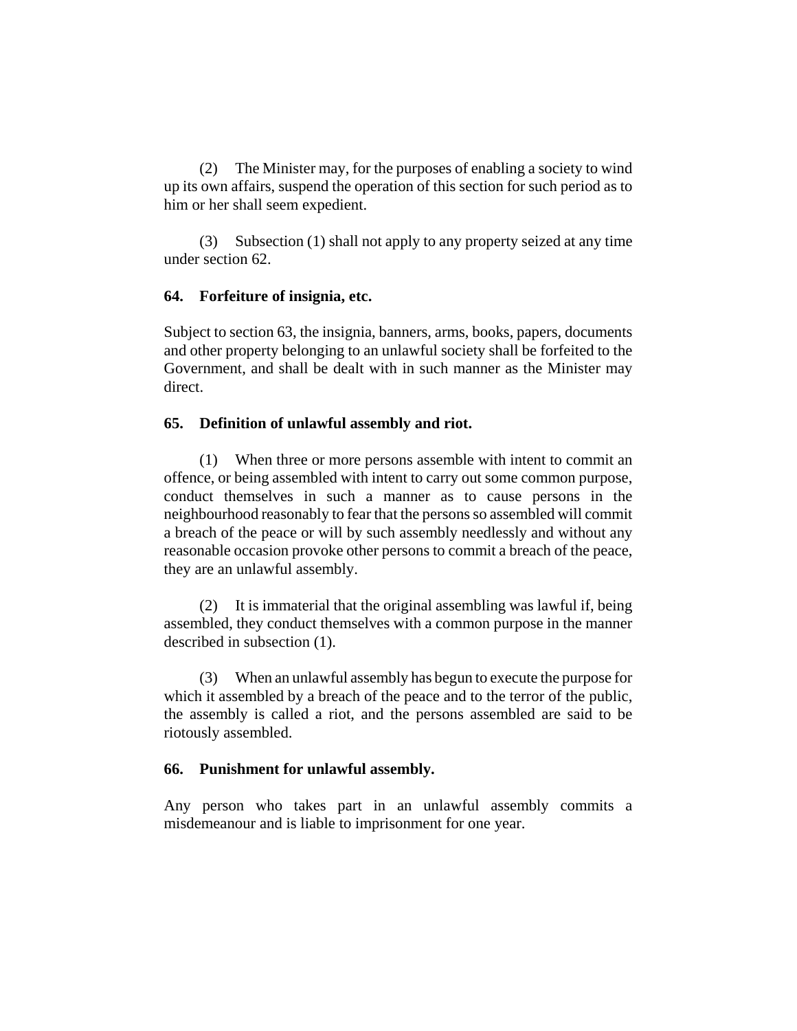(2) The Minister may, for the purposes of enabling a society to wind up its own affairs, suspend the operation of this section for such period as to him or her shall seem expedient.

(3) Subsection (1) shall not apply to any property seized at any time under section 62.

### 64. Forfeiture of insignia, etc.

Subject to section 63, the insignia, banners, arms, books, papers, documents and other property belonging to an unlawful society shall be forfeited to the Government, and shall be dealt with in such manner as the Minister may direct.

### 65. Definition of unlawful assembly and riot.

(1) When three or more persons assemble with intent to commit an offence, or being assembled with intent to carry out some common purpose, conduct themselves in such a manner as to cause persons in the neighbourhood reasonably to fear that the persons so assembled will commit a breach of the peace or will by such assembly needlessly and without any reasonable occasion provoke other persons to commit a breach of the peace, they are an unlawful assembly.

(2) It is immaterial that the original assembling was lawful if, being assembled, they conduct themselves with a common purpose in the manner described in subsection (1).

(3) When an unlawful assembly has begun to execute the purpose for which it assembled by a breach of the peace and to the terror of the public, the assembly is called a riot, and the persons assembled are said to be riotously assembled.

### 66. Punishment for unlawful assembly.

Any person who takes part in an unlawful assembly commits a misdemeanour and is liable to imprisonment for one year.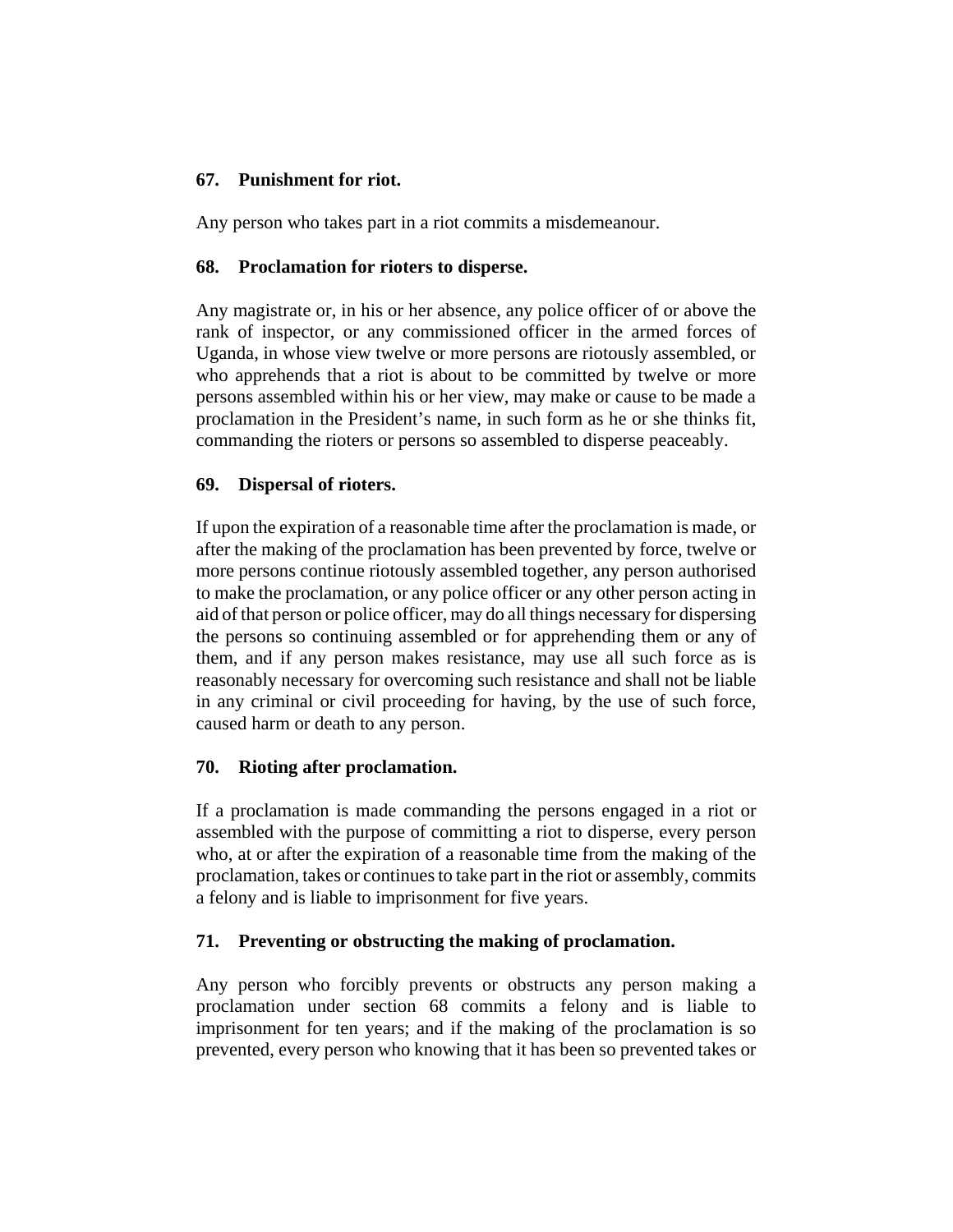**67. Punishment for riot.**

Any person who takes part in a riot commits a misdemeanour.

**68. Proclamation for rioters to disperse.**

Any magistrate or, in his or her absence, any police officer of or above the rank of inspector, or any commissioned officer in the armed forces of Uganda, in whose view twelve or more persons are riotously assembled, or who apprehends that a riot is about to be committed by twelve or more persons assembled within his or her view, may make or cause to be made a proclamation in the President's name, in such form as he or she thinks fit, commanding the rioters or persons so assembled to disperse peaceably.

**69. Dispersal of rioters.**

If upon the expiration of a reasonable time after the proclamation is made, or after the making of the proclamation has been prevented by force, twelve or more persons continue riotously assembled together, any person authorised to make the proclamation, or any police officer or any other person acting in aid of that person or police officer, may do all things necessary for dispersing the persons so continuing assembled or for apprehending them or any of them, and if any person makes resistance, may use all such force as is reasonably necessary for overcoming such resistance and shall not be liable in any criminal or civil proceeding for having, by the use of such force, caused harm or death to any person.

**70. Rioting after proclamation.**

If a proclamation is made commanding the persons engaged in a riot or assembled with the purpose of committing a riot to disperse, every person who, at or after the expiration of a reasonable time from the making of the proclamation, takes or continues to take part in the riot or assembly, commits a felony and is liable to imprisonment for five years.

**71. Preventing or obstructing the making of proclamation.**

Any person who forcibly prevents or obstructs any person making a proclamation under section 68 commits a felony and is liable to imprisonment for ten years; and if the making of the proclamation is so prevented, every person who knowing that it has been so prevented takes or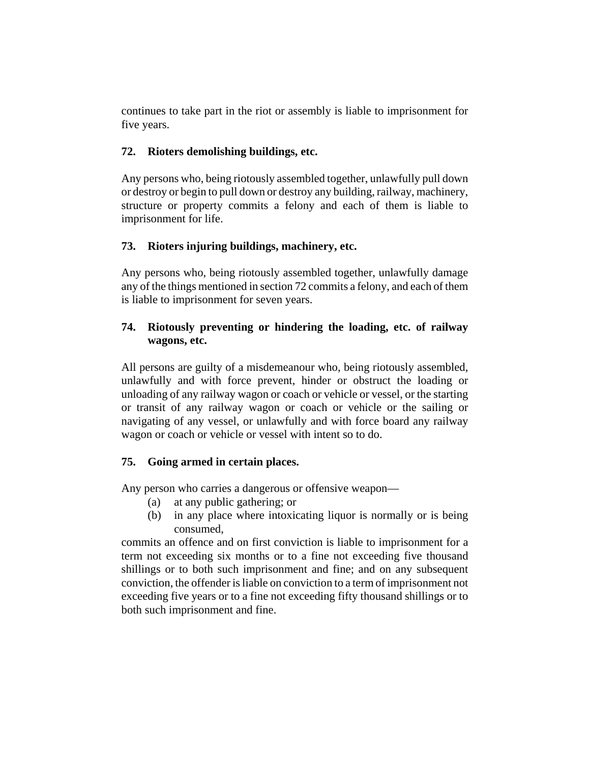continues to take part in the riot or assembly is liable to imprisonment for five years.

### 72. Rioters demolishing buildings, etc.

Any persons who, being riotously assembled together, unlawfully pull down or destroy or begin to pull down or destroy any building, railway, machinery, structure or property commits a felony and each of them is liable to imprisonment for life.

### 73. Rioters injuring buildings, machinery, etc.

Any persons who, being riotously assembled together, unlawfully damage any of the things mentioned in section 72 commits a felony, and each of them is liable to imprisonment for seven years.

### 74. Riotously preventing or hindering the loading, etc. of railway wagons, etc.

All persons are guilty of a misdemeanour who, being riotously assembled, unlawfully and with force prevent, hinder or obstruct the loading or unloading of any railway wagon or coach or vehicle or vessel, or the starting or transit of any railway wagon or coach or vehicle or the sailing or navigating of any vessel, or unlawfully and with force board any railway wagon or coach or vehicle or vessel with intent so to do.

### 75. Going armed in certain places.

Any person who carries a dangerous or offensive weapon—

- (a) at any public gathering; or
- (b) in any place where intoxicating liquor is normally or is being consumed,

commits an offence and on first conviction is liable to imprisonment for a term not exceeding six months or to a fine not exceeding five thousand shillings or to both such imprisonment and fine; and on any subsequent conviction, the offender is liable on conviction to a term of imprisonment not exceeding five years or to a fine not exceeding fifty thousand shillings or to both such imprisonment and fine.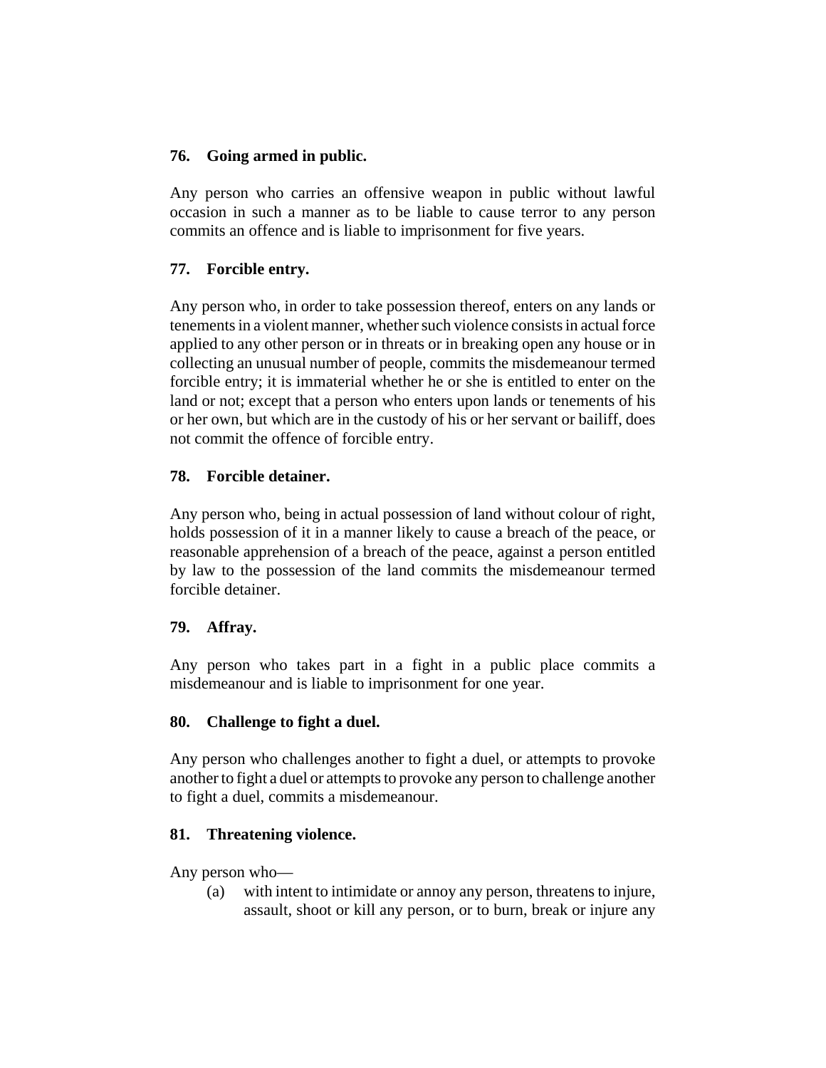### 76. Going armed in public.

Any person who carries an offensive weapon in public without lawful occasion in such a manner as to be liable to cause terror to any person commits an offence and is liable to imprisonment for five years.

### 77. Forcible entry.

Any person who, in order to take possession thereof, enters on any lands or tenements in a violent manner, whether such violence consists in actual force applied to any other person or in threats or in breaking open any house or in collecting an unusual number of people, commits the misdemeanour termed forcible entry; it is immaterial whether he or she is entitled to enter on the land or not; except that a person who enters upon lands or tenements of his or her own, but which are in the custody of his or her servant or bailiff, does not commit the offence of forcible entry.

### 78. Forcible detainer.

Any person who, being in actual possession of land without colour of right, holds possession of it in a manner likely to cause a breach of the peace, or reasonable apprehension of a breach of the peace, against a person entitled by law to the possession of the land commits the misdemeanour termed forcible detainer.

### 79. Affray.

Any person who takes part in a fight in a public place commits a misdemeanour and is liable to imprisonment for one year.

### 80. Challenge to fight a duel.

Any person who challenges another to fight a duel, or attempts to provoke another to fight a duel or attempts to provoke any person to challenge another to fight a duel, commits a misdemeanour.

### 81. Threatening violence.

Any person who—

(a) with intent to intimidate or annoy any person, threatens to injure, assault, shoot or kill any person, or to burn, break or injure any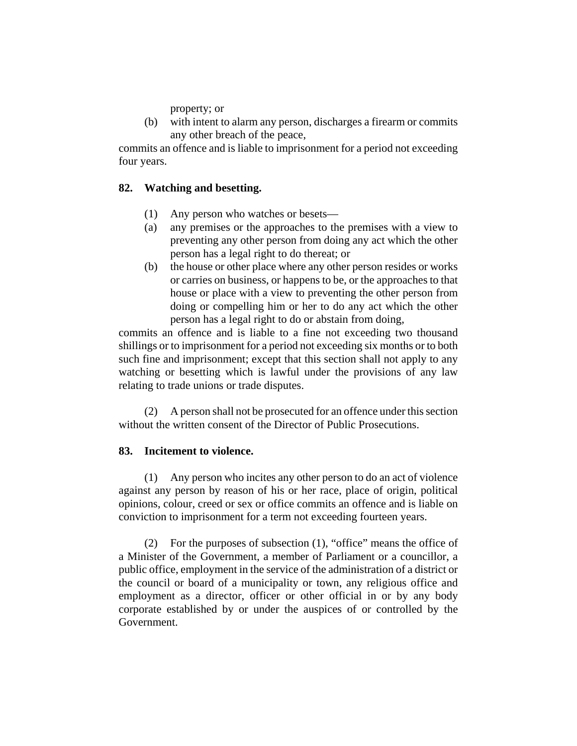property; or

(b) with intent to alarm any person, discharges a firearm or commits any other breach of the peace,

commits an offence and is liable to imprisonment for a period not exceeding four years.

**82. Watching and besetting.**

(1) Any person who watches or besets—

(a) any premises or the approaches to the premises with a view to preventing any other person from doing any act which the other person has a legal right to do thereat; or

(b) the house or other place where any other person resides or works or carries on business, or happens to be, or the approaches to that house or place with a view to preventing the other person from doing or compelling him or her to do any act which the other person has a legal right to do or abstain from doing,

commits an offence and is liable to a fine not exceeding two thousand shillings or to imprisonment for a period not exceeding six months or to both such fine and imprisonment; except that this section shall not apply to any watching or besetting which is lawful under the provisions of any law relating to trade unions or trade disputes.

(2) A person shall not be prosecuted for an offence under this section without the written consent of the Director of Public Prosecutions.

**83. Incitement to violence.**

(1) Any person who incites any other person to do an act of violence against any person by reason of his or her race, place of origin, political opinions, colour, creed or sex or office commits an offence and is liable on conviction to imprisonment for a term not exceeding fourteen years.

(2) For the purposes of subsection (1), "office" means the office of a Minister of the Government, a member of Parliament or a councillor, a public office, employment in the service of the administration of a district or the council or board of a municipality or town, any religious office and employment as a director, officer or other official in or by any body corporate established by or under the auspices of or controlled by the Government.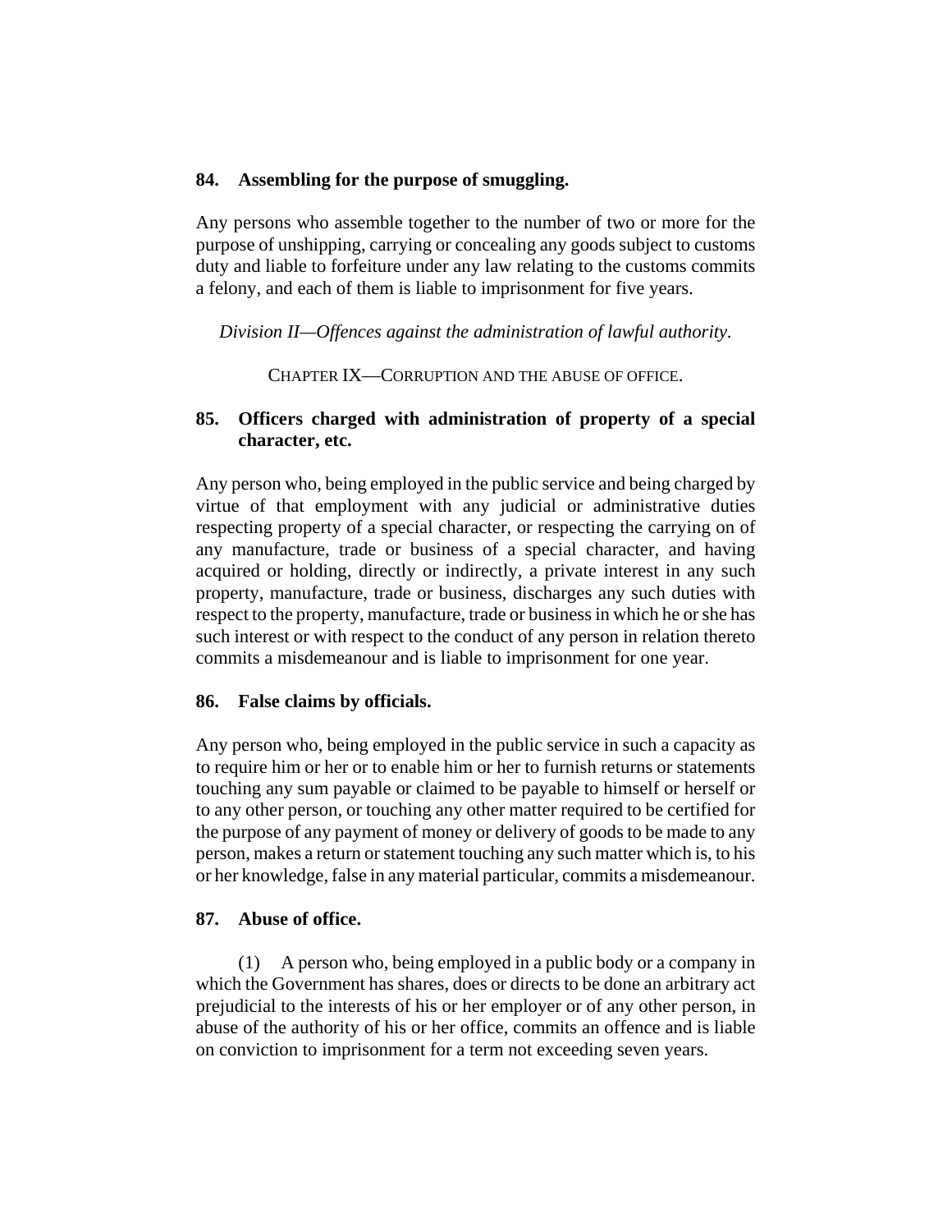### 84. Assembling for the purpose of smuggling.

Any persons who assemble together to the number of two or more for the purpose of unshipping, carrying or concealing any goods subject to customs duty and liable to forfeiture under any law relating to the customs commits a felony, and each of them is liable to imprisonment for five years.

*Division II—Offences against the administration of lawful authority.*

## CHAPTER IX—CORRUPTION AND THE ABUSE OF OFFICE.

### 85. Officers charged with administration of property of a special character, etc.

Any person who, being employed in the public service and being charged by virtue of that employment with any judicial or administrative duties respecting property of a special character, or respecting the carrying on of any manufacture, trade or business of a special character, and having acquired or holding, directly or indirectly, a private interest in any such property, manufacture, trade or business, discharges any such duties with respect to the property, manufacture, trade or business in which he or she has such interest or with respect to the conduct of any person in relation thereto commits a misdemeanour and is liable to imprisonment for one year.

### 86. False claims by officials.

Any person who, being employed in the public service in such a capacity as to require him or her or to enable him or her to furnish returns or statements touching any sum payable or claimed to be payable to himself or herself or to any other person, or touching any other matter required to be certified for the purpose of any payment of money or delivery of goods to be made to any person, makes a return or statement touching any such matter which is, to his or her knowledge, false in any material particular, commits a misdemeanour.

### 87. Abuse of office.

(1) A person who, being employed in a public body or a company in which the Government has shares, does or directs to be done an arbitrary act prejudicial to the interests of his or her employer or of any other person, in abuse of the authority of his or her office, commits an offence and is liable on conviction to imprisonment for a term not exceeding seven years.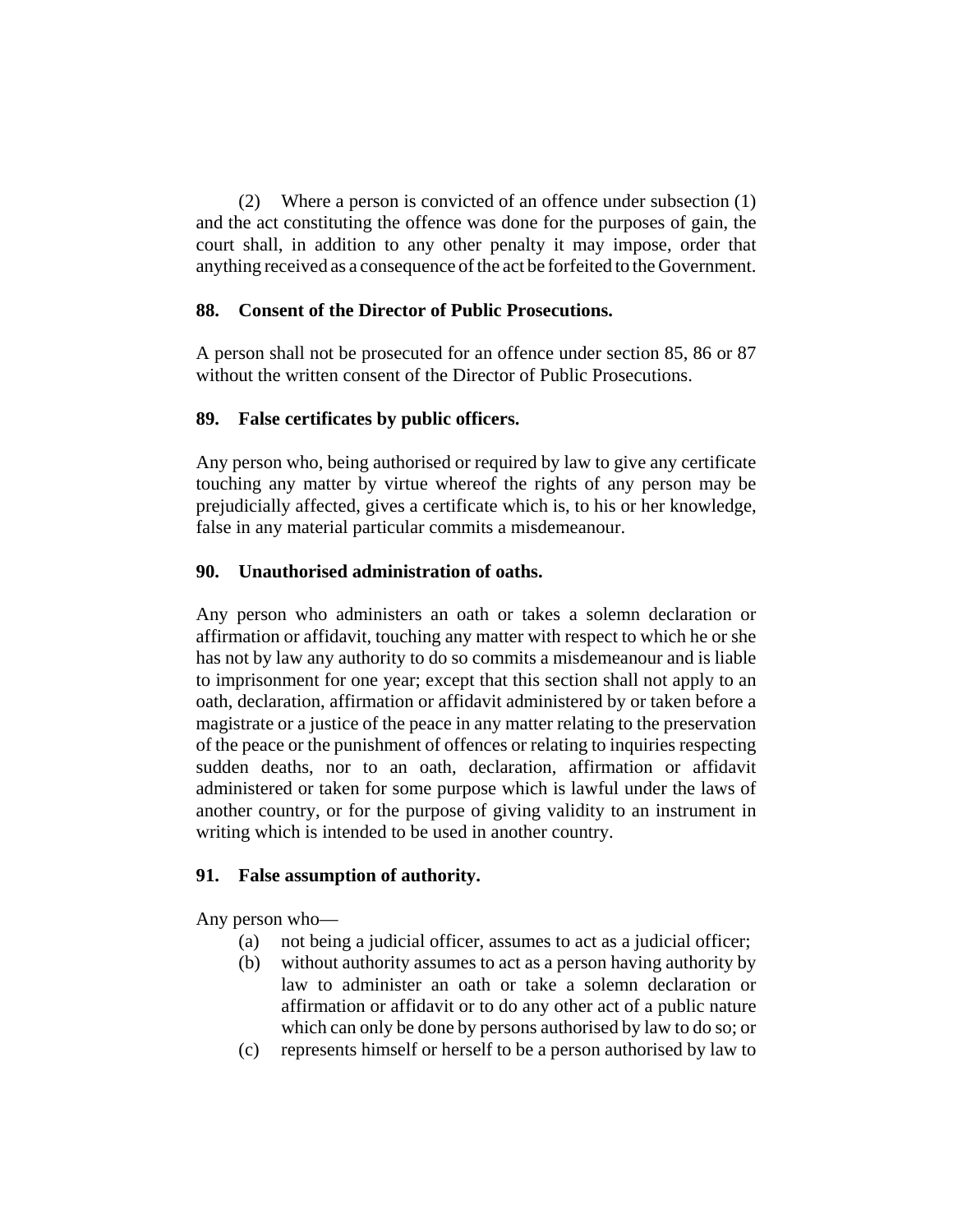(2) Where a person is convicted of an offence under subsection (1) and the act constituting the offence was done for the purposes of gain, the court shall, in addition to any other penalty it may impose, order that anything received as a consequence of the act be forfeited to the Government.

### 88. Consent of the Director of Public Prosecutions.

A person shall not be prosecuted for an offence under section 85, 86 or 87 without the written consent of the Director of Public Prosecutions.

### 89. False certificates by public officers.

Any person who, being authorised or required by law to give any certificate touching any matter by virtue whereof the rights of any person may be prejudicially affected, gives a certificate which is, to his or her knowledge, false in any material particular commits a misdemeanour.

### 90. Unauthorised administration of oaths.

Any person who administers an oath or takes a solemn declaration or affirmation or affidavit, touching any matter with respect to which he or she has not by law any authority to do so commits a misdemeanour and is liable to imprisonment for one year; except that this section shall not apply to an oath, declaration, affirmation or affidavit administered by or taken before a magistrate or a justice of the peace in any matter relating to the preservation of the peace or the punishment of offences or relating to inquiries respecting sudden deaths, nor to an oath, declaration, affirmation or affidavit administered or taken for some purpose which is lawful under the laws of another country, or for the purpose of giving validity to an instrument in writing which is intended to be used in another country.

### 91. False assumption of authority.

Any person who—

(a) not being a judicial officer, assumes to act as a judicial officer;

(b) without authority assumes to act as a person having authority by law to administer an oath or take a solemn declaration or affirmation or affidavit or to do any other act of a public nature which can only be done by persons authorised by law to do so; or

(c) represents himself or herself to be a person authorised by law to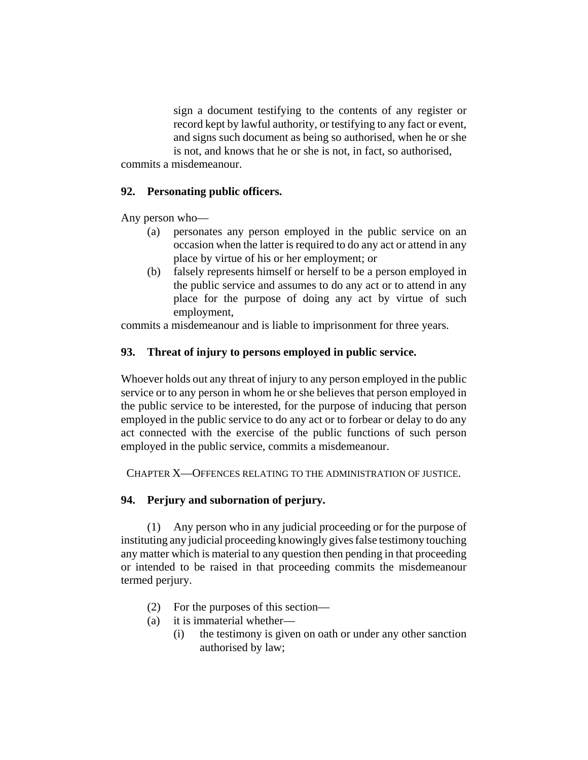sign a document testifying to the contents of any register or record kept by lawful authority, or testifying to any fact or event, and signs such document as being so authorised, when he or she is not, and knows that he or she is not, in fact, so authorised,

commits a misdemeanour.

### 92. Personating public officers.

Any person who—

(a) personates any person employed in the public service on an occasion when the latter is required to do any act or attend in any place by virtue of his or her employment; or

(b) falsely represents himself or herself to be a person employed in the public service and assumes to do any act or to attend in any place for the purpose of doing any act by virtue of such employment,

commits a misdemeanour and is liable to imprisonment for three years.

### 93. Threat of injury to persons employed in public service.

Whoever holds out any threat of injury to any person employed in the public service or to any person in whom he or she believes that person employed in the public service to be interested, for the purpose of inducing that person employed in the public service to do any act or to forbear or delay to do any act connected with the exercise of the public functions of such person employed in the public service, commits a misdemeanour.

## CHAPTER X—OFFENCES RELATING TO THE ADMINISTRATION OF JUSTICE.

### 94. Perjury and subornation of perjury.

(1) Any person who in any judicial proceeding or for the purpose of instituting any judicial proceeding knowingly gives false testimony touching any matter which is material to any question then pending in that proceeding or intended to be raised in that proceeding commits the misdemeanour termed perjury.

(2) For the purposes of this section—

(a) it is immaterial whether—

(i) the testimony is given on oath or under any other sanction authorised by law;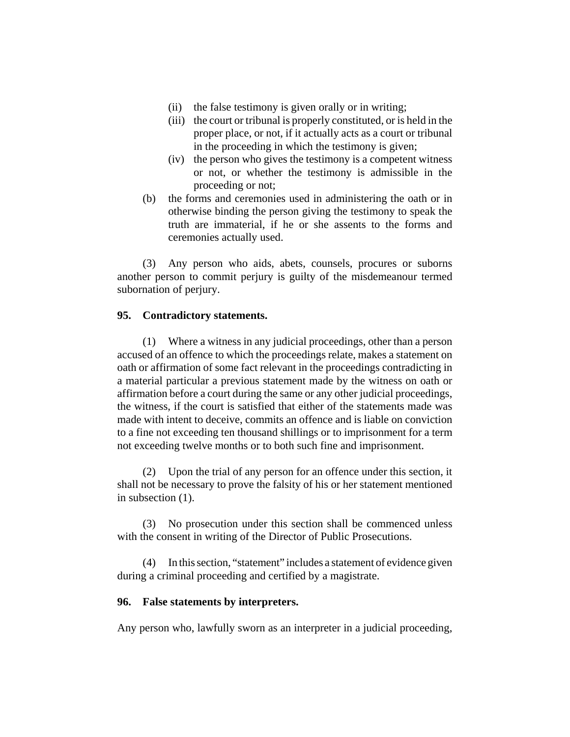(ii) the false testimony is given orally or in writing;

(iii) the court or tribunal is properly constituted, or is held in the proper place, or not, if it actually acts as a court or tribunal in the proceeding in which the testimony is given;

(iv) the person who gives the testimony is a competent witness or not, or whether the testimony is admissible in the proceeding or not;

(b) the forms and ceremonies used in administering the oath or in otherwise binding the person giving the testimony to speak the truth are immaterial, if he or she assents to the forms and ceremonies actually used.

(3) Any person who aids, abets, counsels, procures or suborns another person to commit perjury is guilty of the misdemeanour termed subornation of perjury.

**95. Contradictory statements.**

(1) Where a witness in any judicial proceedings, other than a person accused of an offence to which the proceedings relate, makes a statement on oath or affirmation of some fact relevant in the proceedings contradicting in a material particular a previous statement made by the witness on oath or affirmation before a court during the same or any other judicial proceedings, the witness, if the court is satisfied that either of the statements made was made with intent to deceive, commits an offence and is liable on conviction to a fine not exceeding ten thousand shillings or to imprisonment for a term not exceeding twelve months or to both such fine and imprisonment.

(2) Upon the trial of any person for an offence under this section, it shall not be necessary to prove the falsity of his or her statement mentioned in subsection (1).

(3) No prosecution under this section shall be commenced unless with the consent in writing of the Director of Public Prosecutions.

(4) In this section, "statement" includes a statement of evidence given during a criminal proceeding and certified by a magistrate.

**96. False statements by interpreters.**

Any person who, lawfully sworn as an interpreter in a judicial proceeding,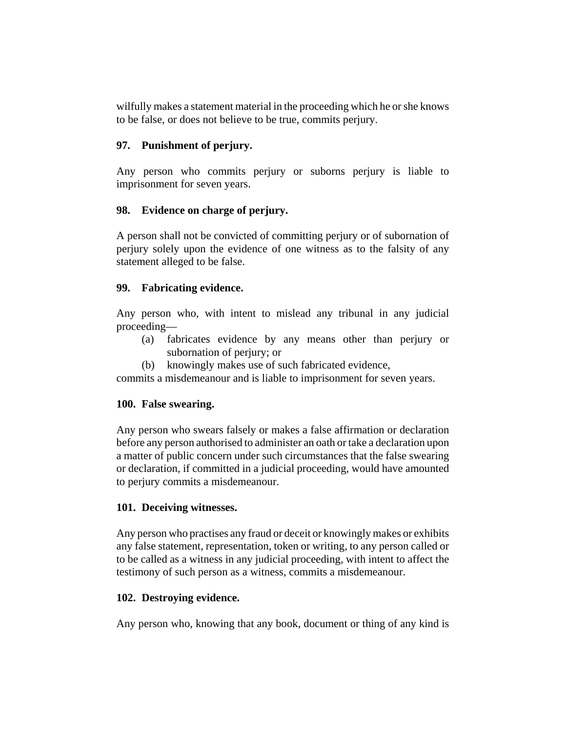wilfully makes a statement material in the proceeding which he or she knows to be false, or does not believe to be true, commits perjury.

### 97. Punishment of perjury.

Any person who commits perjury or suborns perjury is liable to imprisonment for seven years.

### 98. Evidence on charge of perjury.

A person shall not be convicted of committing perjury or of subornation of perjury solely upon the evidence of one witness as to the falsity of any statement alleged to be false.

### 99. Fabricating evidence.

Any person who, with intent to mislead any tribunal in any judicial proceeding—

- (a) fabricates evidence by any means other than perjury or subornation of perjury; or
- (b) knowingly makes use of such fabricated evidence,

commits a misdemeanour and is liable to imprisonment for seven years.

### 100. False swearing.

Any person who swears falsely or makes a false affirmation or declaration before any person authorised to administer an oath or take a declaration upon a matter of public concern under such circumstances that the false swearing or declaration, if committed in a judicial proceeding, would have amounted to perjury commits a misdemeanour.

### 101. Deceiving witnesses.

Any person who practises any fraud or deceit or knowingly makes or exhibits any false statement, representation, token or writing, to any person called or to be called as a witness in any judicial proceeding, with intent to affect the testimony of such person as a witness, commits a misdemeanour.

### 102. Destroying evidence.

Any person who, knowing that any book, document or thing of any kind is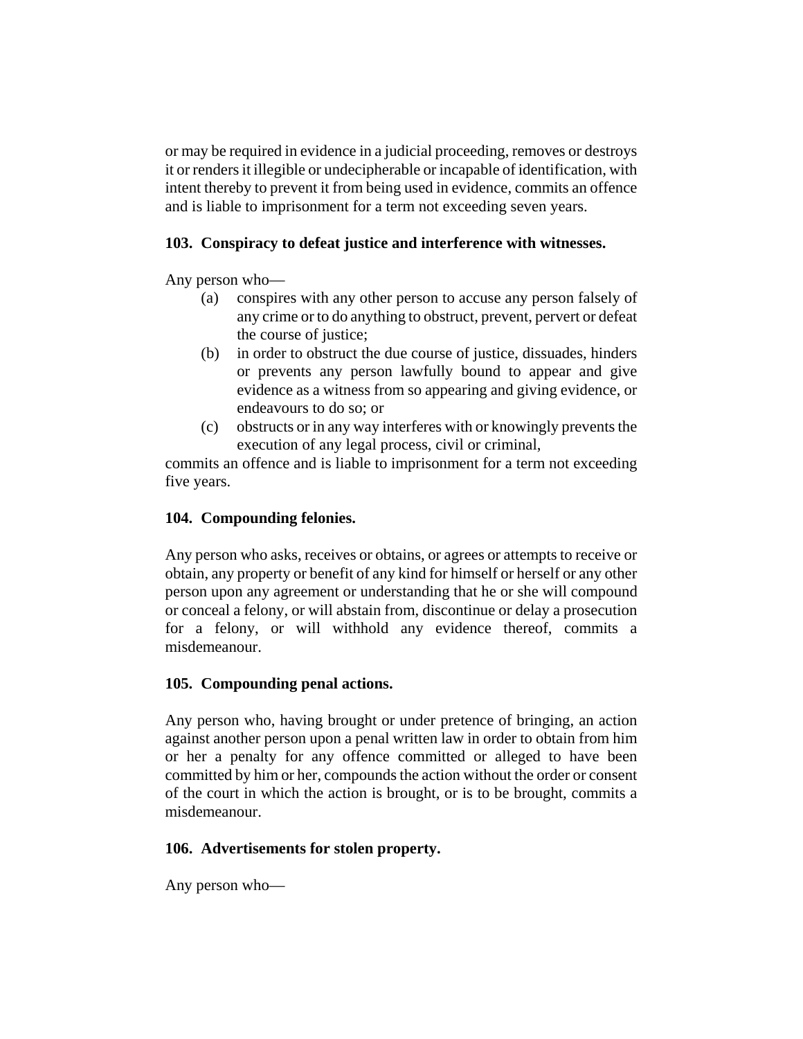or may be required in evidence in a judicial proceeding, removes or destroys it or renders it illegible or undecipherable or incapable of identification, with intent thereby to prevent it from being used in evidence, commits an offence and is liable to imprisonment for a term not exceeding seven years.

**103. Conspiracy to defeat justice and interference with witnesses.**

Any person who—

(a) conspires with any other person to accuse any person falsely of any crime or to do anything to obstruct, prevent, pervert or defeat the course of justice;

(b) in order to obstruct the due course of justice, dissuades, hinders or prevents any person lawfully bound to appear and give evidence as a witness from so appearing and giving evidence, or endeavours to do so; or

(c) obstructs or in any way interferes with or knowingly prevents the execution of any legal process, civil or criminal,

commits an offence and is liable to imprisonment for a term not exceeding five years.

**104. Compounding felonies.**

Any person who asks, receives or obtains, or agrees or attempts to receive or obtain, any property or benefit of any kind for himself or herself or any other person upon any agreement or understanding that he or she will compound or conceal a felony, or will abstain from, discontinue or delay a prosecution for a felony, or will withhold any evidence thereof, commits a misdemeanour.

**105. Compounding penal actions.**

Any person who, having brought or under pretence of bringing, an action against another person upon a penal written law in order to obtain from him or her a penalty for any offence committed or alleged to have been committed by him or her, compounds the action without the order or consent of the court in which the action is brought, or is to be brought, commits a misdemeanour.

**106. Advertisements for stolen property.**

Any person who—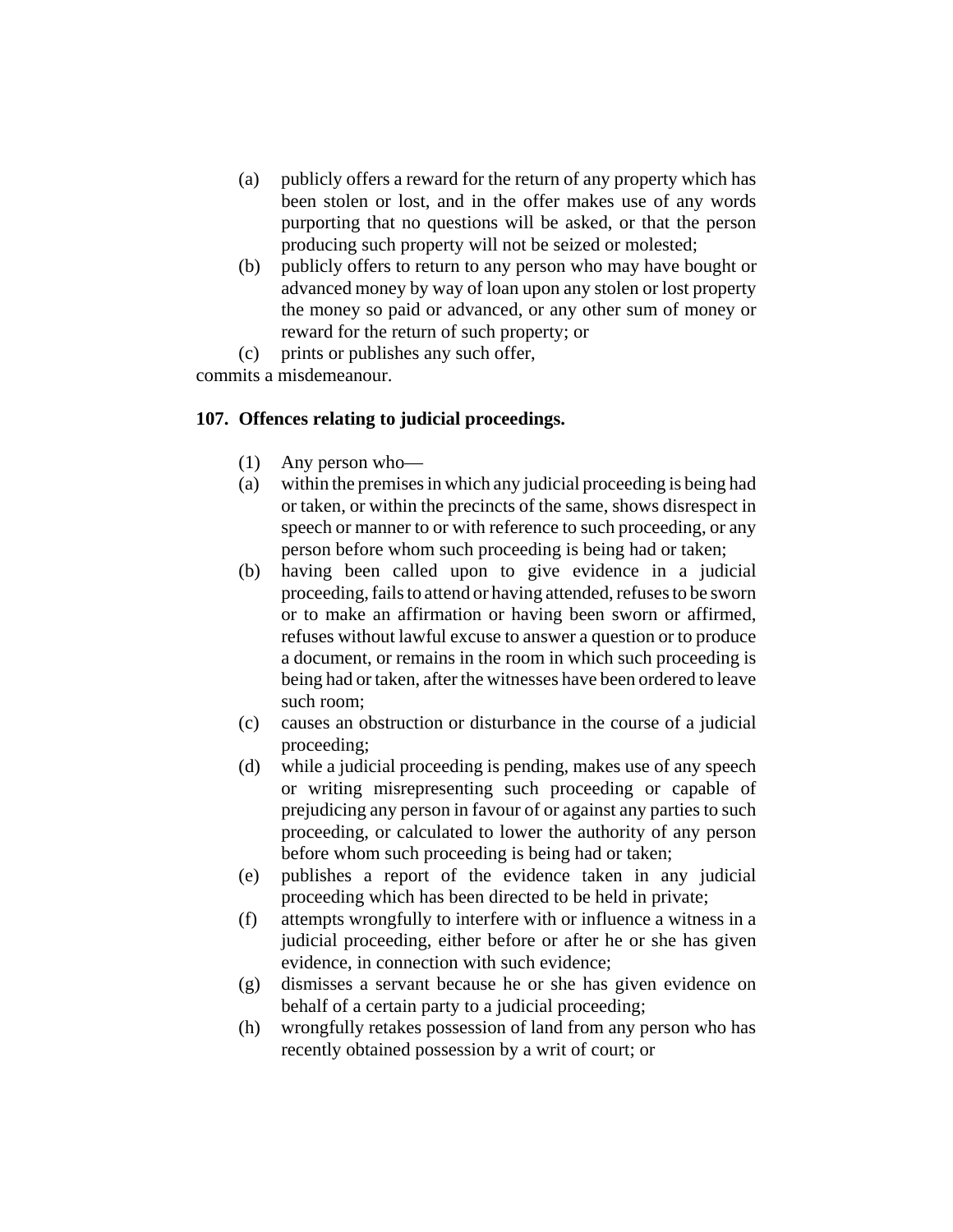(a) publicly offers a reward for the return of any property which has been stolen or lost, and in the offer makes use of any words purporting that no questions will be asked, or that the person producing such property will not be seized or molested;

(b) publicly offers to return to any person who may have bought or advanced money by way of loan upon any stolen or lost property the money so paid or advanced, or any other sum of money or reward for the return of such property; or

(c) prints or publishes any such offer,

commits a misdemeanour.

**107. Offences relating to judicial proceedings.**

(1) Any person who—

(a) within the premises in which any judicial proceeding is being had or taken, or within the precincts of the same, shows disrespect in speech or manner to or with reference to such proceeding, or any person before whom such proceeding is being had or taken;

(b) having been called upon to give evidence in a judicial proceeding, fails to attend or having attended, refuses to be sworn or to make an affirmation or having been sworn or affirmed, refuses without lawful excuse to answer a question or to produce a document, or remains in the room in which such proceeding is being had or taken, after the witnesses have been ordered to leave such room;

(c) causes an obstruction or disturbance in the course of a judicial proceeding;

(d) while a judicial proceeding is pending, makes use of any speech or writing misrepresenting such proceeding or capable of prejudicing any person in favour of or against any parties to such proceeding, or calculated to lower the authority of any person before whom such proceeding is being had or taken;

(e) publishes a report of the evidence taken in any judicial proceeding which has been directed to be held in private;

(f) attempts wrongfully to interfere with or influence a witness in a judicial proceeding, either before or after he or she has given evidence, in connection with such evidence;

(g) dismisses a servant because he or she has given evidence on behalf of a certain party to a judicial proceeding;

(h) wrongfully retakes possession of land from any person who has recently obtained possession by a writ of court; or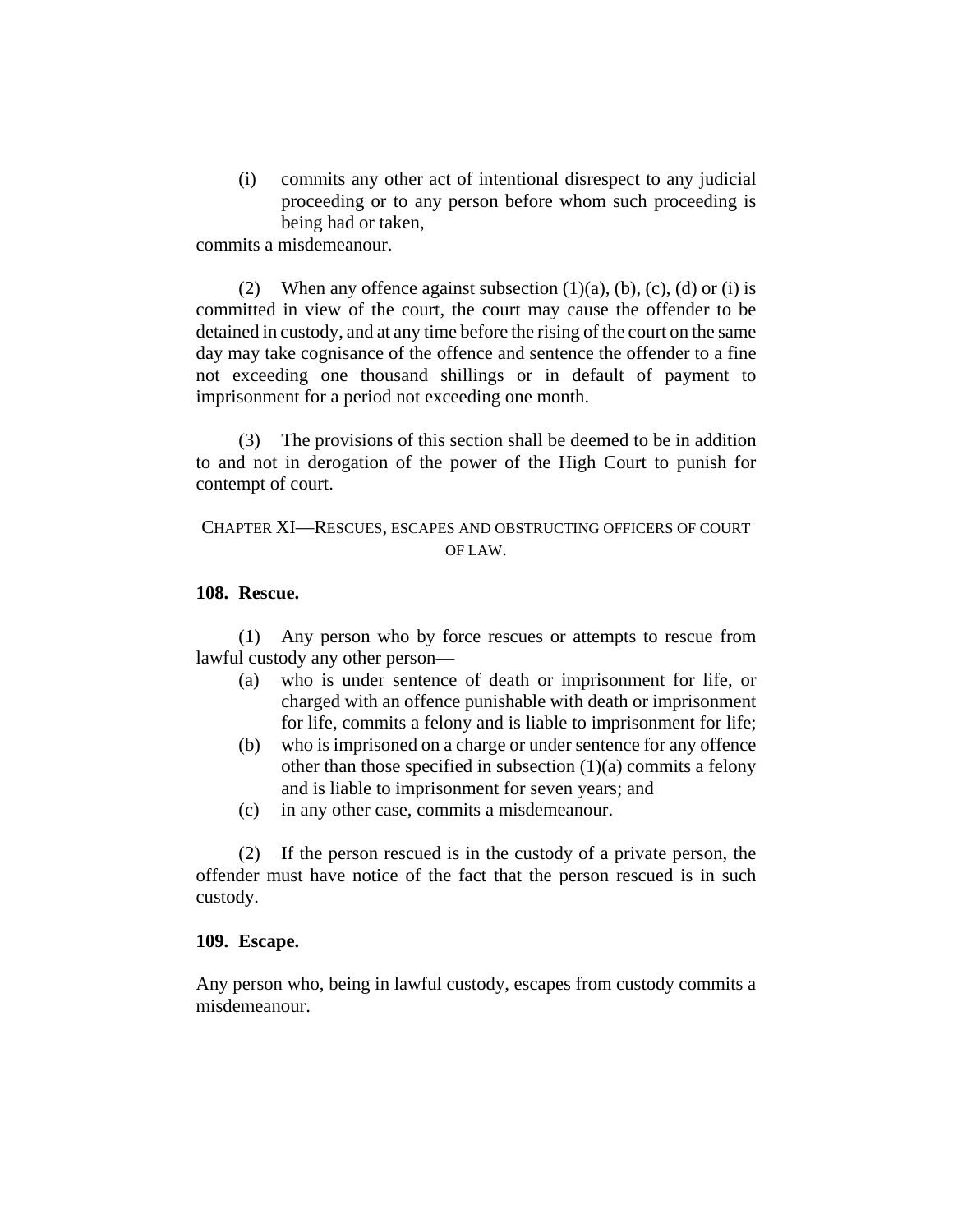(i) commits any other act of intentional disrespect to any judicial proceeding or to any person before whom such proceeding is being had or taken,

commits a misdemeanour.

(2) When any offence against subsection (1)(a), (b), (c), (d) or (i) is committed in view of the court, the court may cause the offender to be detained in custody, and at any time before the rising of the court on the same day may take cognisance of the offence and sentence the offender to a fine not exceeding one thousand shillings or in default of payment to imprisonment for a period not exceeding one month.

(3) The provisions of this section shall be deemed to be in addition to and not in derogation of the power of the High Court to punish for contempt of court.

## CHAPTER XI—RESCUES, ESCAPES AND OBSTRUCTING OFFICERS OF COURT OF LAW.

### 108. Rescue.

(1) Any person who by force rescues or attempts to rescue from lawful custody any other person—

(a) who is under sentence of death or imprisonment for life, or charged with an offence punishable with death or imprisonment for life, commits a felony and is liable to imprisonment for life;

(b) who is imprisoned on a charge or under sentence for any offence other than those specified in subsection (1)(a) commits a felony and is liable to imprisonment for seven years; and

(c) in any other case, commits a misdemeanour.

(2) If the person rescued is in the custody of a private person, the offender must have notice of the fact that the person rescued is in such custody.

### 109. Escape.

Any person who, being in lawful custody, escapes from custody commits a misdemeanour.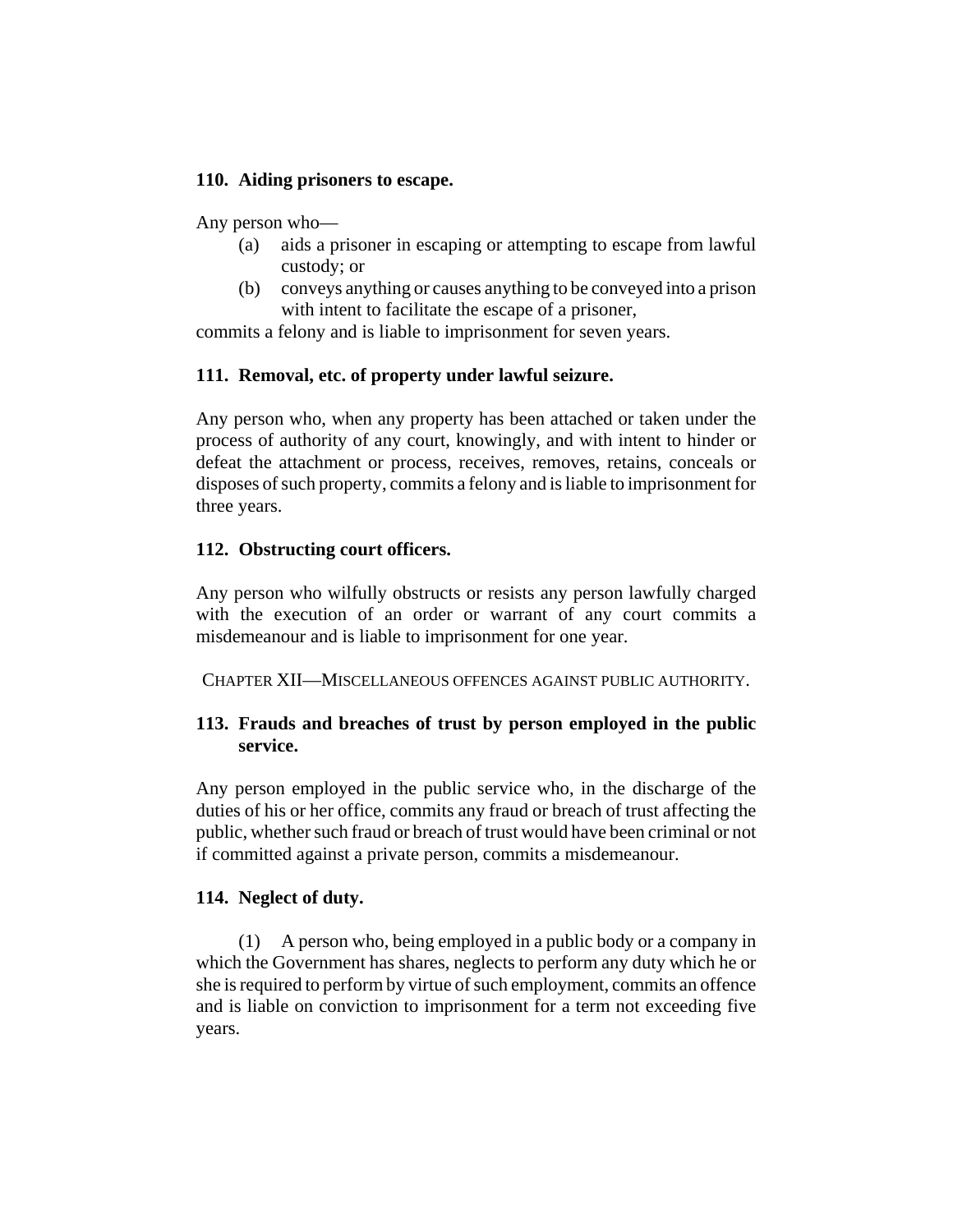### 110. Aiding prisoners to escape.

Any person who—

- (a) aids a prisoner in escaping or attempting to escape from lawful custody; or
- (b) conveys anything or causes anything to be conveyed into a prison with intent to facilitate the escape of a prisoner,

commits a felony and is liable to imprisonment for seven years.

### 111. Removal, etc. of property under lawful seizure.

Any person who, when any property has been attached or taken under the process of authority of any court, knowingly, and with intent to hinder or defeat the attachment or process, receives, removes, retains, conceals or disposes of such property, commits a felony and is liable to imprisonment for three years.

### 112. Obstructing court officers.

Any person who wilfully obstructs or resists any person lawfully charged with the execution of an order or warrant of any court commits a misdemeanour and is liable to imprisonment for one year.

## CHAPTER XII—MISCELLANEOUS OFFENCES AGAINST PUBLIC AUTHORITY.

### 113. Frauds and breaches of trust by person employed in the public service.

Any person employed in the public service who, in the discharge of the duties of his or her office, commits any fraud or breach of trust affecting the public, whether such fraud or breach of trust would have been criminal or not if committed against a private person, commits a misdemeanour.

### 114. Neglect of duty.

(1) A person who, being employed in a public body or a company in which the Government has shares, neglects to perform any duty which he or she is required to perform by virtue of such employment, commits an offence and is liable on conviction to imprisonment for a term not exceeding five years.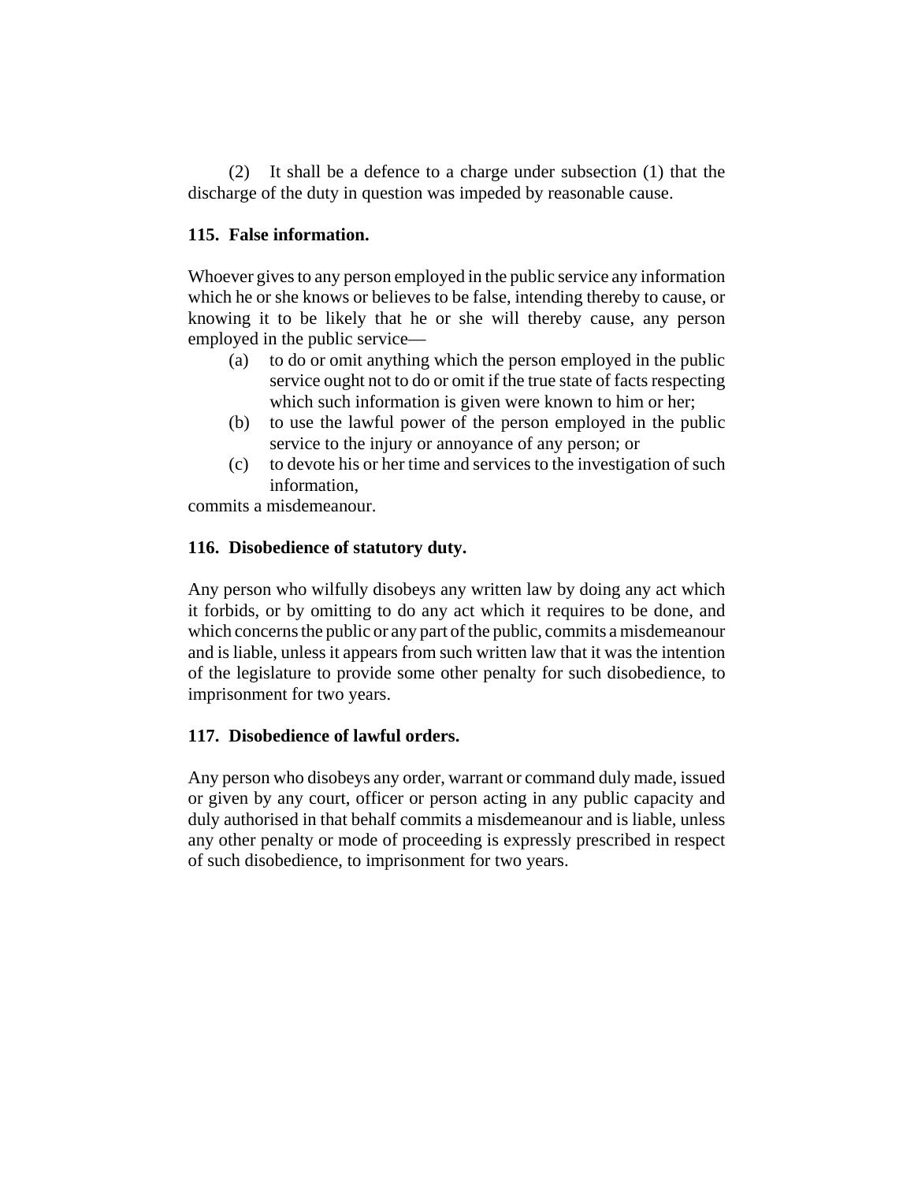(2) It shall be a defence to a charge under subsection (1) that the discharge of the duty in question was impeded by reasonable cause.

**115. False information.**

Whoever gives to any person employed in the public service any information which he or she knows or believes to be false, intending thereby to cause, or knowing it to be likely that he or she will thereby cause, any person employed in the public service—

(a) to do or omit anything which the person employed in the public service ought not to do or omit if the true state of facts respecting which such information is given were known to him or her;

(b) to use the lawful power of the person employed in the public service to the injury or annoyance of any person; or

(c) to devote his or her time and services to the investigation of such information,

commits a misdemeanour.

**116. Disobedience of statutory duty.**

Any person who wilfully disobeys any written law by doing any act which it forbids, or by omitting to do any act which it requires to be done, and which concerns the public or any part of the public, commits a misdemeanour and is liable, unless it appears from such written law that it was the intention of the legislature to provide some other penalty for such disobedience, to imprisonment for two years.

**117. Disobedience of lawful orders.**

Any person who disobeys any order, warrant or command duly made, issued or given by any court, officer or person acting in any public capacity and duly authorised in that behalf commits a misdemeanour and is liable, unless any other penalty or mode of proceeding is expressly prescribed in respect of such disobedience, to imprisonment for two years.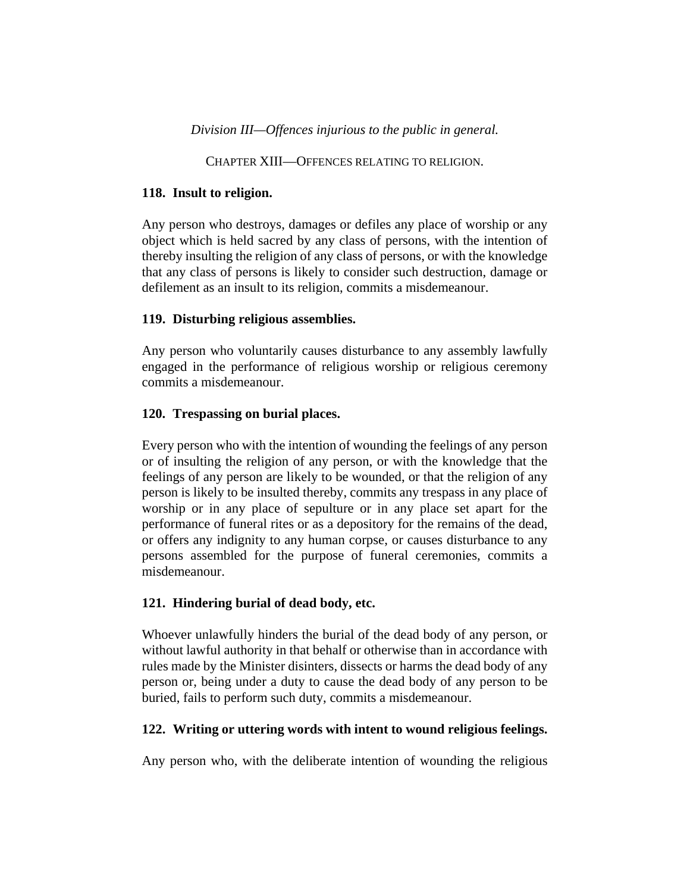*Division III—Offences injurious to the public in general.*

CHAPTER XIII—OFFENCES RELATING TO RELIGION.

### 118. Insult to religion.

Any person who destroys, damages or defiles any place of worship or any object which is held sacred by any class of persons, with the intention of thereby insulting the religion of any class of persons, or with the knowledge that any class of persons is likely to consider such destruction, damage or defilement as an insult to its religion, commits a misdemeanour.

### 119. Disturbing religious assemblies.

Any person who voluntarily causes disturbance to any assembly lawfully engaged in the performance of religious worship or religious ceremony commits a misdemeanour.

### 120. Trespassing on burial places.

Every person who with the intention of wounding the feelings of any person or of insulting the religion of any person, or with the knowledge that the feelings of any person are likely to be wounded, or that the religion of any person is likely to be insulted thereby, commits any trespass in any place of worship or in any place of sepulture or in any place set apart for the performance of funeral rites or as a depository for the remains of the dead, or offers any indignity to any human corpse, or causes disturbance to any persons assembled for the purpose of funeral ceremonies, commits a misdemeanour.

### 121. Hindering burial of dead body, etc.

Whoever unlawfully hinders the burial of the dead body of any person, or without lawful authority in that behalf or otherwise than in accordance with rules made by the Minister disinters, dissects or harms the dead body of any person or, being under a duty to cause the dead body of any person to be buried, fails to perform such duty, commits a misdemeanour.

### 122. Writing or uttering words with intent to wound religious feelings.

Any person who, with the deliberate intention of wounding the religious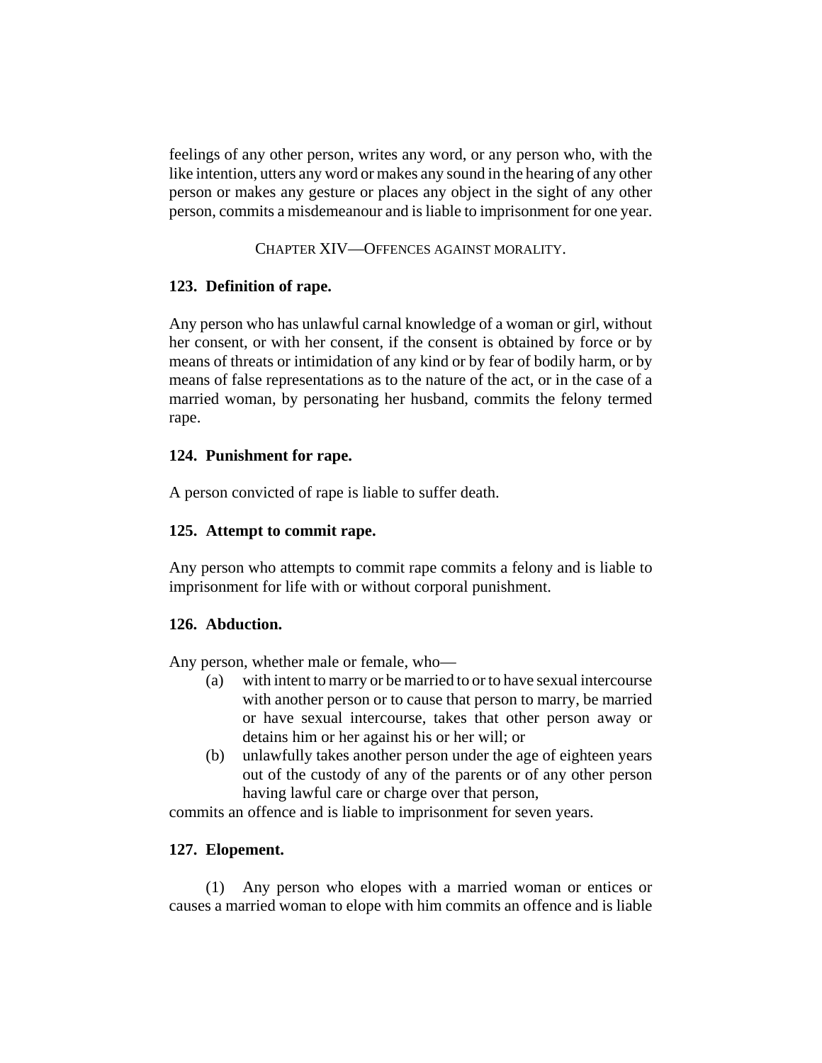feelings of any other person, writes any word, or any person who, with the like intention, utters any word or makes any sound in the hearing of any other person or makes any gesture or places any object in the sight of any other person, commits a misdemeanour and is liable to imprisonment for one year.

## CHAPTER XIV—OFFENCES AGAINST MORALITY.

### 123. Definition of rape.

Any person who has unlawful carnal knowledge of a woman or girl, without her consent, or with her consent, if the consent is obtained by force or by means of threats or intimidation of any kind or by fear of bodily harm, or by means of false representations as to the nature of the act, or in the case of a married woman, by personating her husband, commits the felony termed rape.

### 124. Punishment for rape.

A person convicted of rape is liable to suffer death.

### 125. Attempt to commit rape.

Any person who attempts to commit rape commits a felony and is liable to imprisonment for life with or without corporal punishment.

### 126. Abduction.

Any person, whether male or female, who—

(a) with intent to marry or be married to or to have sexual intercourse with another person or to cause that person to marry, be married or have sexual intercourse, takes that other person away or detains him or her against his or her will; or

(b) unlawfully takes another person under the age of eighteen years out of the custody of any of the parents or of any other person having lawful care or charge over that person,

commits an offence and is liable to imprisonment for seven years.

### 127. Elopement.

(1) Any person who elopes with a married woman or entices or causes a married woman to elope with him commits an offence and is liable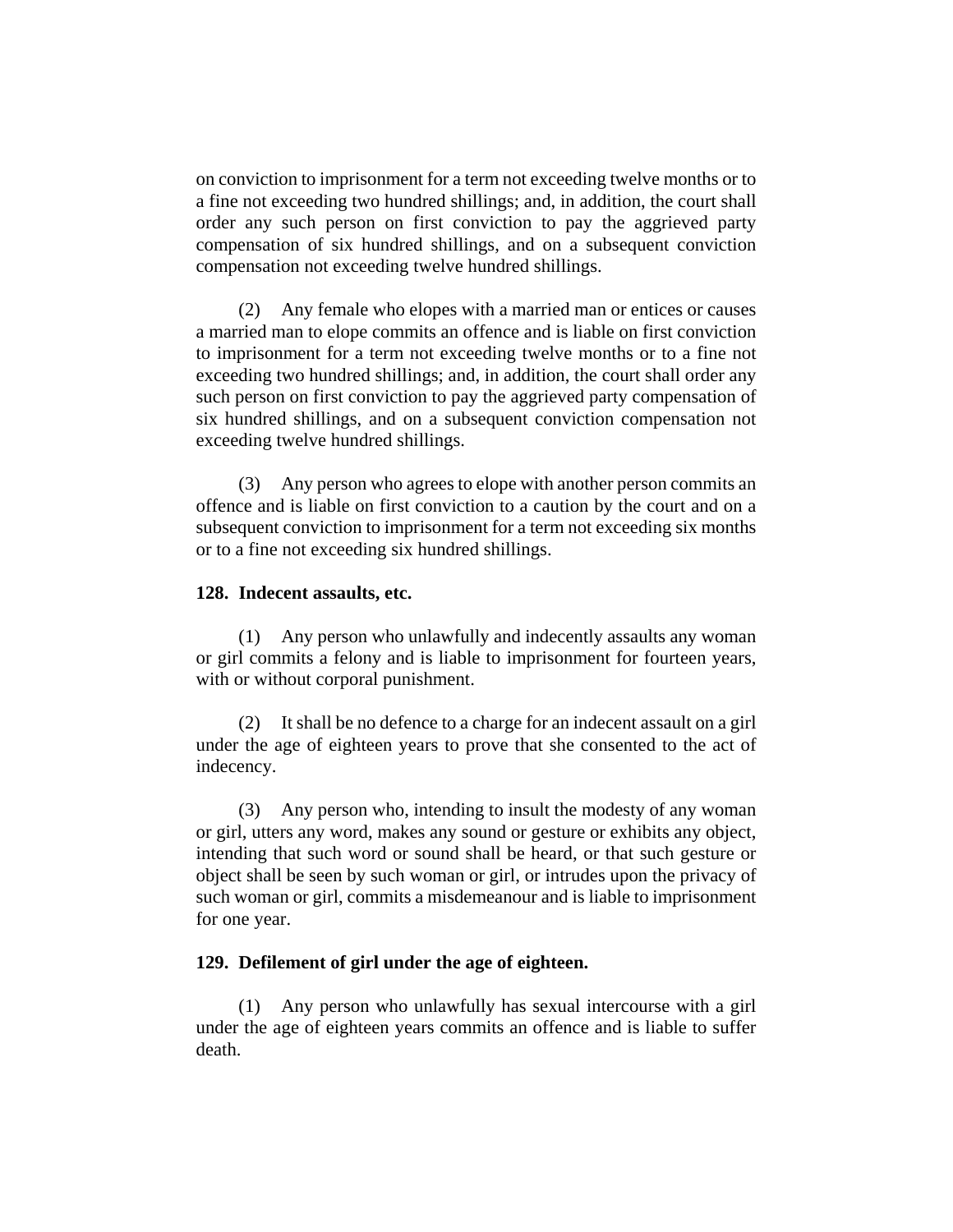on conviction to imprisonment for a term not exceeding twelve months or to a fine not exceeding two hundred shillings; and, in addition, the court shall order any such person on first conviction to pay the aggrieved party compensation of six hundred shillings, and on a subsequent conviction compensation not exceeding twelve hundred shillings.

(2) Any female who elopes with a married man or entices or causes a married man to elope commits an offence and is liable on first conviction to imprisonment for a term not exceeding twelve months or to a fine not exceeding two hundred shillings; and, in addition, the court shall order any such person on first conviction to pay the aggrieved party compensation of six hundred shillings, and on a subsequent conviction compensation not exceeding twelve hundred shillings.

(3) Any person who agrees to elope with another person commits an offence and is liable on first conviction to a caution by the court and on a subsequent conviction to imprisonment for a term not exceeding six months or to a fine not exceeding six hundred shillings.

**128. Indecent assaults, etc.**

(1) Any person who unlawfully and indecently assaults any woman or girl commits a felony and is liable to imprisonment for fourteen years, with or without corporal punishment.

(2) It shall be no defence to a charge for an indecent assault on a girl under the age of eighteen years to prove that she consented to the act of indecency.

(3) Any person who, intending to insult the modesty of any woman or girl, utters any word, makes any sound or gesture or exhibits any object, intending that such word or sound shall be heard, or that such gesture or object shall be seen by such woman or girl, or intrudes upon the privacy of such woman or girl, commits a misdemeanour and is liable to imprisonment for one year.

**129. Defilement of girl under the age of eighteen.**

(1) Any person who unlawfully has sexual intercourse with a girl under the age of eighteen years commits an offence and is liable to suffer death.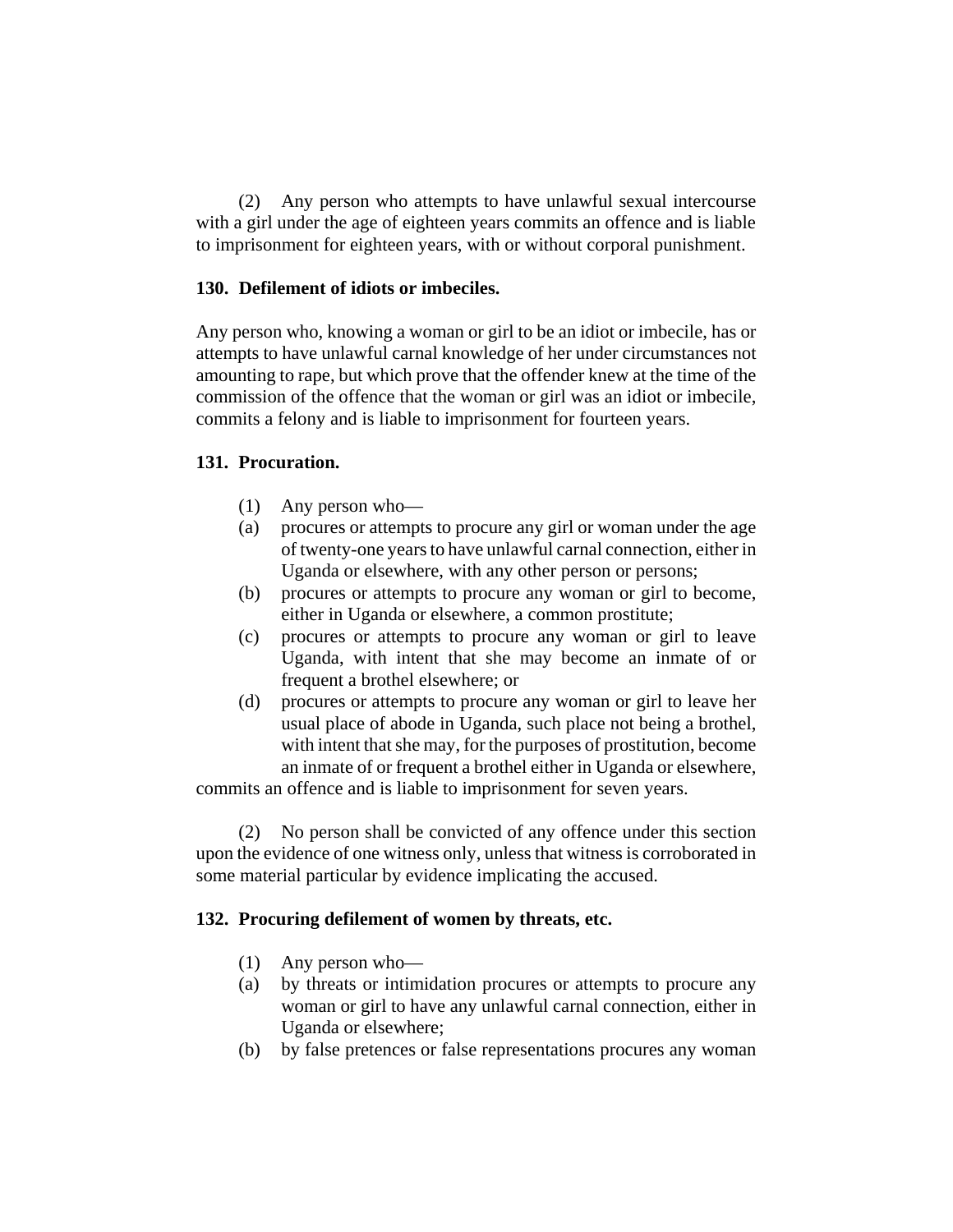(2) Any person who attempts to have unlawful sexual intercourse with a girl under the age of eighteen years commits an offence and is liable to imprisonment for eighteen years, with or without corporal punishment.

**130. Defilement of idiots or imbeciles.**

Any person who, knowing a woman or girl to be an idiot or imbecile, has or attempts to have unlawful carnal knowledge of her under circumstances not amounting to rape, but which prove that the offender knew at the time of the commission of the offence that the woman or girl was an idiot or imbecile, commits a felony and is liable to imprisonment for fourteen years.

**131. Procuration.**

(1) Any person who—

(a) procures or attempts to procure any girl or woman under the age of twenty-one years to have unlawful carnal connection, either in Uganda or elsewhere, with any other person or persons;

(b) procures or attempts to procure any woman or girl to become, either in Uganda or elsewhere, a common prostitute;

(c) procures or attempts to procure any woman or girl to leave Uganda, with intent that she may become an inmate of or frequent a brothel elsewhere; or

(d) procures or attempts to procure any woman or girl to leave her usual place of abode in Uganda, such place not being a brothel, with intent that she may, for the purposes of prostitution, become an inmate of or frequent a brothel either in Uganda or elsewhere,

commits an offence and is liable to imprisonment for seven years.

(2) No person shall be convicted of any offence under this section upon the evidence of one witness only, unless that witness is corroborated in some material particular by evidence implicating the accused.

**132. Procuring defilement of women by threats, etc.**

(1) Any person who—

(a) by threats or intimidation procures or attempts to procure any woman or girl to have any unlawful carnal connection, either in Uganda or elsewhere;

(b) by false pretences or false representations procures any woman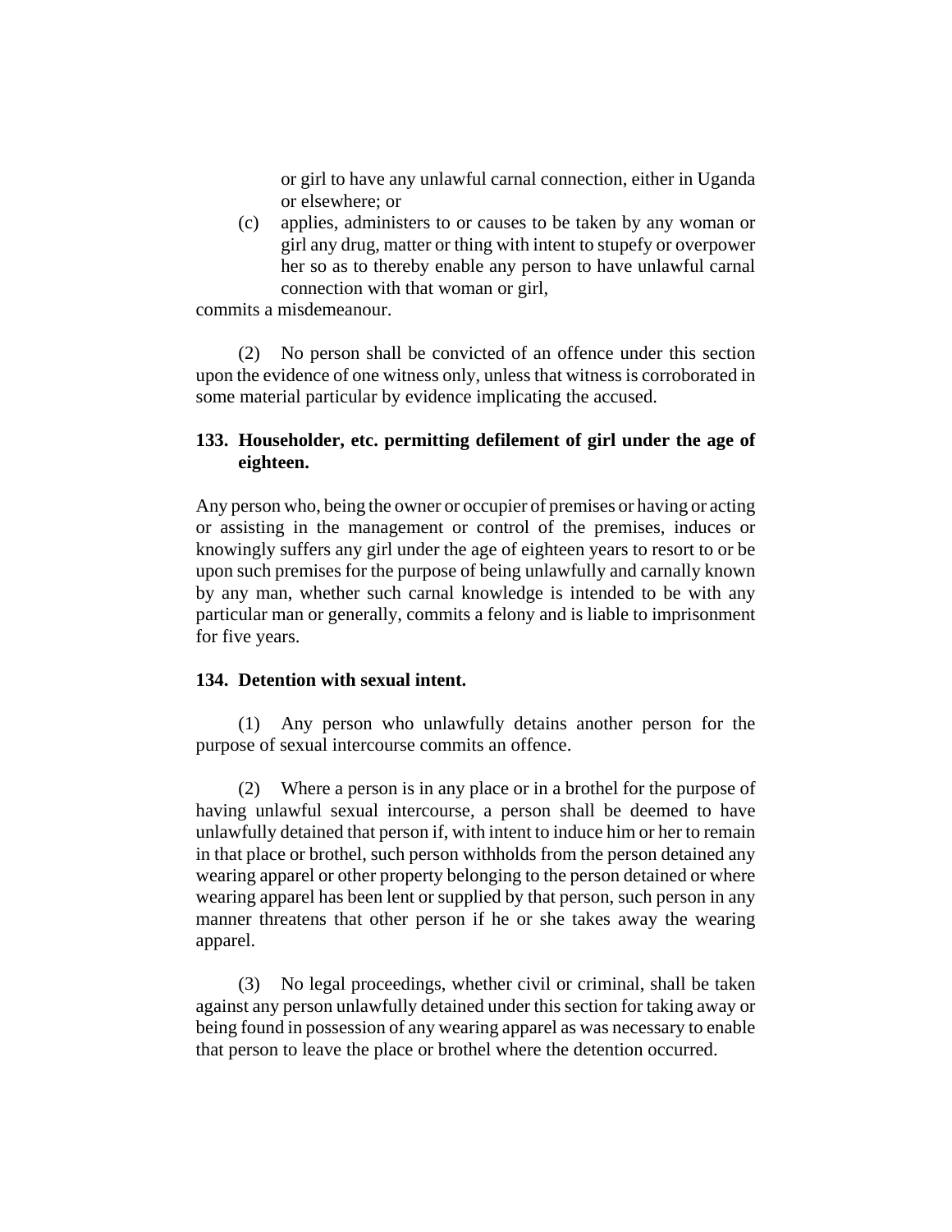or girl to have any unlawful carnal connection, either in Uganda or elsewhere; or

(c) applies, administers to or causes to be taken by any woman or girl any drug, matter or thing with intent to stupefy or overpower her so as to thereby enable any person to have unlawful carnal connection with that woman or girl,

commits a misdemeanour.

(2) No person shall be convicted of an offence under this section upon the evidence of one witness only, unless that witness is corroborated in some material particular by evidence implicating the accused.

**133. Householder, etc. permitting defilement of girl under the age of eighteen.**

Any person who, being the owner or occupier of premises or having or acting or assisting in the management or control of the premises, induces or knowingly suffers any girl under the age of eighteen years to resort to or be upon such premises for the purpose of being unlawfully and carnally known by any man, whether such carnal knowledge is intended to be with any particular man or generally, commits a felony and is liable to imprisonment for five years.

**134. Detention with sexual intent.**

(1) Any person who unlawfully detains another person for the purpose of sexual intercourse commits an offence.

(2) Where a person is in any place or in a brothel for the purpose of having unlawful sexual intercourse, a person shall be deemed to have unlawfully detained that person if, with intent to induce him or her to remain in that place or brothel, such person withholds from the person detained any wearing apparel or other property belonging to the person detained or where wearing apparel has been lent or supplied by that person, such person in any manner threatens that other person if he or she takes away the wearing apparel.

(3) No legal proceedings, whether civil or criminal, shall be taken against any person unlawfully detained under this section for taking away or being found in possession of any wearing apparel as was necessary to enable that person to leave the place or brothel where the detention occurred.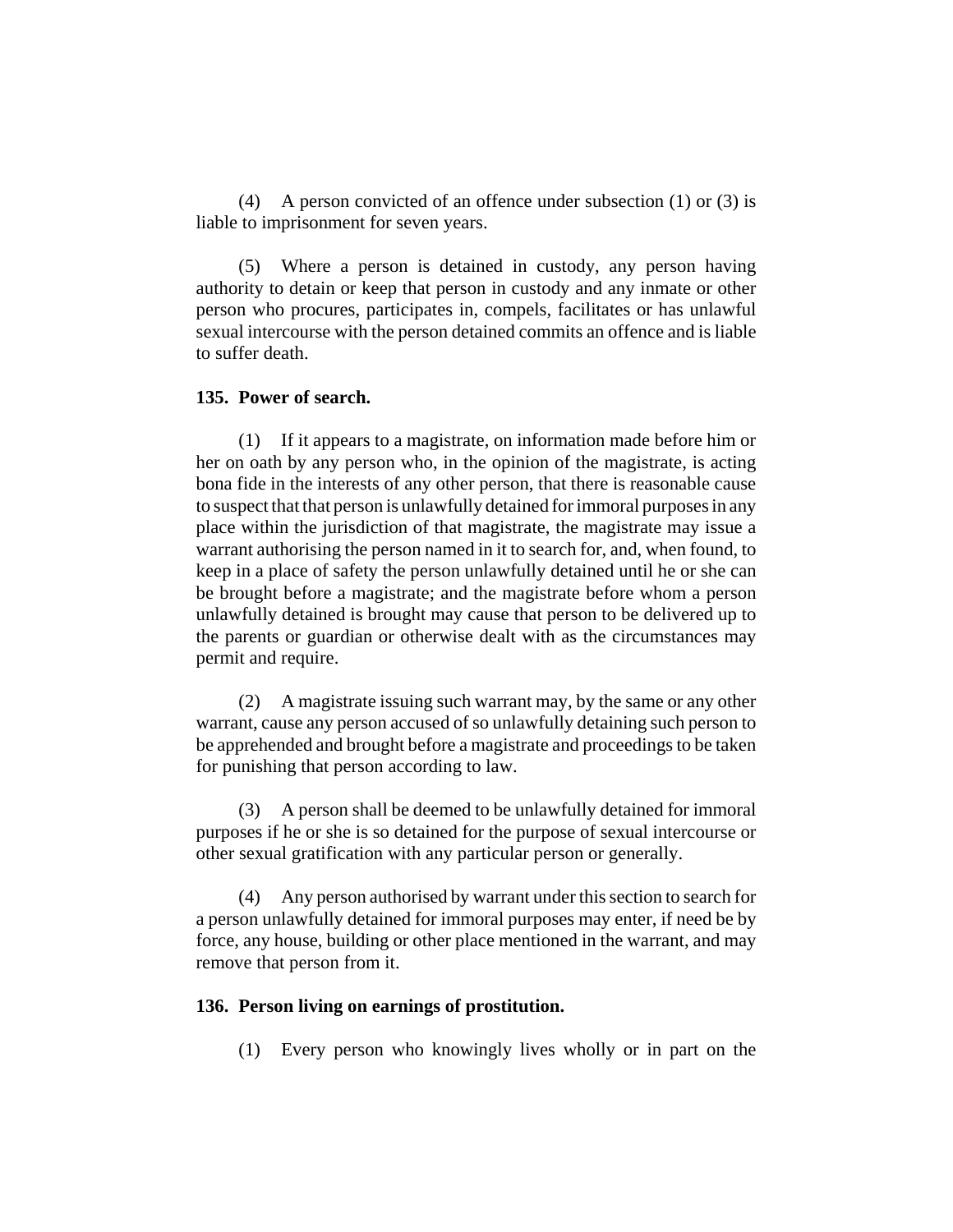(4) A person convicted of an offence under subsection (1) or (3) is liable to imprisonment for seven years.

(5) Where a person is detained in custody, any person having authority to detain or keep that person in custody and any inmate or other person who procures, participates in, compels, facilitates or has unlawful sexual intercourse with the person detained commits an offence and is liable to suffer death.

**135. Power of search.**

(1) If it appears to a magistrate, on information made before him or her on oath by any person who, in the opinion of the magistrate, is acting bona fide in the interests of any other person, that there is reasonable cause to suspect that that person is unlawfully detained for immoral purposes in any place within the jurisdiction of that magistrate, the magistrate may issue a warrant authorising the person named in it to search for, and, when found, to keep in a place of safety the person unlawfully detained until he or she can be brought before a magistrate; and the magistrate before whom a person unlawfully detained is brought may cause that person to be delivered up to the parents or guardian or otherwise dealt with as the circumstances may permit and require.

(2) A magistrate issuing such warrant may, by the same or any other warrant, cause any person accused of so unlawfully detaining such person to be apprehended and brought before a magistrate and proceedings to be taken for punishing that person according to law.

(3) A person shall be deemed to be unlawfully detained for immoral purposes if he or she is so detained for the purpose of sexual intercourse or other sexual gratification with any particular person or generally.

(4) Any person authorised by warrant under this section to search for a person unlawfully detained for immoral purposes may enter, if need be by force, any house, building or other place mentioned in the warrant, and may remove that person from it.

**136. Person living on earnings of prostitution.**

(1) Every person who knowingly lives wholly or in part on the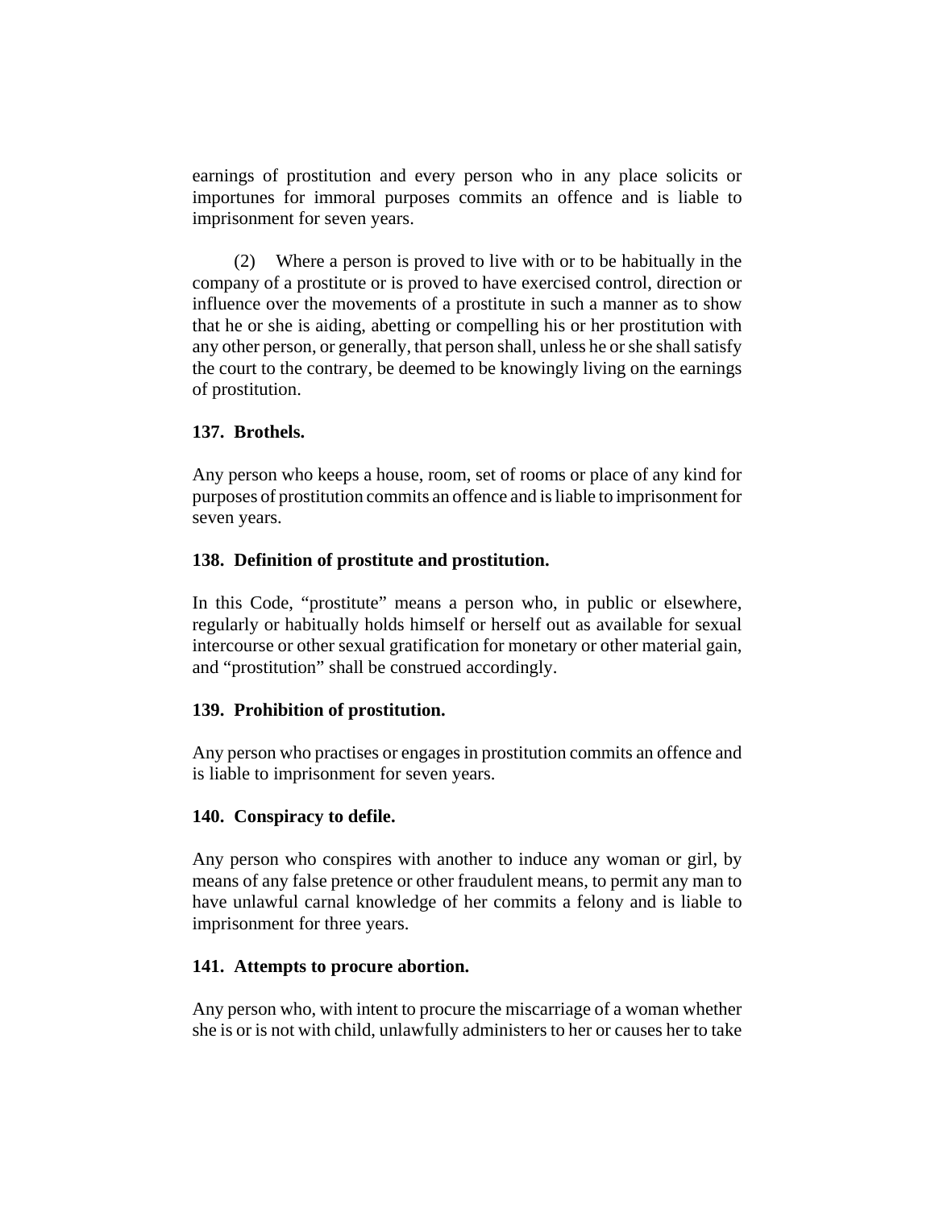earnings of prostitution and every person who in any place solicits or importunes for immoral purposes commits an offence and is liable to imprisonment for seven years.

(2) Where a person is proved to live with or to be habitually in the company of a prostitute or is proved to have exercised control, direction or influence over the movements of a prostitute in such a manner as to show that he or she is aiding, abetting or compelling his or her prostitution with any other person, or generally, that person shall, unless he or she shall satisfy the court to the contrary, be deemed to be knowingly living on the earnings of prostitution.

**137. Brothels.**

Any person who keeps a house, room, set of rooms or place of any kind for purposes of prostitution commits an offence and is liable to imprisonment for seven years.

**138. Definition of prostitute and prostitution.**

In this Code, "prostitute" means a person who, in public or elsewhere, regularly or habitually holds himself or herself out as available for sexual intercourse or other sexual gratification for monetary or other material gain, and "prostitution" shall be construed accordingly.

**139. Prohibition of prostitution.**

Any person who practises or engages in prostitution commits an offence and is liable to imprisonment for seven years.

**140. Conspiracy to defile.**

Any person who conspires with another to induce any woman or girl, by means of any false pretence or other fraudulent means, to permit any man to have unlawful carnal knowledge of her commits a felony and is liable to imprisonment for three years.

**141. Attempts to procure abortion.**

Any person who, with intent to procure the miscarriage of a woman whether she is or is not with child, unlawfully administers to her or causes her to take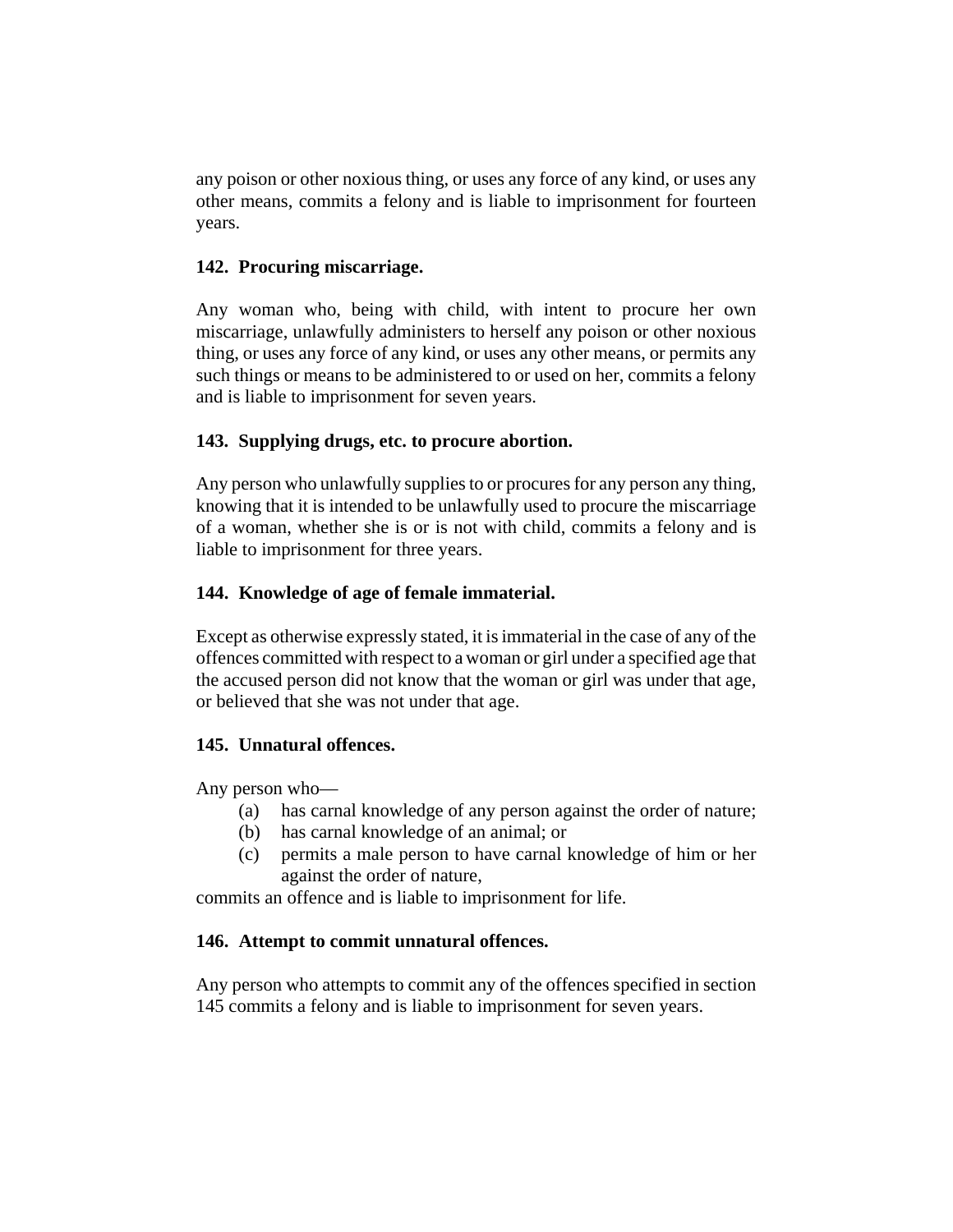any poison or other noxious thing, or uses any force of any kind, or uses any other means, commits a felony and is liable to imprisonment for fourteen years.

**142. Procuring miscarriage.**

Any woman who, being with child, with intent to procure her own miscarriage, unlawfully administers to herself any poison or other noxious thing, or uses any force of any kind, or uses any other means, or permits any such things or means to be administered to or used on her, commits a felony and is liable to imprisonment for seven years.

**143. Supplying drugs, etc. to procure abortion.**

Any person who unlawfully supplies to or procures for any person any thing, knowing that it is intended to be unlawfully used to procure the miscarriage of a woman, whether she is or is not with child, commits a felony and is liable to imprisonment for three years.

**144. Knowledge of age of female immaterial.**

Except as otherwise expressly stated, it is immaterial in the case of any of the offences committed with respect to a woman or girl under a specified age that the accused person did not know that the woman or girl was under that age, or believed that she was not under that age.

**145. Unnatural offences.**

Any person who—

- (a) has carnal knowledge of any person against the order of nature;
- (b) has carnal knowledge of an animal; or
- (c) permits a male person to have carnal knowledge of him or her against the order of nature,

commits an offence and is liable to imprisonment for life.

**146. Attempt to commit unnatural offences.**

Any person who attempts to commit any of the offences specified in section 145 commits a felony and is liable to imprisonment for seven years.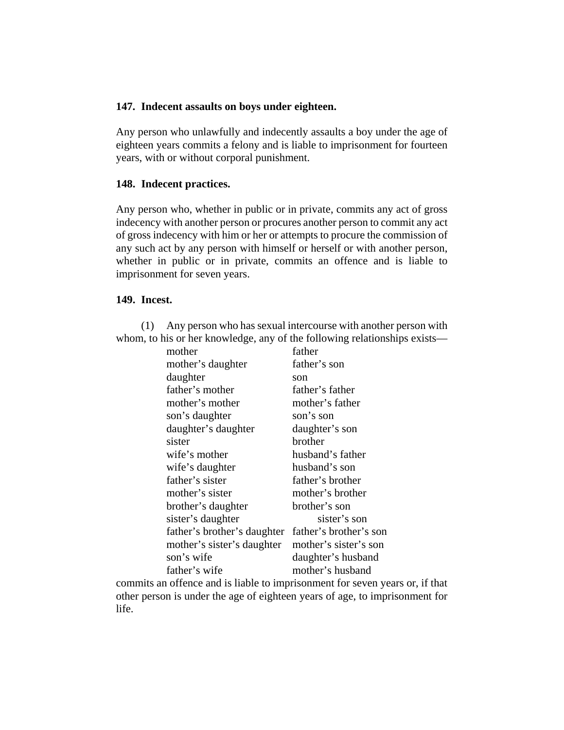**147. Indecent assaults on boys under eighteen.**

Any person who unlawfully and indecently assaults a boy under the age of eighteen years commits a felony and is liable to imprisonment for fourteen years, with or without corporal punishment.

**148. Indecent practices.**

Any person who, whether in public or in private, commits any act of gross indecency with another person or procures another person to commit any act of gross indecency with him or her or attempts to procure the commission of any such act by any person with himself or herself or with another person, whether in public or in private, commits an offence and is liable to imprisonment for seven years.

**149. Incest.**

(1) Any person who has sexual intercourse with another person with whom, to his or her knowledge, any of the following relationships exists—

| | |
|---|---|
| mother | father |
| mother's daughter | father's son |
| daughter | son |
| father's mother | father's father |
| mother's mother | mother's father |
| son's daughter | son's son |
| daughter's daughter | daughter's son |
| sister | brother |
| wife's mother | husband's father |
| wife's daughter | husband's son |
| father's sister | father's brother |
| mother's sister | mother's brother |
| brother's daughter | brother's son |
| sister's daughter | sister's son |
| father's brother's daughter | father's brother's son |
| mother's sister's daughter | mother's sister's son |
| son's wife | daughter's husband |
| father's wife | mother's husband |

commits an offence and is liable to imprisonment for seven years or, if that other person is under the age of eighteen years of age, to imprisonment for life.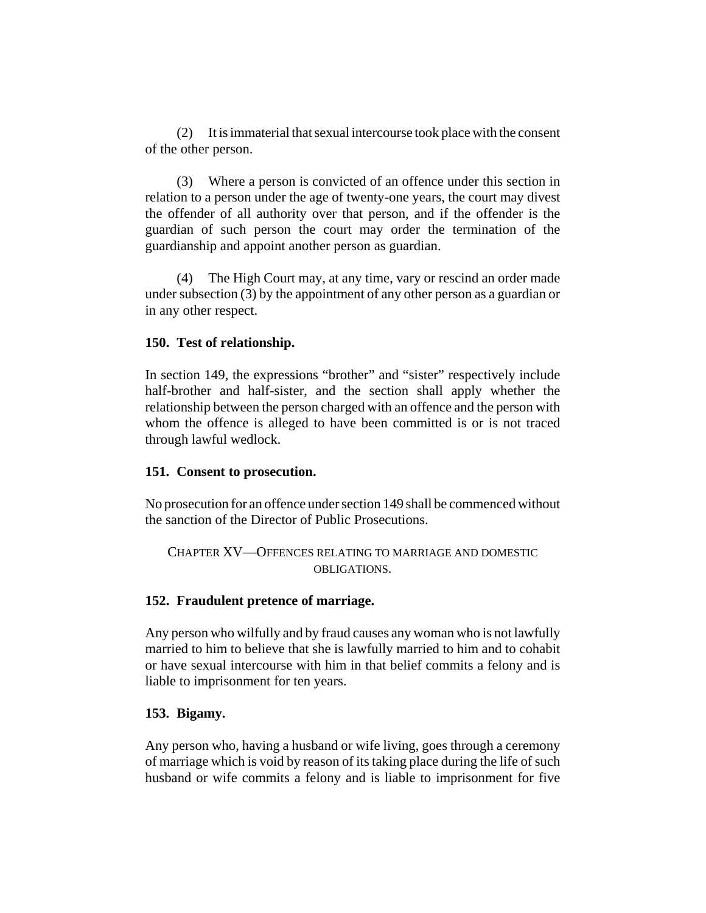(2) It is immaterial that sexual intercourse took place with the consent of the other person.

(3) Where a person is convicted of an offence under this section in relation to a person under the age of twenty-one years, the court may divest the offender of all authority over that person, and if the offender is the guardian of such person the court may order the termination of the guardianship and appoint another person as guardian.

(4) The High Court may, at any time, vary or rescind an order made under subsection (3) by the appointment of any other person as a guardian or in any other respect.

**150. Test of relationship.**

In section 149, the expressions "brother" and "sister" respectively include half-brother and half-sister, and the section shall apply whether the relationship between the person charged with an offence and the person with whom the offence is alleged to have been committed is or is not traced through lawful wedlock.

**151. Consent to prosecution.**

No prosecution for an offence under section 149 shall be commenced without the sanction of the Director of Public Prosecutions.

## CHAPTER XV—OFFENCES RELATING TO MARRIAGE AND DOMESTIC OBLIGATIONS.

**152. Fraudulent pretence of marriage.**

Any person who wilfully and by fraud causes any woman who is not lawfully married to him to believe that she is lawfully married to him and to cohabit or have sexual intercourse with him in that belief commits a felony and is liable to imprisonment for ten years.

**153. Bigamy.**

Any person who, having a husband or wife living, goes through a ceremony of marriage which is void by reason of its taking place during the life of such husband or wife commits a felony and is liable to imprisonment for five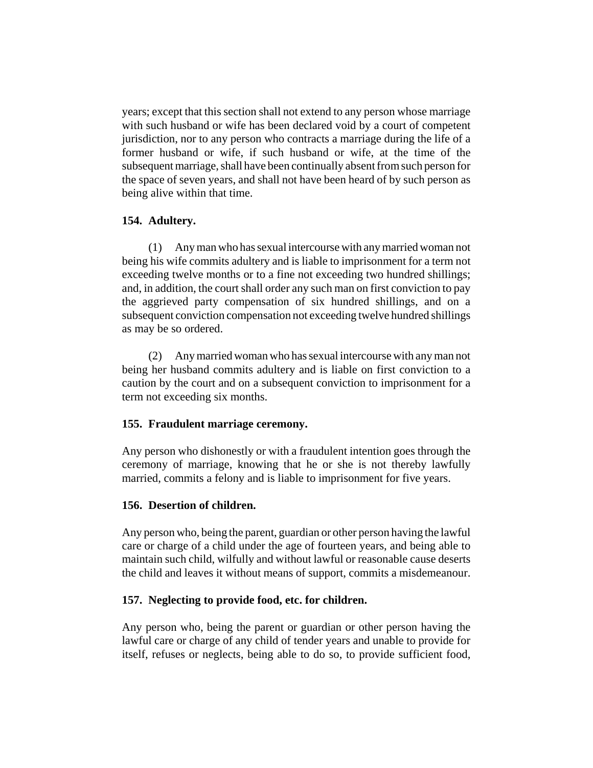years; except that this section shall not extend to any person whose marriage with such husband or wife has been declared void by a court of competent jurisdiction, nor to any person who contracts a marriage during the life of a former husband or wife, if such husband or wife, at the time of the subsequent marriage, shall have been continually absent from such person for the space of seven years, and shall not have been heard of by such person as being alive within that time.

### 154. Adultery.

(1) Any man who has sexual intercourse with any married woman not being his wife commits adultery and is liable to imprisonment for a term not exceeding twelve months or to a fine not exceeding two hundred shillings; and, in addition, the court shall order any such man on first conviction to pay the aggrieved party compensation of six hundred shillings, and on a subsequent conviction compensation not exceeding twelve hundred shillings as may be so ordered.

(2) Any married woman who has sexual intercourse with any man not being her husband commits adultery and is liable on first conviction to a caution by the court and on a subsequent conviction to imprisonment for a term not exceeding six months.

### 155. Fraudulent marriage ceremony.

Any person who dishonestly or with a fraudulent intention goes through the ceremony of marriage, knowing that he or she is not thereby lawfully married, commits a felony and is liable to imprisonment for five years.

### 156. Desertion of children.

Any person who, being the parent, guardian or other person having the lawful care or charge of a child under the age of fourteen years, and being able to maintain such child, wilfully and without lawful or reasonable cause deserts the child and leaves it without means of support, commits a misdemeanour.

### 157. Neglecting to provide food, etc. for children.

Any person who, being the parent or guardian or other person having the lawful care or charge of any child of tender years and unable to provide for itself, refuses or neglects, being able to do so, to provide sufficient food,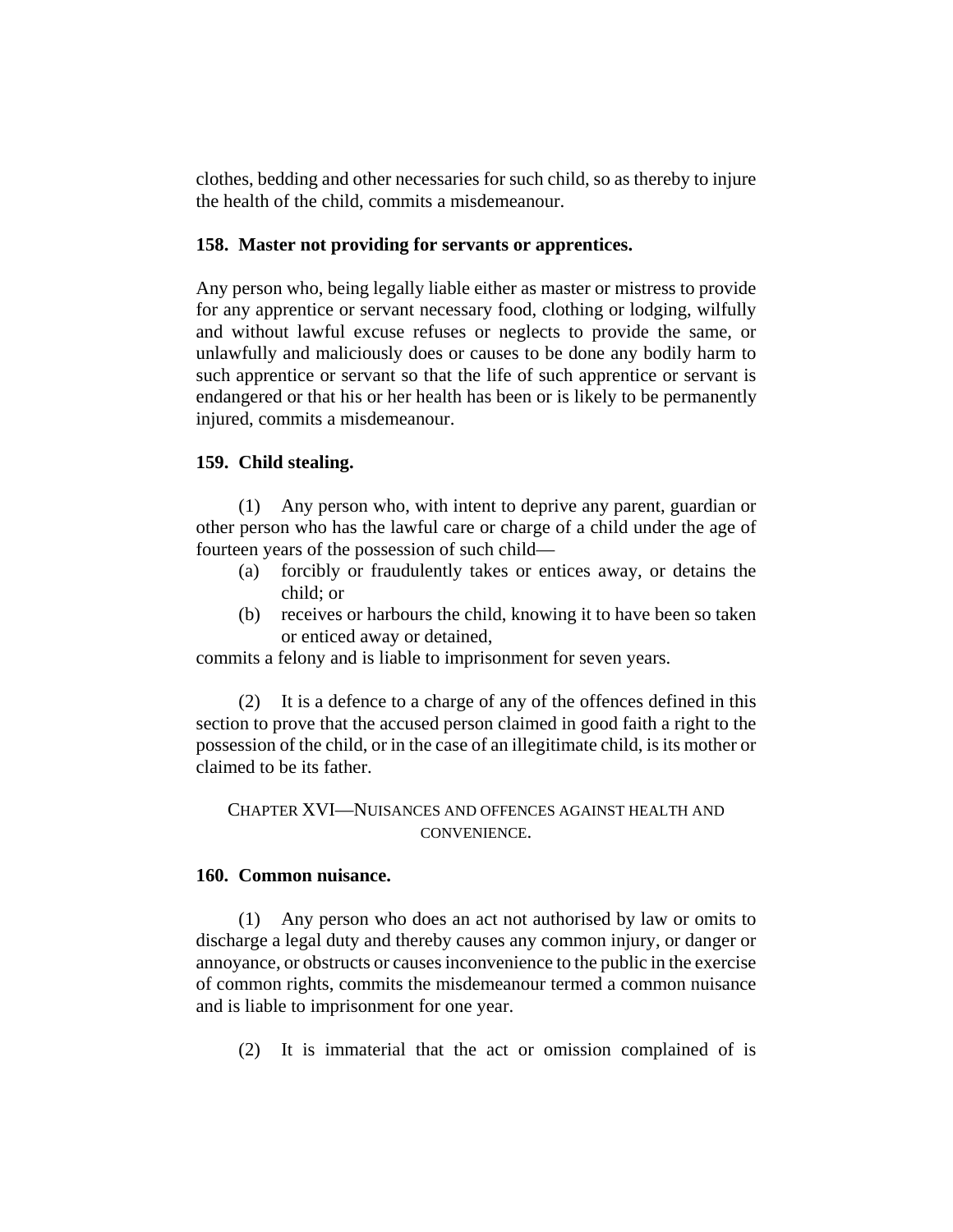clothes, bedding and other necessaries for such child, so as thereby to injure the health of the child, commits a misdemeanour.

### 158. Master not providing for servants or apprentices.

Any person who, being legally liable either as master or mistress to provide for any apprentice or servant necessary food, clothing or lodging, wilfully and without lawful excuse refuses or neglects to provide the same, or unlawfully and maliciously does or causes to be done any bodily harm to such apprentice or servant so that the life of such apprentice or servant is endangered or that his or her health has been or is likely to be permanently injured, commits a misdemeanour.

### 159. Child stealing.

(1) Any person who, with intent to deprive any parent, guardian or other person who has the lawful care or charge of a child under the age of fourteen years of the possession of such child—

(a) forcibly or fraudulently takes or entices away, or detains the child; or

(b) receives or harbours the child, knowing it to have been so taken or enticed away or detained,

commits a felony and is liable to imprisonment for seven years.

(2) It is a defence to a charge of any of the offences defined in this section to prove that the accused person claimed in good faith a right to the possession of the child, or in the case of an illegitimate child, is its mother or claimed to be its father.

## CHAPTER XVI—NUISANCES AND OFFENCES AGAINST HEALTH AND CONVENIENCE.

### 160. Common nuisance.

(1) Any person who does an act not authorised by law or omits to discharge a legal duty and thereby causes any common injury, or danger or annoyance, or obstructs or causes inconvenience to the public in the exercise of common rights, commits the misdemeanour termed a common nuisance and is liable to imprisonment for one year.

(2) It is immaterial that the act or omission complained of is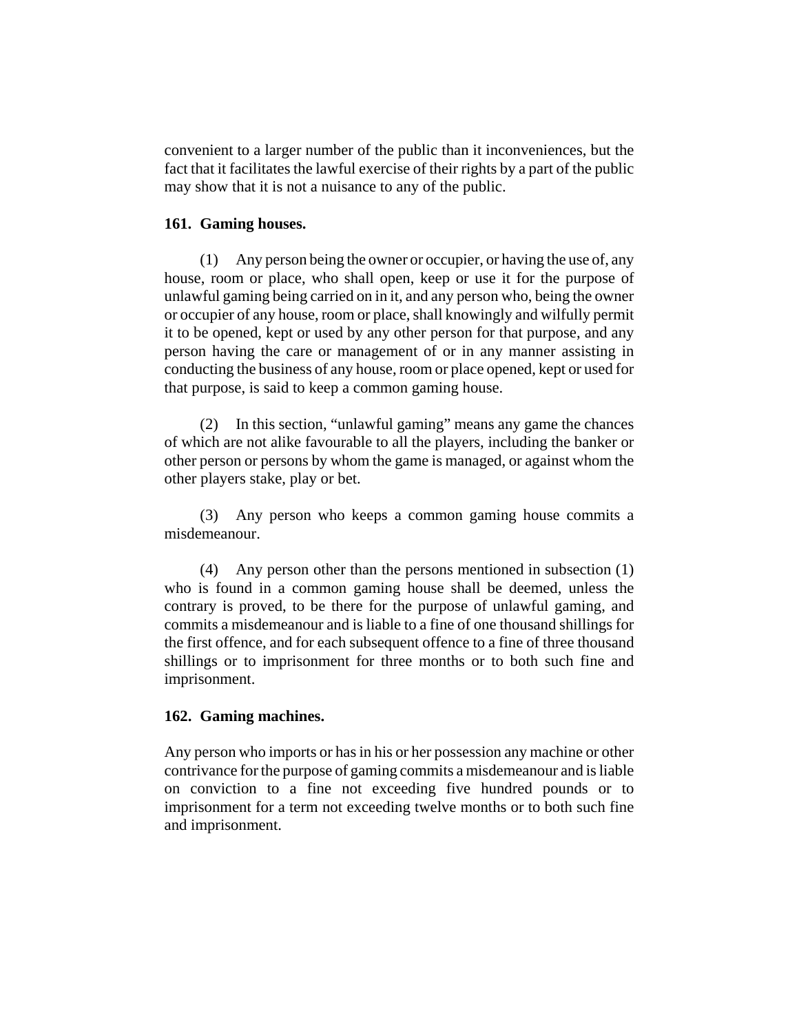convenient to a larger number of the public than it inconveniences, but the fact that it facilitates the lawful exercise of their rights by a part of the public may show that it is not a nuisance to any of the public.

**161. Gaming houses.**

(1) Any person being the owner or occupier, or having the use of, any house, room or place, who shall open, keep or use it for the purpose of unlawful gaming being carried on in it, and any person who, being the owner or occupier of any house, room or place, shall knowingly and wilfully permit it to be opened, kept or used by any other person for that purpose, and any person having the care or management of or in any manner assisting in conducting the business of any house, room or place opened, kept or used for that purpose, is said to keep a common gaming house.

(2) In this section, "unlawful gaming" means any game the chances of which are not alike favourable to all the players, including the banker or other person or persons by whom the game is managed, or against whom the other players stake, play or bet.

(3) Any person who keeps a common gaming house commits a misdemeanour.

(4) Any person other than the persons mentioned in subsection (1) who is found in a common gaming house shall be deemed, unless the contrary is proved, to be there for the purpose of unlawful gaming, and commits a misdemeanour and is liable to a fine of one thousand shillings for the first offence, and for each subsequent offence to a fine of three thousand shillings or to imprisonment for three months or to both such fine and imprisonment.

**162. Gaming machines.**

Any person who imports or has in his or her possession any machine or other contrivance for the purpose of gaming commits a misdemeanour and is liable on conviction to a fine not exceeding five hundred pounds or to imprisonment for a term not exceeding twelve months or to both such fine and imprisonment.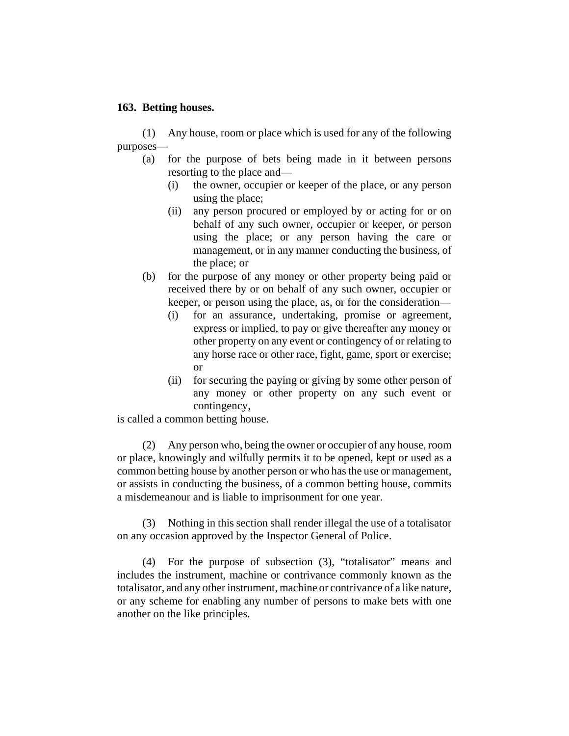**163. Betting houses.**

(1) Any house, room or place which is used for any of the following purposes—

- (a) for the purpose of bets being made in it between persons resorting to the place and—
  - (i) the owner, occupier or keeper of the place, or any person using the place;
  - (ii) any person procured or employed by or acting for or on behalf of any such owner, occupier or keeper, or person using the place; or any person having the care or management, or in any manner conducting the business, of the place; or
- (b) for the purpose of any money or other property being paid or received there by or on behalf of any such owner, occupier or keeper, or person using the place, as, or for the consideration—
  - (i) for an assurance, undertaking, promise or agreement, express or implied, to pay or give thereafter any money or other property on any event or contingency of or relating to any horse race or other race, fight, game, sport or exercise; or
  - (ii) for securing the paying or giving by some other person of any money or other property on any such event or contingency,

is called a common betting house.

(2) Any person who, being the owner or occupier of any house, room or place, knowingly and wilfully permits it to be opened, kept or used as a common betting house by another person or who has the use or management, or assists in conducting the business, of a common betting house, commits a misdemeanour and is liable to imprisonment for one year.

(3) Nothing in this section shall render illegal the use of a totalisator on any occasion approved by the Inspector General of Police.

(4) For the purpose of subsection (3), "totalisator" means and includes the instrument, machine or contrivance commonly known as the totalisator, and any other instrument, machine or contrivance of a like nature, or any scheme for enabling any number of persons to make bets with one another on the like principles.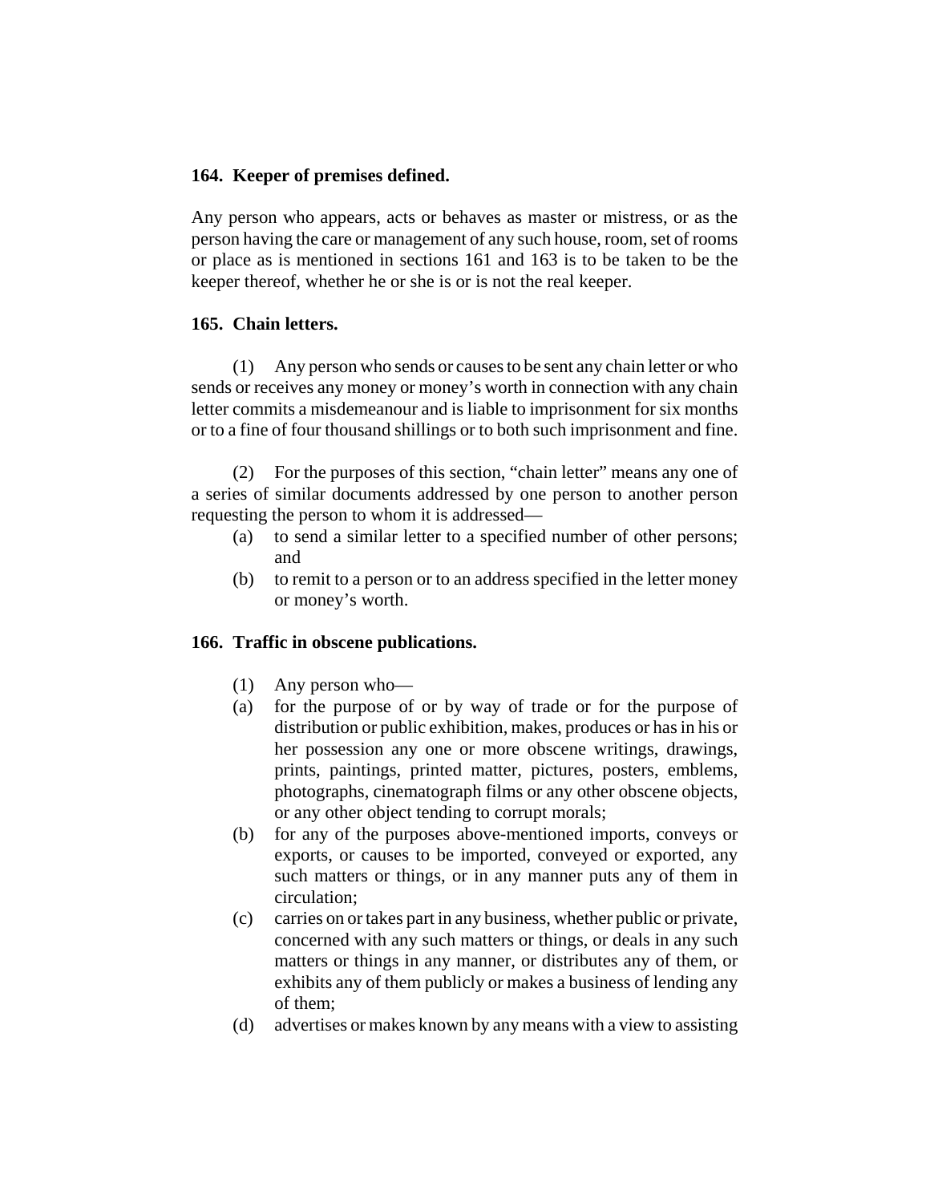**164. Keeper of premises defined.**

Any person who appears, acts or behaves as master or mistress, or as the person having the care or management of any such house, room, set of rooms or place as is mentioned in sections 161 and 163 is to be taken to be the keeper thereof, whether he or she is or is not the real keeper.

**165. Chain letters.**

(1) Any person who sends or causes to be sent any chain letter or who sends or receives any money or money's worth in connection with any chain letter commits a misdemeanour and is liable to imprisonment for six months or to a fine of four thousand shillings or to both such imprisonment and fine.

(2) For the purposes of this section, "chain letter" means any one of a series of similar documents addressed by one person to another person requesting the person to whom it is addressed—

(a) to send a similar letter to a specified number of other persons; and

(b) to remit to a person or to an address specified in the letter money or money's worth.

**166. Traffic in obscene publications.**

(1) Any person who—

(a) for the purpose of or by way of trade or for the purpose of distribution or public exhibition, makes, produces or has in his or her possession any one or more obscene writings, drawings, prints, paintings, printed matter, pictures, posters, emblems, photographs, cinematograph films or any other obscene objects, or any other object tending to corrupt morals;

(b) for any of the purposes above-mentioned imports, conveys or exports, or causes to be imported, conveyed or exported, any such matters or things, or in any manner puts any of them in circulation;

(c) carries on or takes part in any business, whether public or private, concerned with any such matters or things, or deals in any such matters or things in any manner, or distributes any of them, or exhibits any of them publicly or makes a business of lending any of them;

(d) advertises or makes known by any means with a view to assisting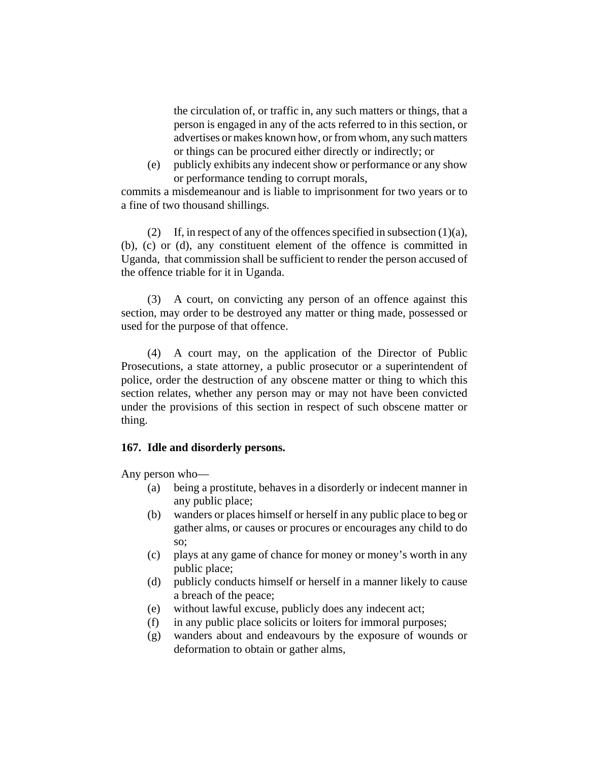the circulation of, or traffic in, any such matters or things, that a person is engaged in any of the acts referred to in this section, or advertises or makes known how, or from whom, any such matters or things can be procured either directly or indirectly; or

(e) publicly exhibits any indecent show or performance or any show or performance tending to corrupt morals,

commits a misdemeanour and is liable to imprisonment for two years or to a fine of two thousand shillings.

(2) If, in respect of any of the offences specified in subsection (1)(a), (b), (c) or (d), any constituent element of the offence is committed in Uganda, that commission shall be sufficient to render the person accused of the offence triable for it in Uganda.

(3) A court, on convicting any person of an offence against this section, may order to be destroyed any matter or thing made, possessed or used for the purpose of that offence.

(4) A court may, on the application of the Director of Public Prosecutions, a state attorney, a public prosecutor or a superintendent of police, order the destruction of any obscene matter or thing to which this section relates, whether any person may or may not have been convicted under the provisions of this section in respect of such obscene matter or thing.

**167. Idle and disorderly persons.**

Any person who—

(a) being a prostitute, behaves in a disorderly or indecent manner in any public place;

(b) wanders or places himself or herself in any public place to beg or gather alms, or causes or procures or encourages any child to do so;

(c) plays at any game of chance for money or money's worth in any public place;

(d) publicly conducts himself or herself in a manner likely to cause a breach of the peace;

(e) without lawful excuse, publicly does any indecent act;

(f) in any public place solicits or loiters for immoral purposes;

(g) wanders about and endeavours by the exposure of wounds or deformation to obtain or gather alms,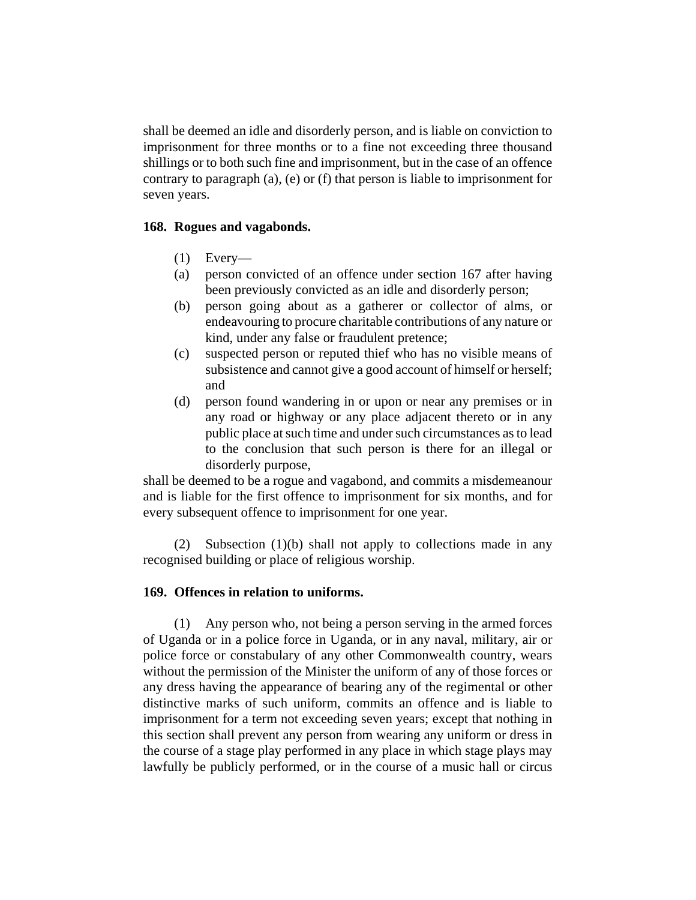shall be deemed an idle and disorderly person, and is liable on conviction to imprisonment for three months or to a fine not exceeding three thousand shillings or to both such fine and imprisonment, but in the case of an offence contrary to paragraph (a), (e) or (f) that person is liable to imprisonment for seven years.

### 168. Rogues and vagabonds.

(1) Every—

(a) person convicted of an offence under section 167 after having been previously convicted as an idle and disorderly person;

(b) person going about as a gatherer or collector of alms, or endeavouring to procure charitable contributions of any nature or kind, under any false or fraudulent pretence;

(c) suspected person or reputed thief who has no visible means of subsistence and cannot give a good account of himself or herself; and

(d) person found wandering in or upon or near any premises or in any road or highway or any place adjacent thereto or in any public place at such time and under such circumstances as to lead to the conclusion that such person is there for an illegal or disorderly purpose,

shall be deemed to be a rogue and vagabond, and commits a misdemeanour and is liable for the first offence to imprisonment for six months, and for every subsequent offence to imprisonment for one year.

(2) Subsection (1)(b) shall not apply to collections made in any recognised building or place of religious worship.

### 169. Offences in relation to uniforms.

(1) Any person who, not being a person serving in the armed forces of Uganda or in a police force in Uganda, or in any naval, military, air or police force or constabulary of any other Commonwealth country, wears without the permission of the Minister the uniform of any of those forces or any dress having the appearance of bearing any of the regimental or other distinctive marks of such uniform, commits an offence and is liable to imprisonment for a term not exceeding seven years; except that nothing in this section shall prevent any person from wearing any uniform or dress in the course of a stage play performed in any place in which stage plays may lawfully be publicly performed, or in the course of a music hall or circus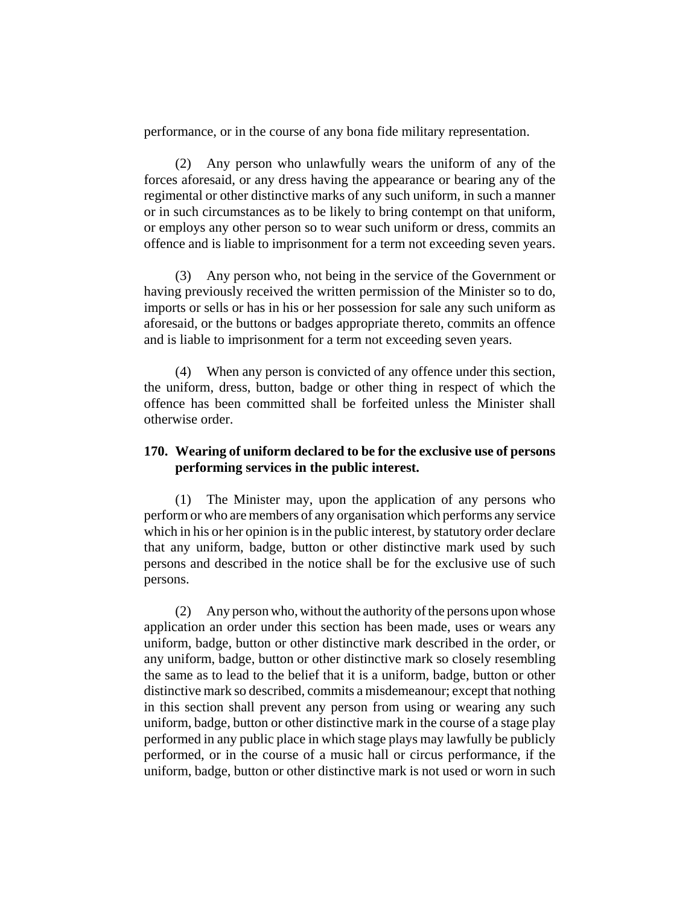performance, or in the course of any bona fide military representation.

(2) Any person who unlawfully wears the uniform of any of the forces aforesaid, or any dress having the appearance or bearing any of the regimental or other distinctive marks of any such uniform, in such a manner or in such circumstances as to be likely to bring contempt on that uniform, or employs any other person so to wear such uniform or dress, commits an offence and is liable to imprisonment for a term not exceeding seven years.

(3) Any person who, not being in the service of the Government or having previously received the written permission of the Minister so to do, imports or sells or has in his or her possession for sale any such uniform as aforesaid, or the buttons or badges appropriate thereto, commits an offence and is liable to imprisonment for a term not exceeding seven years.

(4) When any person is convicted of any offence under this section, the uniform, dress, button, badge or other thing in respect of which the offence has been committed shall be forfeited unless the Minister shall otherwise order.

### 170. Wearing of uniform declared to be for the exclusive use of persons performing services in the public interest.

(1) The Minister may, upon the application of any persons who perform or who are members of any organisation which performs any service which in his or her opinion is in the public interest, by statutory order declare that any uniform, badge, button or other distinctive mark used by such persons and described in the notice shall be for the exclusive use of such persons.

(2) Any person who, without the authority of the persons upon whose application an order under this section has been made, uses or wears any uniform, badge, button or other distinctive mark described in the order, or any uniform, badge, button or other distinctive mark so closely resembling the same as to lead to the belief that it is a uniform, badge, button or other distinctive mark so described, commits a misdemeanour; except that nothing in this section shall prevent any person from using or wearing any such uniform, badge, button or other distinctive mark in the course of a stage play performed in any public place in which stage plays may lawfully be publicly performed, or in the course of a music hall or circus performance, if the uniform, badge, button or other distinctive mark is not used or worn in such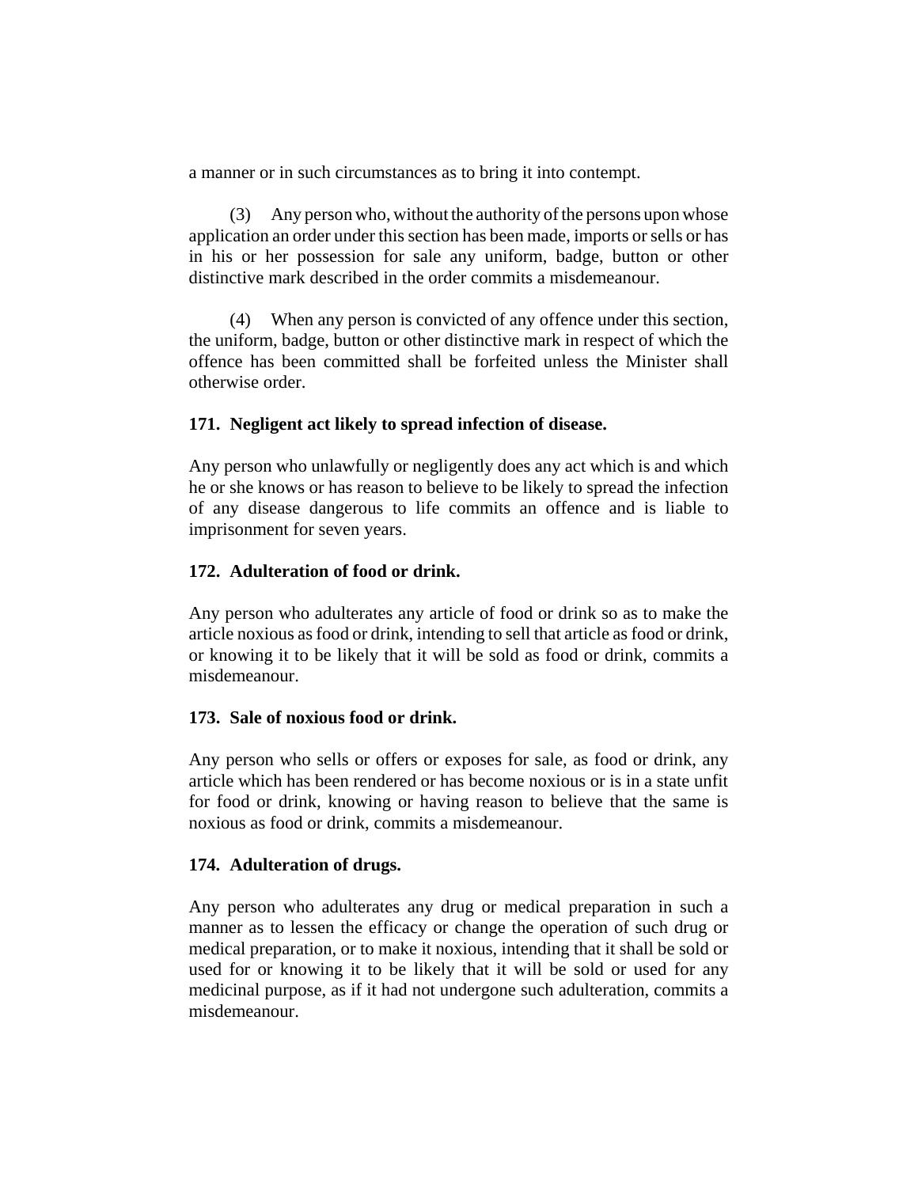a manner or in such circumstances as to bring it into contempt.

(3) Any person who, without the authority of the persons upon whose application an order under this section has been made, imports or sells or has in his or her possession for sale any uniform, badge, button or other distinctive mark described in the order commits a misdemeanour.

(4) When any person is convicted of any offence under this section, the uniform, badge, button or other distinctive mark in respect of which the offence has been committed shall be forfeited unless the Minister shall otherwise order.

**171. Negligent act likely to spread infection of disease.**

Any person who unlawfully or negligently does any act which is and which he or she knows or has reason to believe to be likely to spread the infection of any disease dangerous to life commits an offence and is liable to imprisonment for seven years.

**172. Adulteration of food or drink.**

Any person who adulterates any article of food or drink so as to make the article noxious as food or drink, intending to sell that article as food or drink, or knowing it to be likely that it will be sold as food or drink, commits a misdemeanour.

**173. Sale of noxious food or drink.**

Any person who sells or offers or exposes for sale, as food or drink, any article which has been rendered or has become noxious or is in a state unfit for food or drink, knowing or having reason to believe that the same is noxious as food or drink, commits a misdemeanour.

**174. Adulteration of drugs.**

Any person who adulterates any drug or medical preparation in such a manner as to lessen the efficacy or change the operation of such drug or medical preparation, or to make it noxious, intending that it shall be sold or used for or knowing it to be likely that it will be sold or used for any medicinal purpose, as if it had not undergone such adulteration, commits a misdemeanour.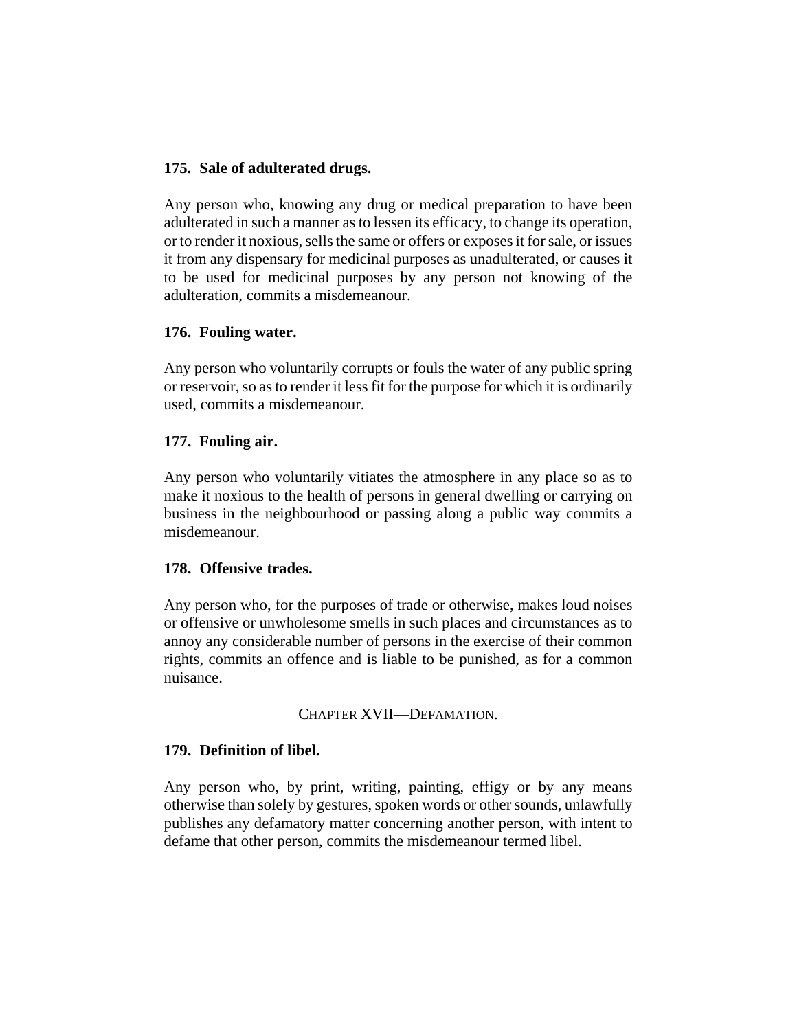**175. Sale of adulterated drugs.**

Any person who, knowing any drug or medical preparation to have been adulterated in such a manner as to lessen its efficacy, to change its operation, or to render it noxious, sells the same or offers or exposes it for sale, or issues it from any dispensary for medicinal purposes as unadulterated, or causes it to be used for medicinal purposes by any person not knowing of the adulteration, commits a misdemeanour.

**176. Fouling water.**

Any person who voluntarily corrupts or fouls the water of any public spring or reservoir, so as to render it less fit for the purpose for which it is ordinarily used, commits a misdemeanour.

**177. Fouling air.**

Any person who voluntarily vitiates the atmosphere in any place so as to make it noxious to the health of persons in general dwelling or carrying on business in the neighbourhood or passing along a public way commits a misdemeanour.

**178. Offensive trades.**

Any person who, for the purposes of trade or otherwise, makes loud noises or offensive or unwholesome smells in such places and circumstances as to annoy any considerable number of persons in the exercise of their common rights, commits an offence and is liable to be punished, as for a common nuisance.

## CHAPTER XVII—DEFAMATION.

**179. Definition of libel.**

Any person who, by print, writing, painting, effigy or by any means otherwise than solely by gestures, spoken words or other sounds, unlawfully publishes any defamatory matter concerning another person, with intent to defame that other person, commits the misdemeanour termed libel.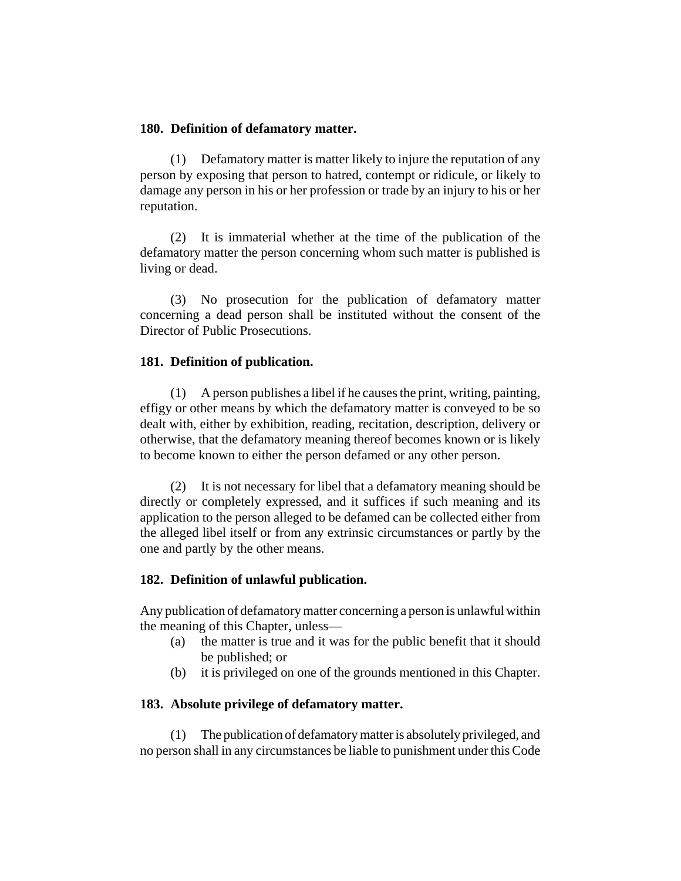**180. Definition of defamatory matter.**

(1) Defamatory matter is matter likely to injure the reputation of any person by exposing that person to hatred, contempt or ridicule, or likely to damage any person in his or her profession or trade by an injury to his or her reputation.

(2) It is immaterial whether at the time of the publication of the defamatory matter the person concerning whom such matter is published is living or dead.

(3) No prosecution for the publication of defamatory matter concerning a dead person shall be instituted without the consent of the Director of Public Prosecutions.

**181. Definition of publication.**

(1) A person publishes a libel if he causes the print, writing, painting, effigy or other means by which the defamatory matter is conveyed to be so dealt with, either by exhibition, reading, recitation, description, delivery or otherwise, that the defamatory meaning thereof becomes known or is likely to become known to either the person defamed or any other person.

(2) It is not necessary for libel that a defamatory meaning should be directly or completely expressed, and it suffices if such meaning and its application to the person alleged to be defamed can be collected either from the alleged libel itself or from any extrinsic circumstances or partly by the one and partly by the other means.

**182. Definition of unlawful publication.**

Any publication of defamatory matter concerning a person is unlawful within the meaning of this Chapter, unless—

(a) the matter is true and it was for the public benefit that it should be published; or

(b) it is privileged on one of the grounds mentioned in this Chapter.

**183. Absolute privilege of defamatory matter.**

(1) The publication of defamatory matter is absolutely privileged, and no person shall in any circumstances be liable to punishment under this Code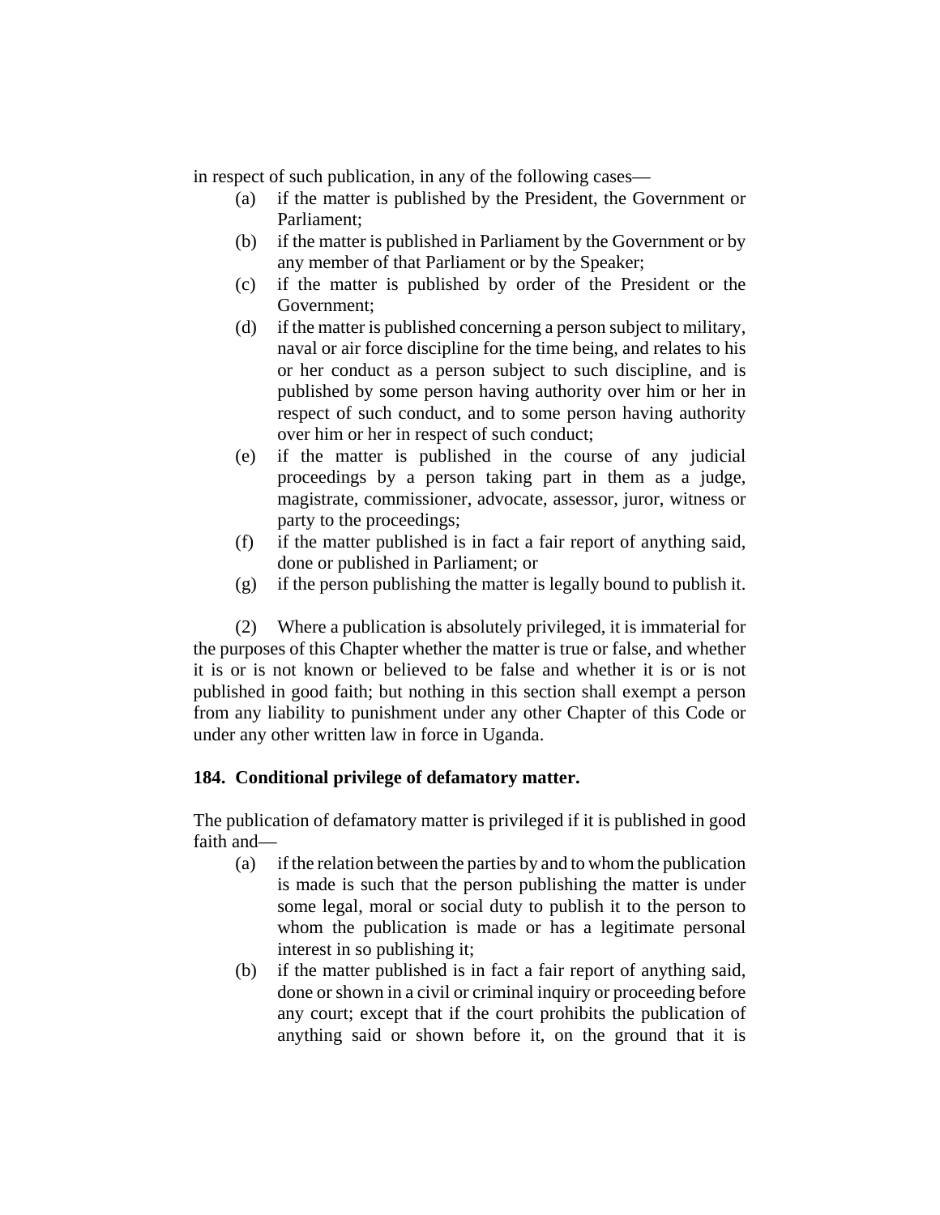in respect of such publication, in any of the following cases—

(a) if the matter is published by the President, the Government or Parliament;

(b) if the matter is published in Parliament by the Government or by any member of that Parliament or by the Speaker;

(c) if the matter is published by order of the President or the Government;

(d) if the matter is published concerning a person subject to military, naval or air force discipline for the time being, and relates to his or her conduct as a person subject to such discipline, and is published by some person having authority over him or her in respect of such conduct, and to some person having authority over him or her in respect of such conduct;

(e) if the matter is published in the course of any judicial proceedings by a person taking part in them as a judge, magistrate, commissioner, advocate, assessor, juror, witness or party to the proceedings;

(f) if the matter published is in fact a fair report of anything said, done or published in Parliament; or

(g) if the person publishing the matter is legally bound to publish it.

(2) Where a publication is absolutely privileged, it is immaterial for the purposes of this Chapter whether the matter is true or false, and whether it is or is not known or believed to be false and whether it is or is not published in good faith; but nothing in this section shall exempt a person from any liability to punishment under any other Chapter of this Code or under any other written law in force in Uganda.

### 184. Conditional privilege of defamatory matter.

The publication of defamatory matter is privileged if it is published in good faith and—

(a) if the relation between the parties by and to whom the publication is made is such that the person publishing the matter is under some legal, moral or social duty to publish it to the person to whom the publication is made or has a legitimate personal interest in so publishing it;

(b) if the matter published is in fact a fair report of anything said, done or shown in a civil or criminal inquiry or proceeding before any court; except that if the court prohibits the publication of anything said or shown before it, on the ground that it is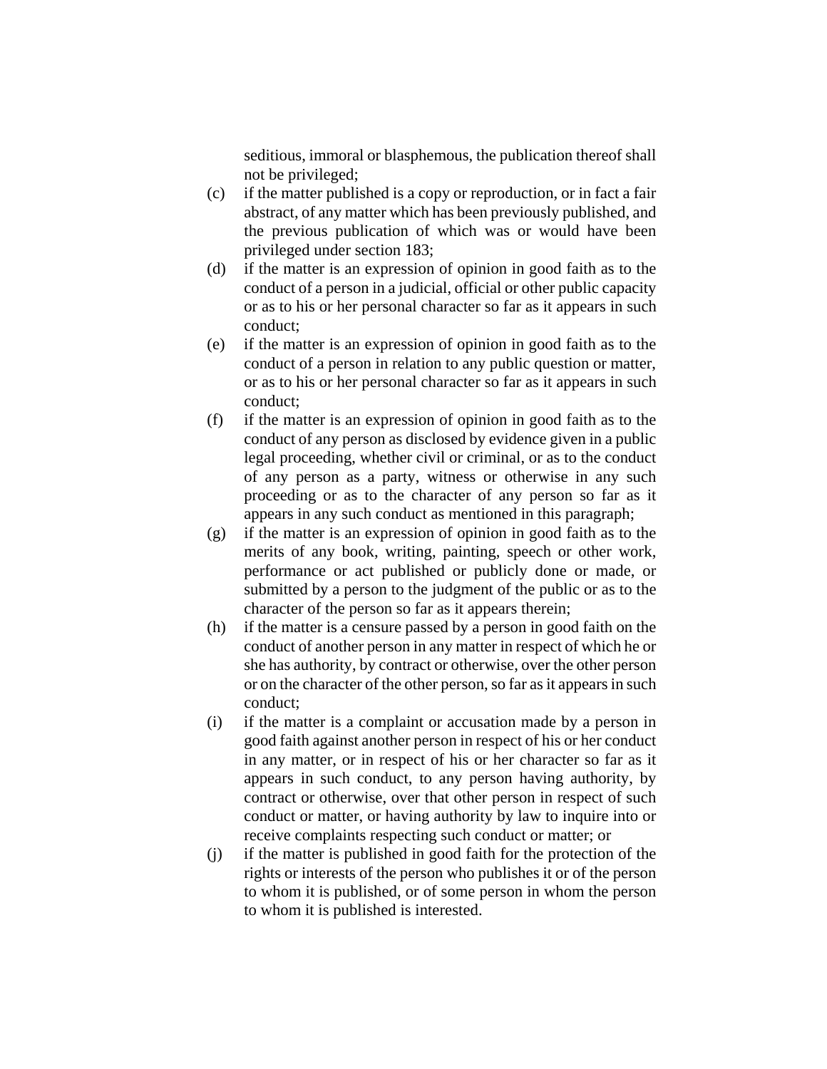seditious, immoral or blasphemous, the publication thereof shall not be privileged;

(c) if the matter published is a copy or reproduction, or in fact a fair abstract, of any matter which has been previously published, and the previous publication of which was or would have been privileged under section 183;

(d) if the matter is an expression of opinion in good faith as to the conduct of a person in a judicial, official or other public capacity or as to his or her personal character so far as it appears in such conduct;

(e) if the matter is an expression of opinion in good faith as to the conduct of a person in relation to any public question or matter, or as to his or her personal character so far as it appears in such conduct;

(f) if the matter is an expression of opinion in good faith as to the conduct of any person as disclosed by evidence given in a public legal proceeding, whether civil or criminal, or as to the conduct of any person as a party, witness or otherwise in any such proceeding or as to the character of any person so far as it appears in any such conduct as mentioned in this paragraph;

(g) if the matter is an expression of opinion in good faith as to the merits of any book, writing, painting, speech or other work, performance or act published or publicly done or made, or submitted by a person to the judgment of the public or as to the character of the person so far as it appears therein;

(h) if the matter is a censure passed by a person in good faith on the conduct of another person in any matter in respect of which he or she has authority, by contract or otherwise, over the other person or on the character of the other person, so far as it appears in such conduct;

(i) if the matter is a complaint or accusation made by a person in good faith against another person in respect of his or her conduct in any matter, or in respect of his or her character so far as it appears in such conduct, to any person having authority, by contract or otherwise, over that other person in respect of such conduct or matter, or having authority by law to inquire into or receive complaints respecting such conduct or matter; or

(j) if the matter is published in good faith for the protection of the rights or interests of the person who publishes it or of the person to whom it is published, or of some person in whom the person to whom it is published is interested.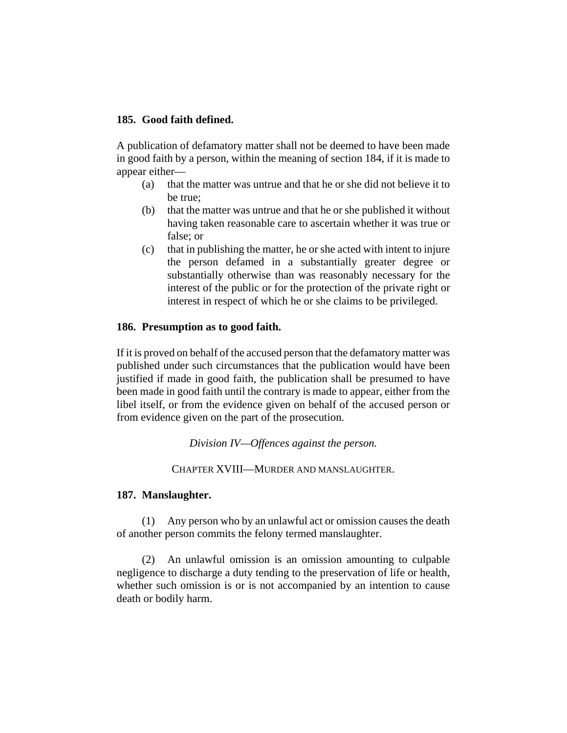### 185. Good faith defined.

A publication of defamatory matter shall not be deemed to have been made in good faith by a person, within the meaning of section 184, if it is made to appear either—

- (a) that the matter was untrue and that he or she did not believe it to be true;
- (b) that the matter was untrue and that he or she published it without having taken reasonable care to ascertain whether it was true or false; or
- (c) that in publishing the matter, he or she acted with intent to injure the person defamed in a substantially greater degree or substantially otherwise than was reasonably necessary for the interest of the public or for the protection of the private right or interest in respect of which he or she claims to be privileged.

### 186. Presumption as to good faith.

If it is proved on behalf of the accused person that the defamatory matter was published under such circumstances that the publication would have been justified if made in good faith, the publication shall be presumed to have been made in good faith until the contrary is made to appear, either from the libel itself, or from the evidence given on behalf of the accused person or from evidence given on the part of the prosecution.

*Division IV—Offences against the person.*

## CHAPTER XVIII—MURDER AND MANSLAUGHTER.

### 187. Manslaughter.

(1) Any person who by an unlawful act or omission causes the death of another person commits the felony termed manslaughter.

(2) An unlawful omission is an omission amounting to culpable negligence to discharge a duty tending to the preservation of life or health, whether such omission is or is not accompanied by an intention to cause death or bodily harm.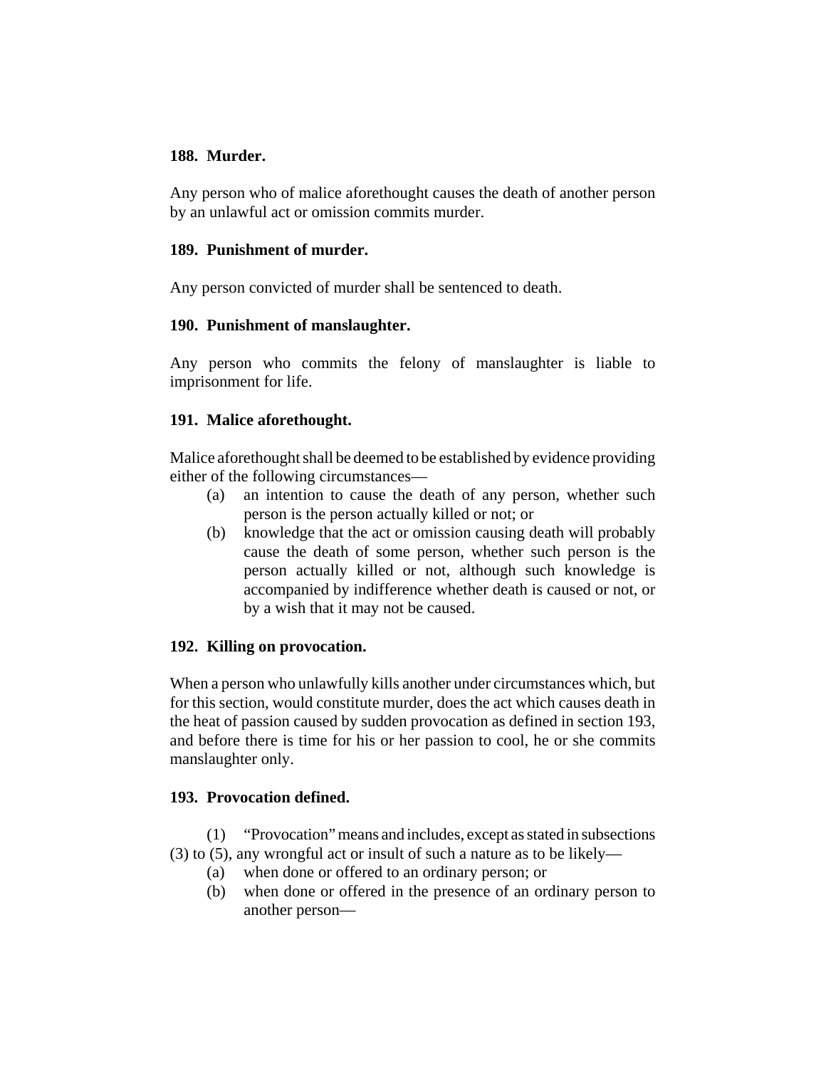**188. Murder.**

Any person who of malice aforethought causes the death of another person by an unlawful act or omission commits murder.

**189. Punishment of murder.**

Any person convicted of murder shall be sentenced to death.

**190. Punishment of manslaughter.**

Any person who commits the felony of manslaughter is liable to imprisonment for life.

**191. Malice aforethought.**

Malice aforethought shall be deemed to be established by evidence providing either of the following circumstances—

(a) an intention to cause the death of any person, whether such person is the person actually killed or not; or

(b) knowledge that the act or omission causing death will probably cause the death of some person, whether such person is the person actually killed or not, although such knowledge is accompanied by indifference whether death is caused or not, or by a wish that it may not be caused.

**192. Killing on provocation.**

When a person who unlawfully kills another under circumstances which, but for this section, would constitute murder, does the act which causes death in the heat of passion caused by sudden provocation as defined in section 193, and before there is time for his or her passion to cool, he or she commits manslaughter only.

**193. Provocation defined.**

(1) "Provocation" means and includes, except as stated in subsections (3) to (5), any wrongful act or insult of such a nature as to be likely—

(a) when done or offered to an ordinary person; or

(b) when done or offered in the presence of an ordinary person to another person—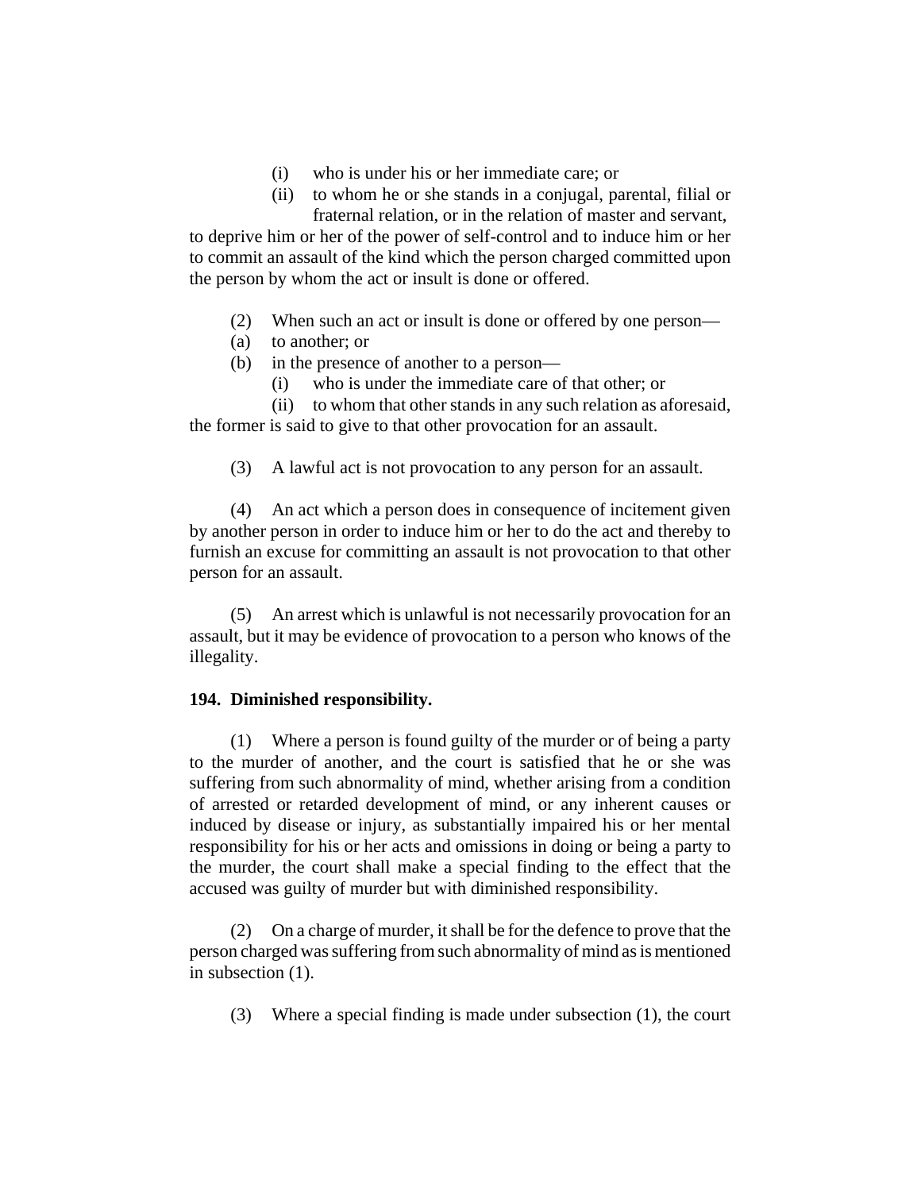(i) who is under his or her immediate care; or

(ii) to whom he or she stands in a conjugal, parental, filial or fraternal relation, or in the relation of master and servant,

to deprive him or her of the power of self-control and to induce him or her to commit an assault of the kind which the person charged committed upon the person by whom the act or insult is done or offered.

(2) When such an act or insult is done or offered by one person—

(a) to another; or

(b) in the presence of another to a person—

(i) who is under the immediate care of that other; or

(ii) to whom that other stands in any such relation as aforesaid,

the former is said to give to that other provocation for an assault.

(3) A lawful act is not provocation to any person for an assault.

(4) An act which a person does in consequence of incitement given by another person in order to induce him or her to do the act and thereby to furnish an excuse for committing an assault is not provocation to that other person for an assault.

(5) An arrest which is unlawful is not necessarily provocation for an assault, but it may be evidence of provocation to a person who knows of the illegality.

**194. Diminished responsibility.**

(1) Where a person is found guilty of the murder or of being a party to the murder of another, and the court is satisfied that he or she was suffering from such abnormality of mind, whether arising from a condition of arrested or retarded development of mind, or any inherent causes or induced by disease or injury, as substantially impaired his or her mental responsibility for his or her acts and omissions in doing or being a party to the murder, the court shall make a special finding to the effect that the accused was guilty of murder but with diminished responsibility.

(2) On a charge of murder, it shall be for the defence to prove that the person charged was suffering from such abnormality of mind as is mentioned in subsection (1).

(3) Where a special finding is made under subsection (1), the court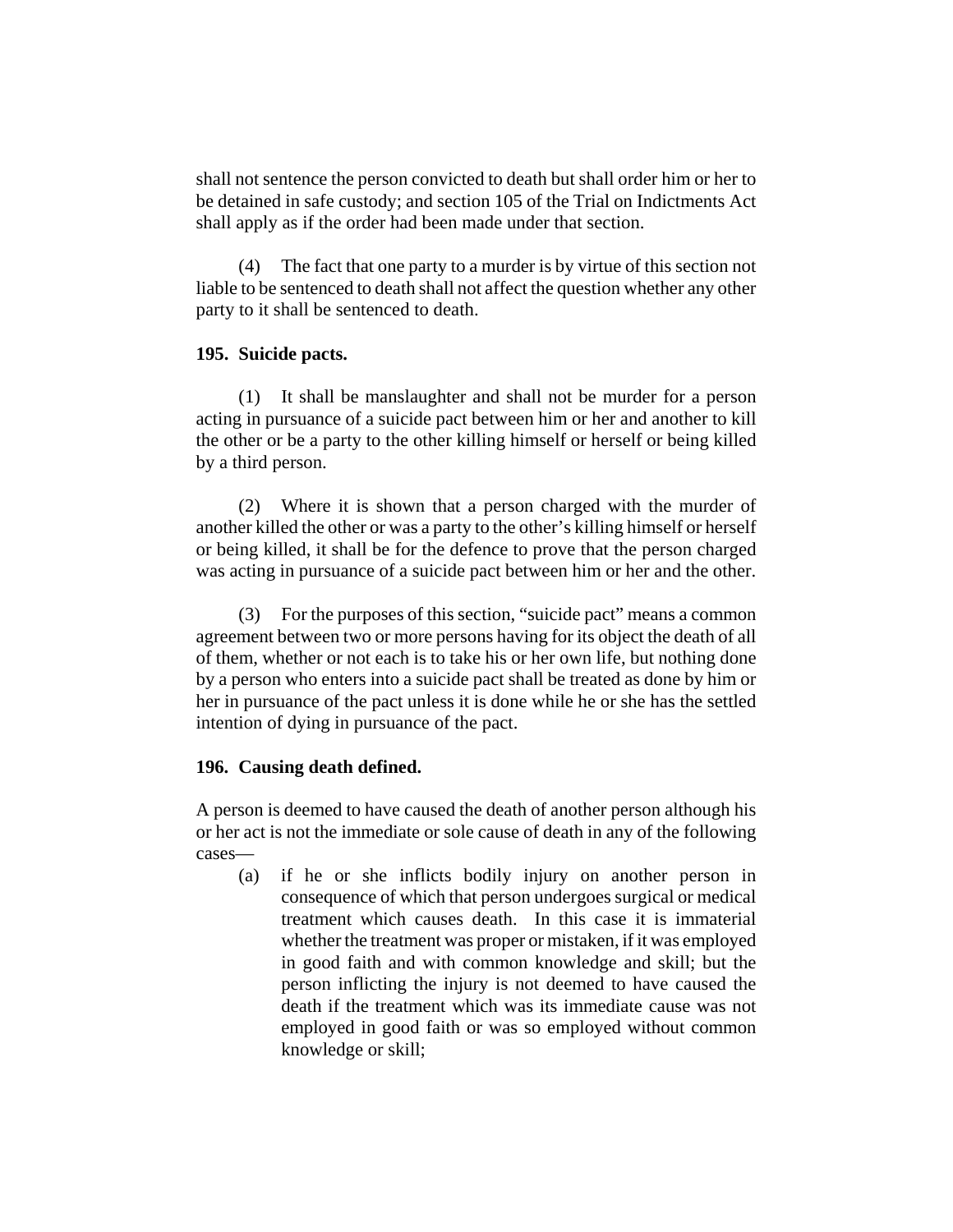shall not sentence the person convicted to death but shall order him or her to be detained in safe custody; and section 105 of the Trial on Indictments Act shall apply as if the order had been made under that section.

(4) The fact that one party to a murder is by virtue of this section not liable to be sentenced to death shall not affect the question whether any other party to it shall be sentenced to death.

**195. Suicide pacts.**

(1) It shall be manslaughter and shall not be murder for a person acting in pursuance of a suicide pact between him or her and another to kill the other or be a party to the other killing himself or herself or being killed by a third person.

(2) Where it is shown that a person charged with the murder of another killed the other or was a party to the other's killing himself or herself or being killed, it shall be for the defence to prove that the person charged was acting in pursuance of a suicide pact between him or her and the other.

(3) For the purposes of this section, "suicide pact" means a common agreement between two or more persons having for its object the death of all of them, whether or not each is to take his or her own life, but nothing done by a person who enters into a suicide pact shall be treated as done by him or her in pursuance of the pact unless it is done while he or she has the settled intention of dying in pursuance of the pact.

**196. Causing death defined.**

A person is deemed to have caused the death of another person although his or her act is not the immediate or sole cause of death in any of the following cases—

(a) if he or she inflicts bodily injury on another person in consequence of which that person undergoes surgical or medical treatment which causes death. In this case it is immaterial whether the treatment was proper or mistaken, if it was employed in good faith and with common knowledge and skill; but the person inflicting the injury is not deemed to have caused the death if the treatment which was its immediate cause was not employed in good faith or was so employed without common knowledge or skill;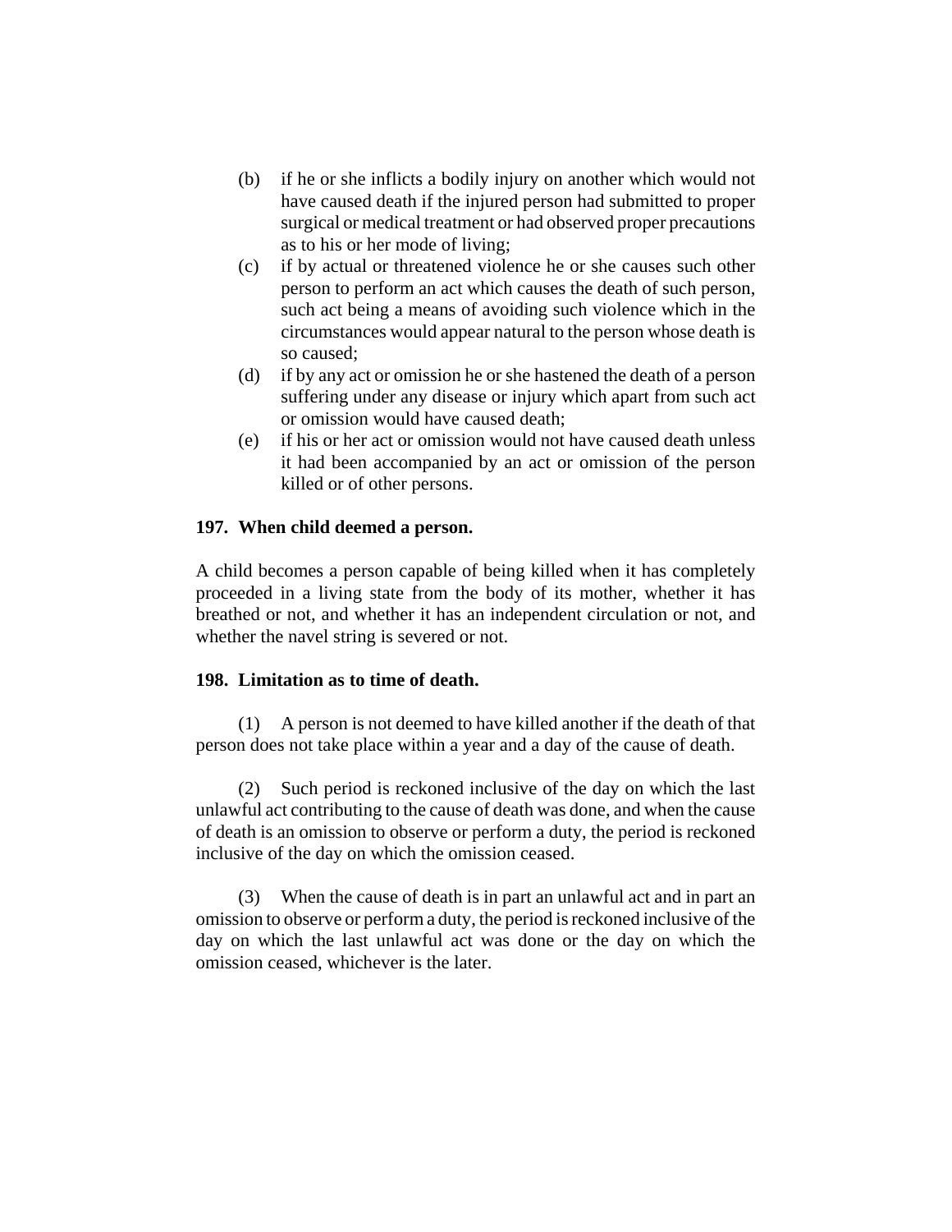(b) if he or she inflicts a bodily injury on another which would not have caused death if the injured person had submitted to proper surgical or medical treatment or had observed proper precautions as to his or her mode of living;

(c) if by actual or threatened violence he or she causes such other person to perform an act which causes the death of such person, such act being a means of avoiding such violence which in the circumstances would appear natural to the person whose death is so caused;

(d) if by any act or omission he or she hastened the death of a person suffering under any disease or injury which apart from such act or omission would have caused death;

(e) if his or her act or omission would not have caused death unless it had been accompanied by an act or omission of the person killed or of other persons.

**197. When child deemed a person.**

A child becomes a person capable of being killed when it has completely proceeded in a living state from the body of its mother, whether it has breathed or not, and whether it has an independent circulation or not, and whether the navel string is severed or not.

**198. Limitation as to time of death.**

(1) A person is not deemed to have killed another if the death of that person does not take place within a year and a day of the cause of death.

(2) Such period is reckoned inclusive of the day on which the last unlawful act contributing to the cause of death was done, and when the cause of death is an omission to observe or perform a duty, the period is reckoned inclusive of the day on which the omission ceased.

(3) When the cause of death is in part an unlawful act and in part an omission to observe or perform a duty, the period is reckoned inclusive of the day on which the last unlawful act was done or the day on which the omission ceased, whichever is the later.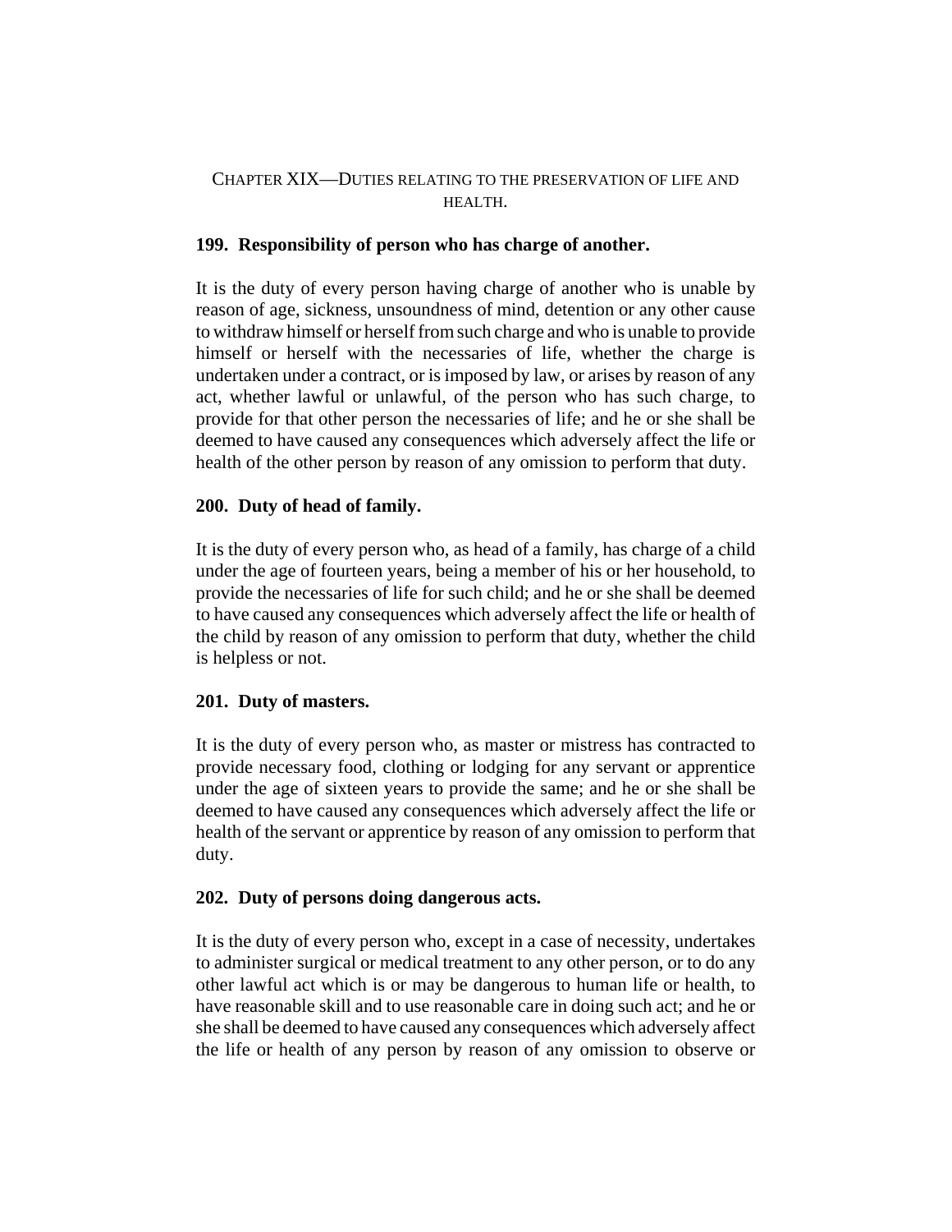## CHAPTER XIX—DUTIES RELATING TO THE PRESERVATION OF LIFE AND HEALTH.

### 199. Responsibility of person who has charge of another.

It is the duty of every person having charge of another who is unable by reason of age, sickness, unsoundness of mind, detention or any other cause to withdraw himself or herself from such charge and who is unable to provide himself or herself with the necessaries of life, whether the charge is undertaken under a contract, or is imposed by law, or arises by reason of any act, whether lawful or unlawful, of the person who has such charge, to provide for that other person the necessaries of life; and he or she shall be deemed to have caused any consequences which adversely affect the life or health of the other person by reason of any omission to perform that duty.

### 200. Duty of head of family.

It is the duty of every person who, as head of a family, has charge of a child under the age of fourteen years, being a member of his or her household, to provide the necessaries of life for such child; and he or she shall be deemed to have caused any consequences which adversely affect the life or health of the child by reason of any omission to perform that duty, whether the child is helpless or not.

### 201. Duty of masters.

It is the duty of every person who, as master or mistress has contracted to provide necessary food, clothing or lodging for any servant or apprentice under the age of sixteen years to provide the same; and he or she shall be deemed to have caused any consequences which adversely affect the life or health of the servant or apprentice by reason of any omission to perform that duty.

### 202. Duty of persons doing dangerous acts.

It is the duty of every person who, except in a case of necessity, undertakes to administer surgical or medical treatment to any other person, or to do any other lawful act which is or may be dangerous to human life or health, to have reasonable skill and to use reasonable care in doing such act; and he or she shall be deemed to have caused any consequences which adversely affect the life or health of any person by reason of any omission to observe or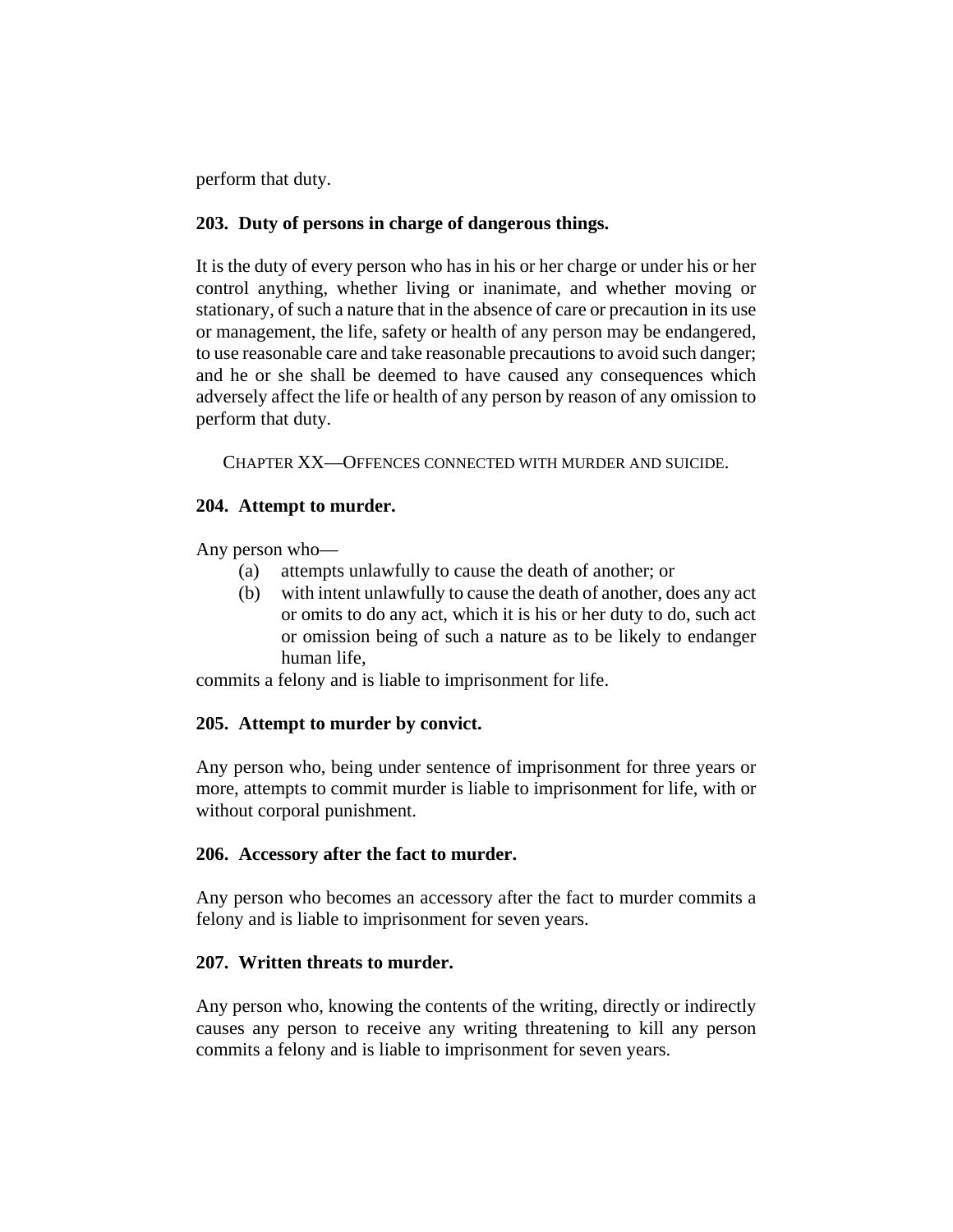perform that duty.

**203. Duty of persons in charge of dangerous things.**

It is the duty of every person who has in his or her charge or under his or her control anything, whether living or inanimate, and whether moving or stationary, of such a nature that in the absence of care or precaution in its use or management, the life, safety or health of any person may be endangered, to use reasonable care and take reasonable precautions to avoid such danger; and he or she shall be deemed to have caused any consequences which adversely affect the life or health of any person by reason of any omission to perform that duty.

CHAPTER XX—OFFENCES CONNECTED WITH MURDER AND SUICIDE.

**204. Attempt to murder.**

Any person who—

- (a) attempts unlawfully to cause the death of another; or
- (b) with intent unlawfully to cause the death of another, does any act or omits to do any act, which it is his or her duty to do, such act or omission being of such a nature as to be likely to endanger human life,

commits a felony and is liable to imprisonment for life.

**205. Attempt to murder by convict.**

Any person who, being under sentence of imprisonment for three years or more, attempts to commit murder is liable to imprisonment for life, with or without corporal punishment.

**206. Accessory after the fact to murder.**

Any person who becomes an accessory after the fact to murder commits a felony and is liable to imprisonment for seven years.

**207. Written threats to murder.**

Any person who, knowing the contents of the writing, directly or indirectly causes any person to receive any writing threatening to kill any person commits a felony and is liable to imprisonment for seven years.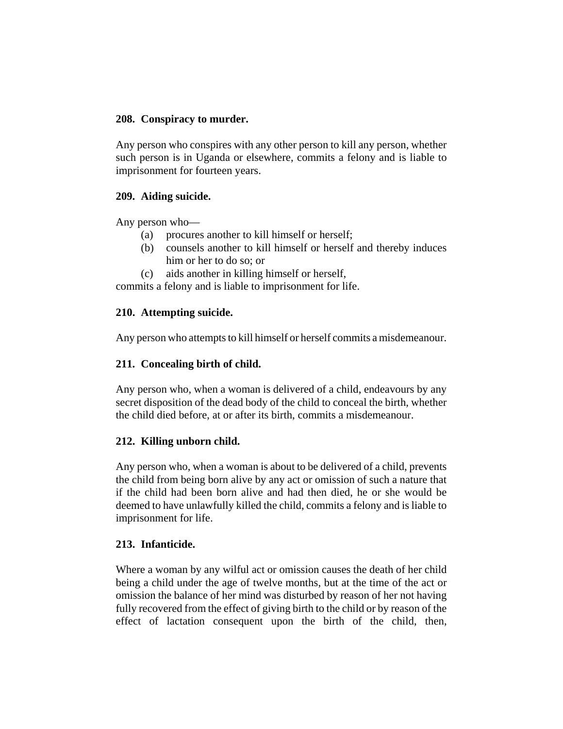**208. Conspiracy to murder.**

Any person who conspires with any other person to kill any person, whether such person is in Uganda or elsewhere, commits a felony and is liable to imprisonment for fourteen years.

**209. Aiding suicide.**

Any person who—

(a) procures another to kill himself or herself;

(b) counsels another to kill himself or herself and thereby induces him or her to do so; or

(c) aids another in killing himself or herself,

commits a felony and is liable to imprisonment for life.

**210. Attempting suicide.**

Any person who attempts to kill himself or herself commits a misdemeanour.

**211. Concealing birth of child.**

Any person who, when a woman is delivered of a child, endeavours by any secret disposition of the dead body of the child to conceal the birth, whether the child died before, at or after its birth, commits a misdemeanour.

**212. Killing unborn child.**

Any person who, when a woman is about to be delivered of a child, prevents the child from being born alive by any act or omission of such a nature that if the child had been born alive and had then died, he or she would be deemed to have unlawfully killed the child, commits a felony and is liable to imprisonment for life.

**213. Infanticide.**

Where a woman by any wilful act or omission causes the death of her child being a child under the age of twelve months, but at the time of the act or omission the balance of her mind was disturbed by reason of her not having fully recovered from the effect of giving birth to the child or by reason of the effect of lactation consequent upon the birth of the child, then,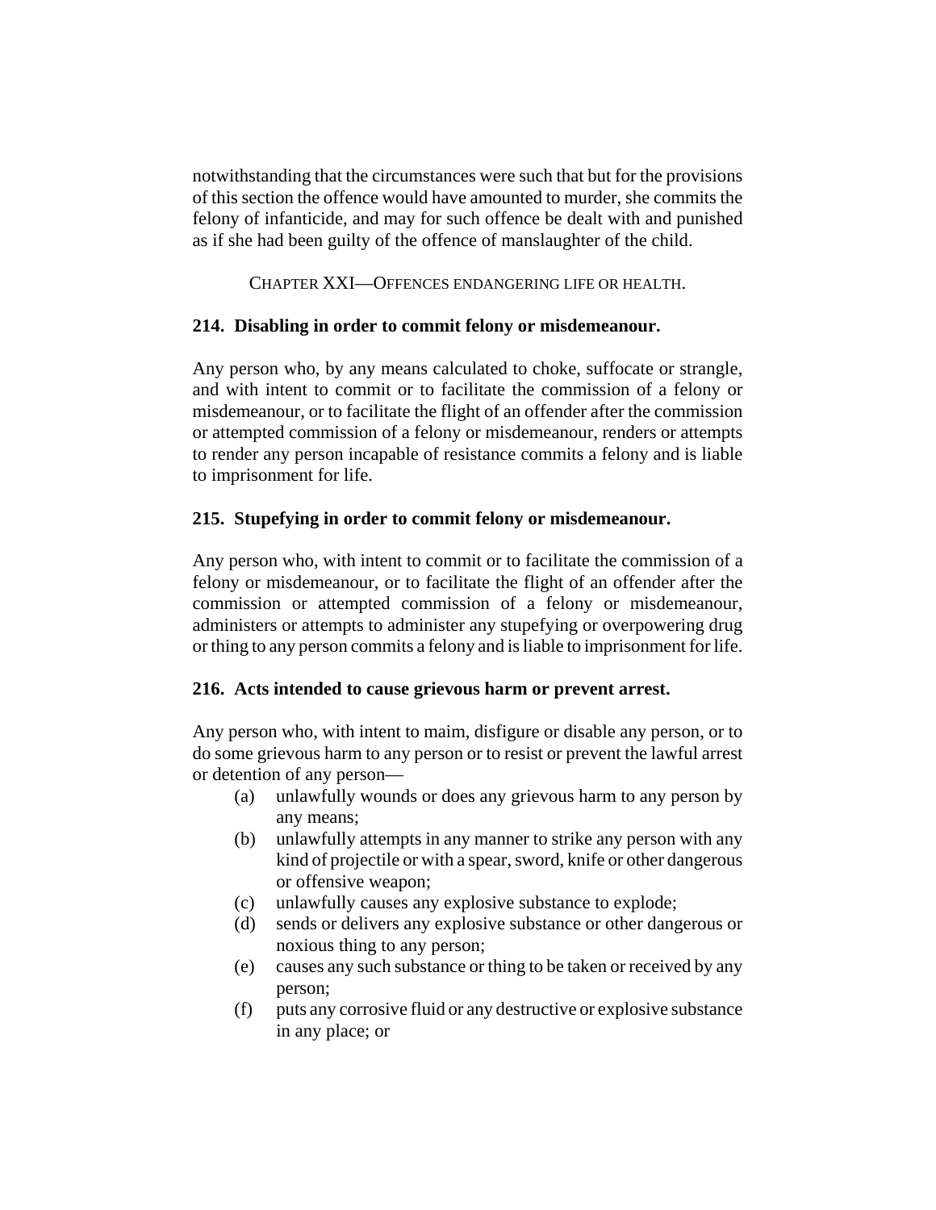notwithstanding that the circumstances were such that but for the provisions of this section the offence would have amounted to murder, she commits the felony of infanticide, and may for such offence be dealt with and punished as if she had been guilty of the offence of manslaughter of the child.

## CHAPTER XXI—OFFENCES ENDANGERING LIFE OR HEALTH.

### 214. Disabling in order to commit felony or misdemeanour.

Any person who, by any means calculated to choke, suffocate or strangle, and with intent to commit or to facilitate the commission of a felony or misdemeanour, or to facilitate the flight of an offender after the commission or attempted commission of a felony or misdemeanour, renders or attempts to render any person incapable of resistance commits a felony and is liable to imprisonment for life.

### 215. Stupefying in order to commit felony or misdemeanour.

Any person who, with intent to commit or to facilitate the commission of a felony or misdemeanour, or to facilitate the flight of an offender after the commission or attempted commission of a felony or misdemeanour, administers or attempts to administer any stupefying or overpowering drug or thing to any person commits a felony and is liable to imprisonment for life.

### 216. Acts intended to cause grievous harm or prevent arrest.

Any person who, with intent to maim, disfigure or disable any person, or to do some grievous harm to any person or to resist or prevent the lawful arrest or detention of any person—

(a) unlawfully wounds or does any grievous harm to any person by any means;

(b) unlawfully attempts in any manner to strike any person with any kind of projectile or with a spear, sword, knife or other dangerous or offensive weapon;

(c) unlawfully causes any explosive substance to explode;

(d) sends or delivers any explosive substance or other dangerous or noxious thing to any person;

(e) causes any such substance or thing to be taken or received by any person;

(f) puts any corrosive fluid or any destructive or explosive substance in any place; or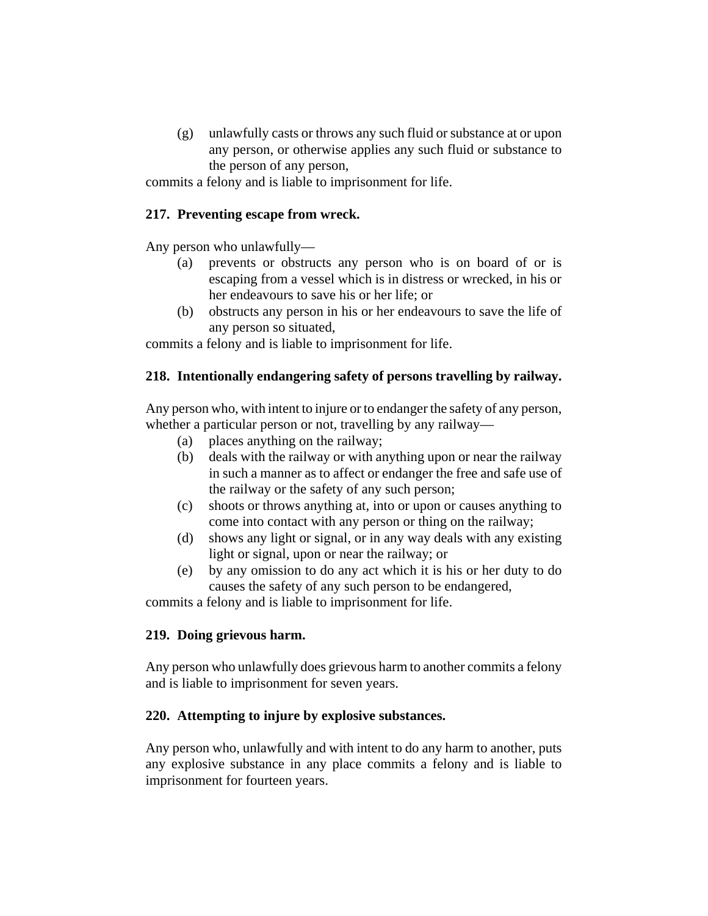(g) unlawfully casts or throws any such fluid or substance at or upon any person, or otherwise applies any such fluid or substance to the person of any person,

commits a felony and is liable to imprisonment for life.

**217. Preventing escape from wreck.**

Any person who unlawfully—

(a) prevents or obstructs any person who is on board of or is escaping from a vessel which is in distress or wrecked, in his or her endeavours to save his or her life; or

(b) obstructs any person in his or her endeavours to save the life of any person so situated,

commits a felony and is liable to imprisonment for life.

**218. Intentionally endangering safety of persons travelling by railway.**

Any person who, with intent to injure or to endanger the safety of any person, whether a particular person or not, travelling by any railway—

(a) places anything on the railway;

(b) deals with the railway or with anything upon or near the railway in such a manner as to affect or endanger the free and safe use of the railway or the safety of any such person;

(c) shoots or throws anything at, into or upon or causes anything to come into contact with any person or thing on the railway;

(d) shows any light or signal, or in any way deals with any existing light or signal, upon or near the railway; or

(e) by any omission to do any act which it is his or her duty to do causes the safety of any such person to be endangered,

commits a felony and is liable to imprisonment for life.

**219. Doing grievous harm.**

Any person who unlawfully does grievous harm to another commits a felony and is liable to imprisonment for seven years.

**220. Attempting to injure by explosive substances.**

Any person who, unlawfully and with intent to do any harm to another, puts any explosive substance in any place commits a felony and is liable to imprisonment for fourteen years.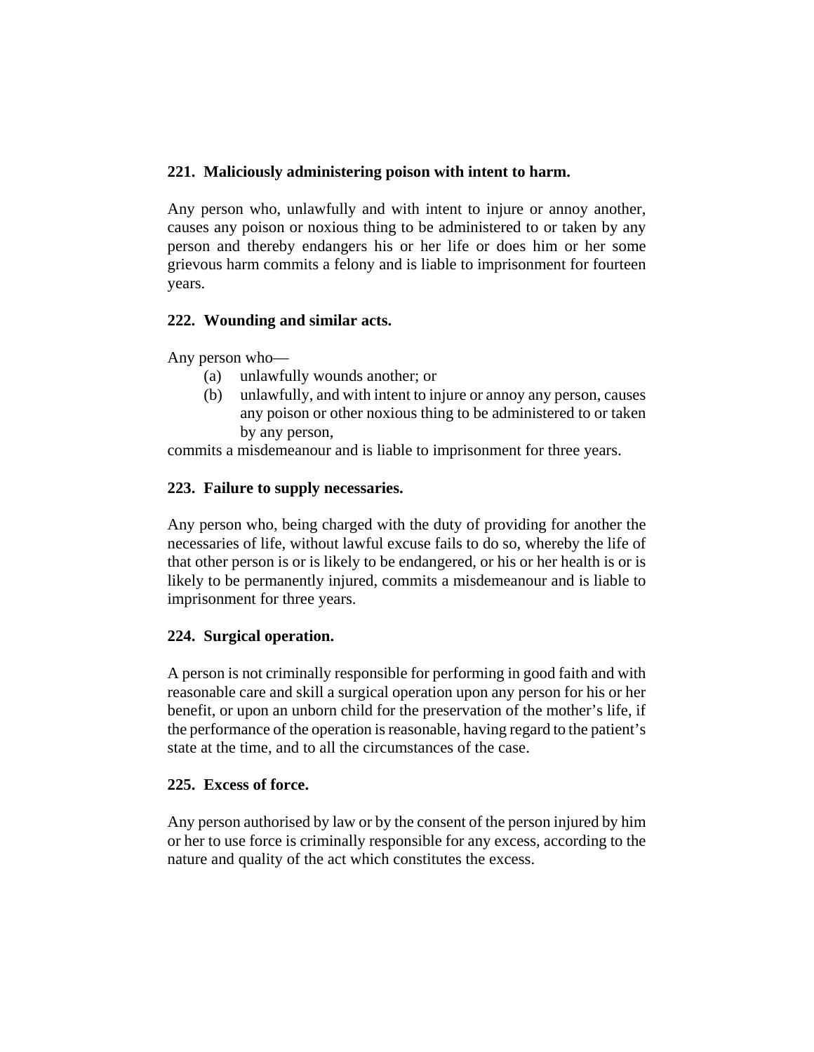### 221. Maliciously administering poison with intent to harm.

Any person who, unlawfully and with intent to injure or annoy another, causes any poison or noxious thing to be administered to or taken by any person and thereby endangers his or her life or does him or her some grievous harm commits a felony and is liable to imprisonment for fourteen years.

### 222. Wounding and similar acts.

Any person who—

(a) unlawfully wounds another; or

(b) unlawfully, and with intent to injure or annoy any person, causes any poison or other noxious thing to be administered to or taken by any person,

commits a misdemeanour and is liable to imprisonment for three years.

### 223. Failure to supply necessaries.

Any person who, being charged with the duty of providing for another the necessaries of life, without lawful excuse fails to do so, whereby the life of that other person is or is likely to be endangered, or his or her health is or is likely to be permanently injured, commits a misdemeanour and is liable to imprisonment for three years.

### 224. Surgical operation.

A person is not criminally responsible for performing in good faith and with reasonable care and skill a surgical operation upon any person for his or her benefit, or upon an unborn child for the preservation of the mother's life, if the performance of the operation is reasonable, having regard to the patient's state at the time, and to all the circumstances of the case.

### 225. Excess of force.

Any person authorised by law or by the consent of the person injured by him or her to use force is criminally responsible for any excess, according to the nature and quality of the act which constitutes the excess.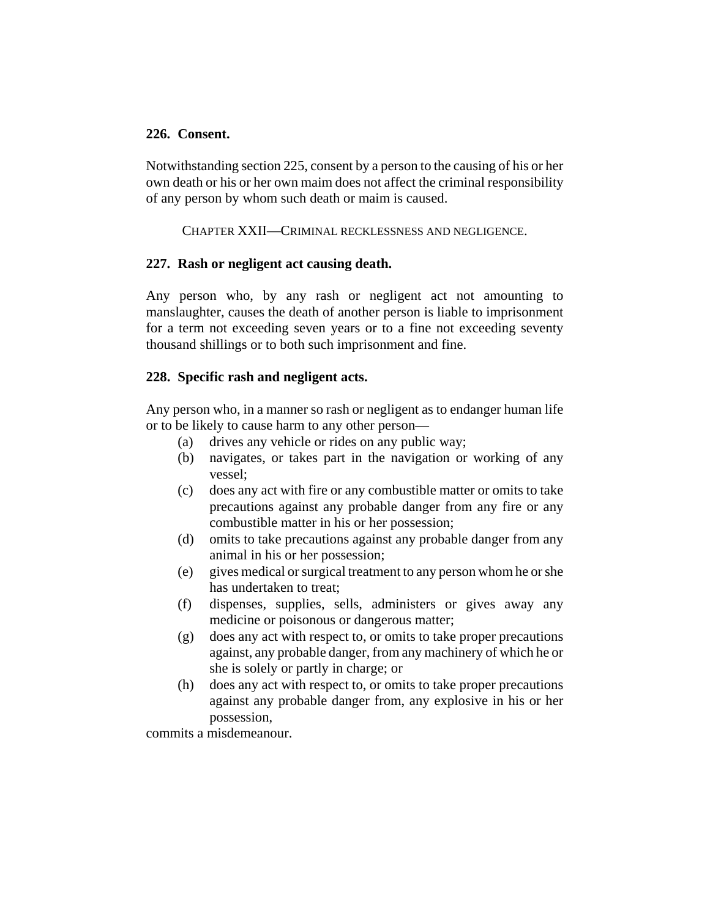**226. Consent.**

Notwithstanding section 225, consent by a person to the causing of his or her own death or his or her own maim does not affect the criminal responsibility of any person by whom such death or maim is caused.

## CHAPTER XXII—CRIMINAL RECKLESSNESS AND NEGLIGENCE.

**227. Rash or negligent act causing death.**

Any person who, by any rash or negligent act not amounting to manslaughter, causes the death of another person is liable to imprisonment for a term not exceeding seven years or to a fine not exceeding seventy thousand shillings or to both such imprisonment and fine.

**228. Specific rash and negligent acts.**

Any person who, in a manner so rash or negligent as to endanger human life or to be likely to cause harm to any other person—

- (a) drives any vehicle or rides on any public way;
- (b) navigates, or takes part in the navigation or working of any vessel;
- (c) does any act with fire or any combustible matter or omits to take precautions against any probable danger from any fire or any combustible matter in his or her possession;
- (d) omits to take precautions against any probable danger from any animal in his or her possession;
- (e) gives medical or surgical treatment to any person whom he or she has undertaken to treat;
- (f) dispenses, supplies, sells, administers or gives away any medicine or poisonous or dangerous matter;
- (g) does any act with respect to, or omits to take proper precautions against, any probable danger, from any machinery of which he or she is solely or partly in charge; or
- (h) does any act with respect to, or omits to take proper precautions against any probable danger from, any explosive in his or her possession,

commits a misdemeanour.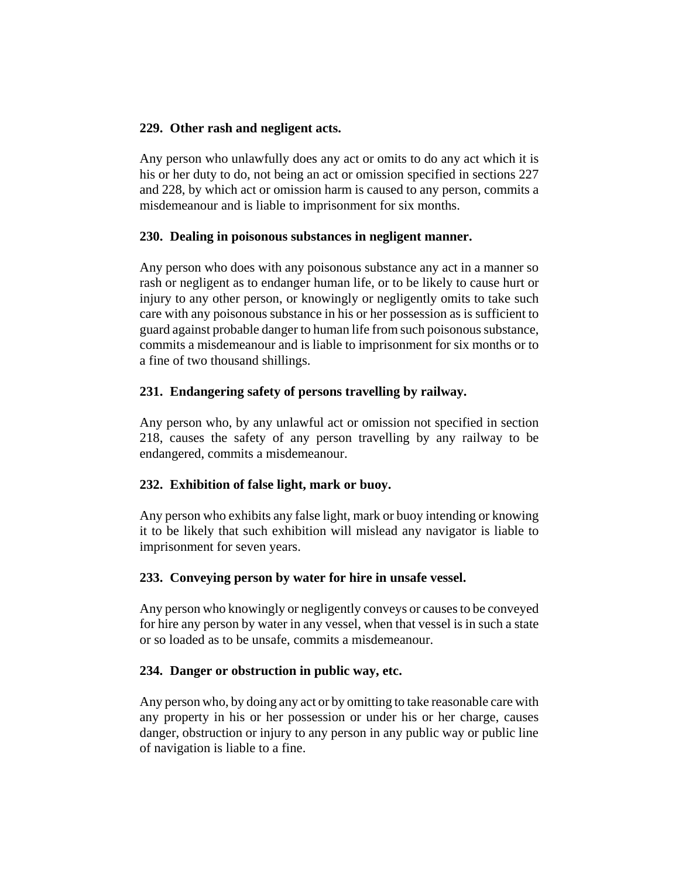### 229. Other rash and negligent acts.

Any person who unlawfully does any act or omits to do any act which it is his or her duty to do, not being an act or omission specified in sections 227 and 228, by which act or omission harm is caused to any person, commits a misdemeanour and is liable to imprisonment for six months.

### 230. Dealing in poisonous substances in negligent manner.

Any person who does with any poisonous substance any act in a manner so rash or negligent as to endanger human life, or to be likely to cause hurt or injury to any other person, or knowingly or negligently omits to take such care with any poisonous substance in his or her possession as is sufficient to guard against probable danger to human life from such poisonous substance, commits a misdemeanour and is liable to imprisonment for six months or to a fine of two thousand shillings.

### 231. Endangering safety of persons travelling by railway.

Any person who, by any unlawful act or omission not specified in section 218, causes the safety of any person travelling by any railway to be endangered, commits a misdemeanour.

### 232. Exhibition of false light, mark or buoy.

Any person who exhibits any false light, mark or buoy intending or knowing it to be likely that such exhibition will mislead any navigator is liable to imprisonment for seven years.

### 233. Conveying person by water for hire in unsafe vessel.

Any person who knowingly or negligently conveys or causes to be conveyed for hire any person by water in any vessel, when that vessel is in such a state or so loaded as to be unsafe, commits a misdemeanour.

### 234. Danger or obstruction in public way, etc.

Any person who, by doing any act or by omitting to take reasonable care with any property in his or her possession or under his or her charge, causes danger, obstruction or injury to any person in any public way or public line of navigation is liable to a fine.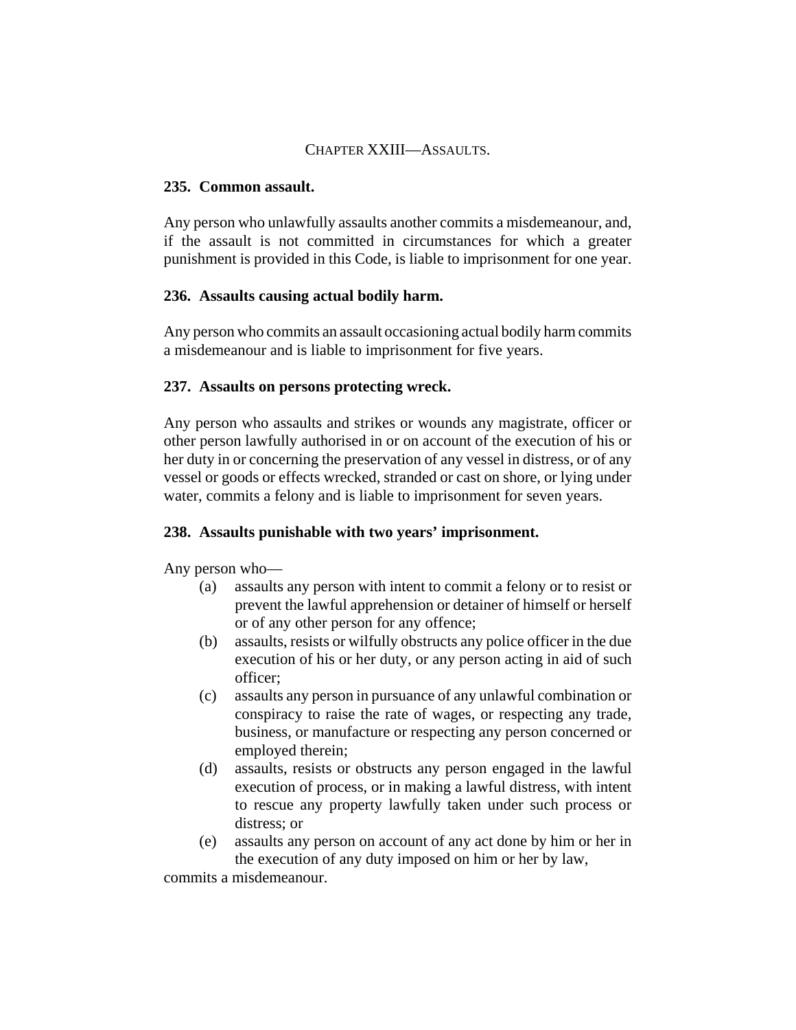## CHAPTER XXIII—ASSAULTS.

### 235. Common assault.

Any person who unlawfully assaults another commits a misdemeanour, and, if the assault is not committed in circumstances for which a greater punishment is provided in this Code, is liable to imprisonment for one year.

### 236. Assaults causing actual bodily harm.

Any person who commits an assault occasioning actual bodily harm commits a misdemeanour and is liable to imprisonment for five years.

### 237. Assaults on persons protecting wreck.

Any person who assaults and strikes or wounds any magistrate, officer or other person lawfully authorised in or on account of the execution of his or her duty in or concerning the preservation of any vessel in distress, or of any vessel or goods or effects wrecked, stranded or cast on shore, or lying under water, commits a felony and is liable to imprisonment for seven years.

### 238. Assaults punishable with two years' imprisonment.

Any person who—

- (a) assaults any person with intent to commit a felony or to resist or prevent the lawful apprehension or detainer of himself or herself or of any other person for any offence;
- (b) assaults, resists or wilfully obstructs any police officer in the due execution of his or her duty, or any person acting in aid of such officer;
- (c) assaults any person in pursuance of any unlawful combination or conspiracy to raise the rate of wages, or respecting any trade, business, or manufacture or respecting any person concerned or employed therein;
- (d) assaults, resists or obstructs any person engaged in the lawful execution of process, or in making a lawful distress, with intent to rescue any property lawfully taken under such process or distress; or
- (e) assaults any person on account of any act done by him or her in the execution of any duty imposed on him or her by law,

commits a misdemeanour.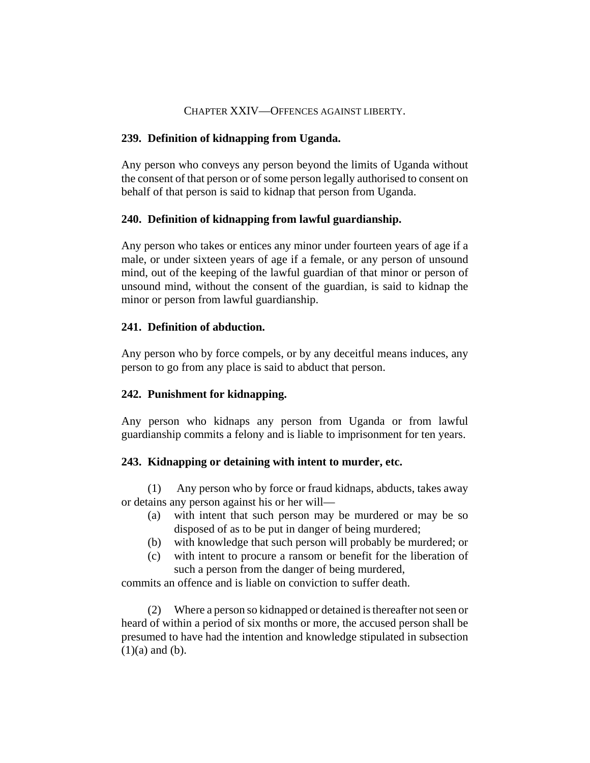## CHAPTER XXIV—OFFENCES AGAINST LIBERTY.

### 239. Definition of kidnapping from Uganda.

Any person who conveys any person beyond the limits of Uganda without the consent of that person or of some person legally authorised to consent on behalf of that person is said to kidnap that person from Uganda.

### 240. Definition of kidnapping from lawful guardianship.

Any person who takes or entices any minor under fourteen years of age if a male, or under sixteen years of age if a female, or any person of unsound mind, out of the keeping of the lawful guardian of that minor or person of unsound mind, without the consent of the guardian, is said to kidnap the minor or person from lawful guardianship.

### 241. Definition of abduction.

Any person who by force compels, or by any deceitful means induces, any person to go from any place is said to abduct that person.

### 242. Punishment for kidnapping.

Any person who kidnaps any person from Uganda or from lawful guardianship commits a felony and is liable to imprisonment for ten years.

### 243. Kidnapping or detaining with intent to murder, etc.

(1) Any person who by force or fraud kidnaps, abducts, takes away or detains any person against his or her will—

- (a) with intent that such person may be murdered or may be so disposed of as to be put in danger of being murdered;
- (b) with knowledge that such person will probably be murdered; or
- (c) with intent to procure a ransom or benefit for the liberation of such a person from the danger of being murdered,

commits an offence and is liable on conviction to suffer death.

(2) Where a person so kidnapped or detained is thereafter not seen or heard of within a period of six months or more, the accused person shall be presumed to have had the intention and knowledge stipulated in subsection (1)(a) and (b).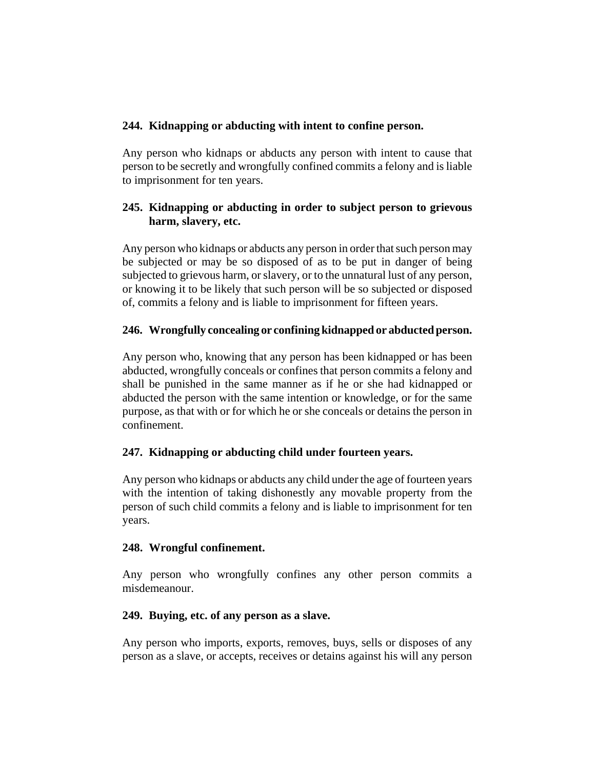### 244. Kidnapping or abducting with intent to confine person.

Any person who kidnaps or abducts any person with intent to cause that person to be secretly and wrongfully confined commits a felony and is liable to imprisonment for ten years.

### 245. Kidnapping or abducting in order to subject person to grievous harm, slavery, etc.

Any person who kidnaps or abducts any person in order that such person may be subjected or may be so disposed of as to be put in danger of being subjected to grievous harm, or slavery, or to the unnatural lust of any person, or knowing it to be likely that such person will be so subjected or disposed of, commits a felony and is liable to imprisonment for fifteen years.

### 246. Wrongfully concealing or confining kidnapped or abducted person.

Any person who, knowing that any person has been kidnapped or has been abducted, wrongfully conceals or confines that person commits a felony and shall be punished in the same manner as if he or she had kidnapped or abducted the person with the same intention or knowledge, or for the same purpose, as that with or for which he or she conceals or detains the person in confinement.

### 247. Kidnapping or abducting child under fourteen years.

Any person who kidnaps or abducts any child under the age of fourteen years with the intention of taking dishonestly any movable property from the person of such child commits a felony and is liable to imprisonment for ten years.

### 248. Wrongful confinement.

Any person who wrongfully confines any other person commits a misdemeanour.

### 249. Buying, etc. of any person as a slave.

Any person who imports, exports, removes, buys, sells or disposes of any person as a slave, or accepts, receives or detains against his will any person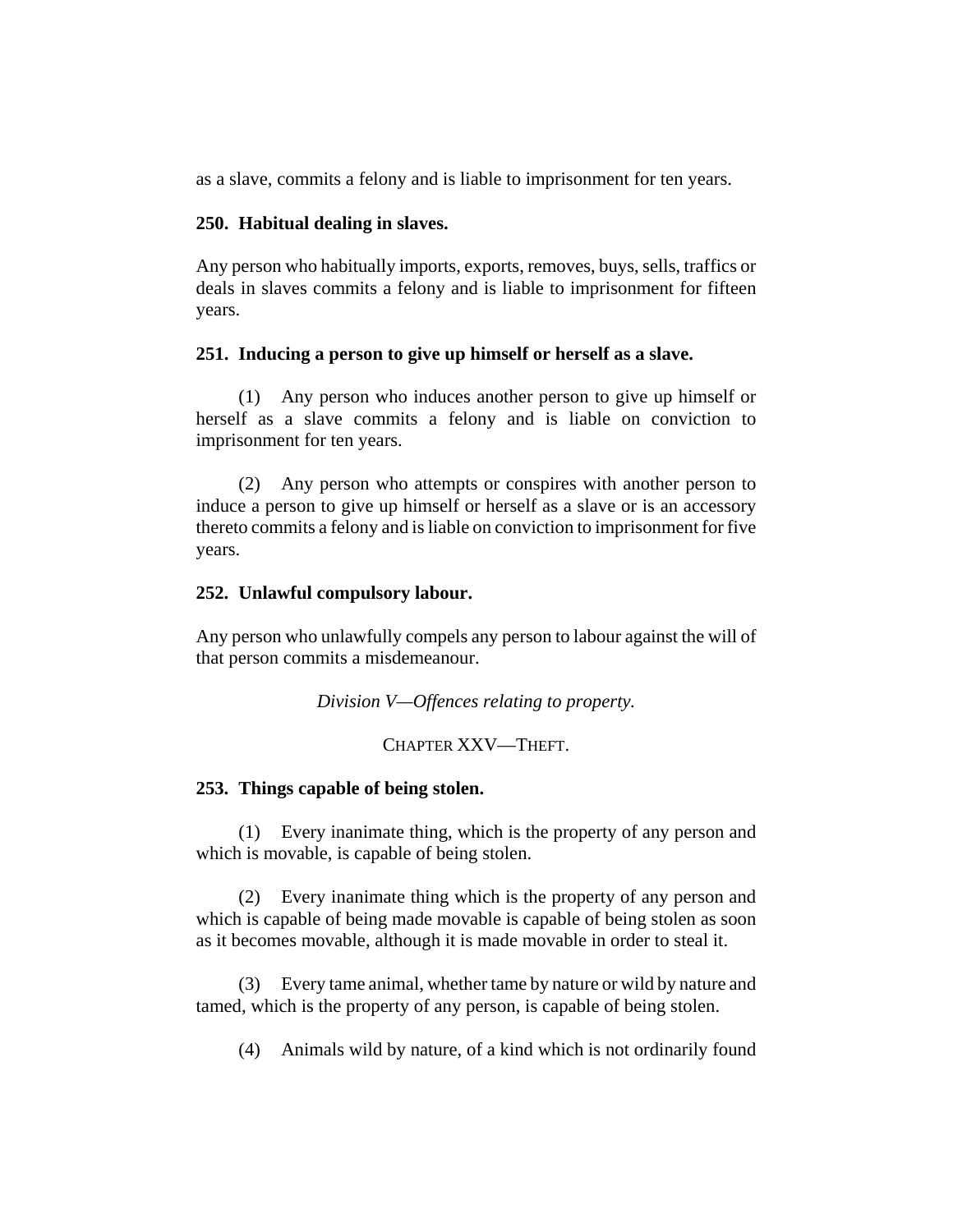as a slave, commits a felony and is liable to imprisonment for ten years.

**250. Habitual dealing in slaves.**

Any person who habitually imports, exports, removes, buys, sells, traffics or deals in slaves commits a felony and is liable to imprisonment for fifteen years.

**251. Inducing a person to give up himself or herself as a slave.**

(1) Any person who induces another person to give up himself or herself as a slave commits a felony and is liable on conviction to imprisonment for ten years.

(2) Any person who attempts or conspires with another person to induce a person to give up himself or herself as a slave or is an accessory thereto commits a felony and is liable on conviction to imprisonment for five years.

**252. Unlawful compulsory labour.**

Any person who unlawfully compels any person to labour against the will of that person commits a misdemeanour.

*Division V—Offences relating to property.*

CHAPTER XXV—THEFT.

**253. Things capable of being stolen.**

(1) Every inanimate thing, which is the property of any person and which is movable, is capable of being stolen.

(2) Every inanimate thing which is the property of any person and which is capable of being made movable is capable of being stolen as soon as it becomes movable, although it is made movable in order to steal it.

(3) Every tame animal, whether tame by nature or wild by nature and tamed, which is the property of any person, is capable of being stolen.

(4) Animals wild by nature, of a kind which is not ordinarily found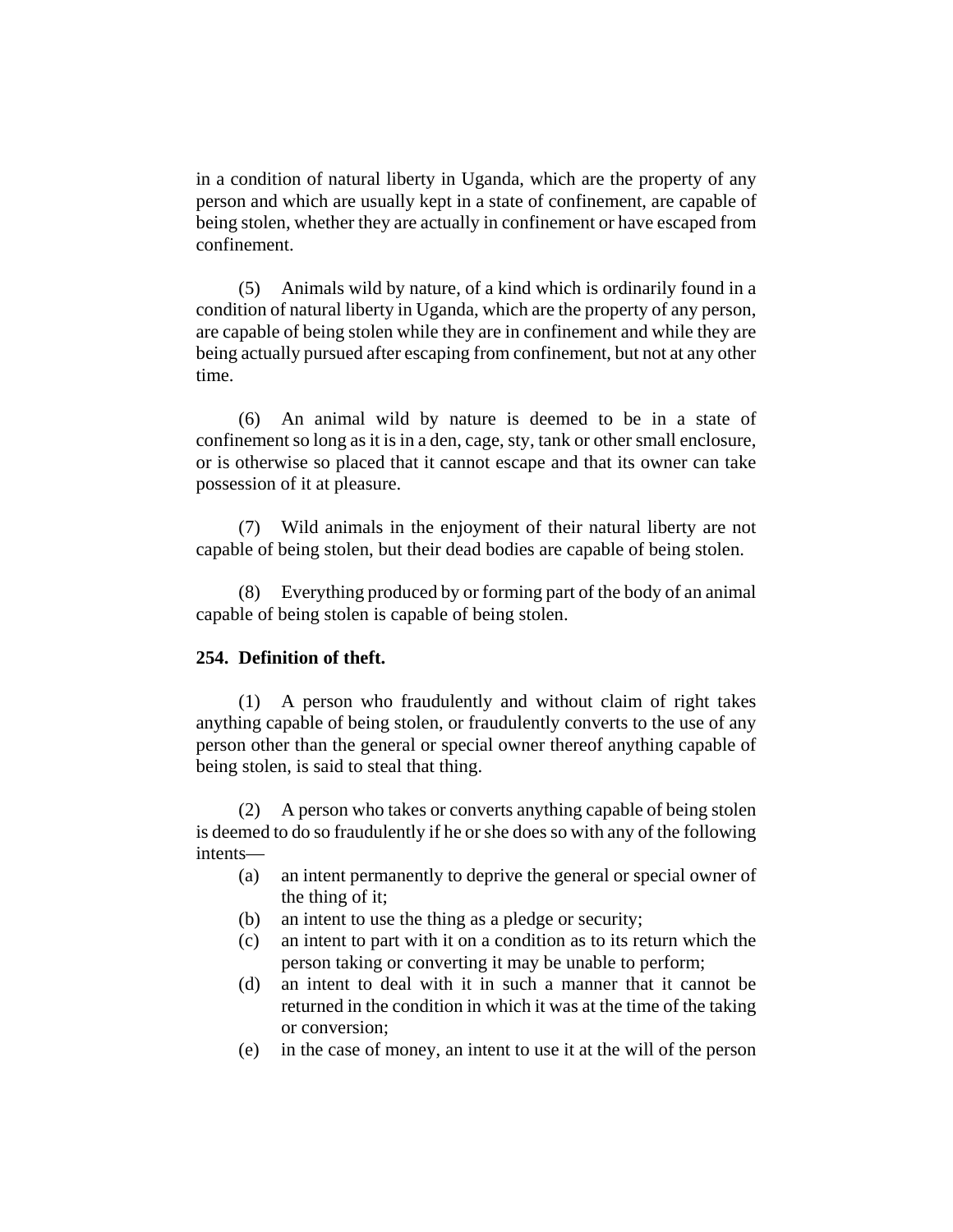in a condition of natural liberty in Uganda, which are the property of any person and which are usually kept in a state of confinement, are capable of being stolen, whether they are actually in confinement or have escaped from confinement.

(5) Animals wild by nature, of a kind which is ordinarily found in a condition of natural liberty in Uganda, which are the property of any person, are capable of being stolen while they are in confinement and while they are being actually pursued after escaping from confinement, but not at any other time.

(6) An animal wild by nature is deemed to be in a state of confinement so long as it is in a den, cage, sty, tank or other small enclosure, or is otherwise so placed that it cannot escape and that its owner can take possession of it at pleasure.

(7) Wild animals in the enjoyment of their natural liberty are not capable of being stolen, but their dead bodies are capable of being stolen.

(8) Everything produced by or forming part of the body of an animal capable of being stolen is capable of being stolen.

**254. Definition of theft.**

(1) A person who fraudulently and without claim of right takes anything capable of being stolen, or fraudulently converts to the use of any person other than the general or special owner thereof anything capable of being stolen, is said to steal that thing.

(2) A person who takes or converts anything capable of being stolen is deemed to do so fraudulently if he or she does so with any of the following intents—

(a) an intent permanently to deprive the general or special owner of the thing of it;

(b) an intent to use the thing as a pledge or security;

(c) an intent to part with it on a condition as to its return which the person taking or converting it may be unable to perform;

(d) an intent to deal with it in such a manner that it cannot be returned in the condition in which it was at the time of the taking or conversion;

(e) in the case of money, an intent to use it at the will of the person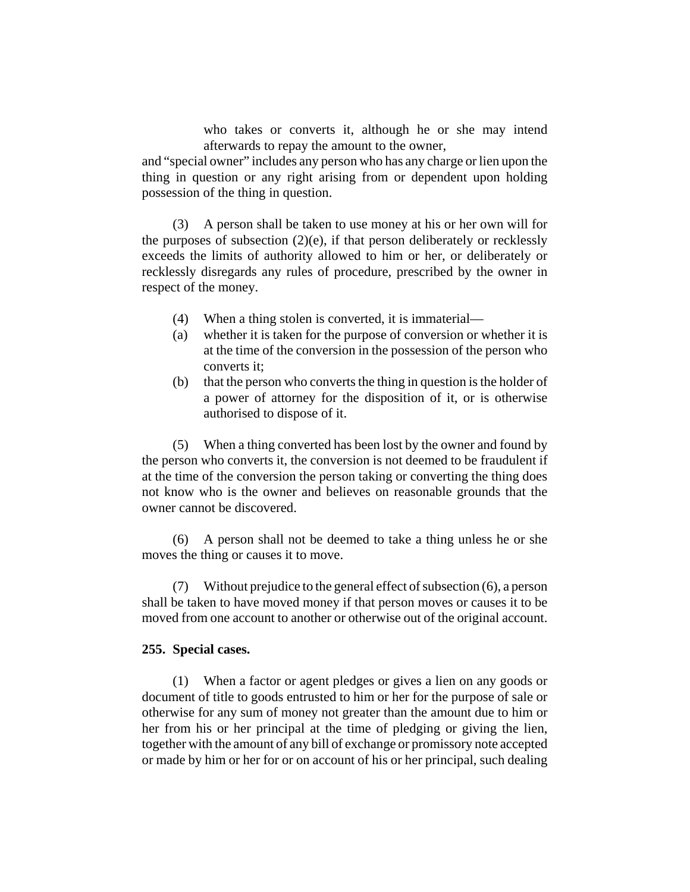who takes or converts it, although he or she may intend afterwards to repay the amount to the owner,

and "special owner" includes any person who has any charge or lien upon the thing in question or any right arising from or dependent upon holding possession of the thing in question.

(3) A person shall be taken to use money at his or her own will for the purposes of subsection (2)(e), if that person deliberately or recklessly exceeds the limits of authority allowed to him or her, or deliberately or recklessly disregards any rules of procedure, prescribed by the owner in respect of the money.

(4) When a thing stolen is converted, it is immaterial—

(a) whether it is taken for the purpose of conversion or whether it is at the time of the conversion in the possession of the person who converts it;

(b) that the person who converts the thing in question is the holder of a power of attorney for the disposition of it, or is otherwise authorised to dispose of it.

(5) When a thing converted has been lost by the owner and found by the person who converts it, the conversion is not deemed to be fraudulent if at the time of the conversion the person taking or converting the thing does not know who is the owner and believes on reasonable grounds that the owner cannot be discovered.

(6) A person shall not be deemed to take a thing unless he or she moves the thing or causes it to move.

(7) Without prejudice to the general effect of subsection (6), a person shall be taken to have moved money if that person moves or causes it to be moved from one account to another or otherwise out of the original account.

**255. Special cases.**

(1) When a factor or agent pledges or gives a lien on any goods or document of title to goods entrusted to him or her for the purpose of sale or otherwise for any sum of money not greater than the amount due to him or her from his or her principal at the time of pledging or giving the lien, together with the amount of any bill of exchange or promissory note accepted or made by him or her for or on account of his or her principal, such dealing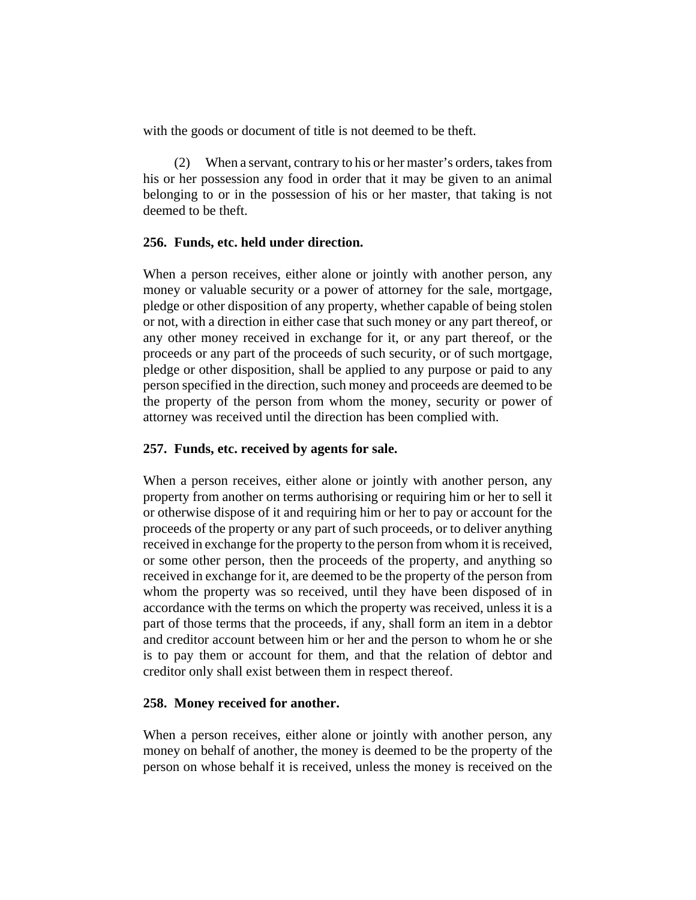with the goods or document of title is not deemed to be theft.

(2) When a servant, contrary to his or her master's orders, takes from his or her possession any food in order that it may be given to an animal belonging to or in the possession of his or her master, that taking is not deemed to be theft.

### 256. Funds, etc. held under direction.

When a person receives, either alone or jointly with another person, any money or valuable security or a power of attorney for the sale, mortgage, pledge or other disposition of any property, whether capable of being stolen or not, with a direction in either case that such money or any part thereof, or any other money received in exchange for it, or any part thereof, or the proceeds or any part of the proceeds of such security, or of such mortgage, pledge or other disposition, shall be applied to any purpose or paid to any person specified in the direction, such money and proceeds are deemed to be the property of the person from whom the money, security or power of attorney was received until the direction has been complied with.

### 257. Funds, etc. received by agents for sale.

When a person receives, either alone or jointly with another person, any property from another on terms authorising or requiring him or her to sell it or otherwise dispose of it and requiring him or her to pay or account for the proceeds of the property or any part of such proceeds, or to deliver anything received in exchange for the property to the person from whom it is received, or some other person, then the proceeds of the property, and anything so received in exchange for it, are deemed to be the property of the person from whom the property was so received, until they have been disposed of in accordance with the terms on which the property was received, unless it is a part of those terms that the proceeds, if any, shall form an item in a debtor and creditor account between him or her and the person to whom he or she is to pay them or account for them, and that the relation of debtor and creditor only shall exist between them in respect thereof.

### 258. Money received for another.

When a person receives, either alone or jointly with another person, any money on behalf of another, the money is deemed to be the property of the person on whose behalf it is received, unless the money is received on the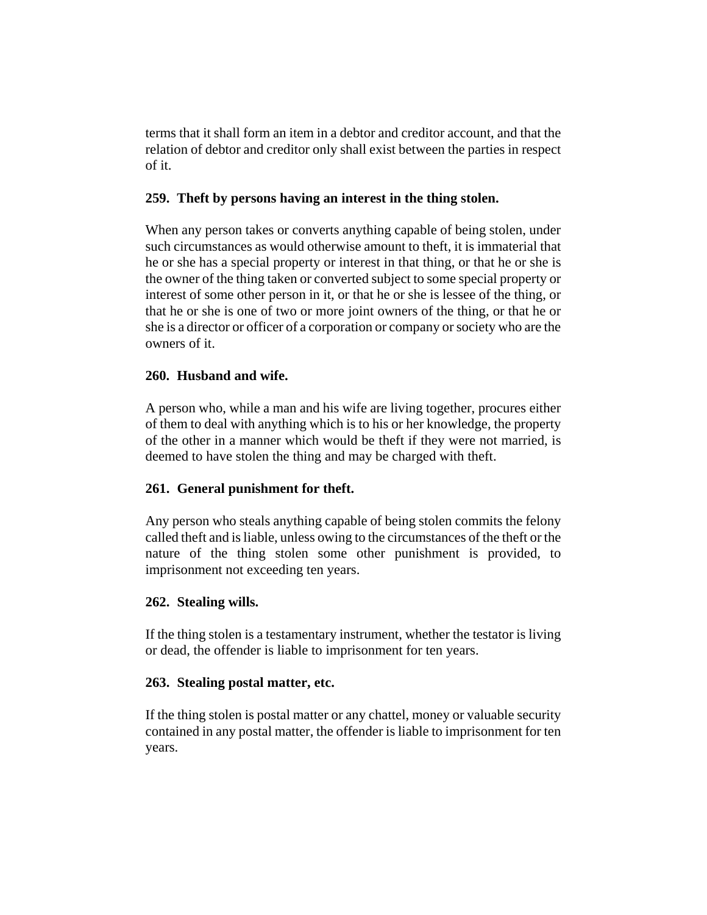terms that it shall form an item in a debtor and creditor account, and that the relation of debtor and creditor only shall exist between the parties in respect of it.

### 259. Theft by persons having an interest in the thing stolen.

When any person takes or converts anything capable of being stolen, under such circumstances as would otherwise amount to theft, it is immaterial that he or she has a special property or interest in that thing, or that he or she is the owner of the thing taken or converted subject to some special property or interest of some other person in it, or that he or she is lessee of the thing, or that he or she is one of two or more joint owners of the thing, or that he or she is a director or officer of a corporation or company or society who are the owners of it.

### 260. Husband and wife.

A person who, while a man and his wife are living together, procures either of them to deal with anything which is to his or her knowledge, the property of the other in a manner which would be theft if they were not married, is deemed to have stolen the thing and may be charged with theft.

### 261. General punishment for theft.

Any person who steals anything capable of being stolen commits the felony called theft and is liable, unless owing to the circumstances of the theft or the nature of the thing stolen some other punishment is provided, to imprisonment not exceeding ten years.

### 262. Stealing wills.

If the thing stolen is a testamentary instrument, whether the testator is living or dead, the offender is liable to imprisonment for ten years.

### 263. Stealing postal matter, etc.

If the thing stolen is postal matter or any chattel, money or valuable security contained in any postal matter, the offender is liable to imprisonment for ten years.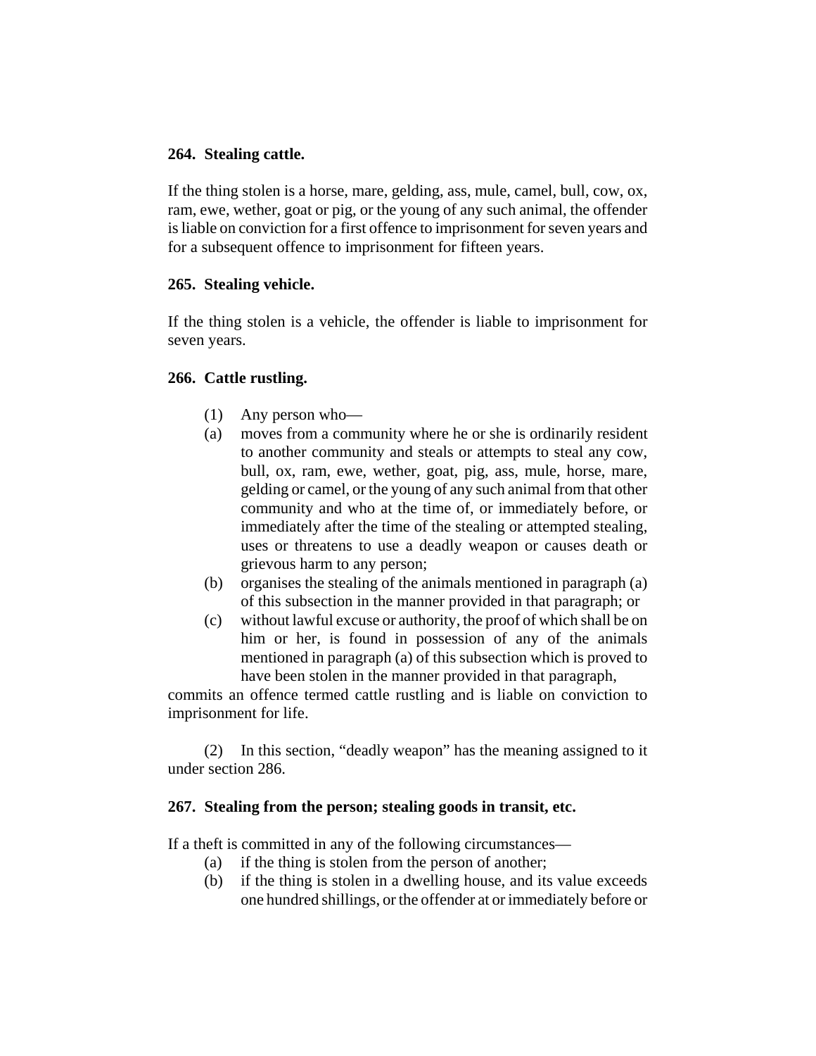**264. Stealing cattle.**

If the thing stolen is a horse, mare, gelding, ass, mule, camel, bull, cow, ox, ram, ewe, wether, goat or pig, or the young of any such animal, the offender is liable on conviction for a first offence to imprisonment for seven years and for a subsequent offence to imprisonment for fifteen years.

**265. Stealing vehicle.**

If the thing stolen is a vehicle, the offender is liable to imprisonment for seven years.

**266. Cattle rustling.**

(1) Any person who—

(a) moves from a community where he or she is ordinarily resident to another community and steals or attempts to steal any cow, bull, ox, ram, ewe, wether, goat, pig, ass, mule, horse, mare, gelding or camel, or the young of any such animal from that other community and who at the time of, or immediately before, or immediately after the time of the stealing or attempted stealing, uses or threatens to use a deadly weapon or causes death or grievous harm to any person;

(b) organises the stealing of the animals mentioned in paragraph (a) of this subsection in the manner provided in that paragraph; or

(c) without lawful excuse or authority, the proof of which shall be on him or her, is found in possession of any of the animals mentioned in paragraph (a) of this subsection which is proved to have been stolen in the manner provided in that paragraph,

commits an offence termed cattle rustling and is liable on conviction to imprisonment for life.

(2) In this section, "deadly weapon" has the meaning assigned to it under section 286.

**267. Stealing from the person; stealing goods in transit, etc.**

If a theft is committed in any of the following circumstances—

(a) if the thing is stolen from the person of another;

(b) if the thing is stolen in a dwelling house, and its value exceeds one hundred shillings, or the offender at or immediately before or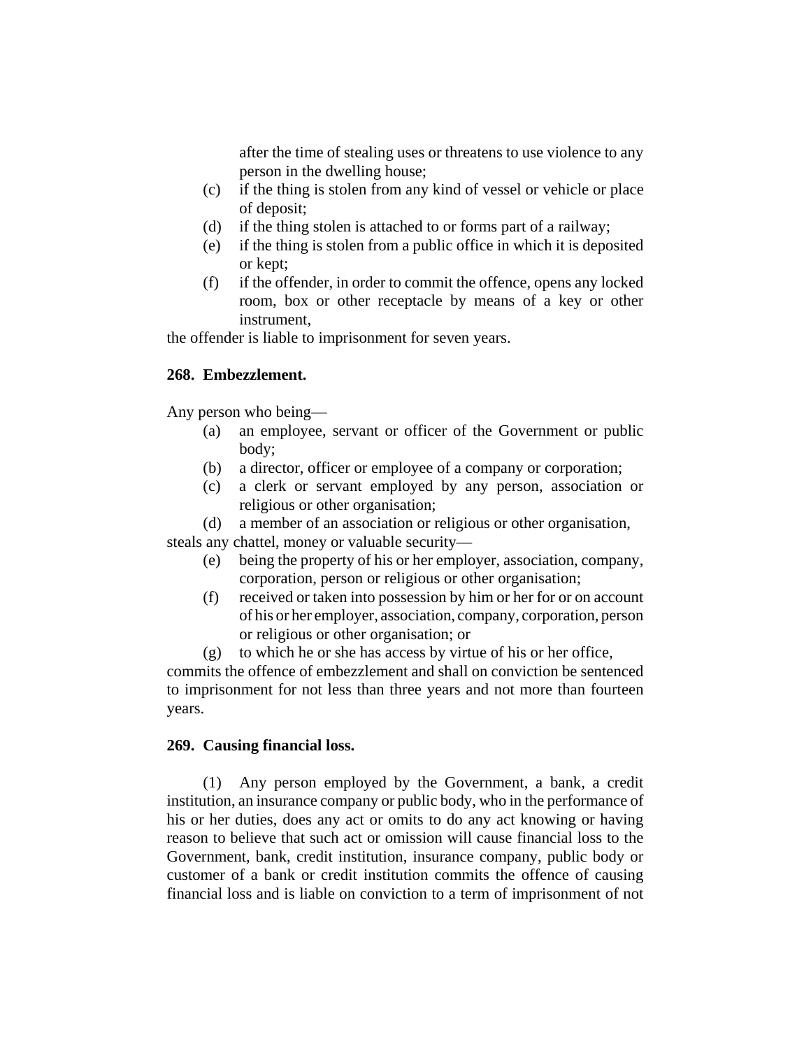after the time of stealing uses or threatens to use violence to any person in the dwelling house;

(c) if the thing is stolen from any kind of vessel or vehicle or place of deposit;

(d) if the thing stolen is attached to or forms part of a railway;

(e) if the thing is stolen from a public office in which it is deposited or kept;

(f) if the offender, in order to commit the offence, opens any locked room, box or other receptacle by means of a key or other instrument,

the offender is liable to imprisonment for seven years.

**268. Embezzlement.**

Any person who being—

(a) an employee, servant or officer of the Government or public body;

(b) a director, officer or employee of a company or corporation;

(c) a clerk or servant employed by any person, association or religious or other organisation;

(d) a member of an association or religious or other organisation,

steals any chattel, money or valuable security—

(e) being the property of his or her employer, association, company, corporation, person or religious or other organisation;

(f) received or taken into possession by him or her for or on account of his or her employer, association, company, corporation, person or religious or other organisation; or

(g) to which he or she has access by virtue of his or her office,

commits the offence of embezzlement and shall on conviction be sentenced to imprisonment for not less than three years and not more than fourteen years.

**269. Causing financial loss.**

(1) Any person employed by the Government, a bank, a credit institution, an insurance company or public body, who in the performance of his or her duties, does any act or omits to do any act knowing or having reason to believe that such act or omission will cause financial loss to the Government, bank, credit institution, insurance company, public body or customer of a bank or credit institution commits the offence of causing financial loss and is liable on conviction to a term of imprisonment of not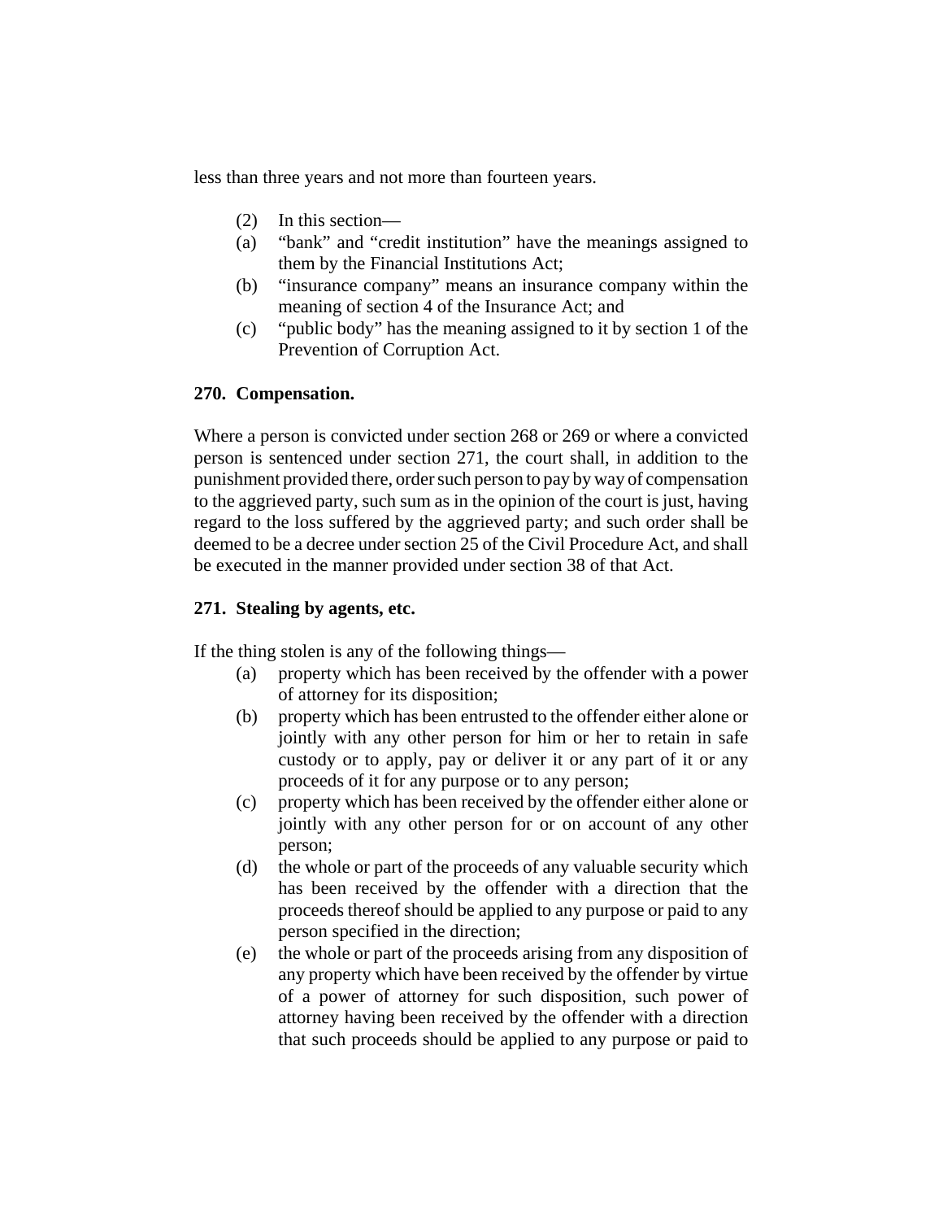less than three years and not more than fourteen years.

(2) In this section—

(a) "bank" and "credit institution" have the meanings assigned to them by the Financial Institutions Act;

(b) "insurance company" means an insurance company within the meaning of section 4 of the Insurance Act; and

(c) "public body" has the meaning assigned to it by section 1 of the Prevention of Corruption Act.

**270. Compensation.**

Where a person is convicted under section 268 or 269 or where a convicted person is sentenced under section 271, the court shall, in addition to the punishment provided there, order such person to pay by way of compensation to the aggrieved party, such sum as in the opinion of the court is just, having regard to the loss suffered by the aggrieved party; and such order shall be deemed to be a decree under section 25 of the Civil Procedure Act, and shall be executed in the manner provided under section 38 of that Act.

**271. Stealing by agents, etc.**

If the thing stolen is any of the following things—

(a) property which has been received by the offender with a power of attorney for its disposition;

(b) property which has been entrusted to the offender either alone or jointly with any other person for him or her to retain in safe custody or to apply, pay or deliver it or any part of it or any proceeds of it for any purpose or to any person;

(c) property which has been received by the offender either alone or jointly with any other person for or on account of any other person;

(d) the whole or part of the proceeds of any valuable security which has been received by the offender with a direction that the proceeds thereof should be applied to any purpose or paid to any person specified in the direction;

(e) the whole or part of the proceeds arising from any disposition of any property which have been received by the offender by virtue of a power of attorney for such disposition, such power of attorney having been received by the offender with a direction that such proceeds should be applied to any purpose or paid to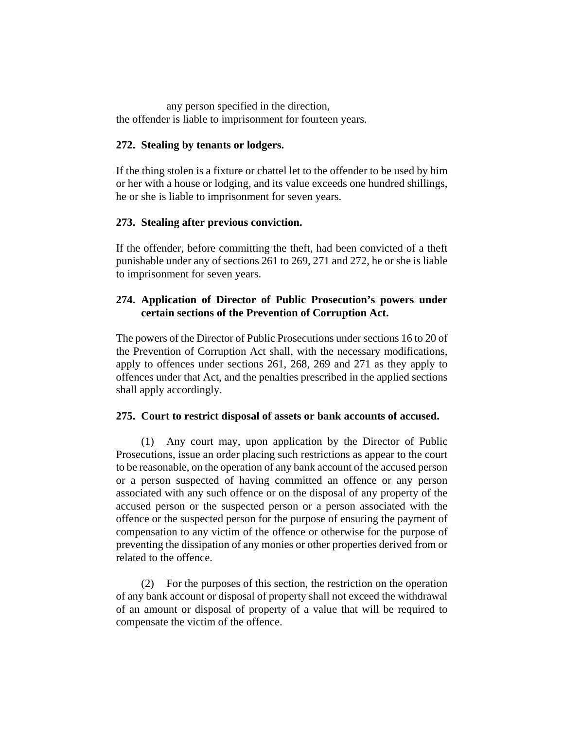any person specified in the direction,

the offender is liable to imprisonment for fourteen years.

**272. Stealing by tenants or lodgers.**

If the thing stolen is a fixture or chattel let to the offender to be used by him or her with a house or lodging, and its value exceeds one hundred shillings, he or she is liable to imprisonment for seven years.

**273. Stealing after previous conviction.**

If the offender, before committing the theft, had been convicted of a theft punishable under any of sections 261 to 269, 271 and 272, he or she is liable to imprisonment for seven years.

**274. Application of Director of Public Prosecution's powers under certain sections of the Prevention of Corruption Act.**

The powers of the Director of Public Prosecutions under sections 16 to 20 of the Prevention of Corruption Act shall, with the necessary modifications, apply to offences under sections 261, 268, 269 and 271 as they apply to offences under that Act, and the penalties prescribed in the applied sections shall apply accordingly.

**275. Court to restrict disposal of assets or bank accounts of accused.**

(1) Any court may, upon application by the Director of Public Prosecutions, issue an order placing such restrictions as appear to the court to be reasonable, on the operation of any bank account of the accused person or a person suspected of having committed an offence or any person associated with any such offence or on the disposal of any property of the accused person or the suspected person or a person associated with the offence or the suspected person for the purpose of ensuring the payment of compensation to any victim of the offence or otherwise for the purpose of preventing the dissipation of any monies or other properties derived from or related to the offence.

(2) For the purposes of this section, the restriction on the operation of any bank account or disposal of property shall not exceed the withdrawal of an amount or disposal of property of a value that will be required to compensate the victim of the offence.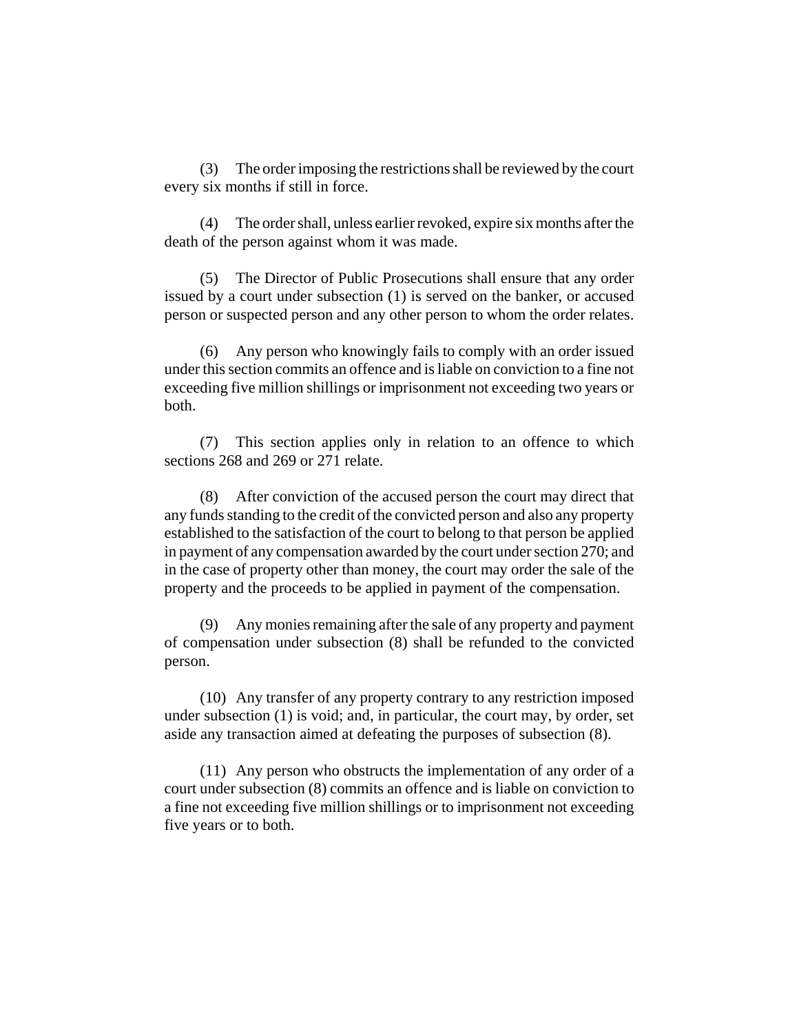(3) The order imposing the restrictions shall be reviewed by the court every six months if still in force.

(4) The order shall, unless earlier revoked, expire six months after the death of the person against whom it was made.

(5) The Director of Public Prosecutions shall ensure that any order issued by a court under subsection (1) is served on the banker, or accused person or suspected person and any other person to whom the order relates.

(6) Any person who knowingly fails to comply with an order issued under this section commits an offence and is liable on conviction to a fine not exceeding five million shillings or imprisonment not exceeding two years or both.

(7) This section applies only in relation to an offence to which sections 268 and 269 or 271 relate.

(8) After conviction of the accused person the court may direct that any funds standing to the credit of the convicted person and also any property established to the satisfaction of the court to belong to that person be applied in payment of any compensation awarded by the court under section 270; and in the case of property other than money, the court may order the sale of the property and the proceeds to be applied in payment of the compensation.

(9) Any monies remaining after the sale of any property and payment of compensation under subsection (8) shall be refunded to the convicted person.

(10) Any transfer of any property contrary to any restriction imposed under subsection (1) is void; and, in particular, the court may, by order, set aside any transaction aimed at defeating the purposes of subsection (8).

(11) Any person who obstructs the implementation of any order of a court under subsection (8) commits an offence and is liable on conviction to a fine not exceeding five million shillings or to imprisonment not exceeding five years or to both.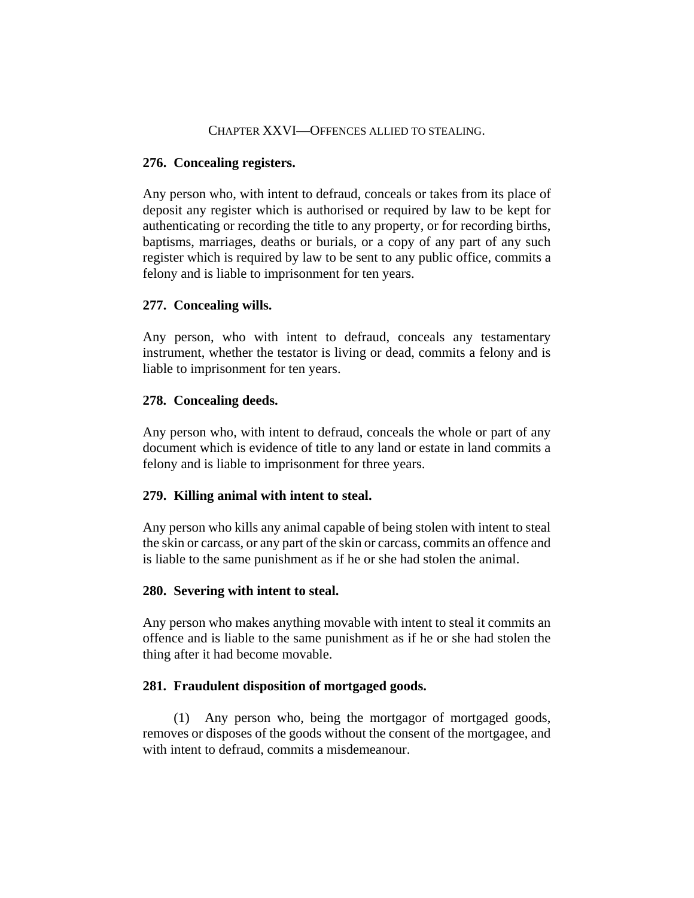## CHAPTER XXVI—OFFENCES ALLIED TO STEALING.

### 276. Concealing registers.

Any person who, with intent to defraud, conceals or takes from its place of deposit any register which is authorised or required by law to be kept for authenticating or recording the title to any property, or for recording births, baptisms, marriages, deaths or burials, or a copy of any part of any such register which is required by law to be sent to any public office, commits a felony and is liable to imprisonment for ten years.

### 277. Concealing wills.

Any person, who with intent to defraud, conceals any testamentary instrument, whether the testator is living or dead, commits a felony and is liable to imprisonment for ten years.

### 278. Concealing deeds.

Any person who, with intent to defraud, conceals the whole or part of any document which is evidence of title to any land or estate in land commits a felony and is liable to imprisonment for three years.

### 279. Killing animal with intent to steal.

Any person who kills any animal capable of being stolen with intent to steal the skin or carcass, or any part of the skin or carcass, commits an offence and is liable to the same punishment as if he or she had stolen the animal.

### 280. Severing with intent to steal.

Any person who makes anything movable with intent to steal it commits an offence and is liable to the same punishment as if he or she had stolen the thing after it had become movable.

### 281. Fraudulent disposition of mortgaged goods.

(1) Any person who, being the mortgagor of mortgaged goods, removes or disposes of the goods without the consent of the mortgagee, and with intent to defraud, commits a misdemeanour.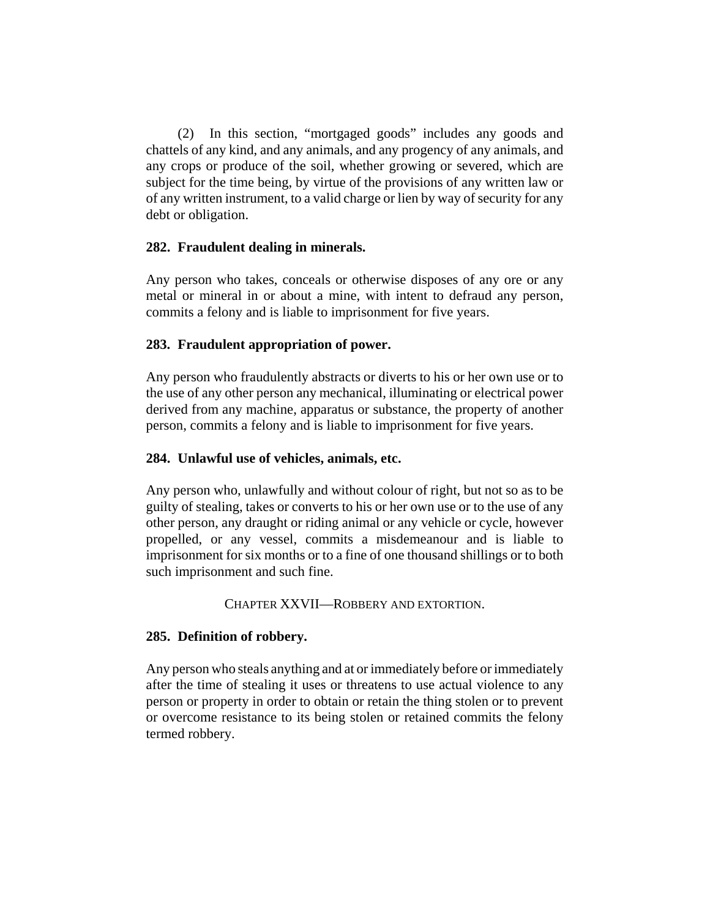(2) In this section, "mortgaged goods" includes any goods and chattels of any kind, and any animals, and any progency of any animals, and any crops or produce of the soil, whether growing or severed, which are subject for the time being, by virtue of the provisions of any written law or of any written instrument, to a valid charge or lien by way of security for any debt or obligation.

### 282. Fraudulent dealing in minerals.

Any person who takes, conceals or otherwise disposes of any ore or any metal or mineral in or about a mine, with intent to defraud any person, commits a felony and is liable to imprisonment for five years.

### 283. Fraudulent appropriation of power.

Any person who fraudulently abstracts or diverts to his or her own use or to the use of any other person any mechanical, illuminating or electrical power derived from any machine, apparatus or substance, the property of another person, commits a felony and is liable to imprisonment for five years.

### 284. Unlawful use of vehicles, animals, etc.

Any person who, unlawfully and without colour of right, but not so as to be guilty of stealing, takes or converts to his or her own use or to the use of any other person, any draught or riding animal or any vehicle or cycle, however propelled, or any vessel, commits a misdemeanour and is liable to imprisonment for six months or to a fine of one thousand shillings or to both such imprisonment and such fine.

## CHAPTER XXVII—ROBBERY AND EXTORTION.

### 285. Definition of robbery.

Any person who steals anything and at or immediately before or immediately after the time of stealing it uses or threatens to use actual violence to any person or property in order to obtain or retain the thing stolen or to prevent or overcome resistance to its being stolen or retained commits the felony termed robbery.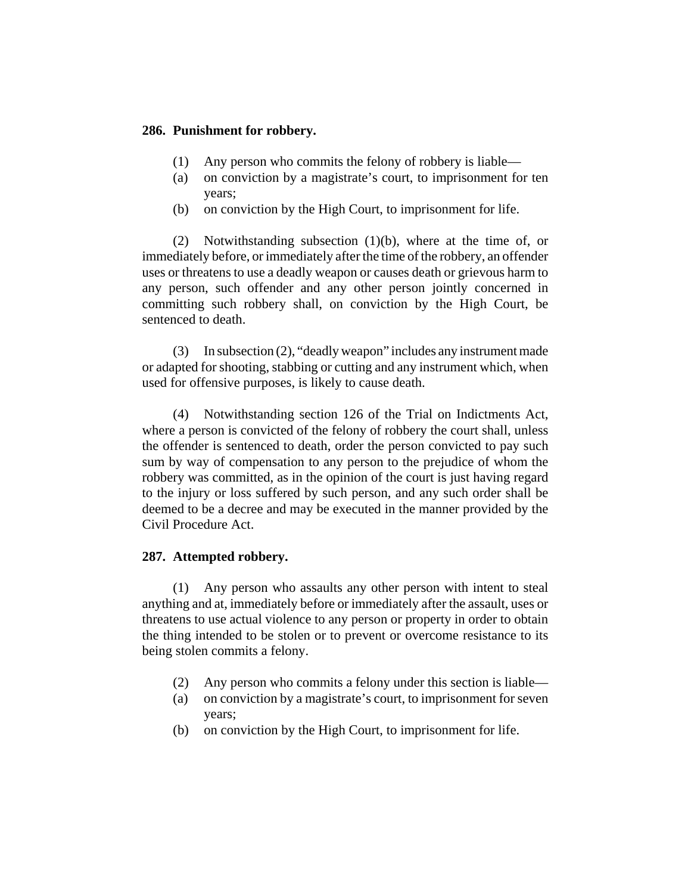### 286. Punishment for robbery.

(1) Any person who commits the felony of robbery is liable—

(a) on conviction by a magistrate's court, to imprisonment for ten years;

(b) on conviction by the High Court, to imprisonment for life.

(2) Notwithstanding subsection (1)(b), where at the time of, or immediately before, or immediately after the time of the robbery, an offender uses or threatens to use a deadly weapon or causes death or grievous harm to any person, such offender and any other person jointly concerned in committing such robbery shall, on conviction by the High Court, be sentenced to death.

(3) In subsection (2), "deadly weapon" includes any instrument made or adapted for shooting, stabbing or cutting and any instrument which, when used for offensive purposes, is likely to cause death.

(4) Notwithstanding section 126 of the Trial on Indictments Act, where a person is convicted of the felony of robbery the court shall, unless the offender is sentenced to death, order the person convicted to pay such sum by way of compensation to any person to the prejudice of whom the robbery was committed, as in the opinion of the court is just having regard to the injury or loss suffered by such person, and any such order shall be deemed to be a decree and may be executed in the manner provided by the Civil Procedure Act.

### 287. Attempted robbery.

(1) Any person who assaults any other person with intent to steal anything and at, immediately before or immediately after the assault, uses or threatens to use actual violence to any person or property in order to obtain the thing intended to be stolen or to prevent or overcome resistance to its being stolen commits a felony.

(2) Any person who commits a felony under this section is liable—

(a) on conviction by a magistrate's court, to imprisonment for seven years;

(b) on conviction by the High Court, to imprisonment for life.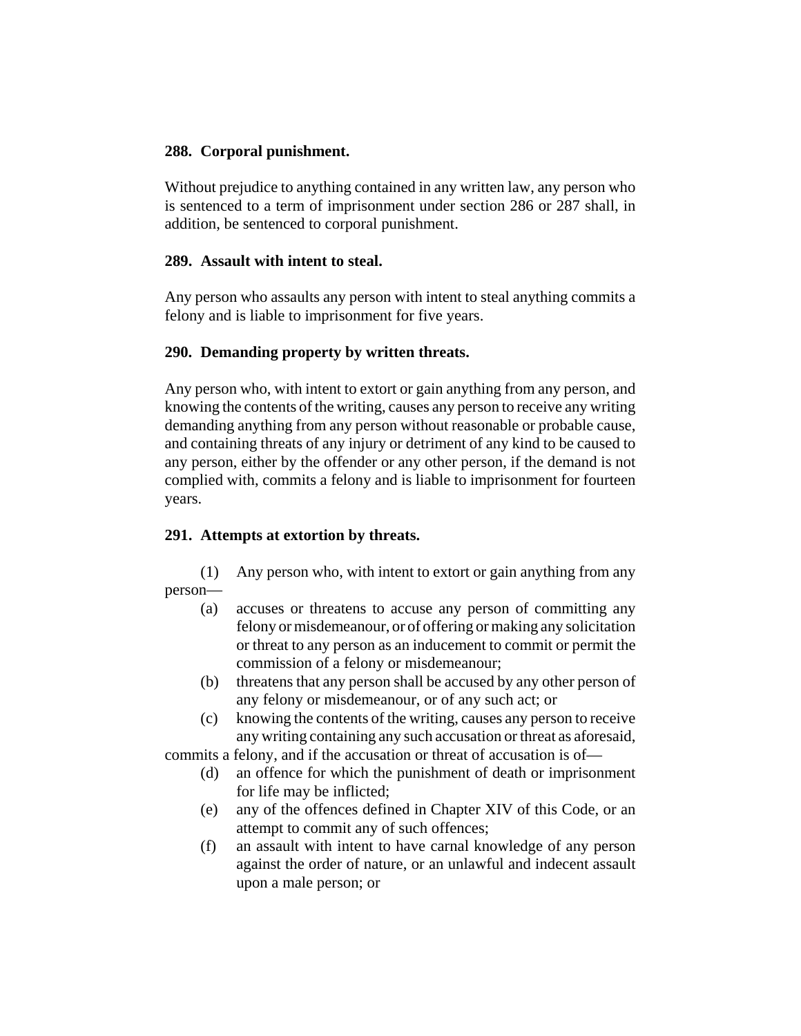### 288. Corporal punishment.

Without prejudice to anything contained in any written law, any person who is sentenced to a term of imprisonment under section 286 or 287 shall, in addition, be sentenced to corporal punishment.

### 289. Assault with intent to steal.

Any person who assaults any person with intent to steal anything commits a felony and is liable to imprisonment for five years.

### 290. Demanding property by written threats.

Any person who, with intent to extort or gain anything from any person, and knowing the contents of the writing, causes any person to receive any writing demanding anything from any person without reasonable or probable cause, and containing threats of any injury or detriment of any kind to be caused to any person, either by the offender or any other person, if the demand is not complied with, commits a felony and is liable to imprisonment for fourteen years.

### 291. Attempts at extortion by threats.

(1) Any person who, with intent to extort or gain anything from any person—

- (a) accuses or threatens to accuse any person of committing any felony or misdemeanour, or of offering or making any solicitation or threat to any person as an inducement to commit or permit the commission of a felony or misdemeanour;
- (b) threatens that any person shall be accused by any other person of any felony or misdemeanour, or of any such act; or
- (c) knowing the contents of the writing, causes any person to receive any writing containing any such accusation or threat as aforesaid,

commits a felony, and if the accusation or threat of accusation is of—

- (d) an offence for which the punishment of death or imprisonment for life may be inflicted;
- (e) any of the offences defined in Chapter XIV of this Code, or an attempt to commit any of such offences;
- (f) an assault with intent to have carnal knowledge of any person against the order of nature, or an unlawful and indecent assault upon a male person; or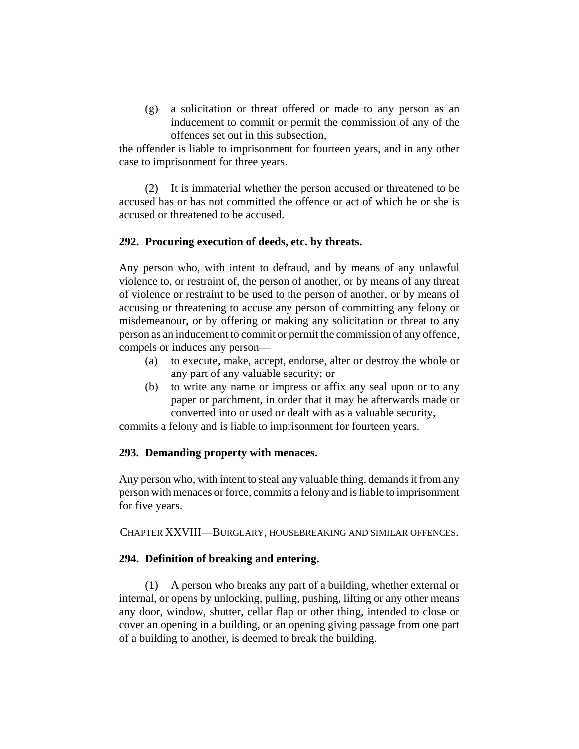(g) a solicitation or threat offered or made to any person as an inducement to commit or permit the commission of any of the offences set out in this subsection,

the offender is liable to imprisonment for fourteen years, and in any other case to imprisonment for three years.

(2) It is immaterial whether the person accused or threatened to be accused has or has not committed the offence or act of which he or she is accused or threatened to be accused.

### 292. Procuring execution of deeds, etc. by threats.

Any person who, with intent to defraud, and by means of any unlawful violence to, or restraint of, the person of another, or by means of any threat of violence or restraint to be used to the person of another, or by means of accusing or threatening to accuse any person of committing any felony or misdemeanour, or by offering or making any solicitation or threat to any person as an inducement to commit or permit the commission of any offence, compels or induces any person—

(a) to execute, make, accept, endorse, alter or destroy the whole or any part of any valuable security; or

(b) to write any name or impress or affix any seal upon or to any paper or parchment, in order that it may be afterwards made or converted into or used or dealt with as a valuable security,

commits a felony and is liable to imprisonment for fourteen years.

### 293. Demanding property with menaces.

Any person who, with intent to steal any valuable thing, demands it from any person with menaces or force, commits a felony and is liable to imprisonment for five years.

## CHAPTER XXVIII—BURGLARY, HOUSEBREAKING AND SIMILAR OFFENCES.

### 294. Definition of breaking and entering.

(1) A person who breaks any part of a building, whether external or internal, or opens by unlocking, pulling, pushing, lifting or any other means any door, window, shutter, cellar flap or other thing, intended to close or cover an opening in a building, or an opening giving passage from one part of a building to another, is deemed to break the building.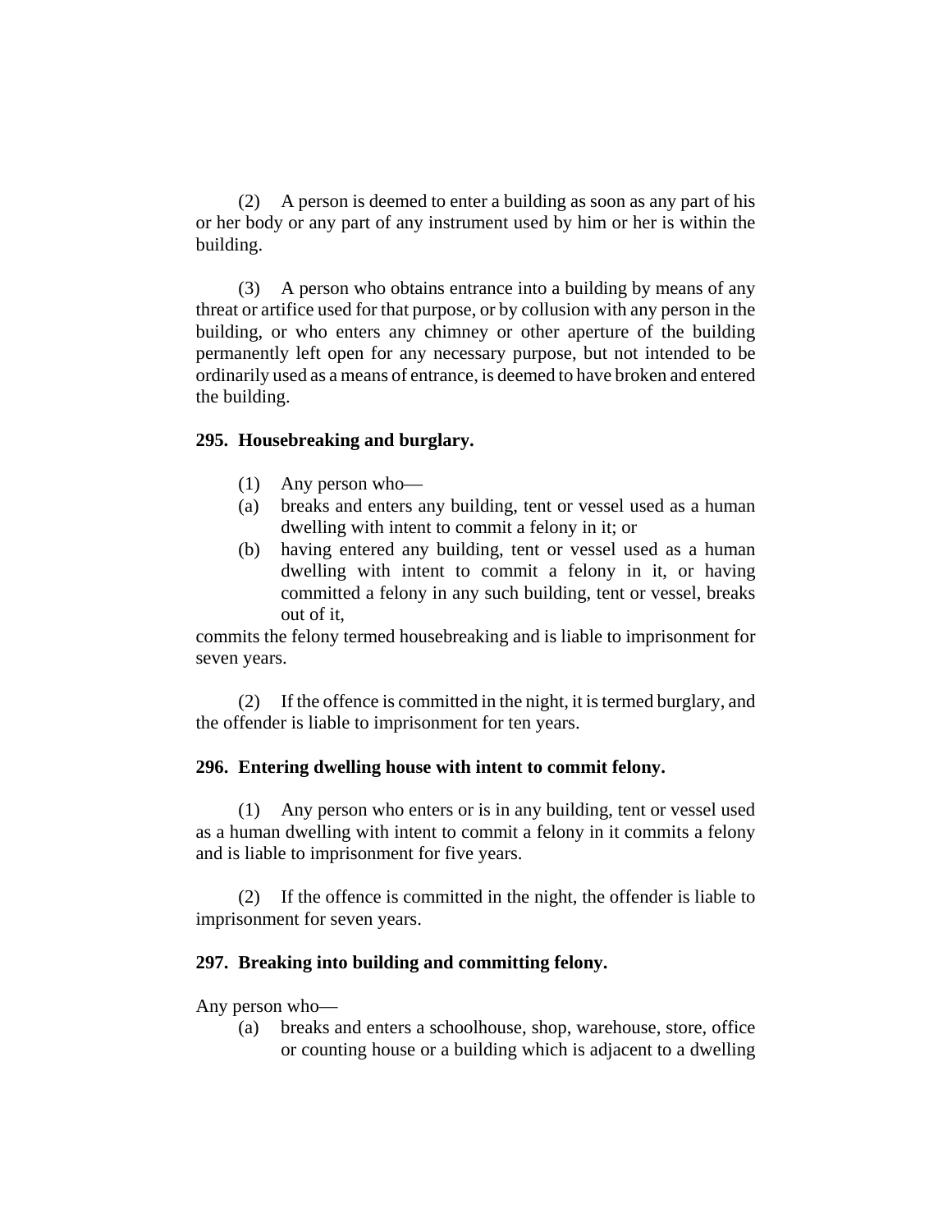(2) A person is deemed to enter a building as soon as any part of his or her body or any part of any instrument used by him or her is within the building.

(3) A person who obtains entrance into a building by means of any threat or artifice used for that purpose, or by collusion with any person in the building, or who enters any chimney or other aperture of the building permanently left open for any necessary purpose, but not intended to be ordinarily used as a means of entrance, is deemed to have broken and entered the building.

### 295. Housebreaking and burglary.

(1) Any person who—

(a) breaks and enters any building, tent or vessel used as a human dwelling with intent to commit a felony in it; or

(b) having entered any building, tent or vessel used as a human dwelling with intent to commit a felony in it, or having committed a felony in any such building, tent or vessel, breaks out of it,

commits the felony termed housebreaking and is liable to imprisonment for seven years.

(2) If the offence is committed in the night, it is termed burglary, and the offender is liable to imprisonment for ten years.

### 296. Entering dwelling house with intent to commit felony.

(1) Any person who enters or is in any building, tent or vessel used as a human dwelling with intent to commit a felony in it commits a felony and is liable to imprisonment for five years.

(2) If the offence is committed in the night, the offender is liable to imprisonment for seven years.

### 297. Breaking into building and committing felony.

Any person who—

(a) breaks and enters a schoolhouse, shop, warehouse, store, office or counting house or a building which is adjacent to a dwelling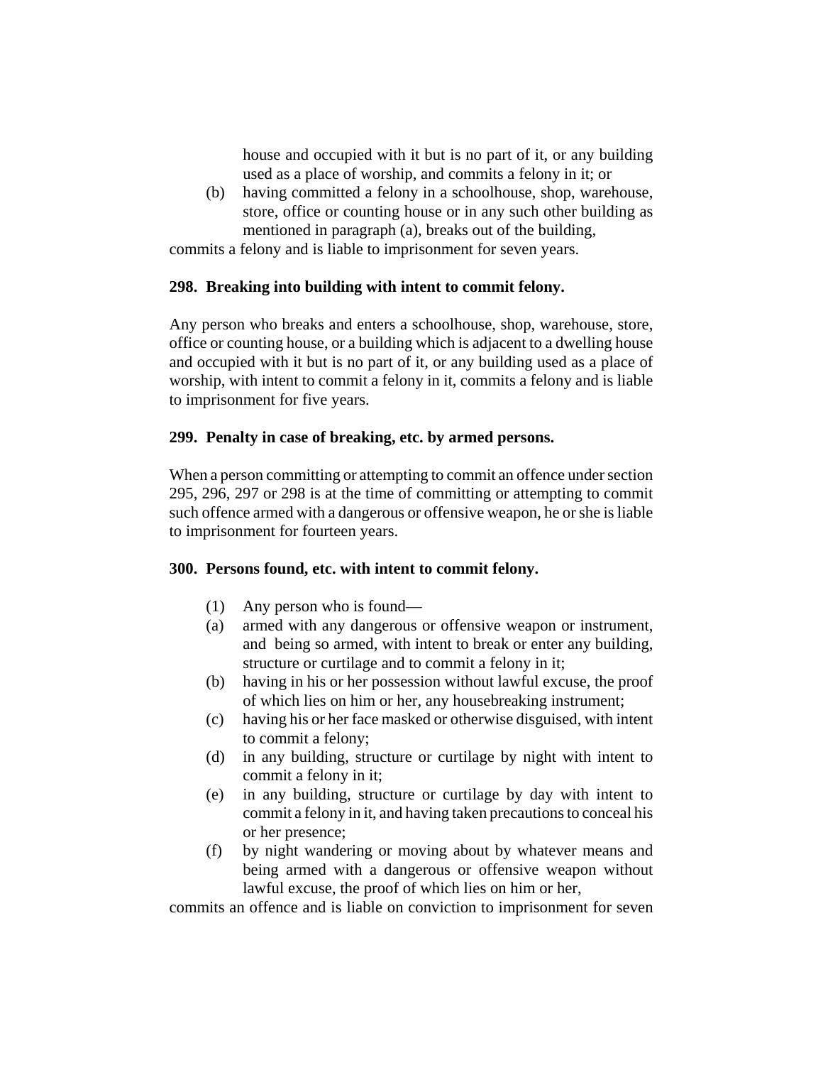house and occupied with it but is no part of it, or any building used as a place of worship, and commits a felony in it; or

(b) having committed a felony in a schoolhouse, shop, warehouse, store, office or counting house or in any such other building as mentioned in paragraph (a), breaks out of the building,

commits a felony and is liable to imprisonment for seven years.

**298. Breaking into building with intent to commit felony.**

Any person who breaks and enters a schoolhouse, shop, warehouse, store, office or counting house, or a building which is adjacent to a dwelling house and occupied with it but is no part of it, or any building used as a place of worship, with intent to commit a felony in it, commits a felony and is liable to imprisonment for five years.

**299. Penalty in case of breaking, etc. by armed persons.**

When a person committing or attempting to commit an offence under section 295, 296, 297 or 298 is at the time of committing or attempting to commit such offence armed with a dangerous or offensive weapon, he or she is liable to imprisonment for fourteen years.

**300. Persons found, etc. with intent to commit felony.**

(1) Any person who is found—

(a) armed with any dangerous or offensive weapon or instrument, and being so armed, with intent to break or enter any building, structure or curtilage and to commit a felony in it;

(b) having in his or her possession without lawful excuse, the proof of which lies on him or her, any housebreaking instrument;

(c) having his or her face masked or otherwise disguised, with intent to commit a felony;

(d) in any building, structure or curtilage by night with intent to commit a felony in it;

(e) in any building, structure or curtilage by day with intent to commit a felony in it, and having taken precautions to conceal his or her presence;

(f) by night wandering or moving about by whatever means and being armed with a dangerous or offensive weapon without lawful excuse, the proof of which lies on him or her,

commits an offence and is liable on conviction to imprisonment for seven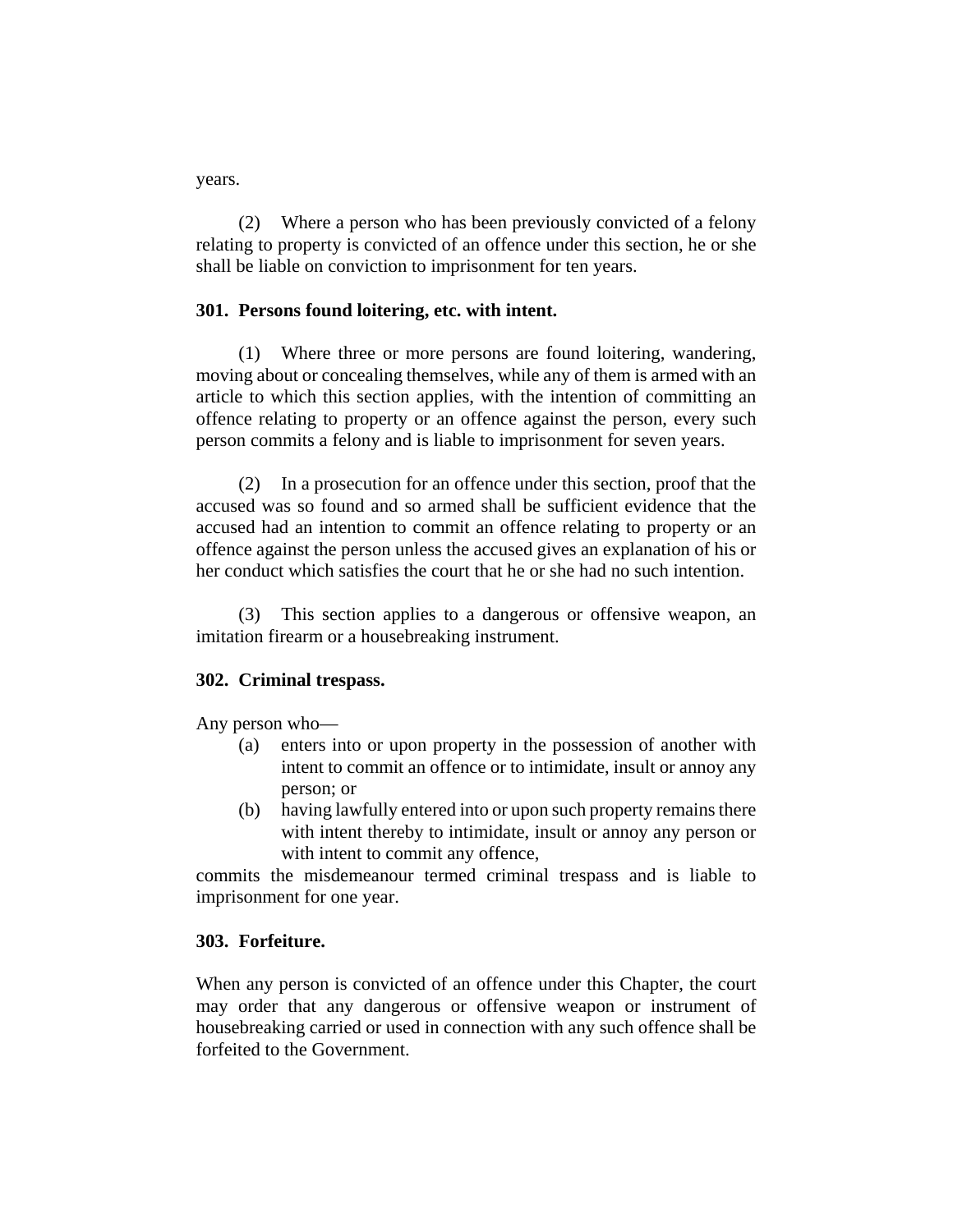years.

(2) Where a person who has been previously convicted of a felony relating to property is convicted of an offence under this section, he or she shall be liable on conviction to imprisonment for ten years.

### 301. Persons found loitering, etc. with intent.

(1) Where three or more persons are found loitering, wandering, moving about or concealing themselves, while any of them is armed with an article to which this section applies, with the intention of committing an offence relating to property or an offence against the person, every such person commits a felony and is liable to imprisonment for seven years.

(2) In a prosecution for an offence under this section, proof that the accused was so found and so armed shall be sufficient evidence that the accused had an intention to commit an offence relating to property or an offence against the person unless the accused gives an explanation of his or her conduct which satisfies the court that he or she had no such intention.

(3) This section applies to a dangerous or offensive weapon, an imitation firearm or a housebreaking instrument.

### 302. Criminal trespass.

Any person who—

(a) enters into or upon property in the possession of another with intent to commit an offence or to intimidate, insult or annoy any person; or

(b) having lawfully entered into or upon such property remains there with intent thereby to intimidate, insult or annoy any person or with intent to commit any offence,

commits the misdemeanour termed criminal trespass and is liable to imprisonment for one year.

### 303. Forfeiture.

When any person is convicted of an offence under this Chapter, the court may order that any dangerous or offensive weapon or instrument of housebreaking carried or used in connection with any such offence shall be forfeited to the Government.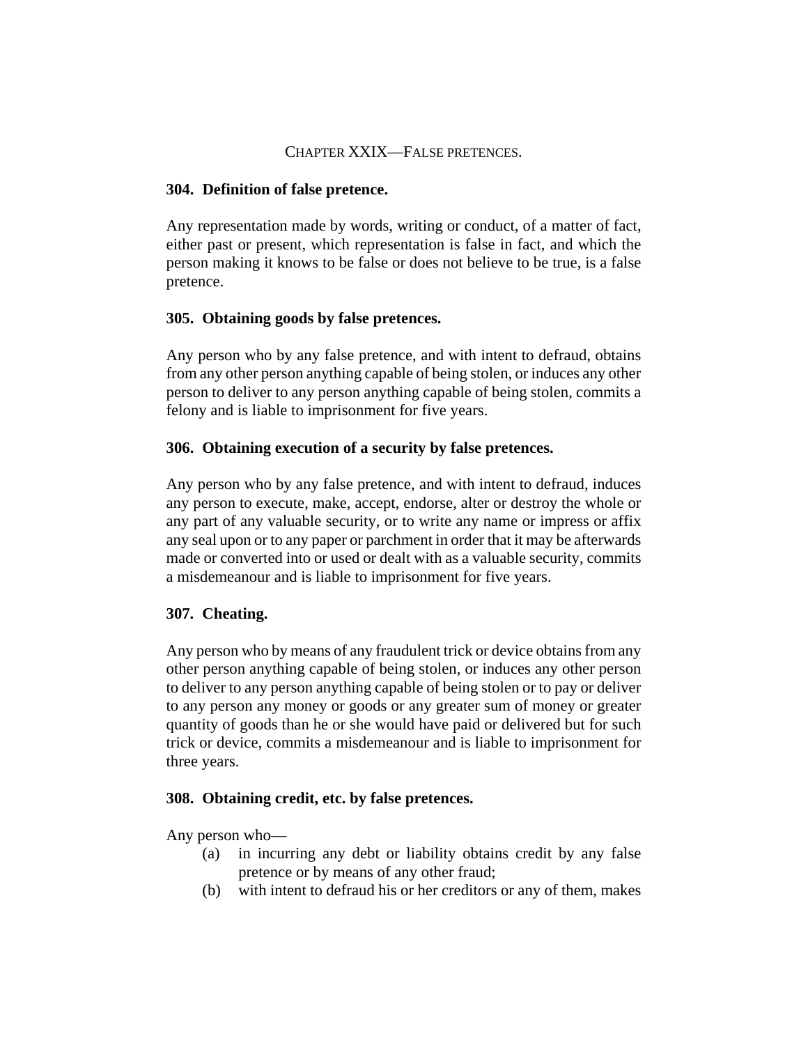## CHAPTER XXIX—FALSE PRETENCES.

### 304. Definition of false pretence.

Any representation made by words, writing or conduct, of a matter of fact, either past or present, which representation is false in fact, and which the person making it knows to be false or does not believe to be true, is a false pretence.

### 305. Obtaining goods by false pretences.

Any person who by any false pretence, and with intent to defraud, obtains from any other person anything capable of being stolen, or induces any other person to deliver to any person anything capable of being stolen, commits a felony and is liable to imprisonment for five years.

### 306. Obtaining execution of a security by false pretences.

Any person who by any false pretence, and with intent to defraud, induces any person to execute, make, accept, endorse, alter or destroy the whole or any part of any valuable security, or to write any name or impress or affix any seal upon or to any paper or parchment in order that it may be afterwards made or converted into or used or dealt with as a valuable security, commits a misdemeanour and is liable to imprisonment for five years.

### 307. Cheating.

Any person who by means of any fraudulent trick or device obtains from any other person anything capable of being stolen, or induces any other person to deliver to any person anything capable of being stolen or to pay or deliver to any person any money or goods or any greater sum of money or greater quantity of goods than he or she would have paid or delivered but for such trick or device, commits a misdemeanour and is liable to imprisonment for three years.

### 308. Obtaining credit, etc. by false pretences.

Any person who—

(a) in incurring any debt or liability obtains credit by any false pretence or by means of any other fraud;

(b) with intent to defraud his or her creditors or any of them, makes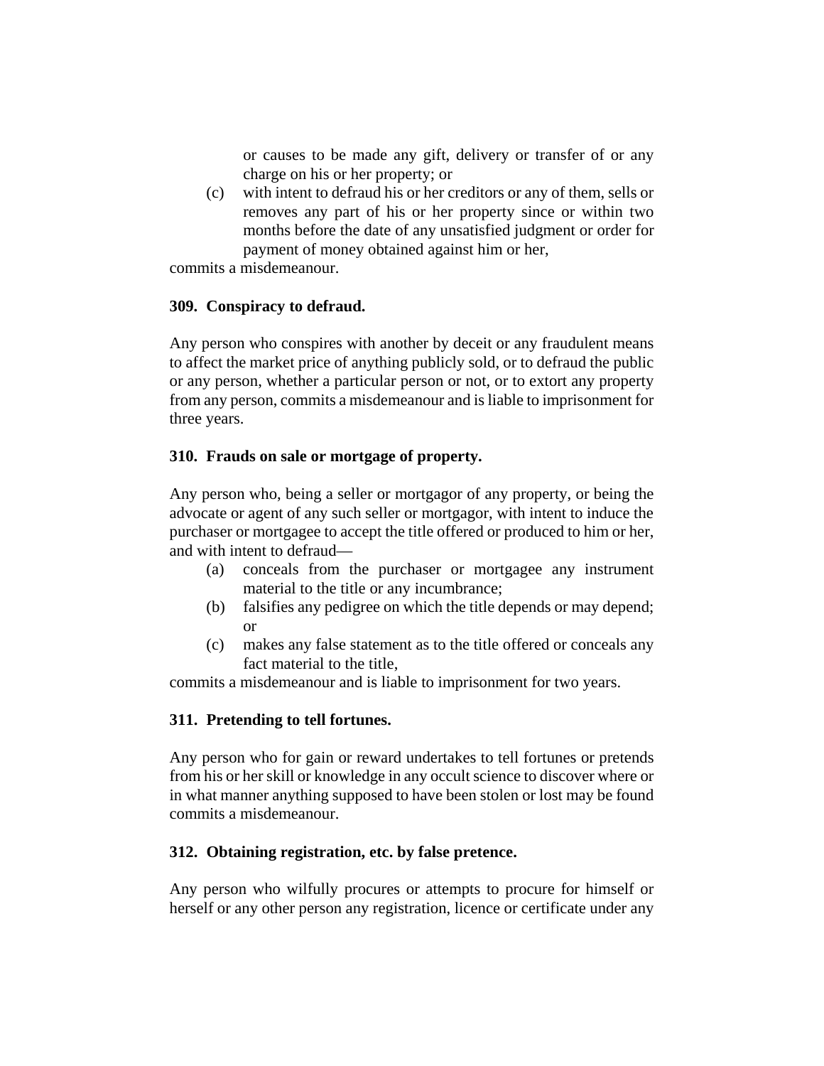or causes to be made any gift, delivery or transfer of or any charge on his or her property; or

(c) with intent to defraud his or her creditors or any of them, sells or removes any part of his or her property since or within two months before the date of any unsatisfied judgment or order for payment of money obtained against him or her,

commits a misdemeanour.

**309. Conspiracy to defraud.**

Any person who conspires with another by deceit or any fraudulent means to affect the market price of anything publicly sold, or to defraud the public or any person, whether a particular person or not, or to extort any property from any person, commits a misdemeanour and is liable to imprisonment for three years.

**310. Frauds on sale or mortgage of property.**

Any person who, being a seller or mortgagor of any property, or being the advocate or agent of any such seller or mortgagor, with intent to induce the purchaser or mortgagee to accept the title offered or produced to him or her, and with intent to defraud—

(a) conceals from the purchaser or mortgagee any instrument material to the title or any incumbrance;

(b) falsifies any pedigree on which the title depends or may depend; or

(c) makes any false statement as to the title offered or conceals any fact material to the title,

commits a misdemeanour and is liable to imprisonment for two years.

**311. Pretending to tell fortunes.**

Any person who for gain or reward undertakes to tell fortunes or pretends from his or her skill or knowledge in any occult science to discover where or in what manner anything supposed to have been stolen or lost may be found commits a misdemeanour.

**312. Obtaining registration, etc. by false pretence.**

Any person who wilfully procures or attempts to procure for himself or herself or any other person any registration, licence or certificate under any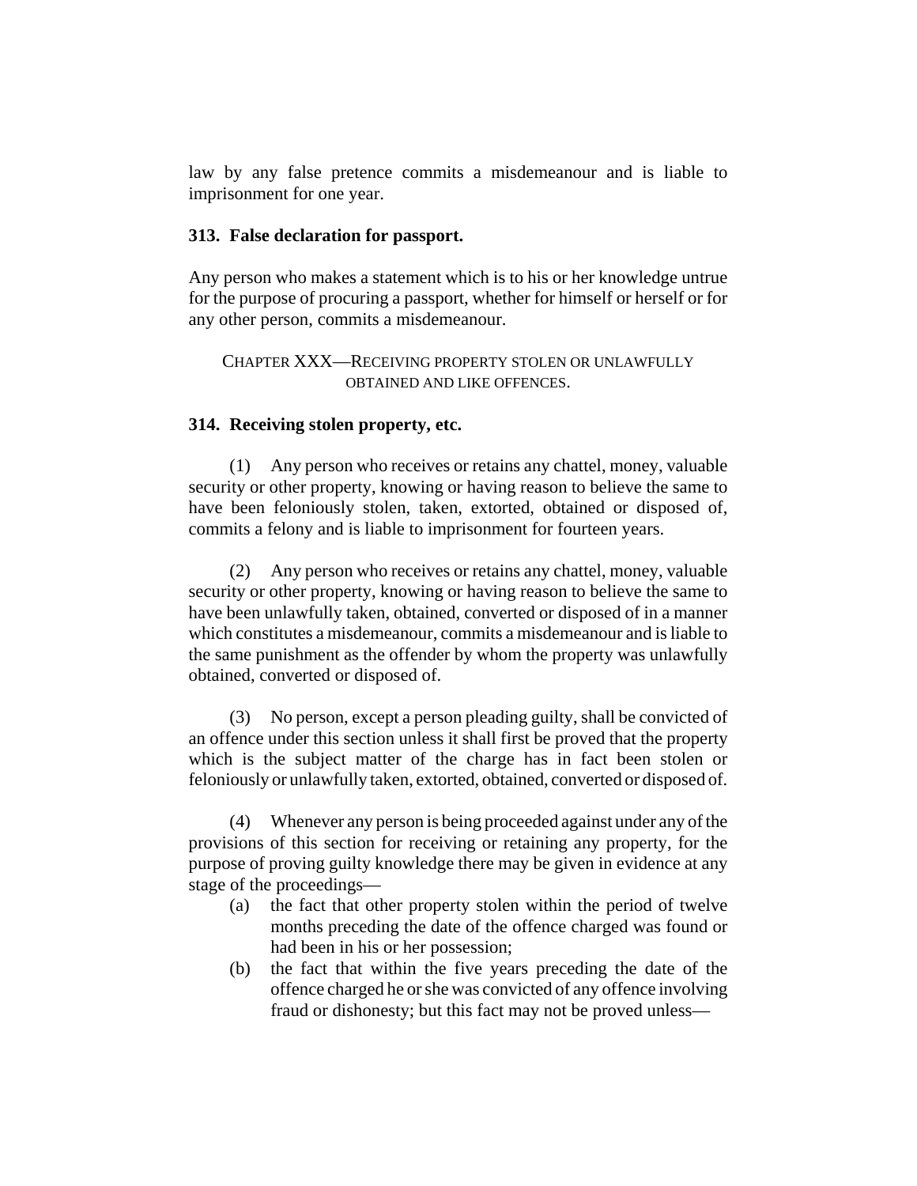law by any false pretence commits a misdemeanour and is liable to imprisonment for one year.

### 313. False declaration for passport.

Any person who makes a statement which is to his or her knowledge untrue for the purpose of procuring a passport, whether for himself or herself or for any other person, commits a misdemeanour.

## CHAPTER XXX—RECEIVING PROPERTY STOLEN OR UNLAWFULLY OBTAINED AND LIKE OFFENCES.

### 314. Receiving stolen property, etc.

(1) Any person who receives or retains any chattel, money, valuable security or other property, knowing or having reason to believe the same to have been feloniously stolen, taken, extorted, obtained or disposed of, commits a felony and is liable to imprisonment for fourteen years.

(2) Any person who receives or retains any chattel, money, valuable security or other property, knowing or having reason to believe the same to have been unlawfully taken, obtained, converted or disposed of in a manner which constitutes a misdemeanour, commits a misdemeanour and is liable to the same punishment as the offender by whom the property was unlawfully obtained, converted or disposed of.

(3) No person, except a person pleading guilty, shall be convicted of an offence under this section unless it shall first be proved that the property which is the subject matter of the charge has in fact been stolen or feloniously or unlawfully taken, extorted, obtained, converted or disposed of.

(4) Whenever any person is being proceeded against under any of the provisions of this section for receiving or retaining any property, for the purpose of proving guilty knowledge there may be given in evidence at any stage of the proceedings—

(a) the fact that other property stolen within the period of twelve months preceding the date of the offence charged was found or had been in his or her possession;

(b) the fact that within the five years preceding the date of the offence charged he or she was convicted of any offence involving fraud or dishonesty; but this fact may not be proved unless—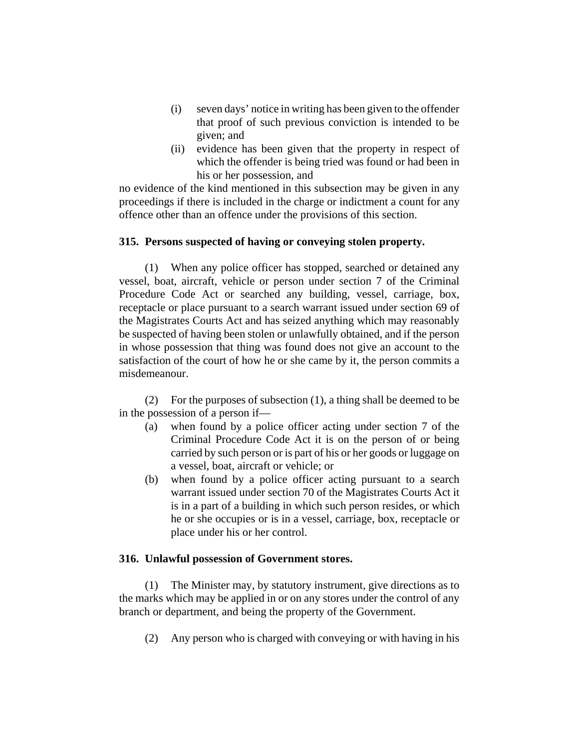(i) seven days' notice in writing has been given to the offender that proof of such previous conviction is intended to be given; and

(ii) evidence has been given that the property in respect of which the offender is being tried was found or had been in his or her possession, and

no evidence of the kind mentioned in this subsection may be given in any proceedings if there is included in the charge or indictment a count for any offence other than an offence under the provisions of this section.

**315. Persons suspected of having or conveying stolen property.**

(1) When any police officer has stopped, searched or detained any vessel, boat, aircraft, vehicle or person under section 7 of the Criminal Procedure Code Act or searched any building, vessel, carriage, box, receptacle or place pursuant to a search warrant issued under section 69 of the Magistrates Courts Act and has seized anything which may reasonably be suspected of having been stolen or unlawfully obtained, and if the person in whose possession that thing was found does not give an account to the satisfaction of the court of how he or she came by it, the person commits a misdemeanour.

(2) For the purposes of subsection (1), a thing shall be deemed to be in the possession of a person if—

(a) when found by a police officer acting under section 7 of the Criminal Procedure Code Act it is on the person of or being carried by such person or is part of his or her goods or luggage on a vessel, boat, aircraft or vehicle; or

(b) when found by a police officer acting pursuant to a search warrant issued under section 70 of the Magistrates Courts Act it is in a part of a building in which such person resides, or which he or she occupies or is in a vessel, carriage, box, receptacle or place under his or her control.

**316. Unlawful possession of Government stores.**

(1) The Minister may, by statutory instrument, give directions as to the marks which may be applied in or on any stores under the control of any branch or department, and being the property of the Government.

(2) Any person who is charged with conveying or with having in his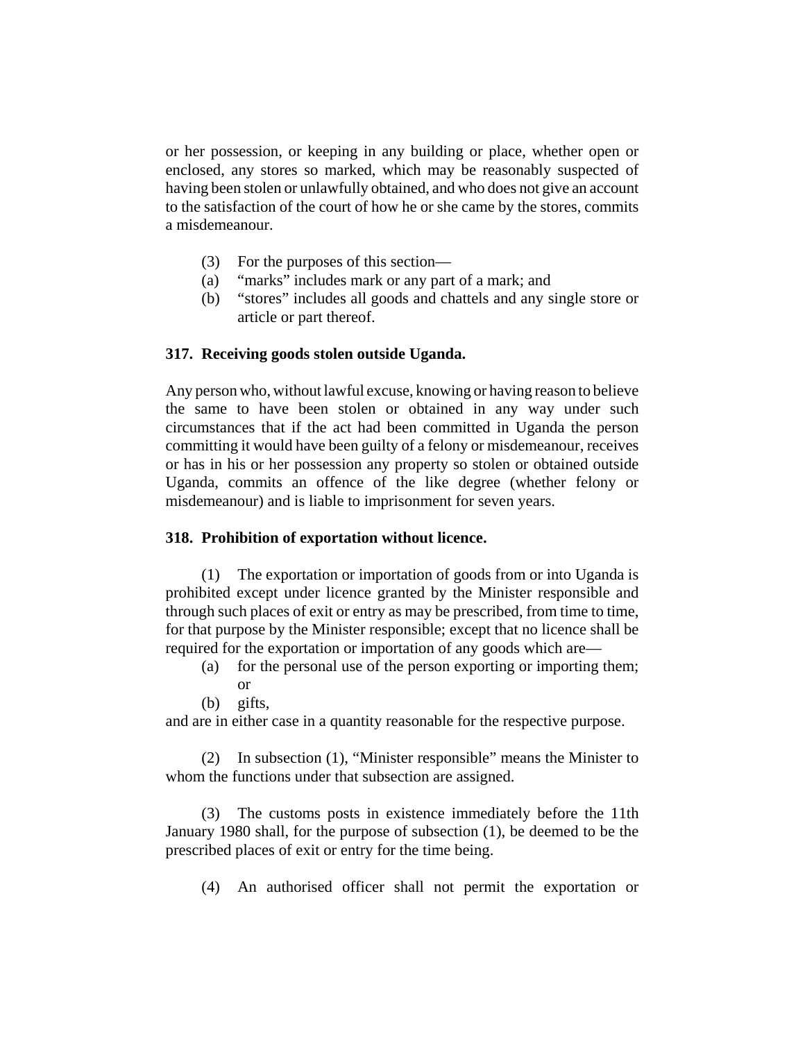or her possession, or keeping in any building or place, whether open or enclosed, any stores so marked, which may be reasonably suspected of having been stolen or unlawfully obtained, and who does not give an account to the satisfaction of the court of how he or she came by the stores, commits a misdemeanour.

(3) For the purposes of this section—

(a) "marks" includes mark or any part of a mark; and

(b) "stores" includes all goods and chattels and any single store or article or part thereof.

**317. Receiving goods stolen outside Uganda.**

Any person who, without lawful excuse, knowing or having reason to believe the same to have been stolen or obtained in any way under such circumstances that if the act had been committed in Uganda the person committing it would have been guilty of a felony or misdemeanour, receives or has in his or her possession any property so stolen or obtained outside Uganda, commits an offence of the like degree (whether felony or misdemeanour) and is liable to imprisonment for seven years.

**318. Prohibition of exportation without licence.**

(1) The exportation or importation of goods from or into Uganda is prohibited except under licence granted by the Minister responsible and through such places of exit or entry as may be prescribed, from time to time, for that purpose by the Minister responsible; except that no licence shall be required for the exportation or importation of any goods which are—

(a) for the personal use of the person exporting or importing them; or

(b) gifts,

and are in either case in a quantity reasonable for the respective purpose.

(2) In subsection (1), "Minister responsible" means the Minister to whom the functions under that subsection are assigned.

(3) The customs posts in existence immediately before the 11th January 1980 shall, for the purpose of subsection (1), be deemed to be the prescribed places of exit or entry for the time being.

(4) An authorised officer shall not permit the exportation or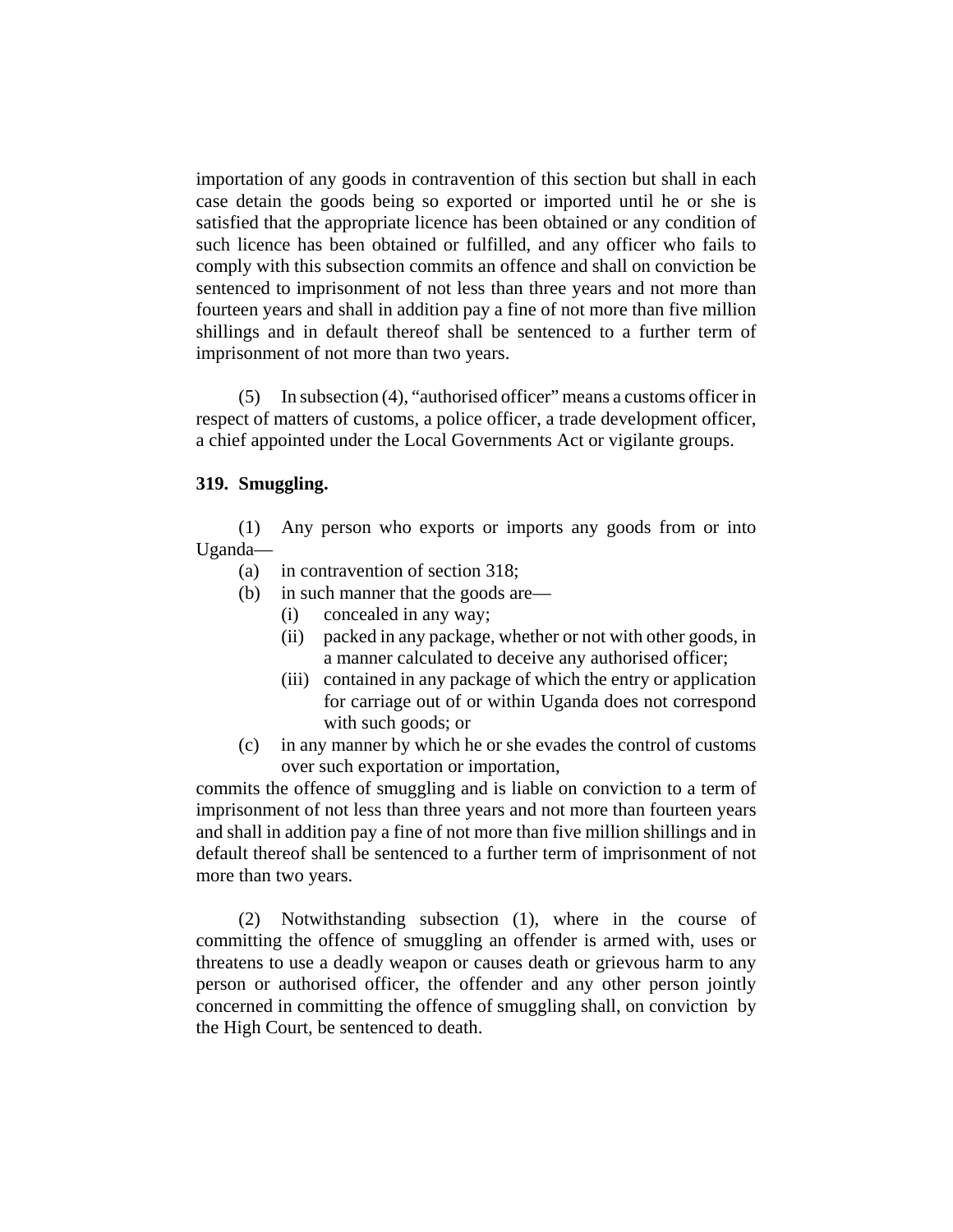importation of any goods in contravention of this section but shall in each case detain the goods being so exported or imported until he or she is satisfied that the appropriate licence has been obtained or any condition of such licence has been obtained or fulfilled, and any officer who fails to comply with this subsection commits an offence and shall on conviction be sentenced to imprisonment of not less than three years and not more than fourteen years and shall in addition pay a fine of not more than five million shillings and in default thereof shall be sentenced to a further term of imprisonment of not more than two years.

(5) In subsection (4), "authorised officer" means a customs officer in respect of matters of customs, a police officer, a trade development officer, a chief appointed under the Local Governments Act or vigilante groups.

**319. Smuggling.**

(1) Any person who exports or imports any goods from or into Uganda—

- (a) in contravention of section 318;
- (b) in such manner that the goods are—
  - (i) concealed in any way;
  - (ii) packed in any package, whether or not with other goods, in a manner calculated to deceive any authorised officer;
  - (iii) contained in any package of which the entry or application for carriage out of or within Uganda does not correspond with such goods; or
- (c) in any manner by which he or she evades the control of customs over such exportation or importation,

commits the offence of smuggling and is liable on conviction to a term of imprisonment of not less than three years and not more than fourteen years and shall in addition pay a fine of not more than five million shillings and in default thereof shall be sentenced to a further term of imprisonment of not more than two years.

(2) Notwithstanding subsection (1), where in the course of committing the offence of smuggling an offender is armed with, uses or threatens to use a deadly weapon or causes death or grievous harm to any person or authorised officer, the offender and any other person jointly concerned in committing the offence of smuggling shall, on conviction by the High Court, be sentenced to death.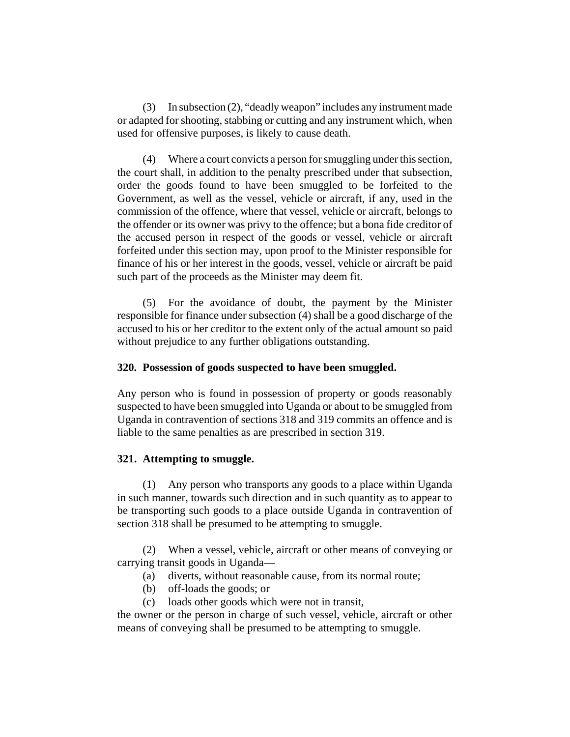(3) In subsection (2), "deadly weapon" includes any instrument made or adapted for shooting, stabbing or cutting and any instrument which, when used for offensive purposes, is likely to cause death.

(4) Where a court convicts a person for smuggling under this section, the court shall, in addition to the penalty prescribed under that subsection, order the goods found to have been smuggled to be forfeited to the Government, as well as the vessel, vehicle or aircraft, if any, used in the commission of the offence, where that vessel, vehicle or aircraft, belongs to the offender or its owner was privy to the offence; but a bona fide creditor of the accused person in respect of the goods or vessel, vehicle or aircraft forfeited under this section may, upon proof to the Minister responsible for finance of his or her interest in the goods, vessel, vehicle or aircraft be paid such part of the proceeds as the Minister may deem fit.

(5) For the avoidance of doubt, the payment by the Minister responsible for finance under subsection (4) shall be a good discharge of the accused to his or her creditor to the extent only of the actual amount so paid without prejudice to any further obligations outstanding.

**320. Possession of goods suspected to have been smuggled.**

Any person who is found in possession of property or goods reasonably suspected to have been smuggled into Uganda or about to be smuggled from Uganda in contravention of sections 318 and 319 commits an offence and is liable to the same penalties as are prescribed in section 319.

**321. Attempting to smuggle.**

(1) Any person who transports any goods to a place within Uganda in such manner, towards such direction and in such quantity as to appear to be transporting such goods to a place outside Uganda in contravention of section 318 shall be presumed to be attempting to smuggle.

(2) When a vessel, vehicle, aircraft or other means of conveying or carrying transit goods in Uganda—

(a) diverts, without reasonable cause, from its normal route;
(b) off-loads the goods; or
(c) loads other goods which were not in transit,

the owner or the person in charge of such vessel, vehicle, aircraft or other means of conveying shall be presumed to be attempting to smuggle.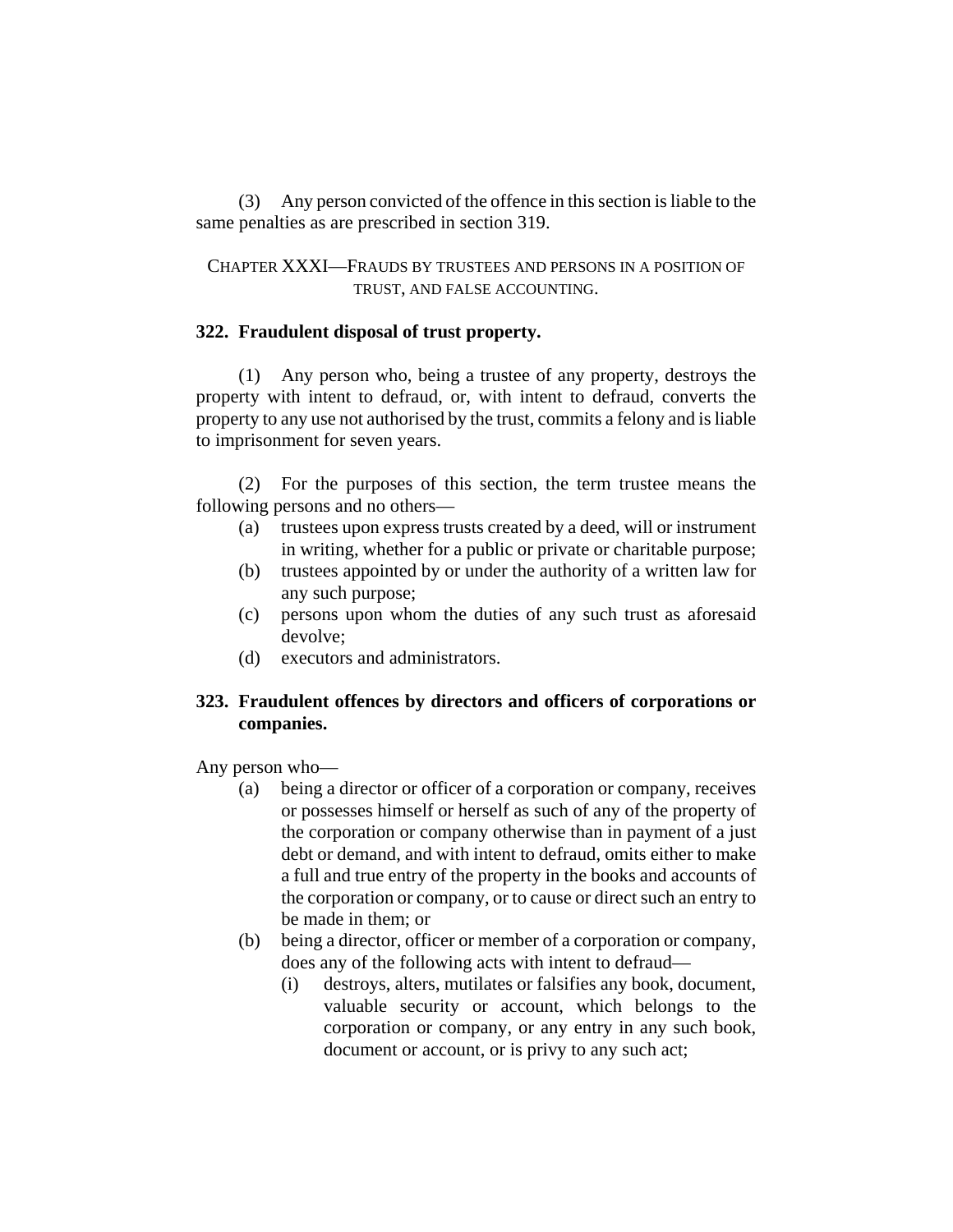(3) Any person convicted of the offence in this section is liable to the same penalties as are prescribed in section 319.

## CHAPTER XXXI—FRAUDS BY TRUSTEES AND PERSONS IN A POSITION OF TRUST, AND FALSE ACCOUNTING.

### 322. Fraudulent disposal of trust property.

(1) Any person who, being a trustee of any property, destroys the property with intent to defraud, or, with intent to defraud, converts the property to any use not authorised by the trust, commits a felony and is liable to imprisonment for seven years.

(2) For the purposes of this section, the term trustee means the following persons and no others—

- (a) trustees upon express trusts created by a deed, will or instrument in writing, whether for a public or private or charitable purpose;
- (b) trustees appointed by or under the authority of a written law for any such purpose;
- (c) persons upon whom the duties of any such trust as aforesaid devolve;
- (d) executors and administrators.

### 323. Fraudulent offences by directors and officers of corporations or companies.

Any person who—

- (a) being a director or officer of a corporation or company, receives or possesses himself or herself as such of any of the property of the corporation or company otherwise than in payment of a just debt or demand, and with intent to defraud, omits either to make a full and true entry of the property in the books and accounts of the corporation or company, or to cause or direct such an entry to be made in them; or
- (b) being a director, officer or member of a corporation or company, does any of the following acts with intent to defraud—
  - (i) destroys, alters, mutilates or falsifies any book, document, valuable security or account, which belongs to the corporation or company, or any entry in any such book, document or account, or is privy to any such act;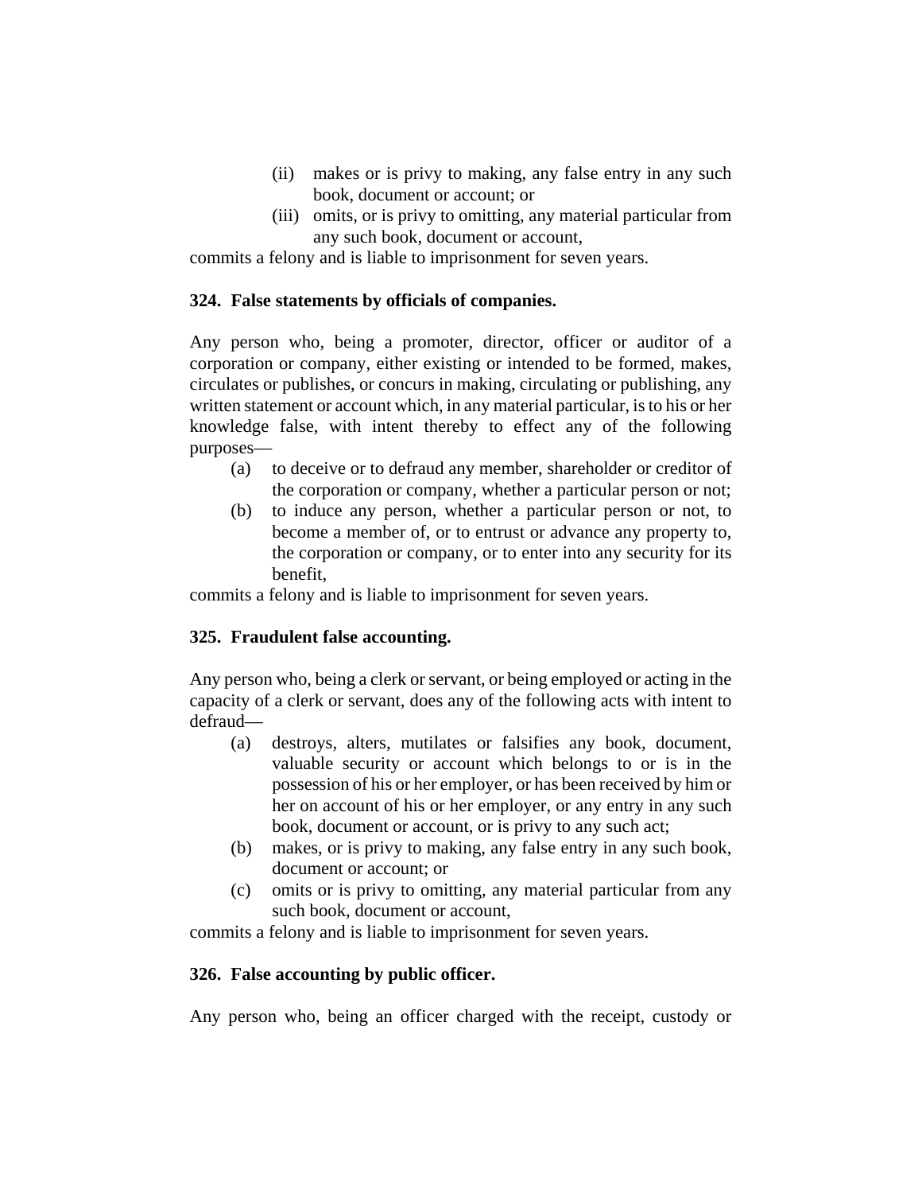(ii) makes or is privy to making, any false entry in any such book, document or account; or

(iii) omits, or is privy to omitting, any material particular from any such book, document or account,

commits a felony and is liable to imprisonment for seven years.

**324. False statements by officials of companies.**

Any person who, being a promoter, director, officer or auditor of a corporation or company, either existing or intended to be formed, makes, circulates or publishes, or concurs in making, circulating or publishing, any written statement or account which, in any material particular, is to his or her knowledge false, with intent thereby to effect any of the following purposes—

(a) to deceive or to defraud any member, shareholder or creditor of the corporation or company, whether a particular person or not;

(b) to induce any person, whether a particular person or not, to become a member of, or to entrust or advance any property to, the corporation or company, or to enter into any security for its benefit,

commits a felony and is liable to imprisonment for seven years.

**325. Fraudulent false accounting.**

Any person who, being a clerk or servant, or being employed or acting in the capacity of a clerk or servant, does any of the following acts with intent to defraud—

(a) destroys, alters, mutilates or falsifies any book, document, valuable security or account which belongs to or is in the possession of his or her employer, or has been received by him or her on account of his or her employer, or any entry in any such book, document or account, or is privy to any such act;

(b) makes, or is privy to making, any false entry in any such book, document or account; or

(c) omits or is privy to omitting, any material particular from any such book, document or account,

commits a felony and is liable to imprisonment for seven years.

**326. False accounting by public officer.**

Any person who, being an officer charged with the receipt, custody or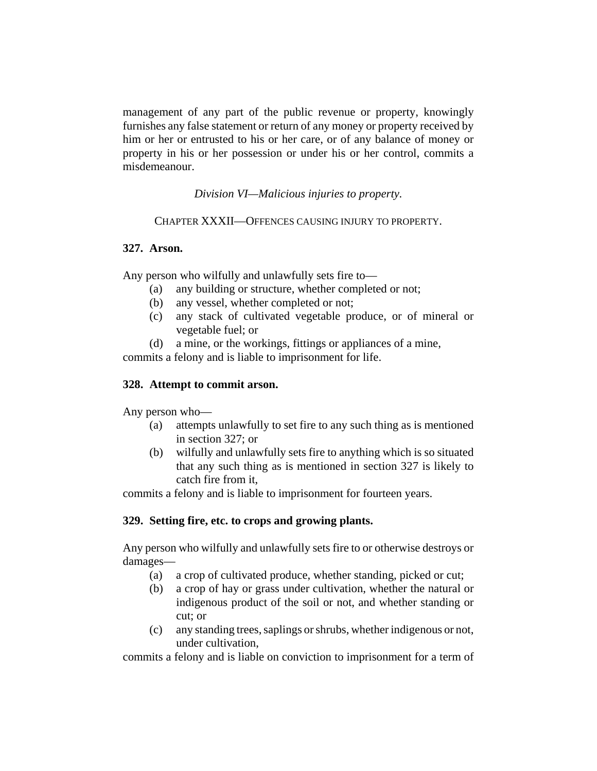management of any part of the public revenue or property, knowingly furnishes any false statement or return of any money or property received by him or her or entrusted to his or her care, or of any balance of money or property in his or her possession or under his or her control, commits a misdemeanour.

*Division VI—Malicious injuries to property.*

CHAPTER XXXII—OFFENCES CAUSING INJURY TO PROPERTY.

### 327. Arson.

Any person who wilfully and unlawfully sets fire to—

(a) any building or structure, whether completed or not;

(b) any vessel, whether completed or not;

(c) any stack of cultivated vegetable produce, or of mineral or vegetable fuel; or

(d) a mine, or the workings, fittings or appliances of a mine,

commits a felony and is liable to imprisonment for life.

### 328. Attempt to commit arson.

Any person who—

(a) attempts unlawfully to set fire to any such thing as is mentioned in section 327; or

(b) wilfully and unlawfully sets fire to anything which is so situated that any such thing as is mentioned in section 327 is likely to catch fire from it,

commits a felony and is liable to imprisonment for fourteen years.

### 329. Setting fire, etc. to crops and growing plants.

Any person who wilfully and unlawfully sets fire to or otherwise destroys or damages—

(a) a crop of cultivated produce, whether standing, picked or cut;

(b) a crop of hay or grass under cultivation, whether the natural or indigenous product of the soil or not, and whether standing or cut; or

(c) any standing trees, saplings or shrubs, whether indigenous or not, under cultivation,

commits a felony and is liable on conviction to imprisonment for a term of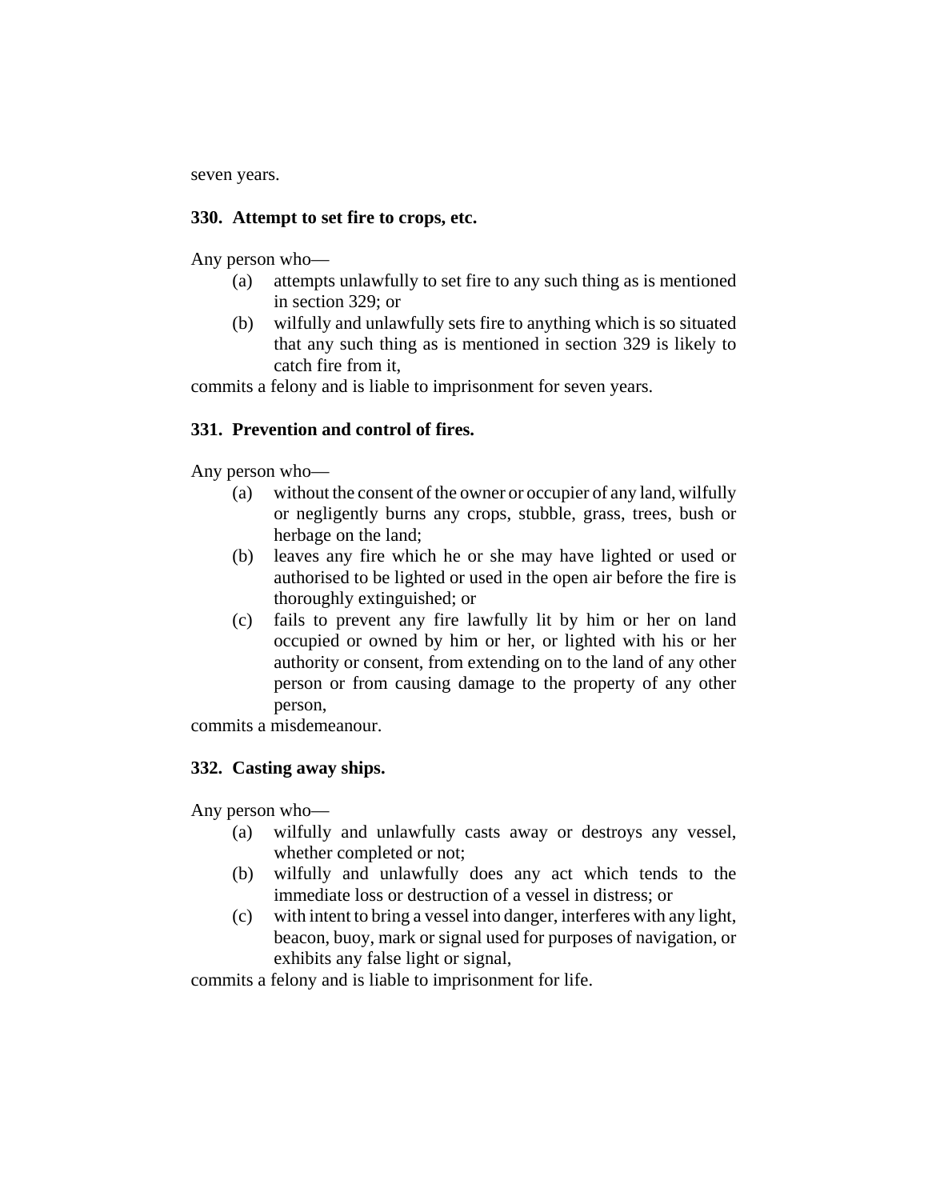seven years.

**330. Attempt to set fire to crops, etc.**

Any person who—

(a) attempts unlawfully to set fire to any such thing as is mentioned in section 329; or

(b) wilfully and unlawfully sets fire to anything which is so situated that any such thing as is mentioned in section 329 is likely to catch fire from it,

commits a felony and is liable to imprisonment for seven years.

**331. Prevention and control of fires.**

Any person who—

(a) without the consent of the owner or occupier of any land, wilfully or negligently burns any crops, stubble, grass, trees, bush or herbage on the land;

(b) leaves any fire which he or she may have lighted or used or authorised to be lighted or used in the open air before the fire is thoroughly extinguished; or

(c) fails to prevent any fire lawfully lit by him or her on land occupied or owned by him or her, or lighted with his or her authority or consent, from extending on to the land of any other person or from causing damage to the property of any other person,

commits a misdemeanour.

**332. Casting away ships.**

Any person who—

(a) wilfully and unlawfully casts away or destroys any vessel, whether completed or not;

(b) wilfully and unlawfully does any act which tends to the immediate loss or destruction of a vessel in distress; or

(c) with intent to bring a vessel into danger, interferes with any light, beacon, buoy, mark or signal used for purposes of navigation, or exhibits any false light or signal,

commits a felony and is liable to imprisonment for life.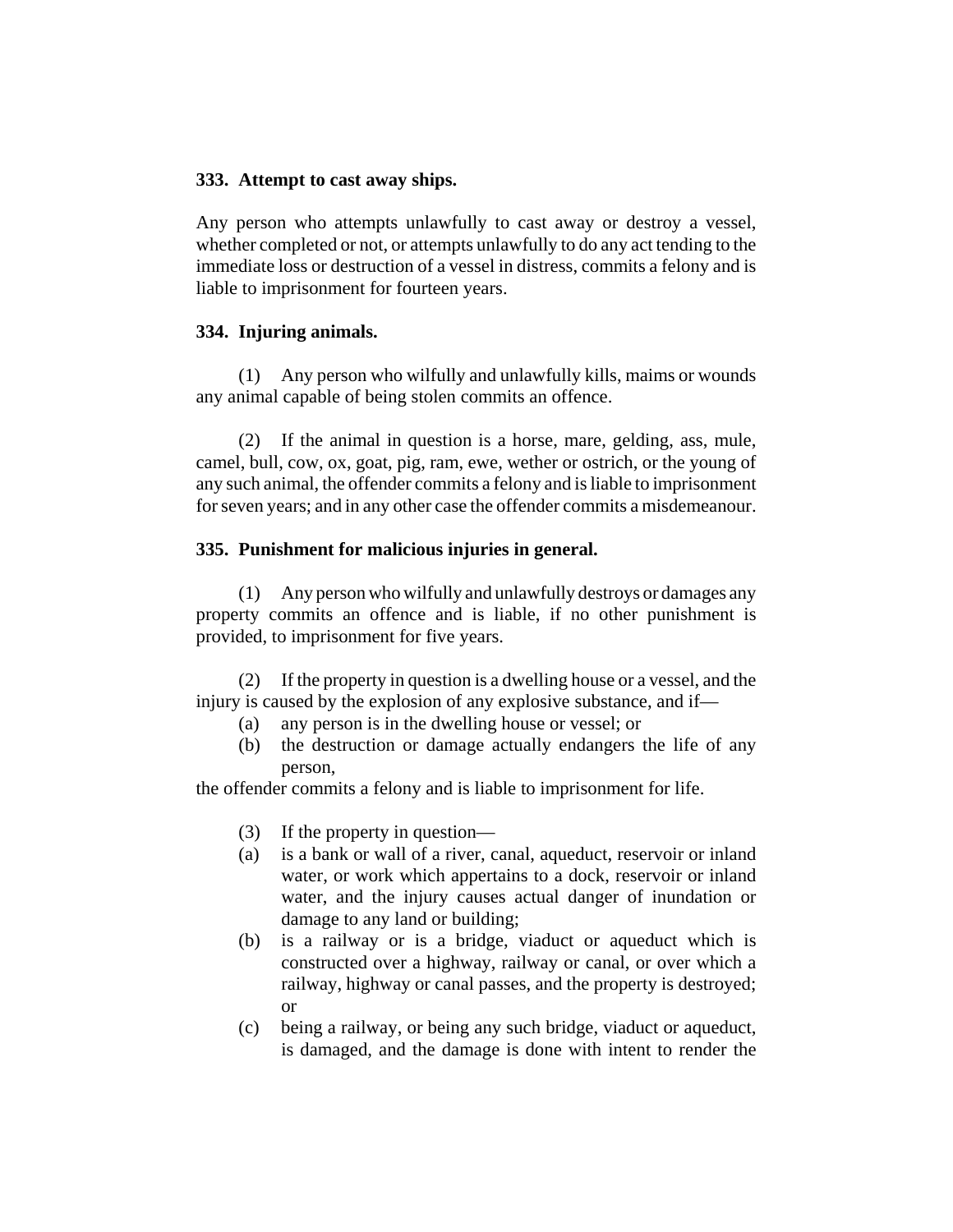**333. Attempt to cast away ships.**

Any person who attempts unlawfully to cast away or destroy a vessel, whether completed or not, or attempts unlawfully to do any act tending to the immediate loss or destruction of a vessel in distress, commits a felony and is liable to imprisonment for fourteen years.

**334. Injuring animals.**

(1) Any person who wilfully and unlawfully kills, maims or wounds any animal capable of being stolen commits an offence.

(2) If the animal in question is a horse, mare, gelding, ass, mule, camel, bull, cow, ox, goat, pig, ram, ewe, wether or ostrich, or the young of any such animal, the offender commits a felony and is liable to imprisonment for seven years; and in any other case the offender commits a misdemeanour.

**335. Punishment for malicious injuries in general.**

(1) Any person who wilfully and unlawfully destroys or damages any property commits an offence and is liable, if no other punishment is provided, to imprisonment for five years.

(2) If the property in question is a dwelling house or a vessel, and the injury is caused by the explosion of any explosive substance, and if—

(a) any person is in the dwelling house or vessel; or

(b) the destruction or damage actually endangers the life of any person,

the offender commits a felony and is liable to imprisonment for life.

(3) If the property in question—

(a) is a bank or wall of a river, canal, aqueduct, reservoir or inland water, or work which appertains to a dock, reservoir or inland water, and the injury causes actual danger of inundation or damage to any land or building;

(b) is a railway or is a bridge, viaduct or aqueduct which is constructed over a highway, railway or canal, or over which a railway, highway or canal passes, and the property is destroyed; or

(c) being a railway, or being any such bridge, viaduct or aqueduct, is damaged, and the damage is done with intent to render the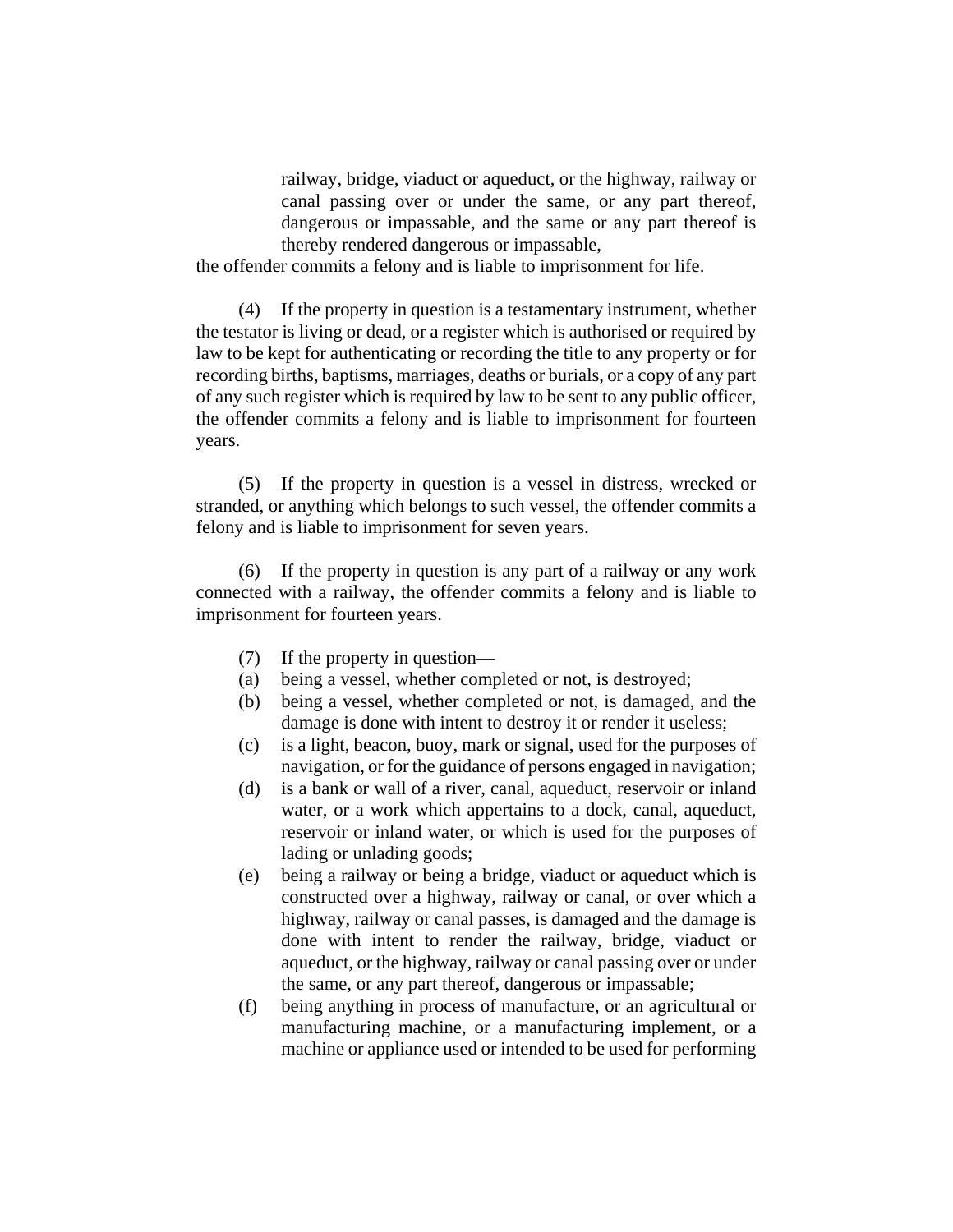railway, bridge, viaduct or aqueduct, or the highway, railway or canal passing over or under the same, or any part thereof, dangerous or impassable, and the same or any part thereof is thereby rendered dangerous or impassable,

the offender commits a felony and is liable to imprisonment for life.

(4) If the property in question is a testamentary instrument, whether the testator is living or dead, or a register which is authorised or required by law to be kept for authenticating or recording the title to any property or for recording births, baptisms, marriages, deaths or burials, or a copy of any part of any such register which is required by law to be sent to any public officer, the offender commits a felony and is liable to imprisonment for fourteen years.

(5) If the property in question is a vessel in distress, wrecked or stranded, or anything which belongs to such vessel, the offender commits a felony and is liable to imprisonment for seven years.

(6) If the property in question is any part of a railway or any work connected with a railway, the offender commits a felony and is liable to imprisonment for fourteen years.

(7) If the property in question—

(a) being a vessel, whether completed or not, is destroyed;

(b) being a vessel, whether completed or not, is damaged, and the damage is done with intent to destroy it or render it useless;

(c) is a light, beacon, buoy, mark or signal, used for the purposes of navigation, or for the guidance of persons engaged in navigation;

(d) is a bank or wall of a river, canal, aqueduct, reservoir or inland water, or a work which appertains to a dock, canal, aqueduct, reservoir or inland water, or which is used for the purposes of lading or unlading goods;

(e) being a railway or being a bridge, viaduct or aqueduct which is constructed over a highway, railway or canal, or over which a highway, railway or canal passes, is damaged and the damage is done with intent to render the railway, bridge, viaduct or aqueduct, or the highway, railway or canal passing over or under the same, or any part thereof, dangerous or impassable;

(f) being anything in process of manufacture, or an agricultural or manufacturing machine, or a manufacturing implement, or a machine or appliance used or intended to be used for performing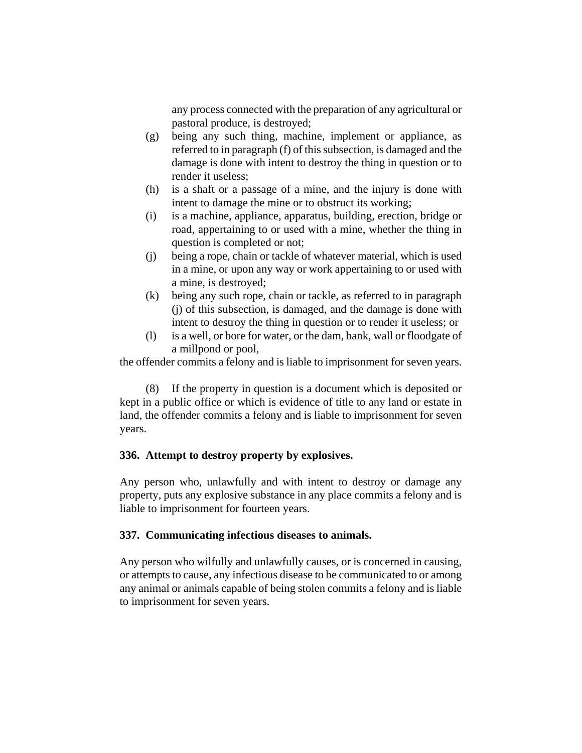any process connected with the preparation of any agricultural or pastoral produce, is destroyed;

(g) being any such thing, machine, implement or appliance, as referred to in paragraph (f) of this subsection, is damaged and the damage is done with intent to destroy the thing in question or to render it useless;

(h) is a shaft or a passage of a mine, and the injury is done with intent to damage the mine or to obstruct its working;

(i) is a machine, appliance, apparatus, building, erection, bridge or road, appertaining to or used with a mine, whether the thing in question is completed or not;

(j) being a rope, chain or tackle of whatever material, which is used in a mine, or upon any way or work appertaining to or used with a mine, is destroyed;

(k) being any such rope, chain or tackle, as referred to in paragraph (j) of this subsection, is damaged, and the damage is done with intent to destroy the thing in question or to render it useless; or

(l) is a well, or bore for water, or the dam, bank, wall or floodgate of a millpond or pool,

the offender commits a felony and is liable to imprisonment for seven years.

(8) If the property in question is a document which is deposited or kept in a public office or which is evidence of title to any land or estate in land, the offender commits a felony and is liable to imprisonment for seven years.

**336. Attempt to destroy property by explosives.**

Any person who, unlawfully and with intent to destroy or damage any property, puts any explosive substance in any place commits a felony and is liable to imprisonment for fourteen years.

**337. Communicating infectious diseases to animals.**

Any person who wilfully and unlawfully causes, or is concerned in causing, or attempts to cause, any infectious disease to be communicated to or among any animal or animals capable of being stolen commits a felony and is liable to imprisonment for seven years.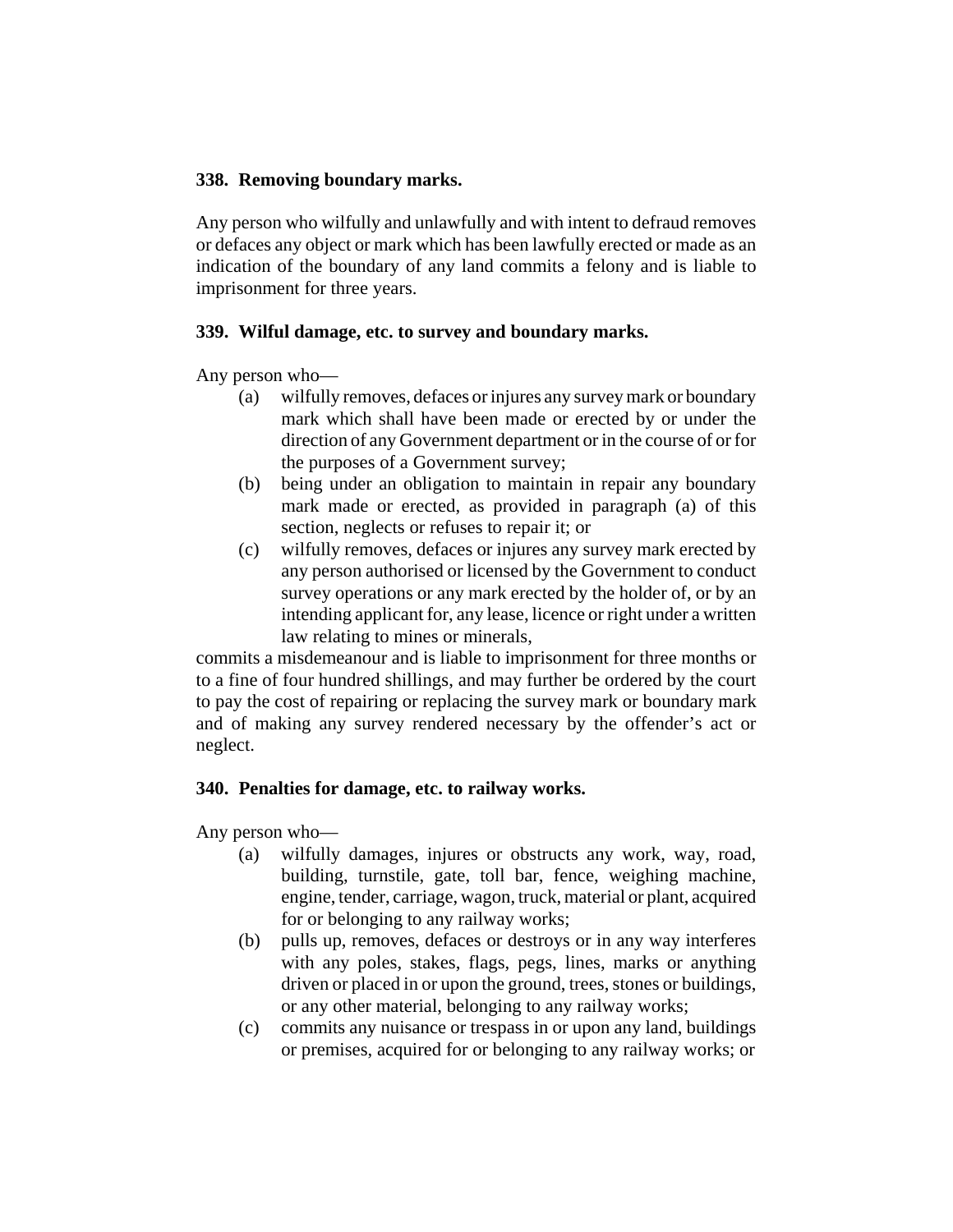**338. Removing boundary marks.**

Any person who wilfully and unlawfully and with intent to defraud removes or defaces any object or mark which has been lawfully erected or made as an indication of the boundary of any land commits a felony and is liable to imprisonment for three years.

**339. Wilful damage, etc. to survey and boundary marks.**

Any person who—

(a) wilfully removes, defaces or injures any survey mark or boundary mark which shall have been made or erected by or under the direction of any Government department or in the course of or for the purposes of a Government survey;

(b) being under an obligation to maintain in repair any boundary mark made or erected, as provided in paragraph (a) of this section, neglects or refuses to repair it; or

(c) wilfully removes, defaces or injures any survey mark erected by any person authorised or licensed by the Government to conduct survey operations or any mark erected by the holder of, or by an intending applicant for, any lease, licence or right under a written law relating to mines or minerals,

commits a misdemeanour and is liable to imprisonment for three months or to a fine of four hundred shillings, and may further be ordered by the court to pay the cost of repairing or replacing the survey mark or boundary mark and of making any survey rendered necessary by the offender's act or neglect.

**340. Penalties for damage, etc. to railway works.**

Any person who—

(a) wilfully damages, injures or obstructs any work, way, road, building, turnstile, gate, toll bar, fence, weighing machine, engine, tender, carriage, wagon, truck, material or plant, acquired for or belonging to any railway works;

(b) pulls up, removes, defaces or destroys or in any way interferes with any poles, stakes, flags, pegs, lines, marks or anything driven or placed in or upon the ground, trees, stones or buildings, or any other material, belonging to any railway works;

(c) commits any nuisance or trespass in or upon any land, buildings or premises, acquired for or belonging to any railway works; or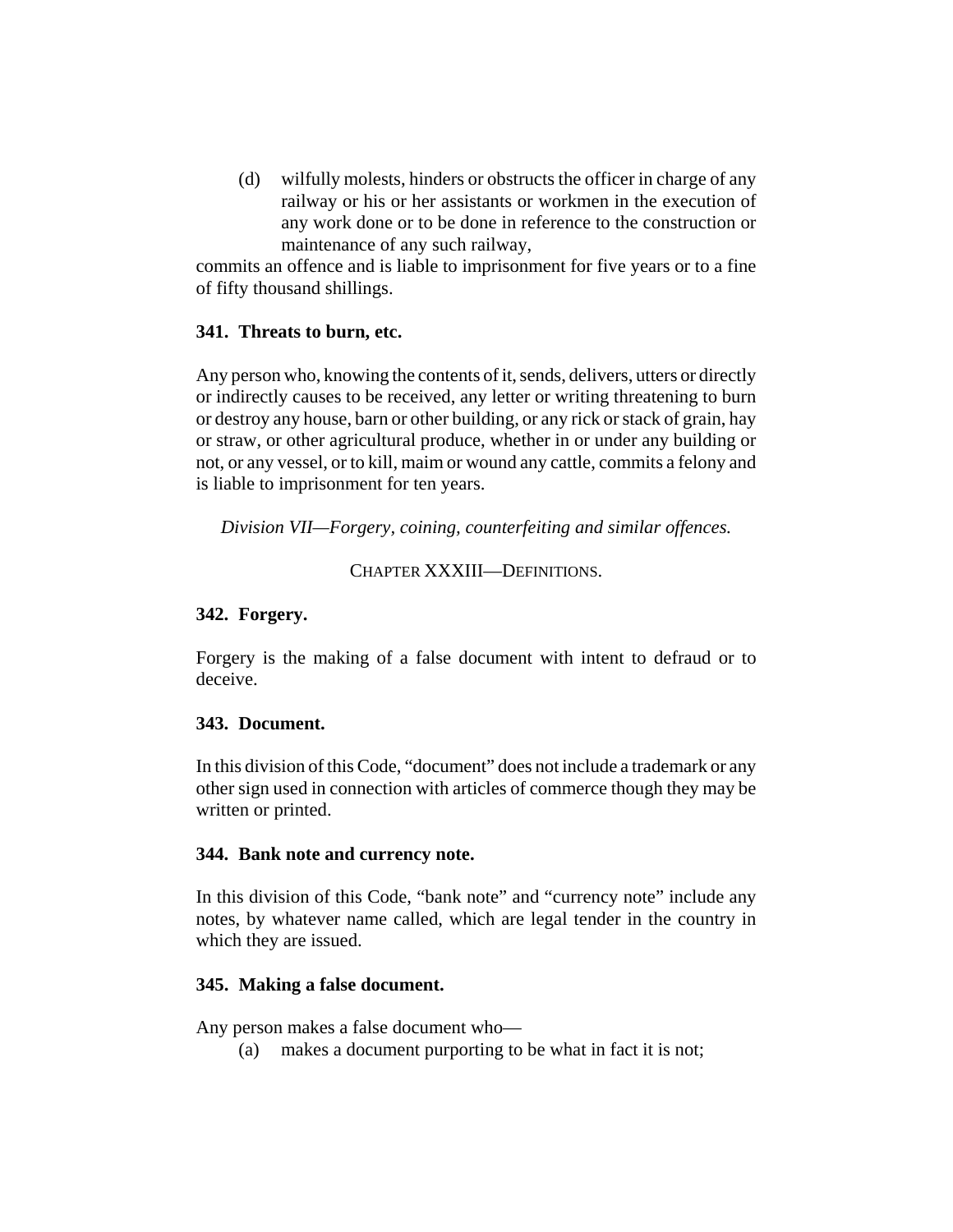(d) wilfully molests, hinders or obstructs the officer in charge of any railway or his or her assistants or workmen in the execution of any work done or to be done in reference to the construction or maintenance of any such railway,

commits an offence and is liable to imprisonment for five years or to a fine of fifty thousand shillings.

### 341. Threats to burn, etc.

Any person who, knowing the contents of it, sends, delivers, utters or directly or indirectly causes to be received, any letter or writing threatening to burn or destroy any house, barn or other building, or any rick or stack of grain, hay or straw, or other agricultural produce, whether in or under any building or not, or any vessel, or to kill, maim or wound any cattle, commits a felony and is liable to imprisonment for ten years.

*Division VII—Forgery, coining, counterfeiting and similar offences.*

## CHAPTER XXXIII—DEFINITIONS.

### 342. Forgery.

Forgery is the making of a false document with intent to defraud or to deceive.

### 343. Document.

In this division of this Code, "document" does not include a trademark or any other sign used in connection with articles of commerce though they may be written or printed.

### 344. Bank note and currency note.

In this division of this Code, "bank note" and "currency note" include any notes, by whatever name called, which are legal tender in the country in which they are issued.

### 345. Making a false document.

Any person makes a false document who—

(a) makes a document purporting to be what in fact it is not;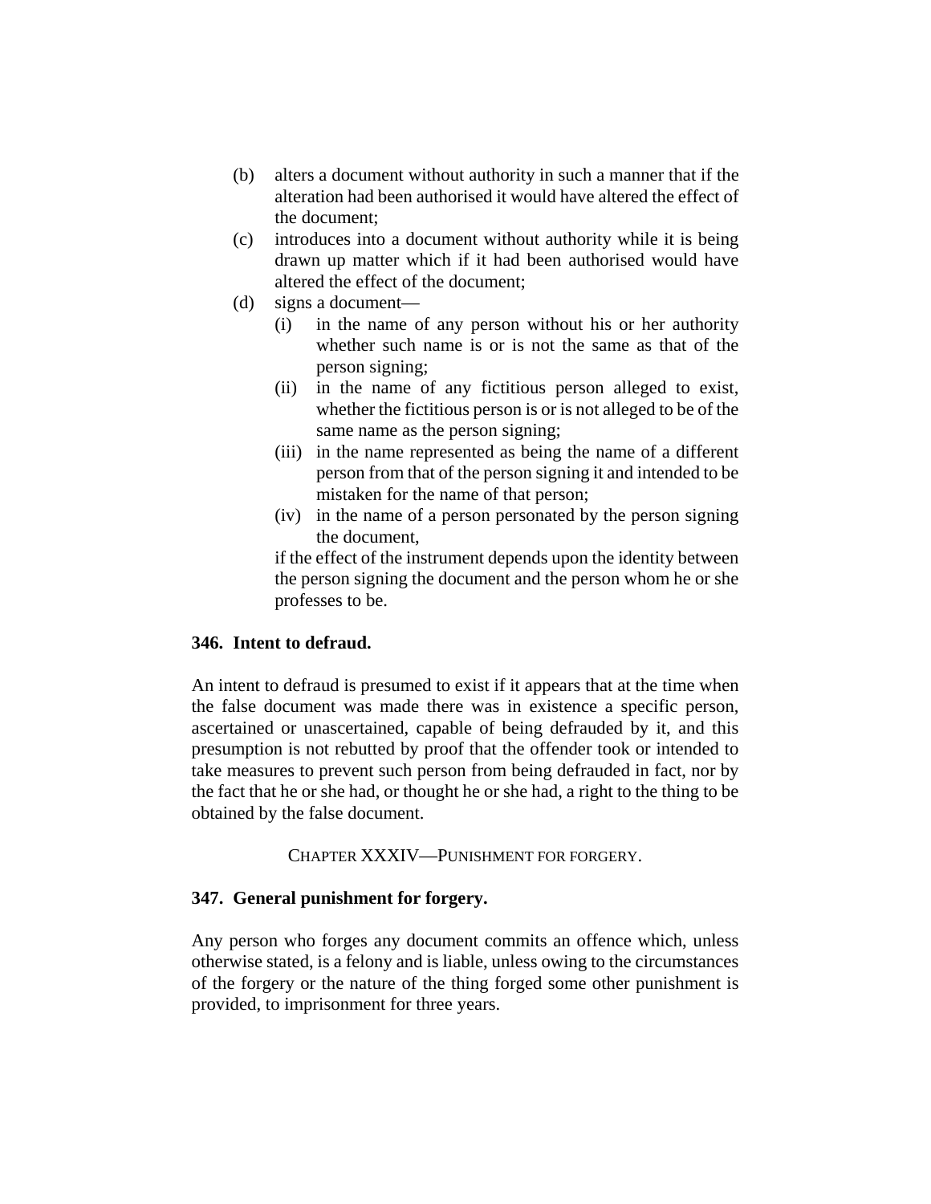(b) alters a document without authority in such a manner that if the alteration had been authorised it would have altered the effect of the document;

(c) introduces into a document without authority while it is being drawn up matter which if it had been authorised would have altered the effect of the document;

(d) signs a document—

  (i) in the name of any person without his or her authority whether such name is or is not the same as that of the person signing;

  (ii) in the name of any fictitious person alleged to exist, whether the fictitious person is or is not alleged to be of the same name as the person signing;

  (iii) in the name represented as being the name of a different person from that of the person signing it and intended to be mistaken for the name of that person;

  (iv) in the name of a person personated by the person signing the document,

  if the effect of the instrument depends upon the identity between the person signing the document and the person whom he or she professes to be.

### 346. Intent to defraud.

An intent to defraud is presumed to exist if it appears that at the time when the false document was made there was in existence a specific person, ascertained or unascertained, capable of being defrauded by it, and this presumption is not rebutted by proof that the offender took or intended to take measures to prevent such person from being defrauded in fact, nor by the fact that he or she had, or thought he or she had, a right to the thing to be obtained by the false document.

## CHAPTER XXXIV—PUNISHMENT FOR FORGERY.

### 347. General punishment for forgery.

Any person who forges any document commits an offence which, unless otherwise stated, is a felony and is liable, unless owing to the circumstances of the forgery or the nature of the thing forged some other punishment is provided, to imprisonment for three years.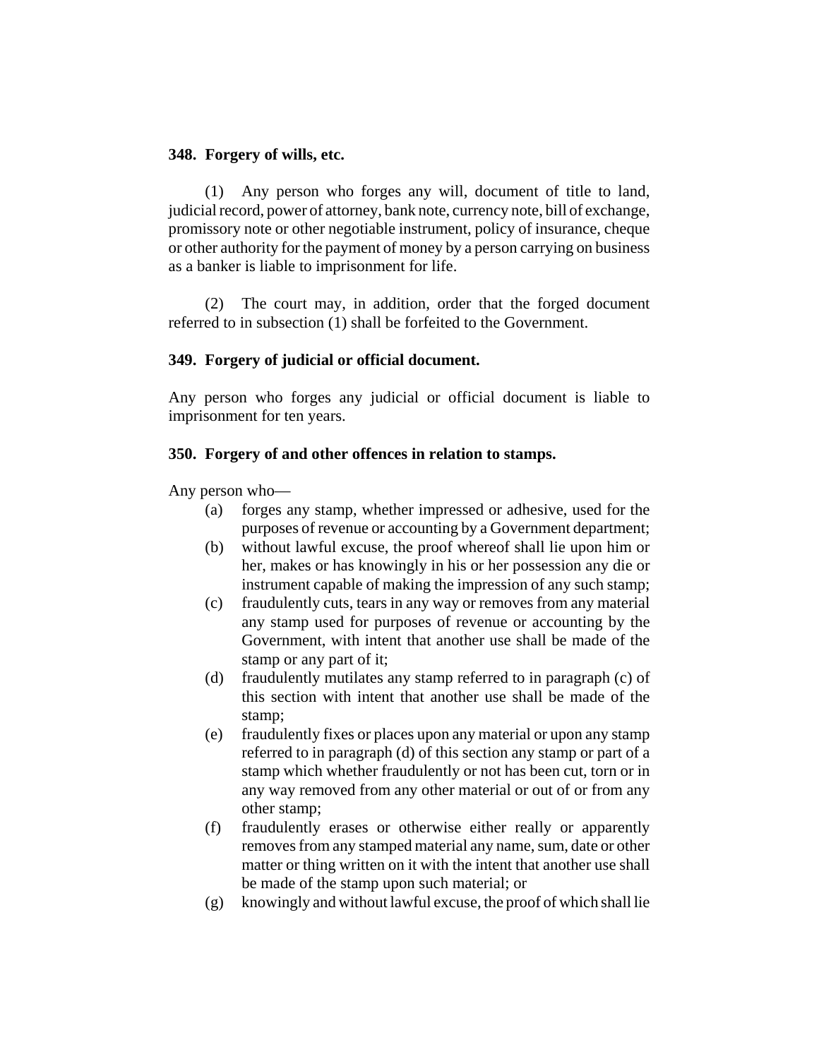**348. Forgery of wills, etc.**

(1) Any person who forges any will, document of title to land, judicial record, power of attorney, bank note, currency note, bill of exchange, promissory note or other negotiable instrument, policy of insurance, cheque or other authority for the payment of money by a person carrying on business as a banker is liable to imprisonment for life.

(2) The court may, in addition, order that the forged document referred to in subsection (1) shall be forfeited to the Government.

**349. Forgery of judicial or official document.**

Any person who forges any judicial or official document is liable to imprisonment for ten years.

**350. Forgery of and other offences in relation to stamps.**

Any person who—

(a) forges any stamp, whether impressed or adhesive, used for the purposes of revenue or accounting by a Government department;

(b) without lawful excuse, the proof whereof shall lie upon him or her, makes or has knowingly in his or her possession any die or instrument capable of making the impression of any such stamp;

(c) fraudulently cuts, tears in any way or removes from any material any stamp used for purposes of revenue or accounting by the Government, with intent that another use shall be made of the stamp or any part of it;

(d) fraudulently mutilates any stamp referred to in paragraph (c) of this section with intent that another use shall be made of the stamp;

(e) fraudulently fixes or places upon any material or upon any stamp referred to in paragraph (d) of this section any stamp or part of a stamp which whether fraudulently or not has been cut, torn or in any way removed from any other material or out of or from any other stamp;

(f) fraudulently erases or otherwise either really or apparently removes from any stamped material any name, sum, date or other matter or thing written on it with the intent that another use shall be made of the stamp upon such material; or

(g) knowingly and without lawful excuse, the proof of which shall lie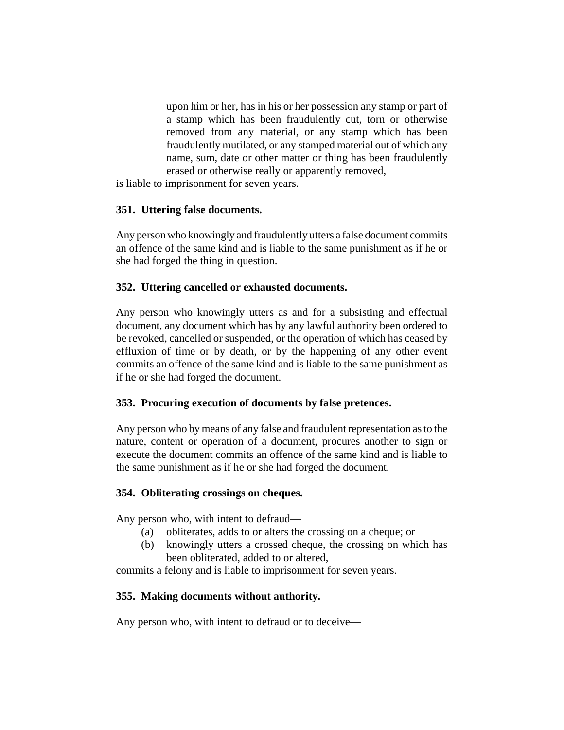upon him or her, has in his or her possession any stamp or part of a stamp which has been fraudulently cut, torn or otherwise removed from any material, or any stamp which has been fraudulently mutilated, or any stamped material out of which any name, sum, date or other matter or thing has been fraudulently erased or otherwise really or apparently removed,

is liable to imprisonment for seven years.

**351. Uttering false documents.**

Any person who knowingly and fraudulently utters a false document commits an offence of the same kind and is liable to the same punishment as if he or she had forged the thing in question.

**352. Uttering cancelled or exhausted documents.**

Any person who knowingly utters as and for a subsisting and effectual document, any document which has by any lawful authority been ordered to be revoked, cancelled or suspended, or the operation of which has ceased by effluxion of time or by death, or by the happening of any other event commits an offence of the same kind and is liable to the same punishment as if he or she had forged the document.

**353. Procuring execution of documents by false pretences.**

Any person who by means of any false and fraudulent representation as to the nature, content or operation of a document, procures another to sign or execute the document commits an offence of the same kind and is liable to the same punishment as if he or she had forged the document.

**354. Obliterating crossings on cheques.**

Any person who, with intent to defraud—

(a) obliterates, adds to or alters the crossing on a cheque; or

(b) knowingly utters a crossed cheque, the crossing on which has been obliterated, added to or altered,

commits a felony and is liable to imprisonment for seven years.

**355. Making documents without authority.**

Any person who, with intent to defraud or to deceive—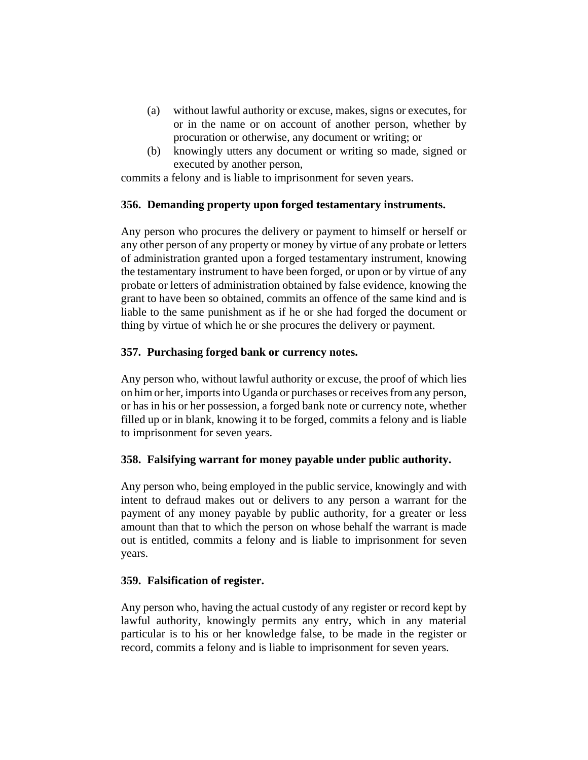(a) without lawful authority or excuse, makes, signs or executes, for or in the name or on account of another person, whether by procuration or otherwise, any document or writing; or

(b) knowingly utters any document or writing so made, signed or executed by another person,

commits a felony and is liable to imprisonment for seven years.

**356. Demanding property upon forged testamentary instruments.**

Any person who procures the delivery or payment to himself or herself or any other person of any property or money by virtue of any probate or letters of administration granted upon a forged testamentary instrument, knowing the testamentary instrument to have been forged, or upon or by virtue of any probate or letters of administration obtained by false evidence, knowing the grant to have been so obtained, commits an offence of the same kind and is liable to the same punishment as if he or she had forged the document or thing by virtue of which he or she procures the delivery or payment.

**357. Purchasing forged bank or currency notes.**

Any person who, without lawful authority or excuse, the proof of which lies on him or her, imports into Uganda or purchases or receives from any person, or has in his or her possession, a forged bank note or currency note, whether filled up or in blank, knowing it to be forged, commits a felony and is liable to imprisonment for seven years.

**358. Falsifying warrant for money payable under public authority.**

Any person who, being employed in the public service, knowingly and with intent to defraud makes out or delivers to any person a warrant for the payment of any money payable by public authority, for a greater or less amount than that to which the person on whose behalf the warrant is made out is entitled, commits a felony and is liable to imprisonment for seven years.

**359. Falsification of register.**

Any person who, having the actual custody of any register or record kept by lawful authority, knowingly permits any entry, which in any material particular is to his or her knowledge false, to be made in the register or record, commits a felony and is liable to imprisonment for seven years.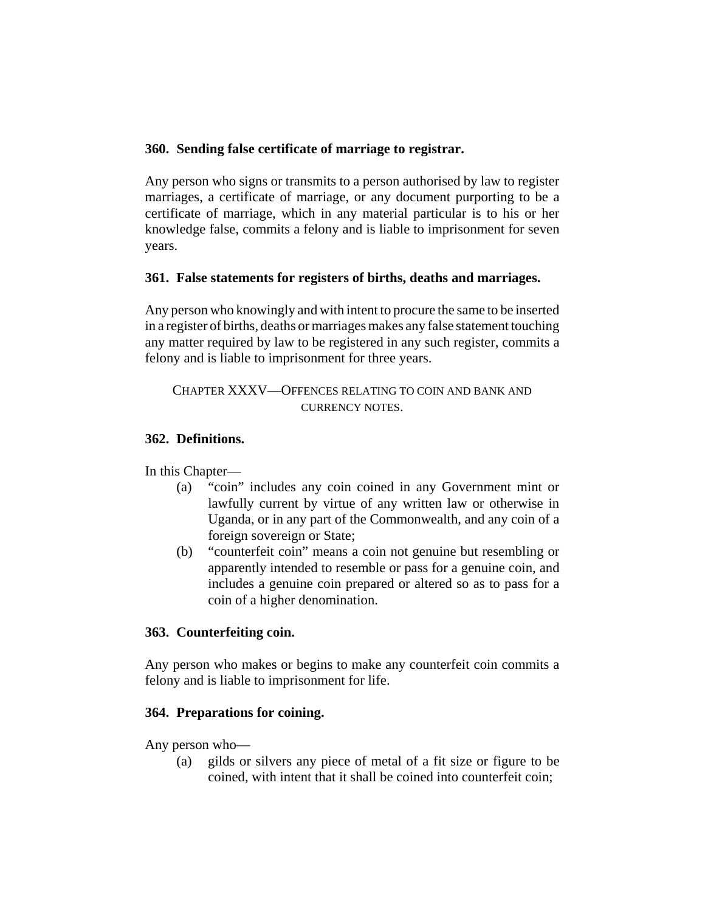**360. Sending false certificate of marriage to registrar.**

Any person who signs or transmits to a person authorised by law to register marriages, a certificate of marriage, or any document purporting to be a certificate of marriage, which in any material particular is to his or her knowledge false, commits a felony and is liable to imprisonment for seven years.

**361. False statements for registers of births, deaths and marriages.**

Any person who knowingly and with intent to procure the same to be inserted in a register of births, deaths or marriages makes any false statement touching any matter required by law to be registered in any such register, commits a felony and is liable to imprisonment for three years.

## CHAPTER XXXV—OFFENCES RELATING TO COIN AND BANK AND CURRENCY NOTES.

**362. Definitions.**

In this Chapter—

(a) "coin" includes any coin coined in any Government mint or lawfully current by virtue of any written law or otherwise in Uganda, or in any part of the Commonwealth, and any coin of a foreign sovereign or State;

(b) "counterfeit coin" means a coin not genuine but resembling or apparently intended to resemble or pass for a genuine coin, and includes a genuine coin prepared or altered so as to pass for a coin of a higher denomination.

**363. Counterfeiting coin.**

Any person who makes or begins to make any counterfeit coin commits a felony and is liable to imprisonment for life.

**364. Preparations for coining.**

Any person who—

(a) gilds or silvers any piece of metal of a fit size or figure to be coined, with intent that it shall be coined into counterfeit coin;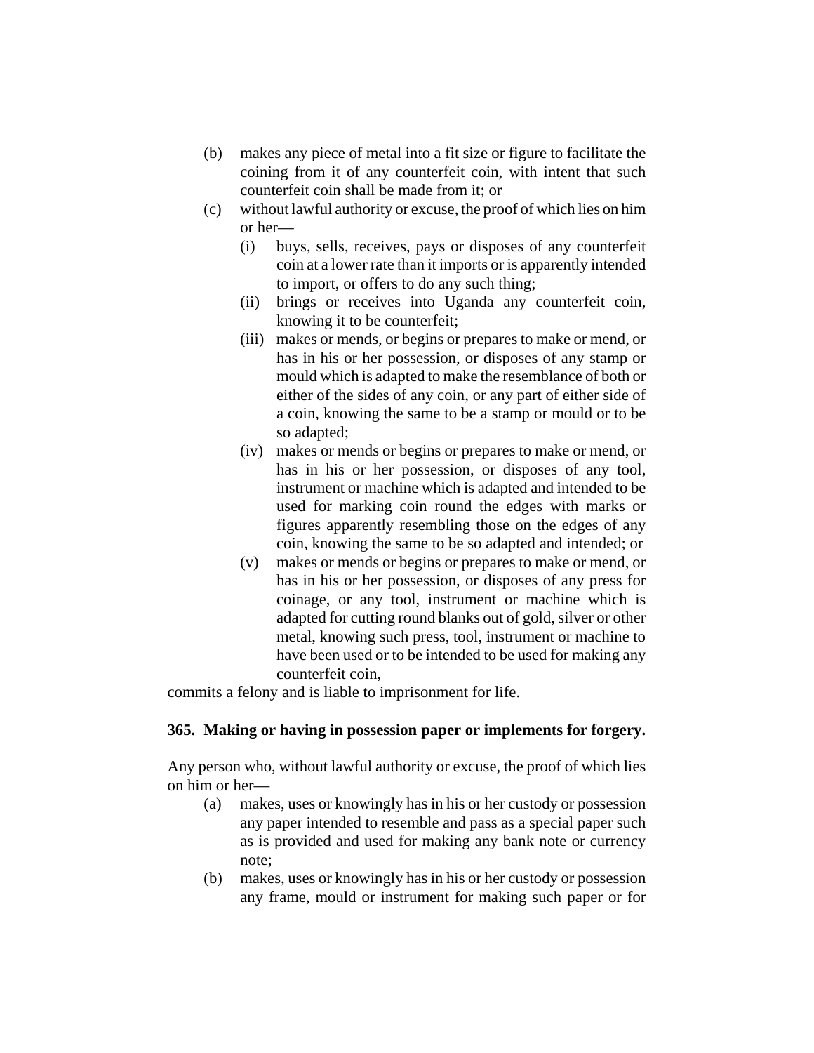(b) makes any piece of metal into a fit size or figure to facilitate the coining from it of any counterfeit coin, with intent that such counterfeit coin shall be made from it; or

(c) without lawful authority or excuse, the proof of which lies on him or her—

   (i) buys, sells, receives, pays or disposes of any counterfeit coin at a lower rate than it imports or is apparently intended to import, or offers to do any such thing;

   (ii) brings or receives into Uganda any counterfeit coin, knowing it to be counterfeit;

   (iii) makes or mends, or begins or prepares to make or mend, or has in his or her possession, or disposes of any stamp or mould which is adapted to make the resemblance of both or either of the sides of any coin, or any part of either side of a coin, knowing the same to be a stamp or mould or to be so adapted;

   (iv) makes or mends or begins or prepares to make or mend, or has in his or her possession, or disposes of any tool, instrument or machine which is adapted and intended to be used for marking coin round the edges with marks or figures apparently resembling those on the edges of any coin, knowing the same to be so adapted and intended; or

   (v) makes or mends or begins or prepares to make or mend, or has in his or her possession, or disposes of any press for coinage, or any tool, instrument or machine which is adapted for cutting round blanks out of gold, silver or other metal, knowing such press, tool, instrument or machine to have been used or to be intended to be used for making any counterfeit coin,

commits a felony and is liable to imprisonment for life.

**365. Making or having in possession paper or implements for forgery.**

Any person who, without lawful authority or excuse, the proof of which lies on him or her—

(a) makes, uses or knowingly has in his or her custody or possession any paper intended to resemble and pass as a special paper such as is provided and used for making any bank note or currency note;

(b) makes, uses or knowingly has in his or her custody or possession any frame, mould or instrument for making such paper or for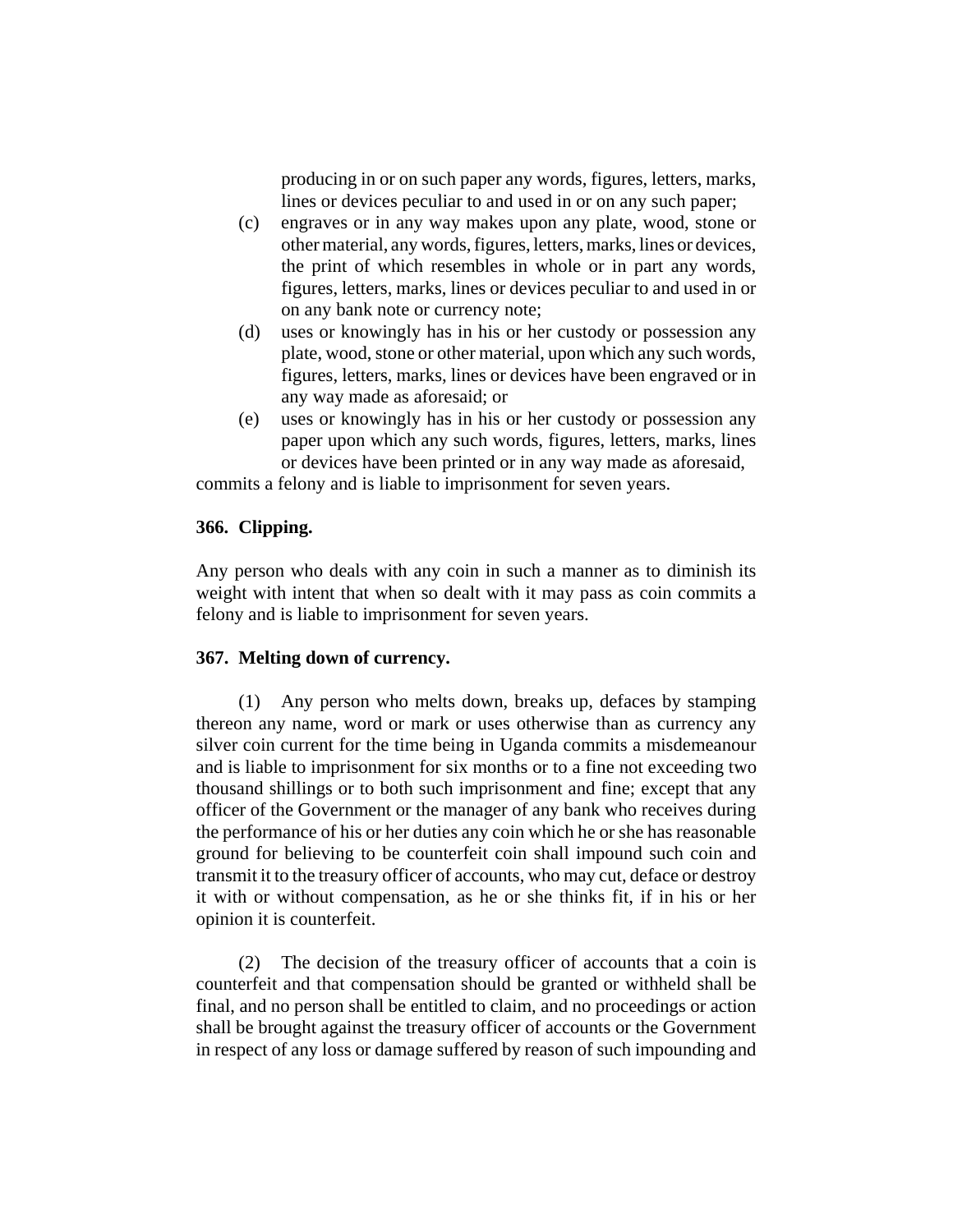producing in or on such paper any words, figures, letters, marks, lines or devices peculiar to and used in or on any such paper;

(c) engraves or in any way makes upon any plate, wood, stone or other material, any words, figures, letters, marks, lines or devices, the print of which resembles in whole or in part any words, figures, letters, marks, lines or devices peculiar to and used in or on any bank note or currency note;

(d) uses or knowingly has in his or her custody or possession any plate, wood, stone or other material, upon which any such words, figures, letters, marks, lines or devices have been engraved or in any way made as aforesaid; or

(e) uses or knowingly has in his or her custody or possession any paper upon which any such words, figures, letters, marks, lines or devices have been printed or in any way made as aforesaid,

commits a felony and is liable to imprisonment for seven years.

**366. Clipping.**

Any person who deals with any coin in such a manner as to diminish its weight with intent that when so dealt with it may pass as coin commits a felony and is liable to imprisonment for seven years.

**367. Melting down of currency.**

(1) Any person who melts down, breaks up, defaces by stamping thereon any name, word or mark or uses otherwise than as currency any silver coin current for the time being in Uganda commits a misdemeanour and is liable to imprisonment for six months or to a fine not exceeding two thousand shillings or to both such imprisonment and fine; except that any officer of the Government or the manager of any bank who receives during the performance of his or her duties any coin which he or she has reasonable ground for believing to be counterfeit coin shall impound such coin and transmit it to the treasury officer of accounts, who may cut, deface or destroy it with or without compensation, as he or she thinks fit, if in his or her opinion it is counterfeit.

(2) The decision of the treasury officer of accounts that a coin is counterfeit and that compensation should be granted or withheld shall be final, and no person shall be entitled to claim, and no proceedings or action shall be brought against the treasury officer of accounts or the Government in respect of any loss or damage suffered by reason of such impounding and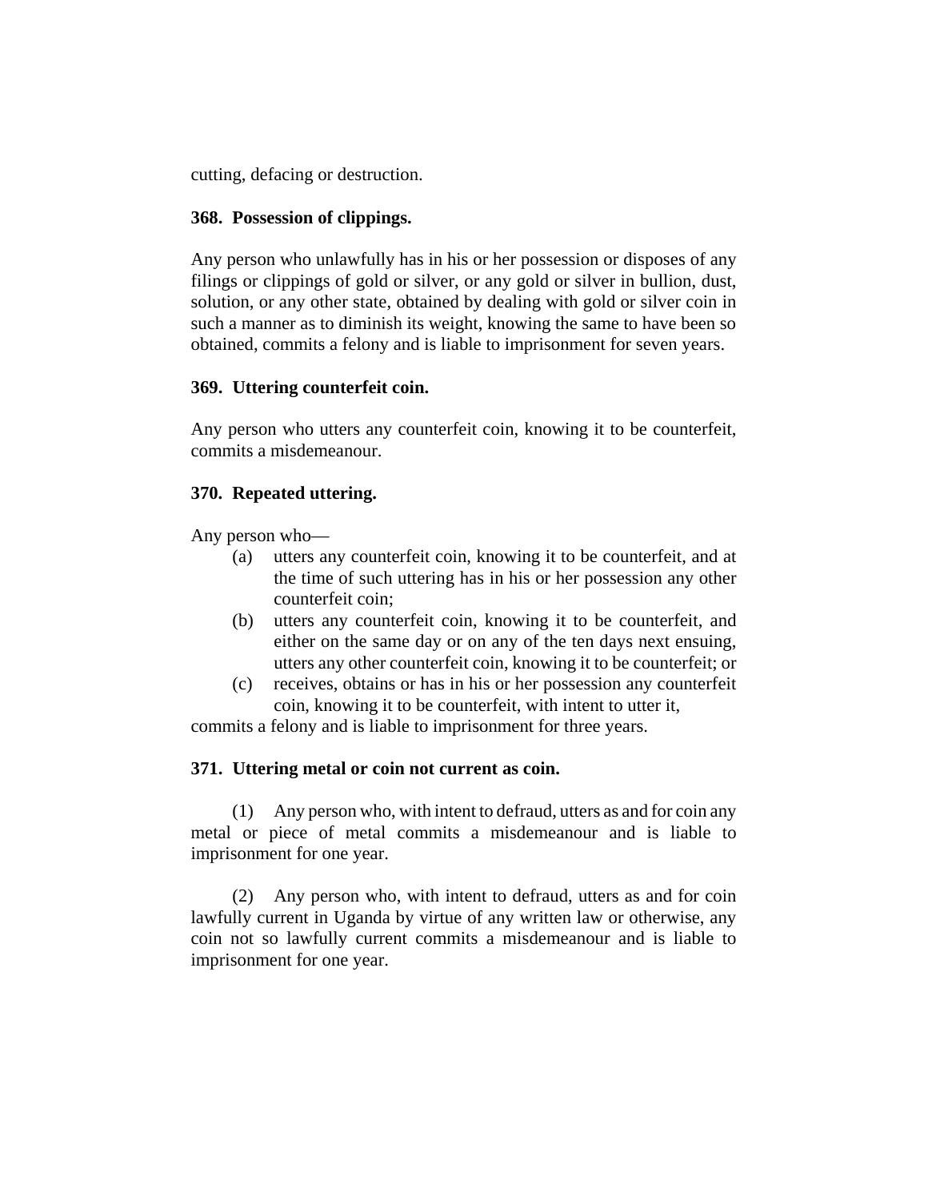cutting, defacing or destruction.

**368. Possession of clippings.**

Any person who unlawfully has in his or her possession or disposes of any filings or clippings of gold or silver, or any gold or silver in bullion, dust, solution, or any other state, obtained by dealing with gold or silver coin in such a manner as to diminish its weight, knowing the same to have been so obtained, commits a felony and is liable to imprisonment for seven years.

**369. Uttering counterfeit coin.**

Any person who utters any counterfeit coin, knowing it to be counterfeit, commits a misdemeanour.

**370. Repeated uttering.**

Any person who—

(a) utters any counterfeit coin, knowing it to be counterfeit, and at the time of such uttering has in his or her possession any other counterfeit coin;

(b) utters any counterfeit coin, knowing it to be counterfeit, and either on the same day or on any of the ten days next ensuing, utters any other counterfeit coin, knowing it to be counterfeit; or

(c) receives, obtains or has in his or her possession any counterfeit coin, knowing it to be counterfeit, with intent to utter it,

commits a felony and is liable to imprisonment for three years.

**371. Uttering metal or coin not current as coin.**

(1) Any person who, with intent to defraud, utters as and for coin any metal or piece of metal commits a misdemeanour and is liable to imprisonment for one year.

(2) Any person who, with intent to defraud, utters as and for coin lawfully current in Uganda by virtue of any written law or otherwise, any coin not so lawfully current commits a misdemeanour and is liable to imprisonment for one year.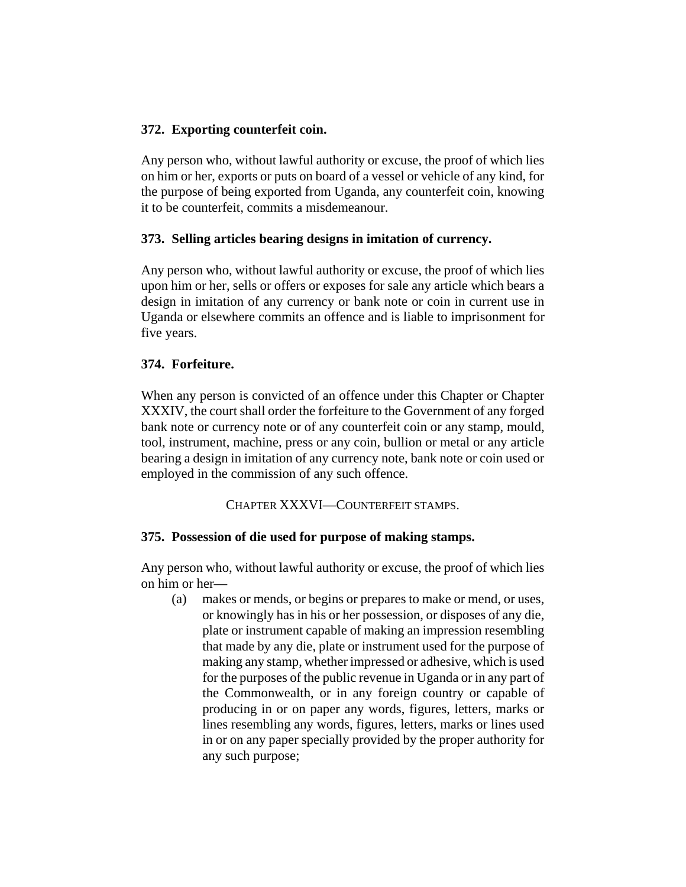**372. Exporting counterfeit coin.**

Any person who, without lawful authority or excuse, the proof of which lies on him or her, exports or puts on board of a vessel or vehicle of any kind, for the purpose of being exported from Uganda, any counterfeit coin, knowing it to be counterfeit, commits a misdemeanour.

**373. Selling articles bearing designs in imitation of currency.**

Any person who, without lawful authority or excuse, the proof of which lies upon him or her, sells or offers or exposes for sale any article which bears a design in imitation of any currency or bank note or coin in current use in Uganda or elsewhere commits an offence and is liable to imprisonment for five years.

**374. Forfeiture.**

When any person is convicted of an offence under this Chapter or Chapter XXXIV, the court shall order the forfeiture to the Government of any forged bank note or currency note or of any counterfeit coin or any stamp, mould, tool, instrument, machine, press or any coin, bullion or metal or any article bearing a design in imitation of any currency note, bank note or coin used or employed in the commission of any such offence.

CHAPTER XXXVI—COUNTERFEIT STAMPS.

**375. Possession of die used for purpose of making stamps.**

Any person who, without lawful authority or excuse, the proof of which lies on him or her—

(a) makes or mends, or begins or prepares to make or mend, or uses, or knowingly has in his or her possession, or disposes of any die, plate or instrument capable of making an impression resembling that made by any die, plate or instrument used for the purpose of making any stamp, whether impressed or adhesive, which is used for the purposes of the public revenue in Uganda or in any part of the Commonwealth, or in any foreign country or capable of producing in or on paper any words, figures, letters, marks or lines resembling any words, figures, letters, marks or lines used in or on any paper specially provided by the proper authority for any such purpose;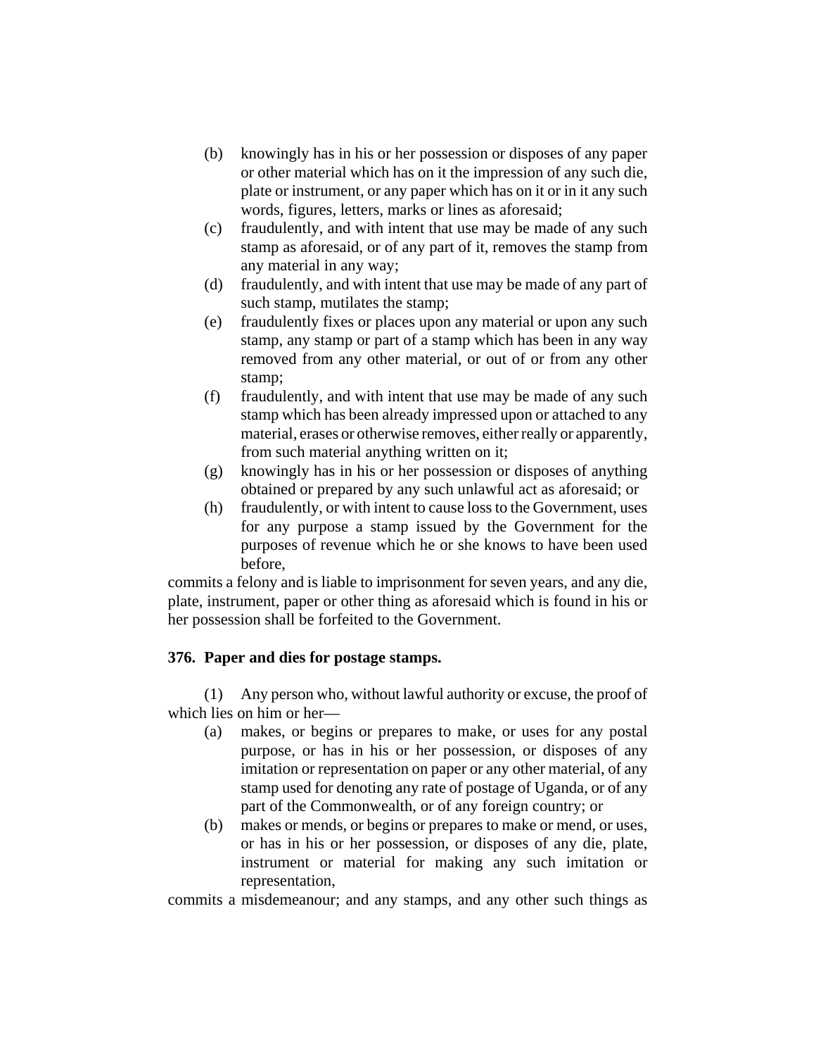(b) knowingly has in his or her possession or disposes of any paper or other material which has on it the impression of any such die, plate or instrument, or any paper which has on it or in it any such words, figures, letters, marks or lines as aforesaid;

(c) fraudulently, and with intent that use may be made of any such stamp as aforesaid, or of any part of it, removes the stamp from any material in any way;

(d) fraudulently, and with intent that use may be made of any part of such stamp, mutilates the stamp;

(e) fraudulently fixes or places upon any material or upon any such stamp, any stamp or part of a stamp which has been in any way removed from any other material, or out of or from any other stamp;

(f) fraudulently, and with intent that use may be made of any such stamp which has been already impressed upon or attached to any material, erases or otherwise removes, either really or apparently, from such material anything written on it;

(g) knowingly has in his or her possession or disposes of anything obtained or prepared by any such unlawful act as aforesaid; or

(h) fraudulently, or with intent to cause loss to the Government, uses for any purpose a stamp issued by the Government for the purposes of revenue which he or she knows to have been used before,

commits a felony and is liable to imprisonment for seven years, and any die, plate, instrument, paper or other thing as aforesaid which is found in his or her possession shall be forfeited to the Government.

**376. Paper and dies for postage stamps.**

(1) Any person who, without lawful authority or excuse, the proof of which lies on him or her—

(a) makes, or begins or prepares to make, or uses for any postal purpose, or has in his or her possession, or disposes of any imitation or representation on paper or any other material, of any stamp used for denoting any rate of postage of Uganda, or of any part of the Commonwealth, or of any foreign country; or

(b) makes or mends, or begins or prepares to make or mend, or uses, or has in his or her possession, or disposes of any die, plate, instrument or material for making any such imitation or representation,

commits a misdemeanour; and any stamps, and any other such things as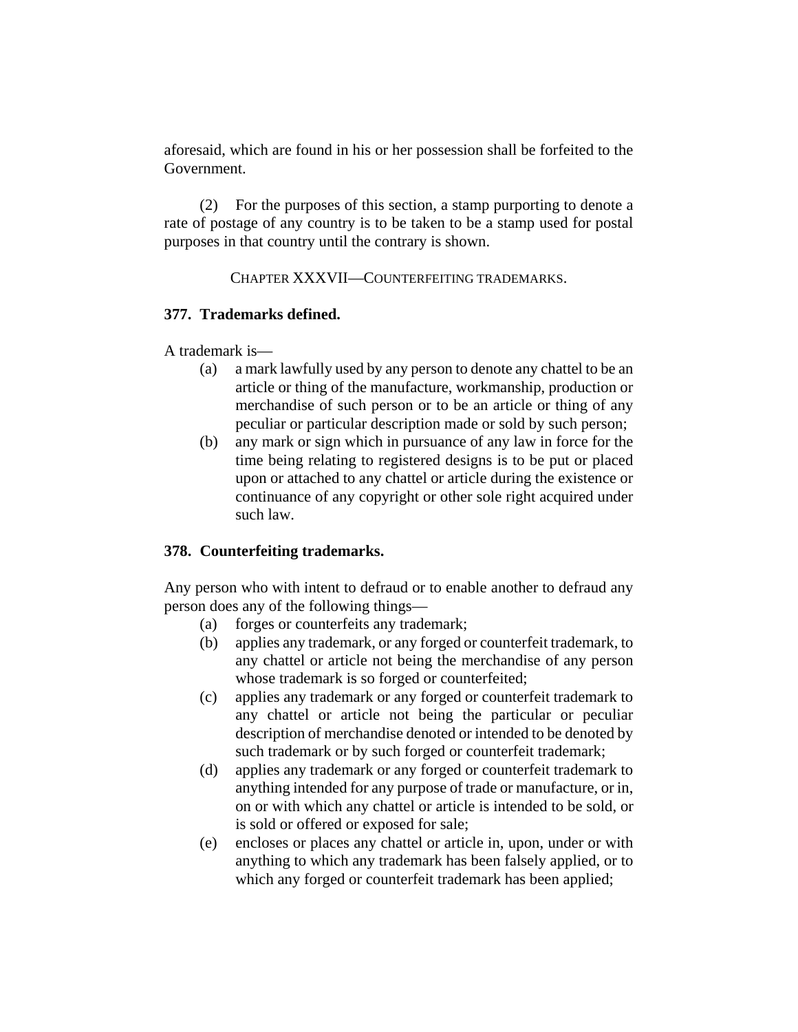aforesaid, which are found in his or her possession shall be forfeited to the Government.

(2) For the purposes of this section, a stamp purporting to denote a rate of postage of any country is to be taken to be a stamp used for postal purposes in that country until the contrary is shown.

## CHAPTER XXXVII—COUNTERFEITING TRADEMARKS.

### 377. Trademarks defined.

A trademark is—

- (a) a mark lawfully used by any person to denote any chattel to be an article or thing of the manufacture, workmanship, production or merchandise of such person or to be an article or thing of any peculiar or particular description made or sold by such person;
- (b) any mark or sign which in pursuance of any law in force for the time being relating to registered designs is to be put or placed upon or attached to any chattel or article during the existence or continuance of any copyright or other sole right acquired under such law.

### 378. Counterfeiting trademarks.

Any person who with intent to defraud or to enable another to defraud any person does any of the following things—

- (a) forges or counterfeits any trademark;
- (b) applies any trademark, or any forged or counterfeit trademark, to any chattel or article not being the merchandise of any person whose trademark is so forged or counterfeited;
- (c) applies any trademark or any forged or counterfeit trademark to any chattel or article not being the particular or peculiar description of merchandise denoted or intended to be denoted by such trademark or by such forged or counterfeit trademark;
- (d) applies any trademark or any forged or counterfeit trademark to anything intended for any purpose of trade or manufacture, or in, on or with which any chattel or article is intended to be sold, or is sold or offered or exposed for sale;
- (e) encloses or places any chattel or article in, upon, under or with anything to which any trademark has been falsely applied, or to which any forged or counterfeit trademark has been applied;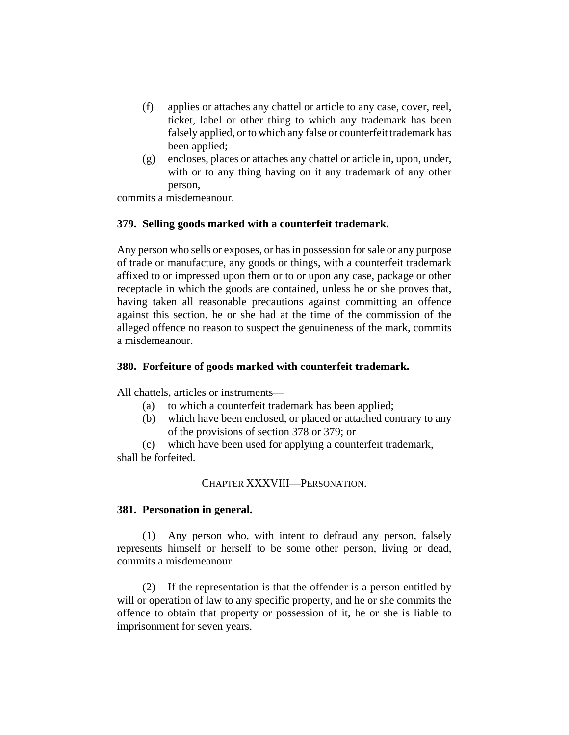(f) applies or attaches any chattel or article to any case, cover, reel, ticket, label or other thing to which any trademark has been falsely applied, or to which any false or counterfeit trademark has been applied;

(g) encloses, places or attaches any chattel or article in, upon, under, with or to any thing having on it any trademark of any other person,

commits a misdemeanour.

**379. Selling goods marked with a counterfeit trademark.**

Any person who sells or exposes, or has in possession for sale or any purpose of trade or manufacture, any goods or things, with a counterfeit trademark affixed to or impressed upon them or to or upon any case, package or other receptacle in which the goods are contained, unless he or she proves that, having taken all reasonable precautions against committing an offence against this section, he or she had at the time of the commission of the alleged offence no reason to suspect the genuineness of the mark, commits a misdemeanour.

**380. Forfeiture of goods marked with counterfeit trademark.**

All chattels, articles or instruments—

(a) to which a counterfeit trademark has been applied;

(b) which have been enclosed, or placed or attached contrary to any of the provisions of section 378 or 379; or

(c) which have been used for applying a counterfeit trademark,

shall be forfeited.

## CHAPTER XXXVIII—PERSONATION.

**381. Personation in general.**

(1) Any person who, with intent to defraud any person, falsely represents himself or herself to be some other person, living or dead, commits a misdemeanour.

(2) If the representation is that the offender is a person entitled by will or operation of law to any specific property, and he or she commits the offence to obtain that property or possession of it, he or she is liable to imprisonment for seven years.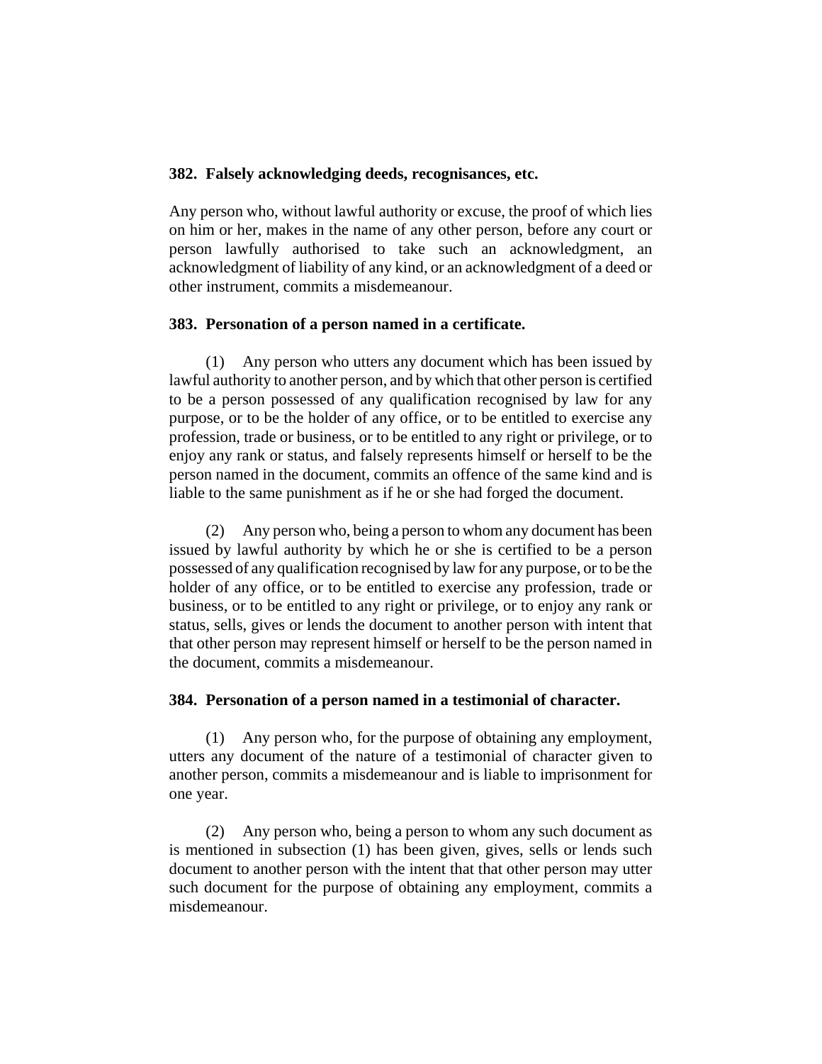**382. Falsely acknowledging deeds, recognisances, etc.**

Any person who, without lawful authority or excuse, the proof of which lies on him or her, makes in the name of any other person, before any court or person lawfully authorised to take such an acknowledgment, an acknowledgment of liability of any kind, or an acknowledgment of a deed or other instrument, commits a misdemeanour.

**383. Personation of a person named in a certificate.**

(1) Any person who utters any document which has been issued by lawful authority to another person, and by which that other person is certified to be a person possessed of any qualification recognised by law for any purpose, or to be the holder of any office, or to be entitled to exercise any profession, trade or business, or to be entitled to any right or privilege, or to enjoy any rank or status, and falsely represents himself or herself to be the person named in the document, commits an offence of the same kind and is liable to the same punishment as if he or she had forged the document.

(2) Any person who, being a person to whom any document has been issued by lawful authority by which he or she is certified to be a person possessed of any qualification recognised by law for any purpose, or to be the holder of any office, or to be entitled to exercise any profession, trade or business, or to be entitled to any right or privilege, or to enjoy any rank or status, sells, gives or lends the document to another person with intent that that other person may represent himself or herself to be the person named in the document, commits a misdemeanour.

**384. Personation of a person named in a testimonial of character.**

(1) Any person who, for the purpose of obtaining any employment, utters any document of the nature of a testimonial of character given to another person, commits a misdemeanour and is liable to imprisonment for one year.

(2) Any person who, being a person to whom any such document as is mentioned in subsection (1) has been given, gives, sells or lends such document to another person with the intent that that other person may utter such document for the purpose of obtaining any employment, commits a misdemeanour.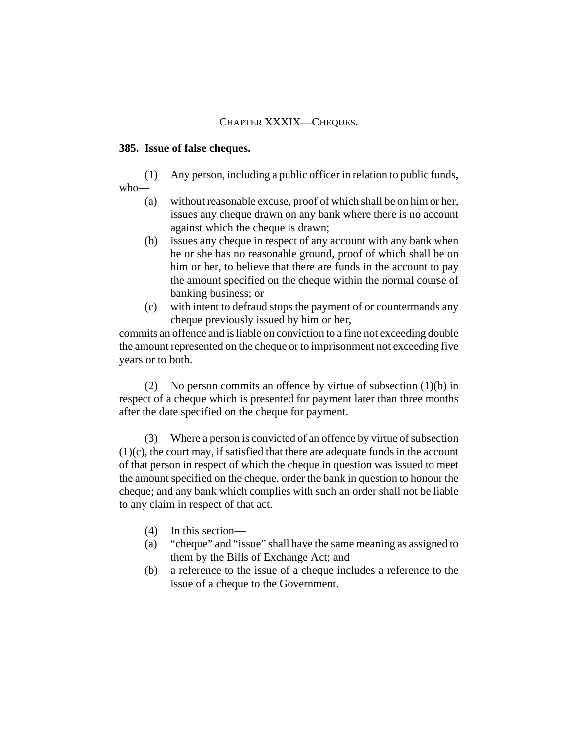## CHAPTER XXXIX—CHEQUES.

**385. Issue of false cheques.**

(1) Any person, including a public officer in relation to public funds, who—

(a) without reasonable excuse, proof of which shall be on him or her, issues any cheque drawn on any bank where there is no account against which the cheque is drawn;

(b) issues any cheque in respect of any account with any bank when he or she has no reasonable ground, proof of which shall be on him or her, to believe that there are funds in the account to pay the amount specified on the cheque within the normal course of banking business; or

(c) with intent to defraud stops the payment of or countermands any cheque previously issued by him or her,

commits an offence and is liable on conviction to a fine not exceeding double the amount represented on the cheque or to imprisonment not exceeding five years or to both.

(2) No person commits an offence by virtue of subsection (1)(b) in respect of a cheque which is presented for payment later than three months after the date specified on the cheque for payment.

(3) Where a person is convicted of an offence by virtue of subsection (1)(c), the court may, if satisfied that there are adequate funds in the account of that person in respect of which the cheque in question was issued to meet the amount specified on the cheque, order the bank in question to honour the cheque; and any bank which complies with such an order shall not be liable to any claim in respect of that act.

(4) In this section—

(a) "cheque" and "issue" shall have the same meaning as assigned to them by the Bills of Exchange Act; and

(b) a reference to the issue of a cheque includes a reference to the issue of a cheque to the Government.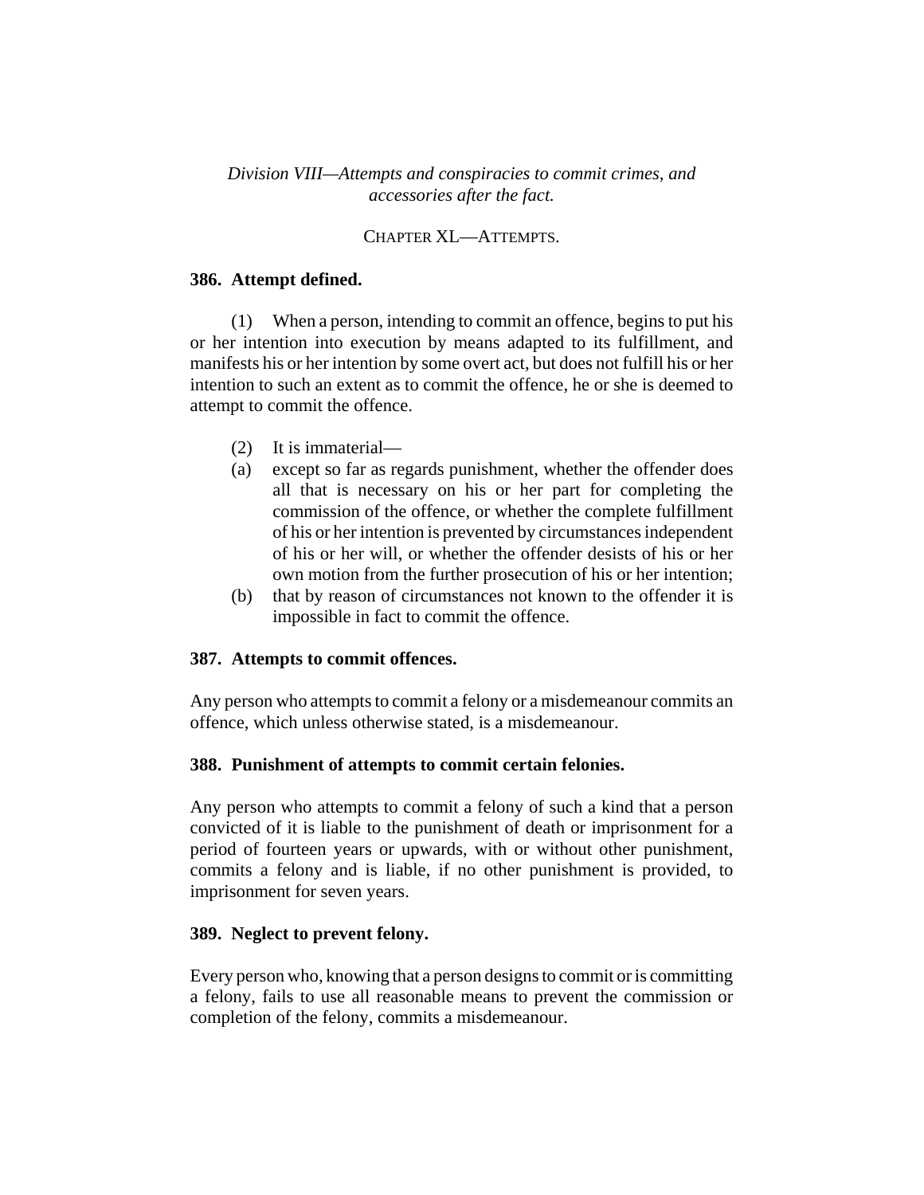*Division VIII—Attempts and conspiracies to commit crimes, and accessories after the fact.*

## CHAPTER XL—ATTEMPTS.

### 386. Attempt defined.

(1) When a person, intending to commit an offence, begins to put his or her intention into execution by means adapted to its fulfillment, and manifests his or her intention by some overt act, but does not fulfill his or her intention to such an extent as to commit the offence, he or she is deemed to attempt to commit the offence.

(2) It is immaterial—

(a) except so far as regards punishment, whether the offender does all that is necessary on his or her part for completing the commission of the offence, or whether the complete fulfillment of his or her intention is prevented by circumstances independent of his or her will, or whether the offender desists of his or her own motion from the further prosecution of his or her intention;

(b) that by reason of circumstances not known to the offender it is impossible in fact to commit the offence.

### 387. Attempts to commit offences.

Any person who attempts to commit a felony or a misdemeanour commits an offence, which unless otherwise stated, is a misdemeanour.

### 388. Punishment of attempts to commit certain felonies.

Any person who attempts to commit a felony of such a kind that a person convicted of it is liable to the punishment of death or imprisonment for a period of fourteen years or upwards, with or without other punishment, commits a felony and is liable, if no other punishment is provided, to imprisonment for seven years.

### 389. Neglect to prevent felony.

Every person who, knowing that a person designs to commit or is committing a felony, fails to use all reasonable means to prevent the commission or completion of the felony, commits a misdemeanour.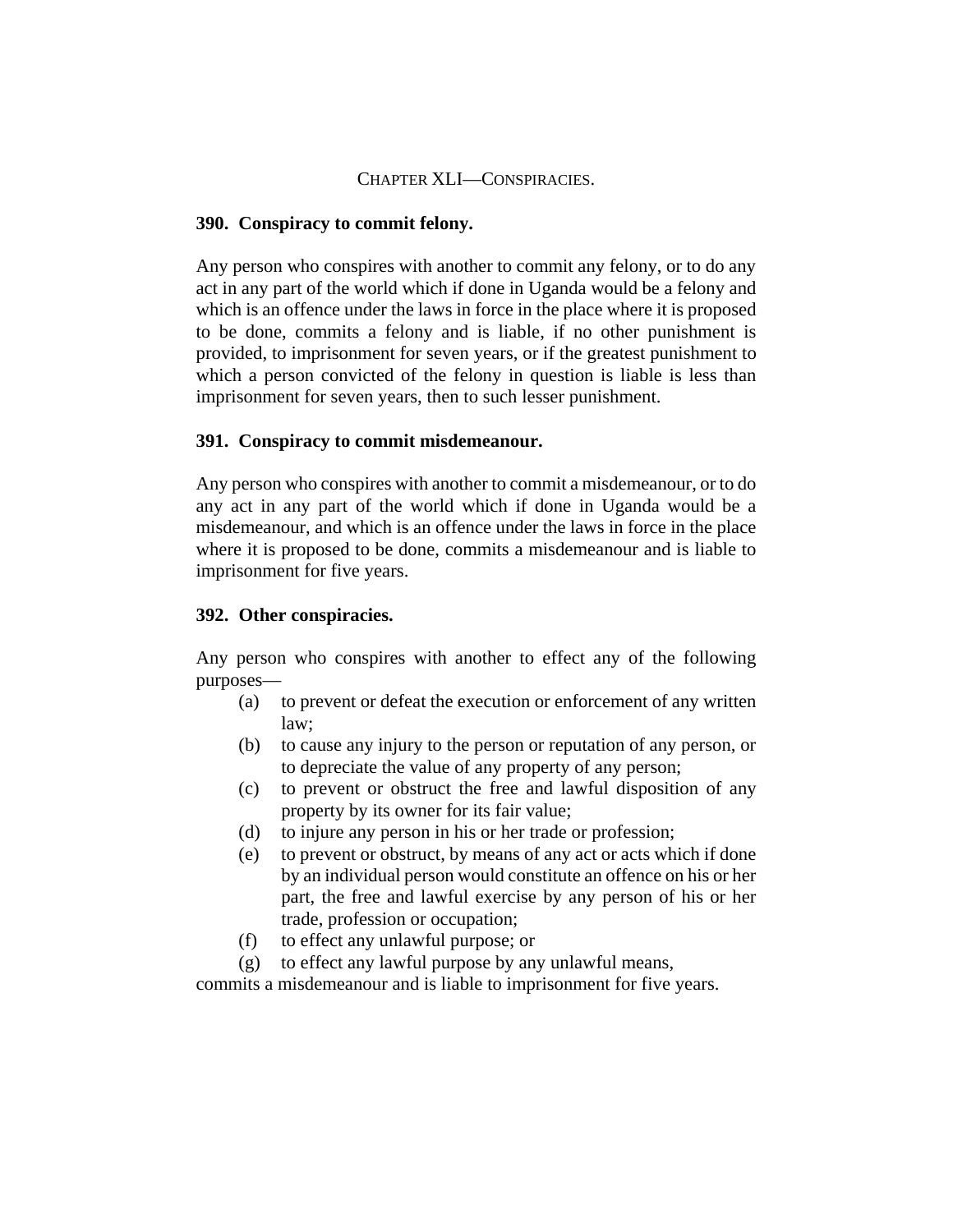## CHAPTER XLI—CONSPIRACIES.

### 390. Conspiracy to commit felony.

Any person who conspires with another to commit any felony, or to do any act in any part of the world which if done in Uganda would be a felony and which is an offence under the laws in force in the place where it is proposed to be done, commits a felony and is liable, if no other punishment is provided, to imprisonment for seven years, or if the greatest punishment to which a person convicted of the felony in question is liable is less than imprisonment for seven years, then to such lesser punishment.

### 391. Conspiracy to commit misdemeanour.

Any person who conspires with another to commit a misdemeanour, or to do any act in any part of the world which if done in Uganda would be a misdemeanour, and which is an offence under the laws in force in the place where it is proposed to be done, commits a misdemeanour and is liable to imprisonment for five years.

### 392. Other conspiracies.

Any person who conspires with another to effect any of the following purposes—

(a) to prevent or defeat the execution or enforcement of any written law;

(b) to cause any injury to the person or reputation of any person, or to depreciate the value of any property of any person;

(c) to prevent or obstruct the free and lawful disposition of any property by its owner for its fair value;

(d) to injure any person in his or her trade or profession;

(e) to prevent or obstruct, by means of any act or acts which if done by an individual person would constitute an offence on his or her part, the free and lawful exercise by any person of his or her trade, profession or occupation;

(f) to effect any unlawful purpose; or

(g) to effect any lawful purpose by any unlawful means,

commits a misdemeanour and is liable to imprisonment for five years.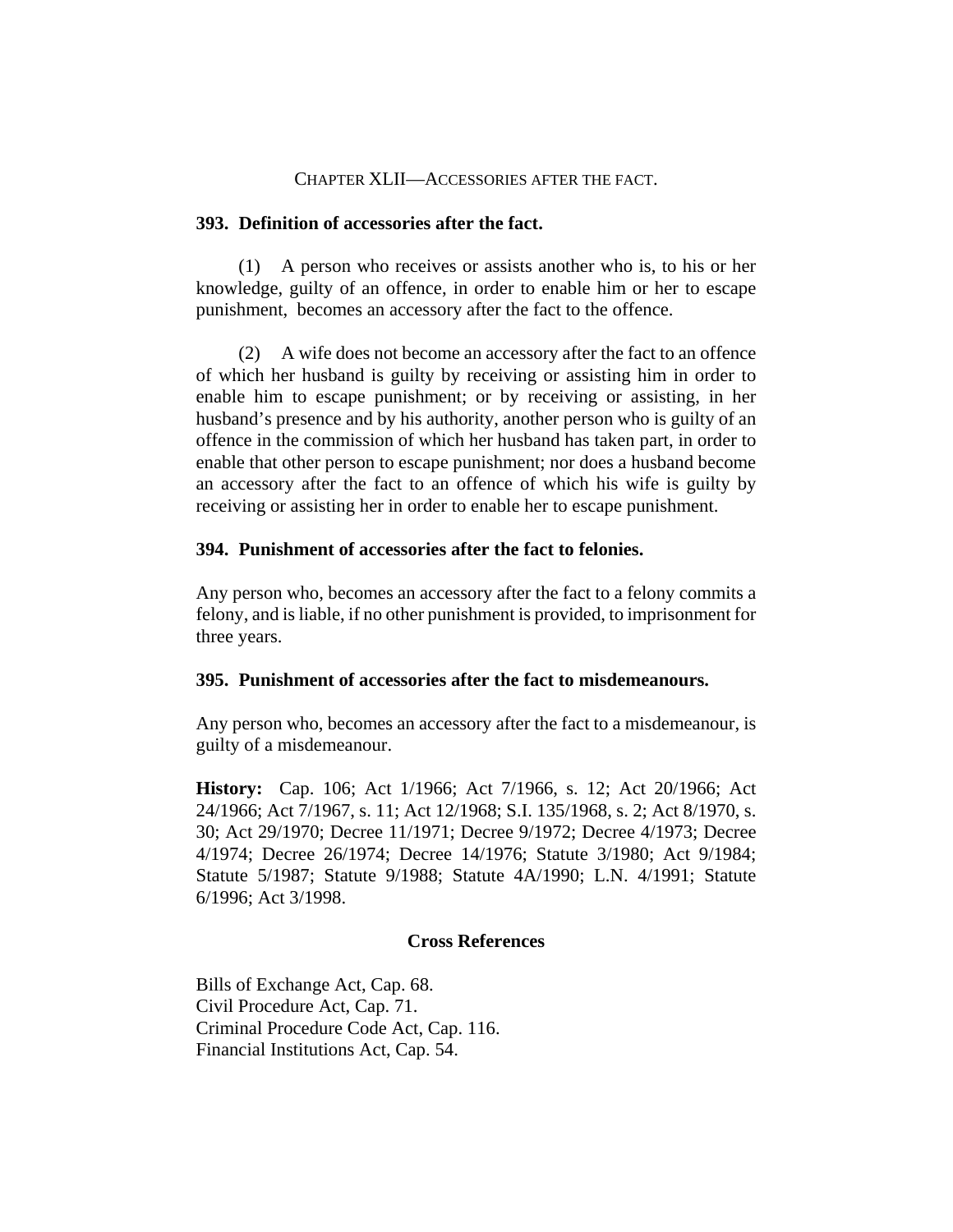## CHAPTER XLII—ACCESSORIES AFTER THE FACT.

### 393. Definition of accessories after the fact.

(1) A person who receives or assists another who is, to his or her knowledge, guilty of an offence, in order to enable him or her to escape punishment, becomes an accessory after the fact to the offence.

(2) A wife does not become an accessory after the fact to an offence of which her husband is guilty by receiving or assisting him in order to enable him to escape punishment; or by receiving or assisting, in her husband's presence and by his authority, another person who is guilty of an offence in the commission of which her husband has taken part, in order to enable that other person to escape punishment; nor does a husband become an accessory after the fact to an offence of which his wife is guilty by receiving or assisting her in order to enable her to escape punishment.

### 394. Punishment of accessories after the fact to felonies.

Any person who, becomes an accessory after the fact to a felony commits a felony, and is liable, if no other punishment is provided, to imprisonment for three years.

### 395. Punishment of accessories after the fact to misdemeanours.

Any person who, becomes an accessory after the fact to a misdemeanour, is guilty of a misdemeanour.

**History:** Cap. 106; Act 1/1966; Act 7/1966, s. 12; Act 20/1966; Act 24/1966; Act 7/1967, s. 11; Act 12/1968; S.I. 135/1968, s. 2; Act 8/1970, s. 30; Act 29/1970; Decree 11/1971; Decree 9/1972; Decree 4/1973; Decree 4/1974; Decree 26/1974; Decree 14/1976; Statute 3/1980; Act 9/1984; Statute 5/1987; Statute 9/1988; Statute 4A/1990; L.N. 4/1991; Statute 6/1996; Act 3/1998.

**Cross References**

Bills of Exchange Act, Cap. 68.
Civil Procedure Act, Cap. 71.
Criminal Procedure Code Act, Cap. 116.
Financial Institutions Act, Cap. 54.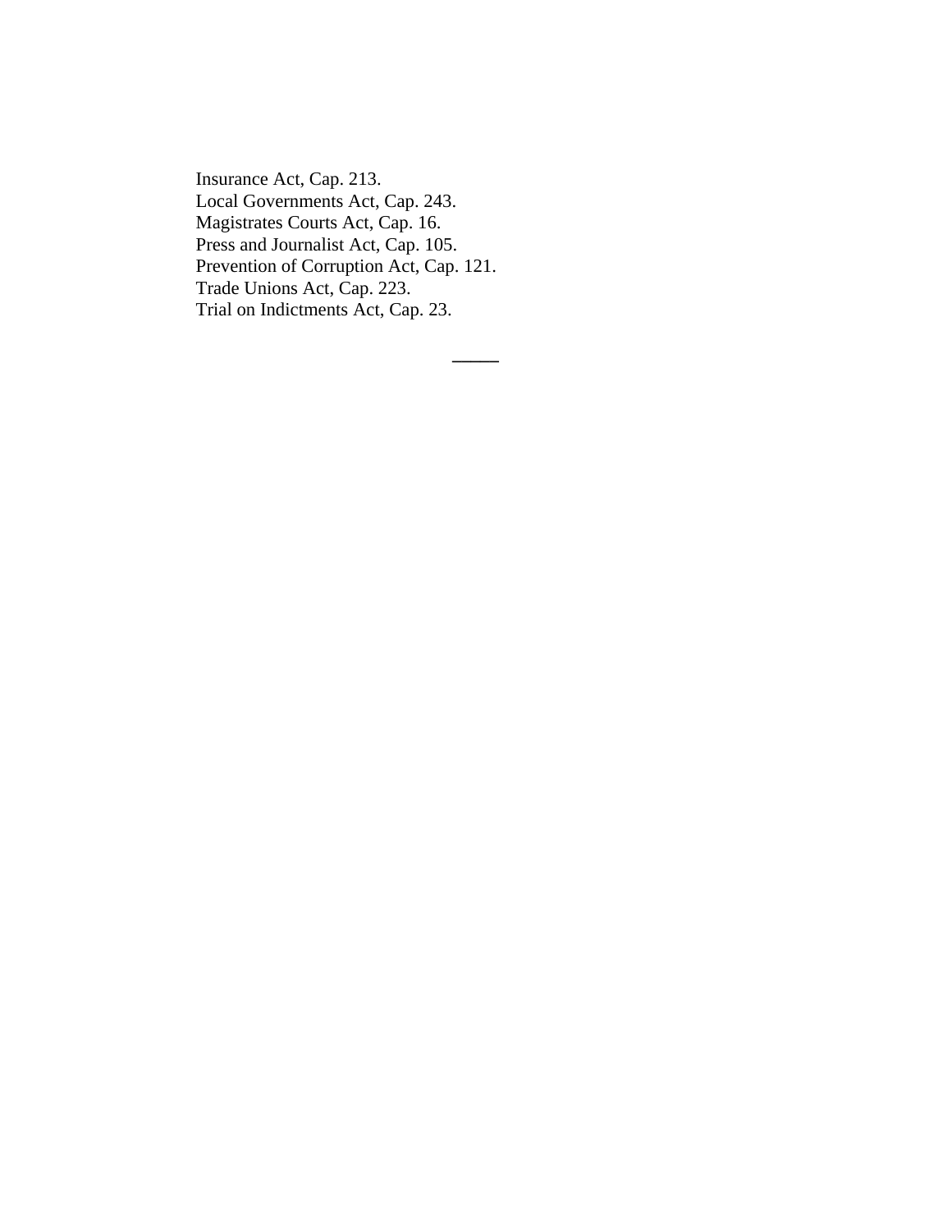Insurance Act, Cap. 213.
Local Governments Act, Cap. 243.
Magistrates Courts Act, Cap. 16.
Press and Journalist Act, Cap. 105.
Prevention of Corruption Act, Cap. 121.
Trade Unions Act, Cap. 223.
Trial on Indictments Act, Cap. 23.

---